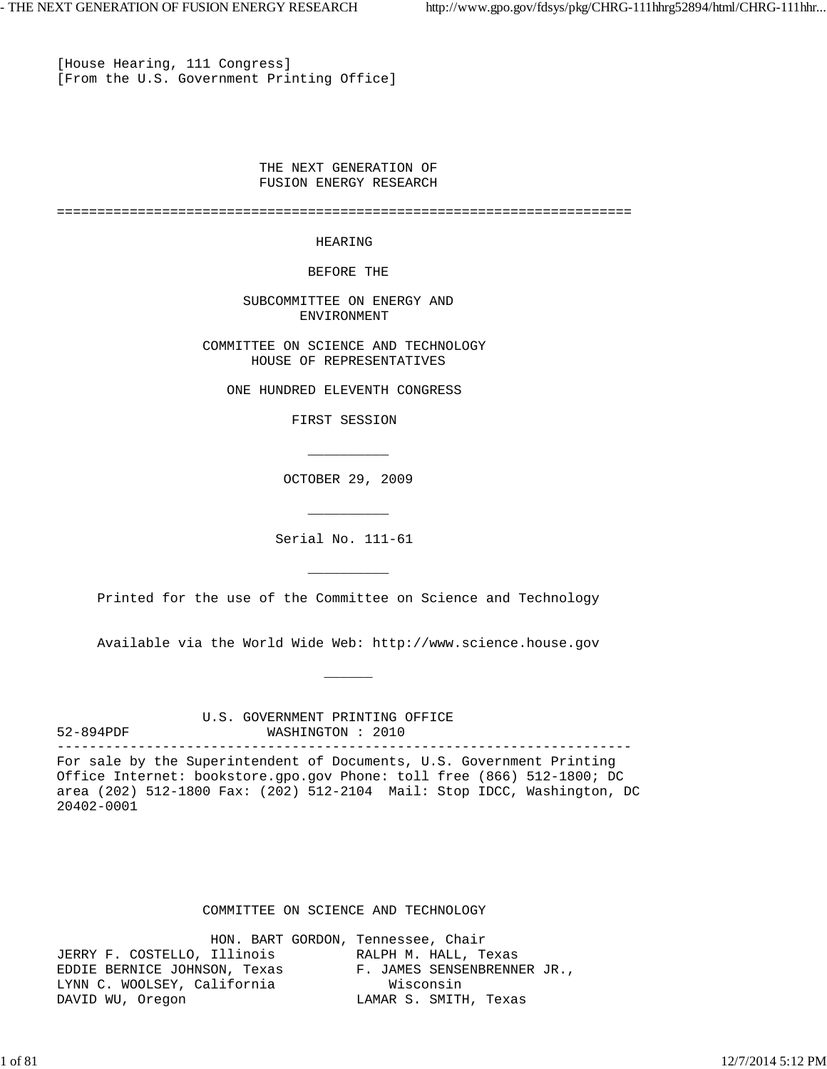[House Hearing, 111 Congress]
[From the U.S. Government Printing Office]

# THE NEXT GENERATION OF FUSION ENERGY RESEARCH

=======================================================================

HEARING

BEFORE THE

SUBCOMMITTEE ON ENERGY AND ENVIRONMENT

COMMITTEE ON SCIENCE AND TECHNOLOGY
HOUSE OF REPRESENTATIVES

ONE HUNDRED ELEVENTH CONGRESS

FIRST SESSION

__________

OCTOBER 29, 2009

__________

Serial No. 111-61

__________

Printed for the use of the Committee on Science and Technology

Available via the World Wide Web: http://www.science.house.gov

______

U.S. GOVERNMENT PRINTING OFFICE
52-894PDF WASHINGTON : 2010

-----------------------------------------------------------------------

For sale by the Superintendent of Documents, U.S. Government Printing Office Internet: bookstore.gpo.gov Phone: toll free (866) 512-1800; DC area (202) 512-1800 Fax: (202) 512-2104 Mail: Stop IDCC, Washington, DC 20402-0001

## COMMITTEE ON SCIENCE AND TECHNOLOGY

HON. BART GORDON, Tennessee, Chair

JERRY F. COSTELLO, Illinois
EDDIE BERNICE JOHNSON, Texas
LYNN C. WOOLSEY, California
DAVID WU, Oregon

RALPH M. HALL, Texas
F. JAMES SENSENBRENNER JR., Wisconsin
LAMAR S. SMITH, Texas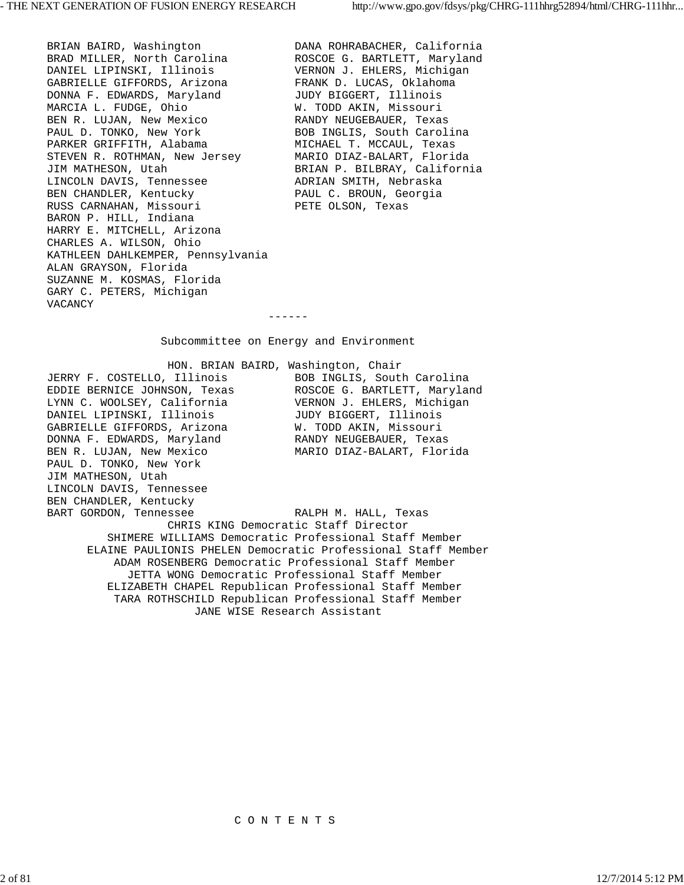| | |
|---|---|
| BRIAN BAIRD, Washington | DANA ROHRABACHER, California |
| BRAD MILLER, North Carolina | ROSCOE G. BARTLETT, Maryland |
| DANIEL LIPINSKI, Illinois | VERNON J. EHLERS, Michigan |
| GABRIELLE GIFFORDS, Arizona | FRANK D. LUCAS, Oklahoma |
| DONNA F. EDWARDS, Maryland | JUDY BIGGERT, Illinois |
| MARCIA L. FUDGE, Ohio | W. TODD AKIN, Missouri |
| BEN R. LUJAN, New Mexico | RANDY NEUGEBAUER, Texas |
| PAUL D. TONKO, New York | BOB INGLIS, South Carolina |
| PARKER GRIFFITH, Alabama | MICHAEL T. MCCAUL, Texas |
| STEVEN R. ROTHMAN, New Jersey | MARIO DIAZ-BALART, Florida |
| JIM MATHESON, Utah | BRIAN P. BILBRAY, California |
| LINCOLN DAVIS, Tennessee | ADRIAN SMITH, Nebraska |
| BEN CHANDLER, Kentucky | PAUL C. BROUN, Georgia |
| RUSS CARNAHAN, Missouri | PETE OLSON, Texas |
| BARON P. HILL, Indiana | |
| HARRY E. MITCHELL, Arizona | |
| CHARLES A. WILSON, Ohio | |
| KATHLEEN DAHLKEMPER, Pennsylvania | |
| ALAN GRAYSON, Florida | |
| SUZANNE M. KOSMAS, Florida | |
| GARY C. PETERS, Michigan | |
| VACANCY | |

------

## Subcommittee on Energy and Environment

HON. BRIAN BAIRD, Washington, Chair

| | |
|---|---|
| JERRY F. COSTELLO, Illinois | BOB INGLIS, South Carolina |
| EDDIE BERNICE JOHNSON, Texas | ROSCOE G. BARTLETT, Maryland |
| LYNN C. WOOLSEY, California | VERNON J. EHLERS, Michigan |
| DANIEL LIPINSKI, Illinois | JUDY BIGGERT, Illinois |
| GABRIELLE GIFFORDS, Arizona | W. TODD AKIN, Missouri |
| DONNA F. EDWARDS, Maryland | RANDY NEUGEBAUER, Texas |
| BEN R. LUJAN, New Mexico | MARIO DIAZ-BALART, Florida |
| PAUL D. TONKO, New York | |
| JIM MATHESON, Utah | |
| LINCOLN DAVIS, Tennessee | |
| BEN CHANDLER, Kentucky | |
| BART GORDON, Tennessee | RALPH M. HALL, Texas |

CHRIS KING Democratic Staff Director
SHIMERE WILLIAMS Democratic Professional Staff Member
ELAINE PAULIONIS PHELEN Democratic Professional Staff Member
ADAM ROSENBERG Democratic Professional Staff Member
JETTA WONG Democratic Professional Staff Member
ELIZABETH CHAPEL Republican Professional Staff Member
TARA ROTHSCHILD Republican Professional Staff Member
JANE WISE Research Assistant

C O N T E N T S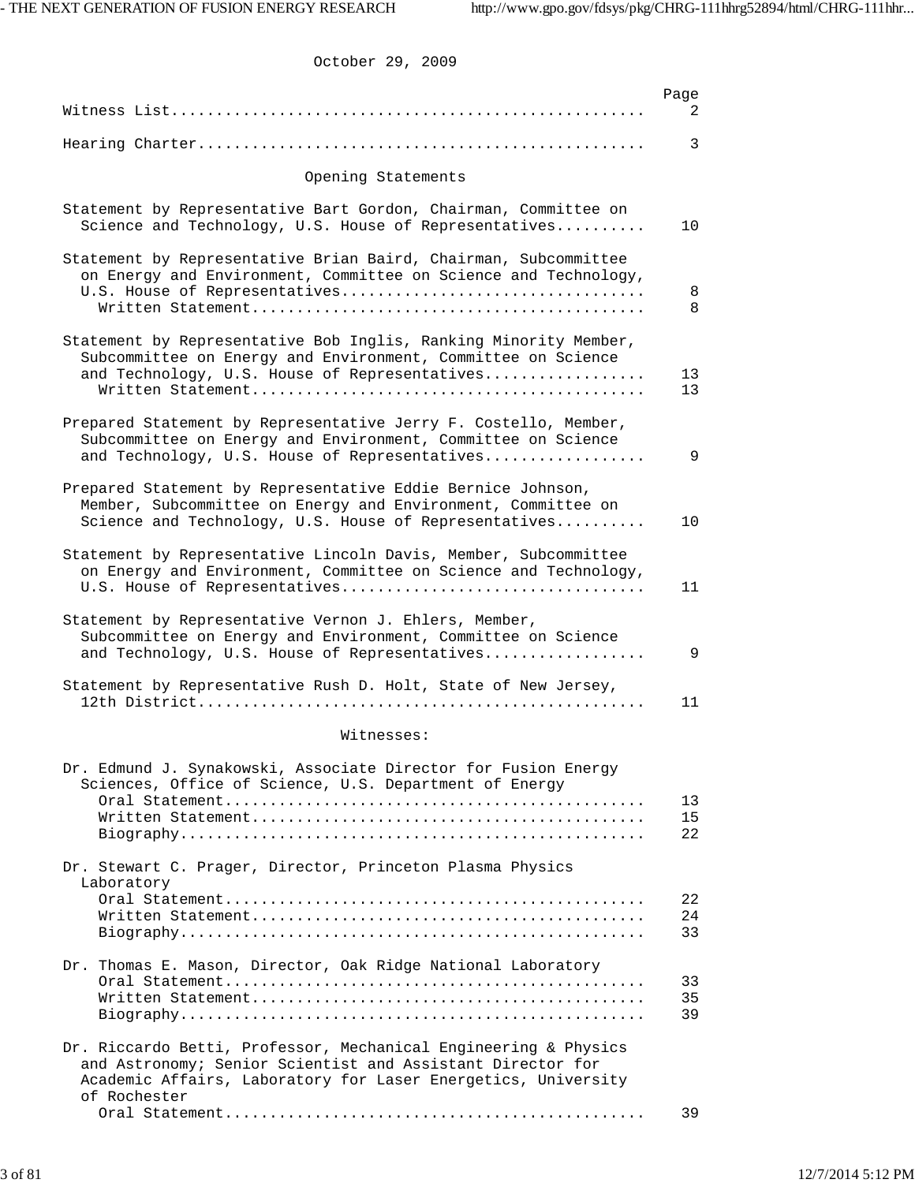October 29, 2009

| | Page |
|---|---|
| Witness List | 2 |
| Hearing Charter | 3 |

## Opening Statements

| | Page |
|---|---|
| Statement by Representative Bart Gordon, Chairman, Committee on Science and Technology, U.S. House of Representatives | 10 |
| Statement by Representative Brian Baird, Chairman, Subcommittee on Energy and Environment, Committee on Science and Technology, U.S. House of Representatives | 8 |
| Written Statement | 8 |
| Statement by Representative Bob Inglis, Ranking Minority Member, Subcommittee on Energy and Environment, Committee on Science and Technology, U.S. House of Representatives | 13 |
| Written Statement | 13 |
| Prepared Statement by Representative Jerry F. Costello, Member, Subcommittee on Energy and Environment, Committee on Science and Technology, U.S. House of Representatives | 9 |
| Prepared Statement by Representative Eddie Bernice Johnson, Member, Subcommittee on Energy and Environment, Committee on Science and Technology, U.S. House of Representatives | 10 |
| Statement by Representative Lincoln Davis, Member, Subcommittee on Energy and Environment, Committee on Science and Technology, U.S. House of Representatives | 11 |
| Statement by Representative Vernon J. Ehlers, Member, Subcommittee on Energy and Environment, Committee on Science and Technology, U.S. House of Representatives | 9 |
| Statement by Representative Rush D. Holt, State of New Jersey, 12th District | 11 |

## Witnesses:

| | Page |
|---|---|
| Dr. Edmund J. Synakowski, Associate Director for Fusion Energy Sciences, Office of Science, U.S. Department of Energy | |
| Oral Statement | 13 |
| Written Statement | 15 |
| Biography | 22 |
| Dr. Stewart C. Prager, Director, Princeton Plasma Physics Laboratory | |
| Oral Statement | 22 |
| Written Statement | 24 |
| Biography | 33 |
| Dr. Thomas E. Mason, Director, Oak Ridge National Laboratory | |
| Oral Statement | 33 |
| Written Statement | 35 |
| Biography | 39 |
| Dr. Riccardo Betti, Professor, Mechanical Engineering & Physics and Astronomy; Senior Scientist and Assistant Director for Academic Affairs, Laboratory for Laser Energetics, University of Rochester | |
| Oral Statement | 39 |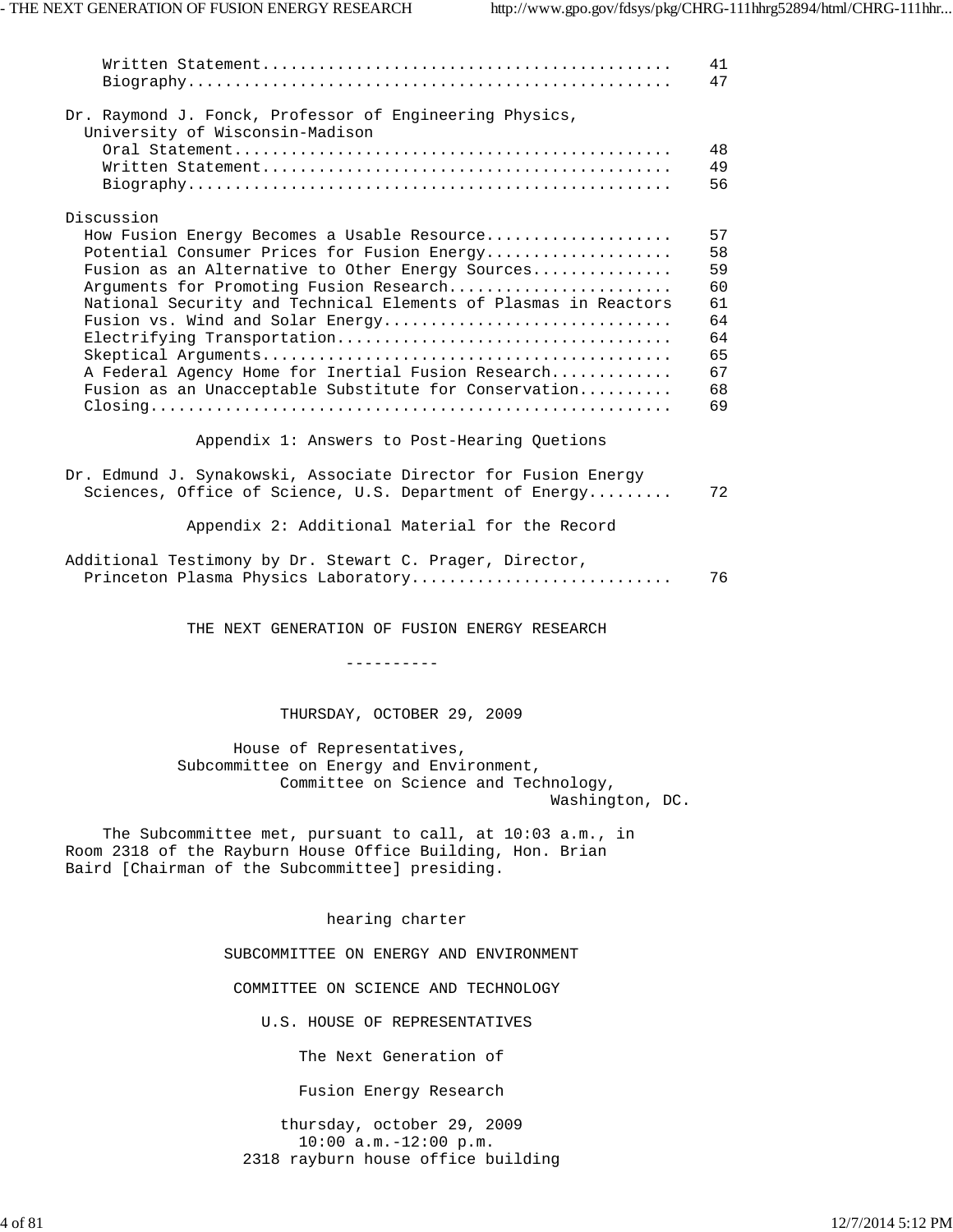Written Statement............................................ 41
Biography.................................................... 47

Dr. Raymond J. Fonck, Professor of Engineering Physics, University of Wisconsin-Madison

Oral Statement............................................... 48
Written Statement............................................ 49
Biography.................................................... 56

Discussion

How Fusion Energy Becomes a Usable Resource.................... 57
Potential Consumer Prices for Fusion Energy.................... 58
Fusion as an Alternative to Other Energy Sources............... 59
Arguments for Promoting Fusion Research........................ 60
National Security and Technical Elements of Plasmas in Reactors 61
Fusion vs. Wind and Solar Energy............................... 64
Electrifying Transportation.................................... 64
Skeptical Arguments............................................ 65
A Federal Agency Home for Inertial Fusion Research............. 67
Fusion as an Unacceptable Substitute for Conservation.......... 68
Closing........................................................ 69

Appendix 1: Answers to Post-Hearing Quetions

Dr. Edmund J. Synakowski, Associate Director for Fusion Energy Sciences, Office of Science, U.S. Department of Energy......... 72

Appendix 2: Additional Material for the Record

Additional Testimony by Dr. Stewart C. Prager, Director, Princeton Plasma Physics Laboratory............................ 76

# THE NEXT GENERATION OF FUSION ENERGY RESEARCH

----------

THURSDAY, OCTOBER 29, 2009

House of Representatives,
Subcommittee on Energy and Environment,
Committee on Science and Technology,
Washington, DC.

The Subcommittee met, pursuant to call, at 10:03 a.m., in Room 2318 of the Rayburn House Office Building, Hon. Brian Baird [Chairman of the Subcommittee] presiding.

hearing charter

SUBCOMMITTEE ON ENERGY AND ENVIRONMENT

COMMITTEE ON SCIENCE AND TECHNOLOGY

U.S. HOUSE OF REPRESENTATIVES

The Next Generation of

Fusion Energy Research

thursday, october 29, 2009
10:00 a.m.-12:00 p.m.
2318 rayburn house office building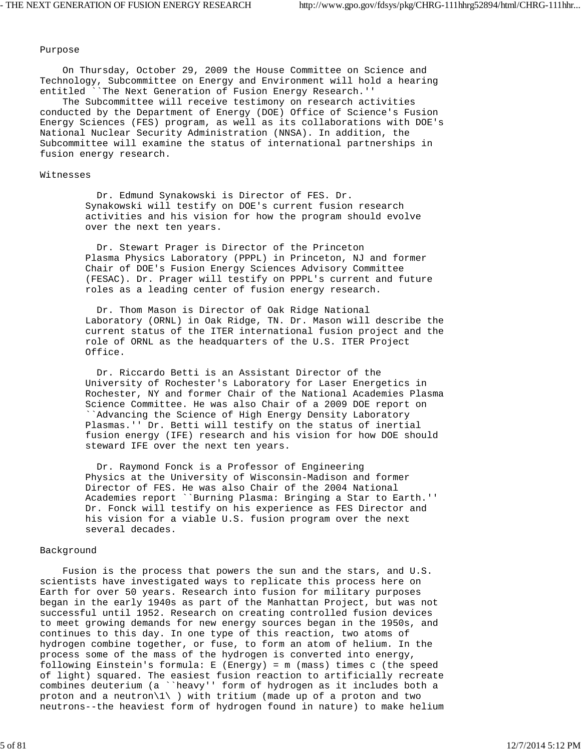## Purpose

On Thursday, October 29, 2009 the House Committee on Science and Technology, Subcommittee on Energy and Environment will hold a hearing entitled ``The Next Generation of Fusion Energy Research.''

The Subcommittee will receive testimony on research activities conducted by the Department of Energy (DOE) Office of Science's Fusion Energy Sciences (FES) program, as well as its collaborations with DOE's National Nuclear Security Administration (NNSA). In addition, the Subcommittee will examine the status of international partnerships in fusion energy research.

## Witnesses

Dr. Edmund Synakowski is Director of FES. Dr. Synakowski will testify on DOE's current fusion research activities and his vision for how the program should evolve over the next ten years.

Dr. Stewart Prager is Director of the Princeton Plasma Physics Laboratory (PPPL) in Princeton, NJ and former Chair of DOE's Fusion Energy Sciences Advisory Committee (FESAC). Dr. Prager will testify on PPPL's current and future roles as a leading center of fusion energy research.

Dr. Thom Mason is Director of Oak Ridge National Laboratory (ORNL) in Oak Ridge, TN. Dr. Mason will describe the current status of the ITER international fusion project and the role of ORNL as the headquarters of the U.S. ITER Project Office.

Dr. Riccardo Betti is an Assistant Director of the University of Rochester's Laboratory for Laser Energetics in Rochester, NY and former Chair of the National Academies Plasma Science Committee. He was also Chair of a 2009 DOE report on ``Advancing the Science of High Energy Density Laboratory Plasmas.'' Dr. Betti will testify on the status of inertial fusion energy (IFE) research and his vision for how DOE should steward IFE over the next ten years.

Dr. Raymond Fonck is a Professor of Engineering Physics at the University of Wisconsin-Madison and former Director of FES. He was also Chair of the 2004 National Academies report ``Burning Plasma: Bringing a Star to Earth.'' Dr. Fonck will testify on his experience as FES Director and his vision for a viable U.S. fusion program over the next several decades.

## Background

Fusion is the process that powers the sun and the stars, and U.S. scientists have investigated ways to replicate this process here on Earth for over 50 years. Research into fusion for military purposes began in the early 1940s as part of the Manhattan Project, but was not successful until 1952. Research on creating controlled fusion devices to meet growing demands for new energy sources began in the 1950s, and continues to this day. In one type of this reaction, two atoms of hydrogen combine together, or fuse, to form an atom of helium. In the process some of the mass of the hydrogen is converted into energy, following Einstein's formula: E (Energy) = m (mass) times c (the speed of light) squared. The easiest fusion reaction to artificially recreate combines deuterium (a ``heavy'' form of hydrogen as it includes both a proton and a neutron[1] ) with tritium (made up of a proton and two neutrons--the heaviest form of hydrogen found in nature) to make helium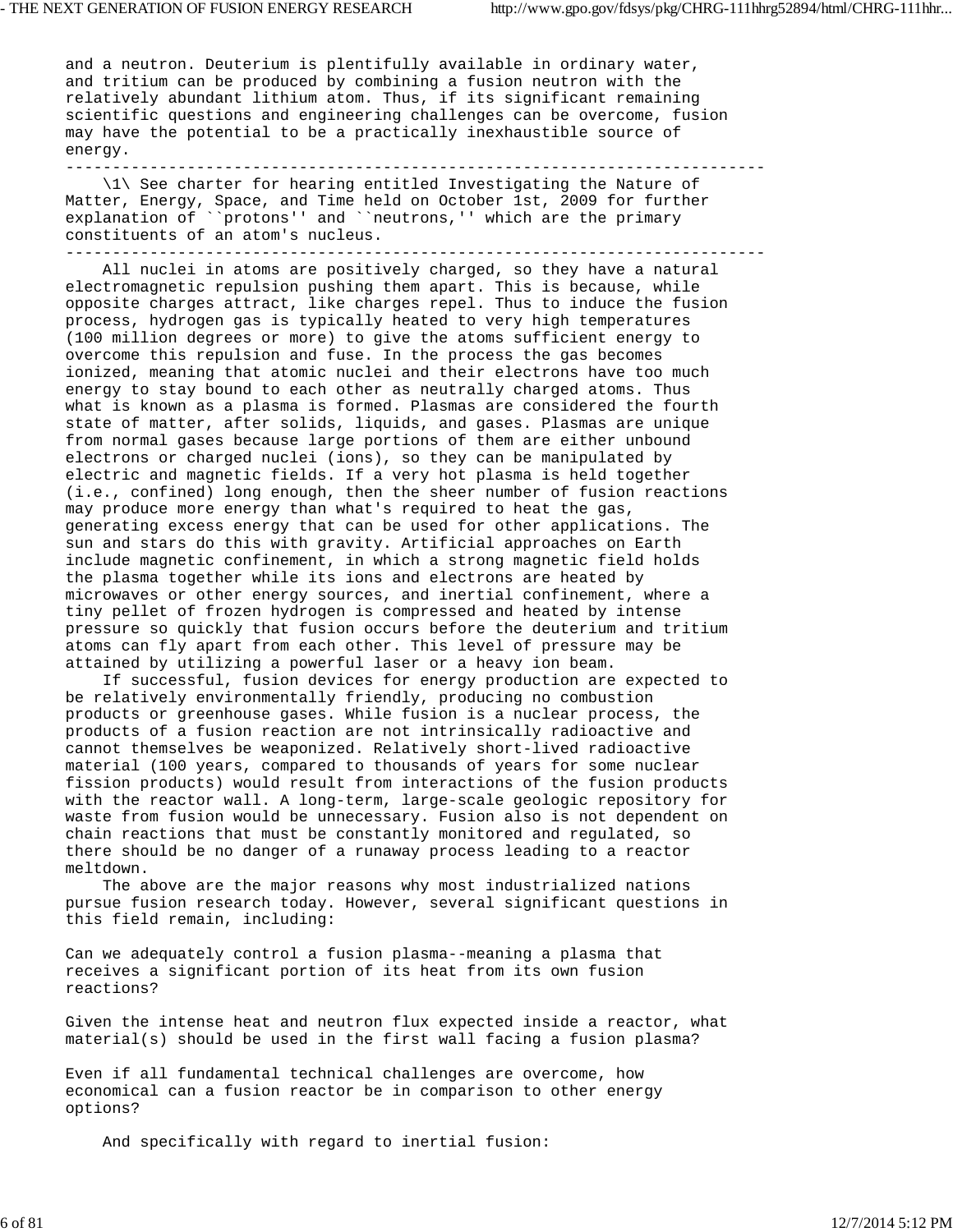and a neutron. Deuterium is plentifully available in ordinary water, and tritium can be produced by combining a fusion neutron with the relatively abundant lithium atom. Thus, if its significant remaining scientific questions and engineering challenges can be overcome, fusion may have the potential to be a practically inexhaustible source of energy.

---

\1\ See charter for hearing entitled Investigating the Nature of Matter, Energy, Space, and Time held on October 1st, 2009 for further explanation of ``protons'' and ``neutrons,'' which are the primary constituents of an atom's nucleus.

---

All nuclei in atoms are positively charged, so they have a natural electromagnetic repulsion pushing them apart. This is because, while opposite charges attract, like charges repel. Thus to induce the fusion process, hydrogen gas is typically heated to very high temperatures (100 million degrees or more) to give the atoms sufficient energy to overcome this repulsion and fuse. In the process the gas becomes ionized, meaning that atomic nuclei and their electrons have too much energy to stay bound to each other as neutrally charged atoms. Thus what is known as a plasma is formed. Plasmas are considered the fourth state of matter, after solids, liquids, and gases. Plasmas are unique from normal gases because large portions of them are either unbound electrons or charged nuclei (ions), so they can be manipulated by electric and magnetic fields. If a very hot plasma is held together (i.e., confined) long enough, then the sheer number of fusion reactions may produce more energy than what's required to heat the gas, generating excess energy that can be used for other applications. The sun and stars do this with gravity. Artificial approaches on Earth include magnetic confinement, in which a strong magnetic field holds the plasma together while its ions and electrons are heated by microwaves or other energy sources, and inertial confinement, where a tiny pellet of frozen hydrogen is compressed and heated by intense pressure so quickly that fusion occurs before the deuterium and tritium atoms can fly apart from each other. This level of pressure may be attained by utilizing a powerful laser or a heavy ion beam.

If successful, fusion devices for energy production are expected to be relatively environmentally friendly, producing no combustion products or greenhouse gases. While fusion is a nuclear process, the products of a fusion reaction are not intrinsically radioactive and cannot themselves be weaponized. Relatively short-lived radioactive material (100 years, compared to thousands of years for some nuclear fission products) would result from interactions of the fusion products with the reactor wall. A long-term, large-scale geologic repository for waste from fusion would be unnecessary. Fusion also is not dependent on chain reactions that must be constantly monitored and regulated, so there should be no danger of a runaway process leading to a reactor meltdown.

The above are the major reasons why most industrialized nations pursue fusion research today. However, several significant questions in this field remain, including:

Can we adequately control a fusion plasma--meaning a plasma that receives a significant portion of its heat from its own fusion reactions?

Given the intense heat and neutron flux expected inside a reactor, what material(s) should be used in the first wall facing a fusion plasma?

Even if all fundamental technical challenges are overcome, how economical can a fusion reactor be in comparison to other energy options?

And specifically with regard to inertial fusion: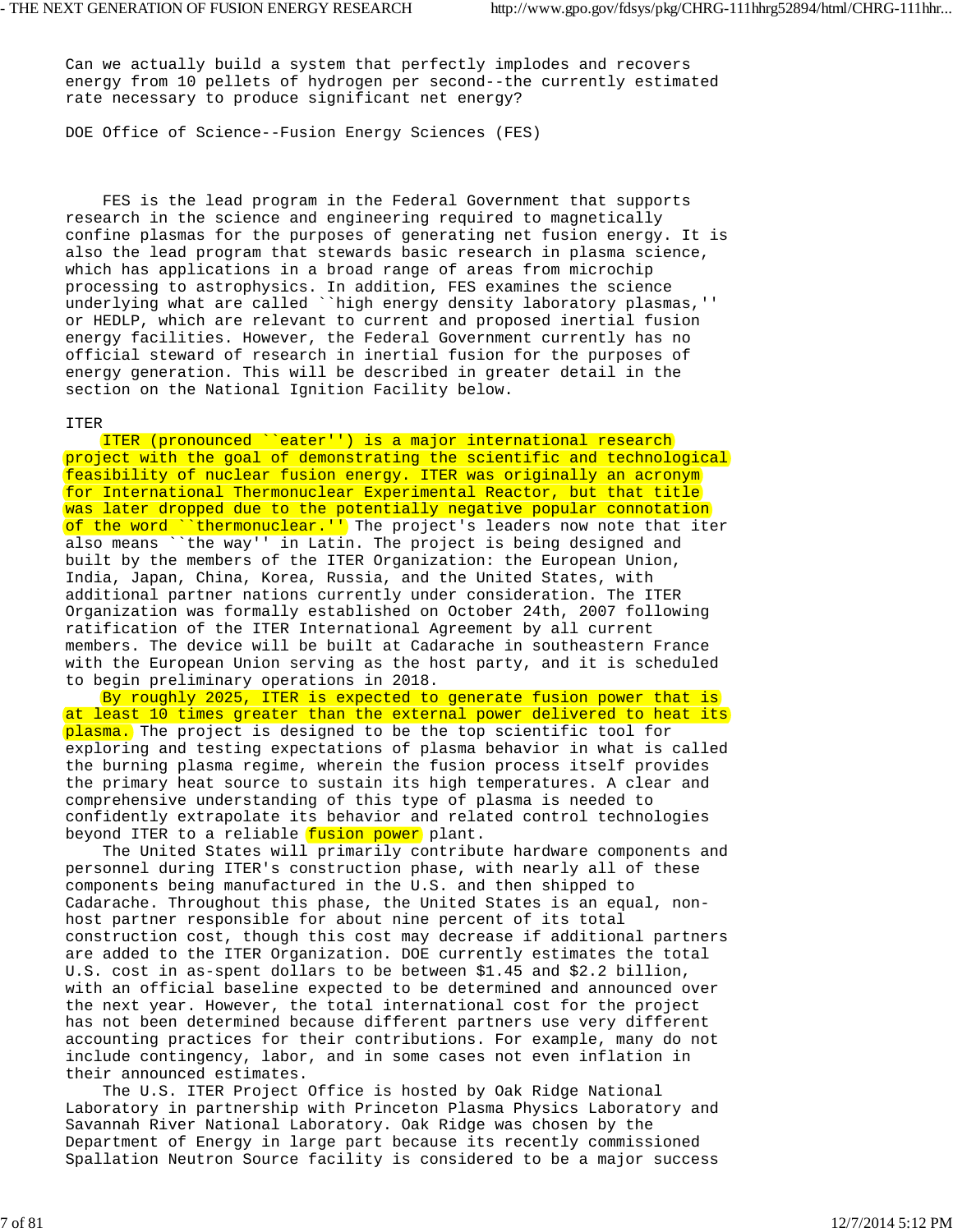Can we actually build a system that perfectly implodes and recovers energy from 10 pellets of hydrogen per second--the currently estimated rate necessary to produce significant net energy?

DOE Office of Science--Fusion Energy Sciences (FES)

FES is the lead program in the Federal Government that supports research in the science and engineering required to magnetically confine plasmas for the purposes of generating net fusion energy. It is also the lead program that stewards basic research in plasma science, which has applications in a broad range of areas from microchip processing to astrophysics. In addition, FES examines the science underlying what are called ``high energy density laboratory plasmas,'' or HEDLP, which are relevant to current and proposed inertial fusion energy facilities. However, the Federal Government currently has no official steward of research in inertial fusion for the purposes of energy generation. This will be described in greater detail in the section on the National Ignition Facility below.

ITER

ITER (pronounced ``eater'') is a major international research project with the goal of demonstrating the scientific and technological feasibility of nuclear fusion energy. ITER was originally an acronym for International Thermonuclear Experimental Reactor, but that title was later dropped due to the potentially negative popular connotation of the word ``thermonuclear.'' The project's leaders now note that iter also means ``the way'' in Latin. The project is being designed and built by the members of the ITER Organization: the European Union, India, Japan, China, Korea, Russia, and the United States, with additional partner nations currently under consideration. The ITER Organization was formally established on October 24th, 2007 following ratification of the ITER International Agreement by all current members. The device will be built at Cadarache in southeastern France with the European Union serving as the host party, and it is scheduled to begin preliminary operations in 2018.

By roughly 2025, ITER is expected to generate fusion power that is at least 10 times greater than the external power delivered to heat its plasma. The project is designed to be the top scientific tool for exploring and testing expectations of plasma behavior in what is called the burning plasma regime, wherein the fusion process itself provides the primary heat source to sustain its high temperatures. A clear and comprehensive understanding of this type of plasma is needed to confidently extrapolate its behavior and related control technologies beyond ITER to a reliable fusion power plant.

The United States will primarily contribute hardware components and personnel during ITER's construction phase, with nearly all of these components being manufactured in the U.S. and then shipped to Cadarache. Throughout this phase, the United States is an equal, non-host partner responsible for about nine percent of its total construction cost, though this cost may decrease if additional partners are added to the ITER Organization. DOE currently estimates the total U.S. cost in as-spent dollars to be between $1.45 and $2.2 billion, with an official baseline expected to be determined and announced over the next year. However, the total international cost for the project has not been determined because different partners use very different accounting practices for their contributions. For example, many do not include contingency, labor, and in some cases not even inflation in their announced estimates.

The U.S. ITER Project Office is hosted by Oak Ridge National Laboratory in partnership with Princeton Plasma Physics Laboratory and Savannah River National Laboratory. Oak Ridge was chosen by the Department of Energy in large part because its recently commissioned Spallation Neutron Source facility is considered to be a major success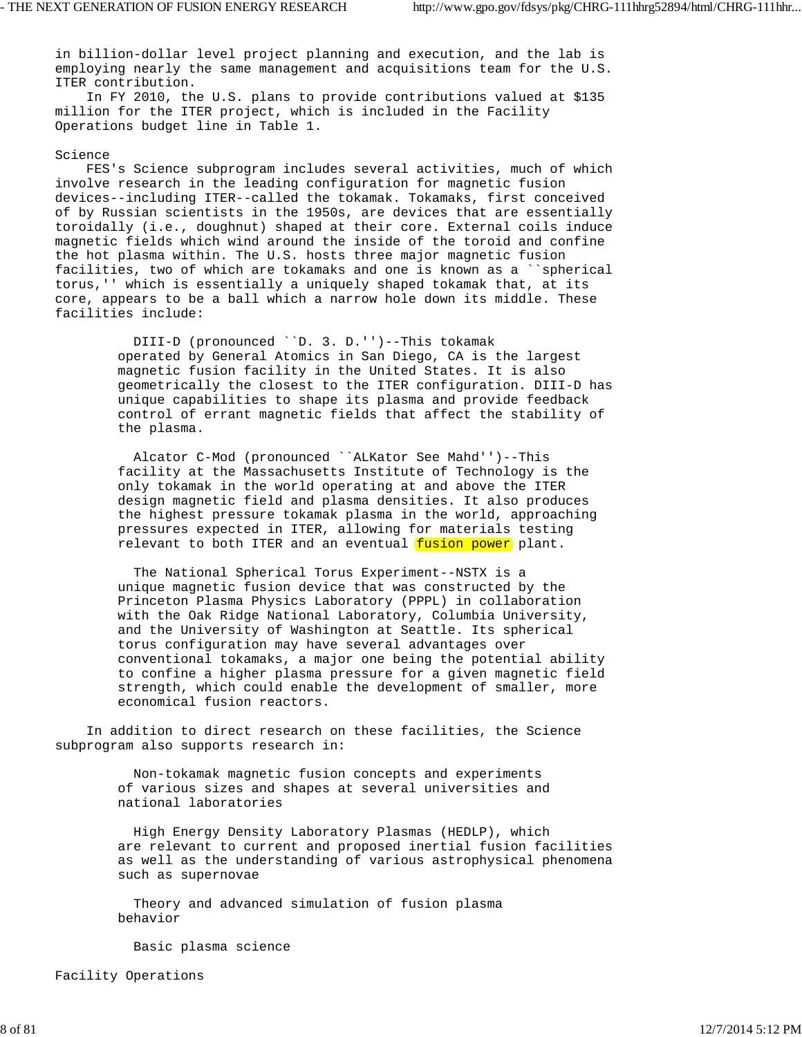in billion-dollar level project planning and execution, and the lab is employing nearly the same management and acquisitions team for the U.S. ITER contribution.

In FY 2010, the U.S. plans to provide contributions valued at $135 million for the ITER project, which is included in the Facility Operations budget line in Table 1.

## Science

FES's Science subprogram includes several activities, much of which involve research in the leading configuration for magnetic fusion devices--including ITER--called the tokamak. Tokamaks, first conceived of by Russian scientists in the 1950s, are devices that are essentially toroidally (i.e., doughnut) shaped at their core. External coils induce magnetic fields which wind around the inside of the toroid and confine the hot plasma within. The U.S. hosts three major magnetic fusion facilities, two of which are tokamaks and one is known as a ``spherical torus,'' which is essentially a uniquely shaped tokamak that, at its core, appears to be a ball which a narrow hole down its middle. These facilities include:

- DIII-D (pronounced ``D. 3. D.'')--This tokamak operated by General Atomics in San Diego, CA is the largest magnetic fusion facility in the United States. It is also geometrically the closest to the ITER configuration. DIII-D has unique capabilities to shape its plasma and provide feedback control of errant magnetic fields that affect the stability of the plasma.

- Alcator C-Mod (pronounced ``ALKator See Mahd'')--This facility at the Massachusetts Institute of Technology is the only tokamak in the world operating at and above the ITER design magnetic field and plasma densities. It also produces the highest pressure tokamak plasma in the world, approaching pressures expected in ITER, allowing for materials testing relevant to both ITER and an eventual fusion power plant.

- The National Spherical Torus Experiment--NSTX is a unique magnetic fusion device that was constructed by the Princeton Plasma Physics Laboratory (PPPL) in collaboration with the Oak Ridge National Laboratory, Columbia University, and the University of Washington at Seattle. Its spherical torus configuration may have several advantages over conventional tokamaks, a major one being the potential ability to confine a higher plasma pressure for a given magnetic field strength, which could enable the development of smaller, more economical fusion reactors.

In addition to direct research on these facilities, the Science subprogram also supports research in:

- Non-tokamak magnetic fusion concepts and experiments of various sizes and shapes at several universities and national laboratories

- High Energy Density Laboratory Plasmas (HEDLP), which are relevant to current and proposed inertial fusion facilities as well as the understanding of various astrophysical phenomena such as supernovae

- Theory and advanced simulation of fusion plasma behavior

- Basic plasma science

## Facility Operations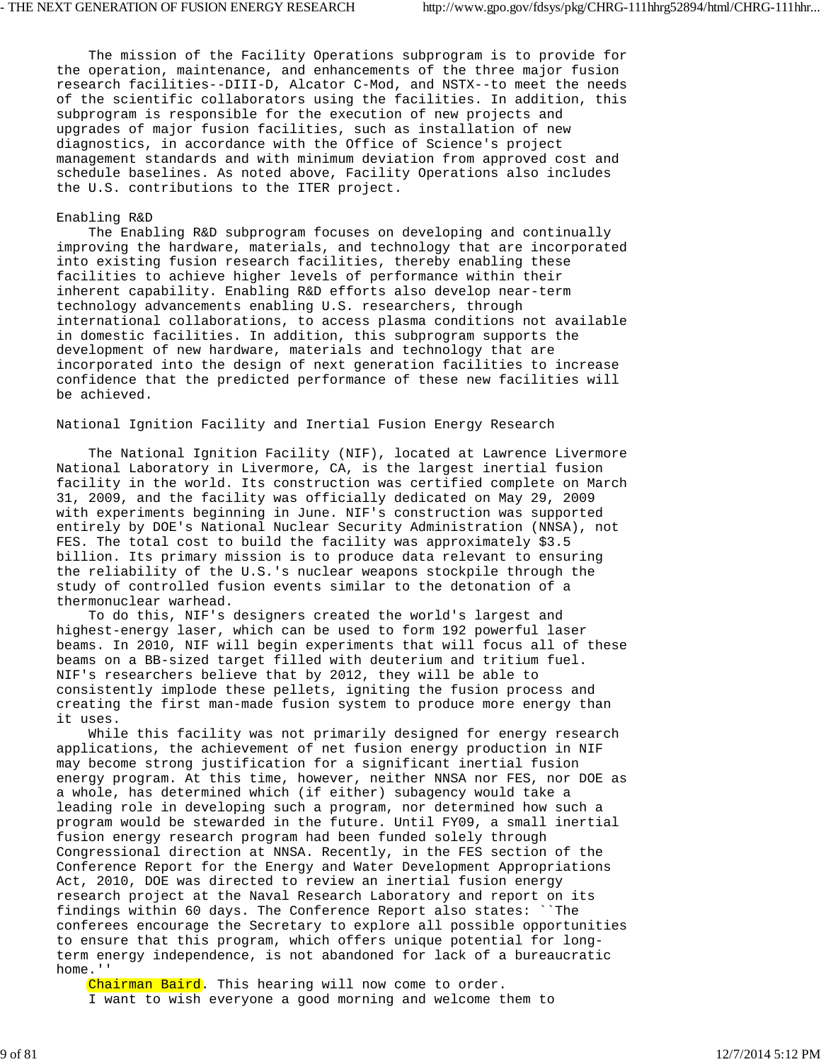The mission of the Facility Operations subprogram is to provide for the operation, maintenance, and enhancements of the three major fusion research facilities--DIII-D, Alcator C-Mod, and NSTX--to meet the needs of the scientific collaborators using the facilities. In addition, this subprogram is responsible for the execution of new projects and upgrades of major fusion facilities, such as installation of new diagnostics, in accordance with the Office of Science's project management standards and with minimum deviation from approved cost and schedule baselines. As noted above, Facility Operations also includes the U.S. contributions to the ITER project.

Enabling R&D

The Enabling R&D subprogram focuses on developing and continually improving the hardware, materials, and technology that are incorporated into existing fusion research facilities, thereby enabling these facilities to achieve higher levels of performance within their inherent capability. Enabling R&D efforts also develop near-term technology advancements enabling U.S. researchers, through international collaborations, to access plasma conditions not available in domestic facilities. In addition, this subprogram supports the development of new hardware, materials and technology that are incorporated into the design of next generation facilities to increase confidence that the predicted performance of these new facilities will be achieved.

National Ignition Facility and Inertial Fusion Energy Research

The National Ignition Facility (NIF), located at Lawrence Livermore National Laboratory in Livermore, CA, is the largest inertial fusion facility in the world. Its construction was certified complete on March 31, 2009, and the facility was officially dedicated on May 29, 2009 with experiments beginning in June. NIF's construction was supported entirely by DOE's National Nuclear Security Administration (NNSA), not FES. The total cost to build the facility was approximately $3.5 billion. Its primary mission is to produce data relevant to ensuring the reliability of the U.S.'s nuclear weapons stockpile through the study of controlled fusion events similar to the detonation of a thermonuclear warhead.

To do this, NIF's designers created the world's largest and highest-energy laser, which can be used to form 192 powerful laser beams. In 2010, NIF will begin experiments that will focus all of these beams on a BB-sized target filled with deuterium and tritium fuel. NIF's researchers believe that by 2012, they will be able to consistently implode these pellets, igniting the fusion process and creating the first man-made fusion system to produce more energy than it uses.

While this facility was not primarily designed for energy research applications, the achievement of net fusion energy production in NIF may become strong justification for a significant inertial fusion energy program. At this time, however, neither NNSA nor FES, nor DOE as a whole, has determined which (if either) subagency would take a leading role in developing such a program, nor determined how such a program would be stewarded in the future. Until FY09, a small inertial fusion energy research program had been funded solely through Congressional direction at NNSA. Recently, in the FES section of the Conference Report for the Energy and Water Development Appropriations Act, 2010, DOE was directed to review an inertial fusion energy research project at the Naval Research Laboratory and report on its findings within 60 days. The Conference Report also states: ``The conferees encourage the Secretary to explore all possible opportunities to ensure that this program, which offers unique potential for long-term energy independence, is not abandoned for lack of a bureaucratic home.''

Chairman Baird. This hearing will now come to order.

I want to wish everyone a good morning and welcome them to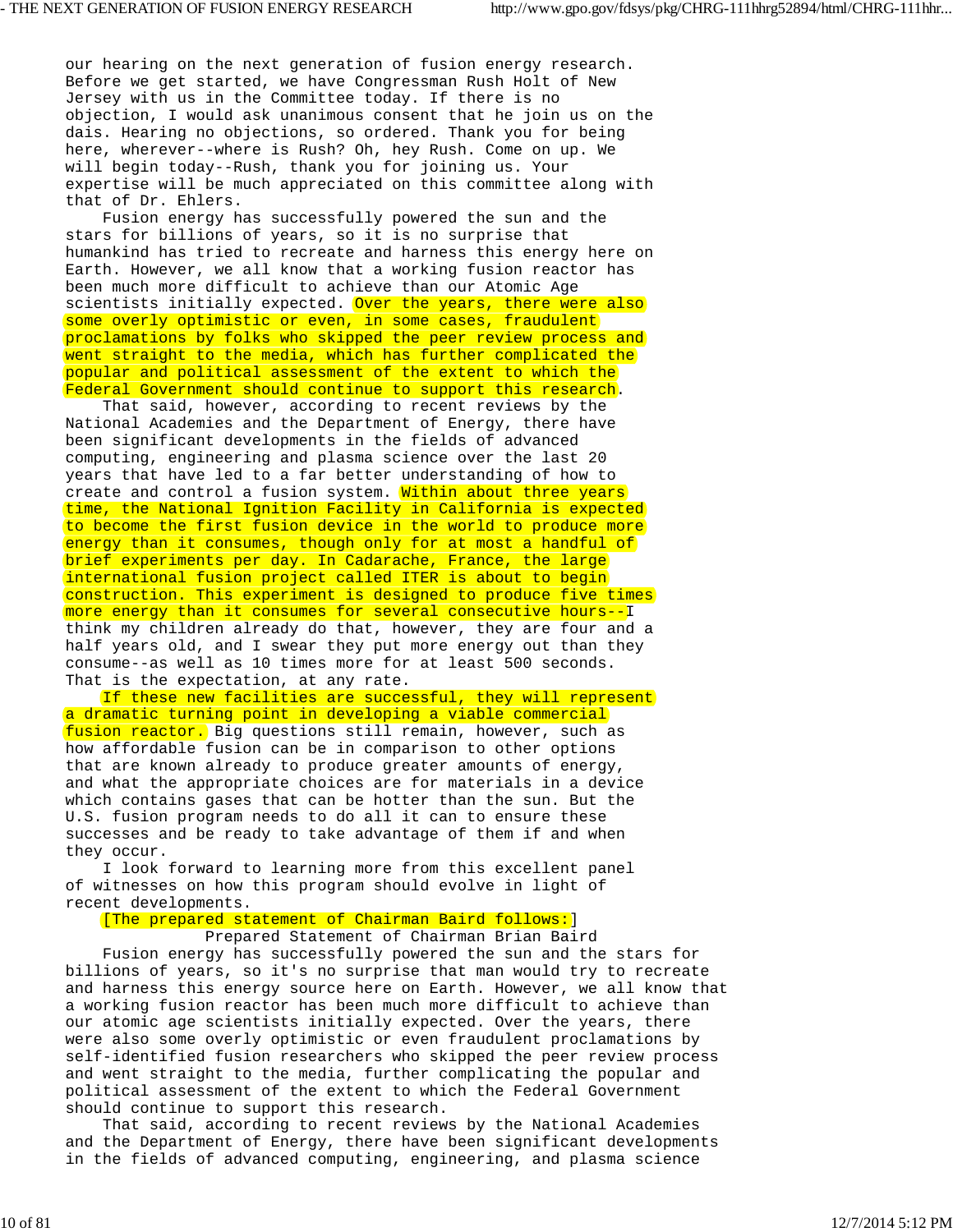our hearing on the next generation of fusion energy research. Before we get started, we have Congressman Rush Holt of New Jersey with us in the Committee today. If there is no objection, I would ask unanimous consent that he join us on the dais. Hearing no objections, so ordered. Thank you for being here, wherever--where is Rush? Oh, hey Rush. Come on up. We will begin today--Rush, thank you for joining us. Your expertise will be much appreciated on this committee along with that of Dr. Ehlers.

Fusion energy has successfully powered the sun and the stars for billions of years, so it is no surprise that humankind has tried to recreate and harness this energy here on Earth. However, we all know that a working fusion reactor has been much more difficult to achieve than our Atomic Age scientists initially expected. Over the years, there were also some overly optimistic or even, in some cases, fraudulent proclamations by folks who skipped the peer review process and went straight to the media, which has further complicated the popular and political assessment of the extent to which the Federal Government should continue to support this research.

That said, however, according to recent reviews by the National Academies and the Department of Energy, there have been significant developments in the fields of advanced computing, engineering and plasma science over the last 20 years that have led to a far better understanding of how to create and control a fusion system. Within about three years time, the National Ignition Facility in California is expected to become the first fusion device in the world to produce more energy than it consumes, though only for at most a handful of brief experiments per day. In Cadarache, France, the large international fusion project called ITER is about to begin construction. This experiment is designed to produce five times more energy than it consumes for several consecutive hours--I think my children already do that, however, they are four and a half years old, and I swear they put more energy out than they consume--as well as 10 times more for at least 500 seconds. That is the expectation, at any rate.

If these new facilities are successful, they will represent a dramatic turning point in developing a viable commercial fusion reactor. Big questions still remain, however, such as how affordable fusion can be in comparison to other options that are known already to produce greater amounts of energy, and what the appropriate choices are for materials in a device which contains gases that can be hotter than the sun. But the U.S. fusion program needs to do all it can to ensure these successes and be ready to take advantage of them if and when they occur.

I look forward to learning more from this excellent panel of witnesses on how this program should evolve in light of recent developments.

[The prepared statement of Chairman Baird follows:]

Prepared Statement of Chairman Brian Baird

Fusion energy has successfully powered the sun and the stars for billions of years, so it's no surprise that man would try to recreate and harness this energy source here on Earth. However, we all know that a working fusion reactor has been much more difficult to achieve than our atomic age scientists initially expected. Over the years, there were also some overly optimistic or even fraudulent proclamations by self-identified fusion researchers who skipped the peer review process and went straight to the media, further complicating the popular and political assessment of the extent to which the Federal Government should continue to support this research.

That said, according to recent reviews by the National Academies and the Department of Energy, there have been significant developments in the fields of advanced computing, engineering, and plasma science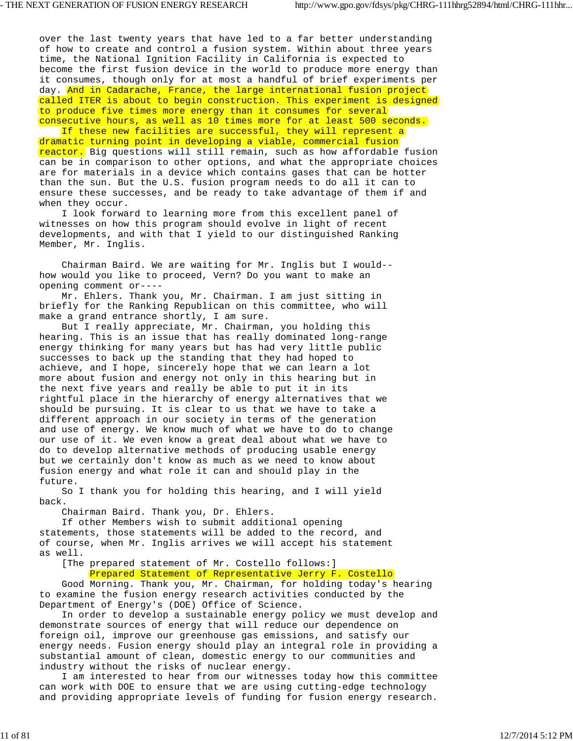over the last twenty years that have led to a far better understanding of how to create and control a fusion system. Within about three years time, the National Ignition Facility in California is expected to become the first fusion device in the world to produce more energy than it consumes, though only for at most a handful of brief experiments per day. And in Cadarache, France, the large international fusion project called ITER is about to begin construction. This experiment is designed to produce five times more energy than it consumes for several consecutive hours, as well as 10 times more for at least 500 seconds.

If these new facilities are successful, they will represent a dramatic turning point in developing a viable, commercial fusion reactor. Big questions will still remain, such as how affordable fusion can be in comparison to other options, and what the appropriate choices are for materials in a device which contains gases that can be hotter than the sun. But the U.S. fusion program needs to do all it can to ensure these successes, and be ready to take advantage of them if and when they occur.

I look forward to learning more from this excellent panel of witnesses on how this program should evolve in light of recent developments, and with that I yield to our distinguished Ranking Member, Mr. Inglis.

Chairman Baird. We are waiting for Mr. Inglis but I would--how would you like to proceed, Vern? Do you want to make an opening comment or----

Mr. Ehlers. Thank you, Mr. Chairman. I am just sitting in briefly for the Ranking Republican on this committee, who will make a grand entrance shortly, I am sure.

But I really appreciate, Mr. Chairman, you holding this hearing. This is an issue that has really dominated long-range energy thinking for many years but has had very little public successes to back up the standing that they had hoped to achieve, and I hope, sincerely hope that we can learn a lot more about fusion and energy not only in this hearing but in the next five years and really be able to put it in its rightful place in the hierarchy of energy alternatives that we should be pursuing. It is clear to us that we have to take a different approach in our society in terms of the generation and use of energy. We know much of what we have to do to change our use of it. We even know a great deal about what we have to do to develop alternative methods of producing usable energy but we certainly don't know as much as we need to know about fusion energy and what role it can and should play in the future.

So I thank you for holding this hearing, and I will yield back.

Chairman Baird. Thank you, Dr. Ehlers.

If other Members wish to submit additional opening statements, those statements will be added to the record, and of course, when Mr. Inglis arrives we will accept his statement as well.

[The prepared statement of Mr. Costello follows:]

Prepared Statement of Representative Jerry F. Costello

Good Morning. Thank you, Mr. Chairman, for holding today's hearing to examine the fusion energy research activities conducted by the Department of Energy's (DOE) Office of Science.

In order to develop a sustainable energy policy we must develop and demonstrate sources of energy that will reduce our dependence on foreign oil, improve our greenhouse gas emissions, and satisfy our energy needs. Fusion energy should play an integral role in providing a substantial amount of clean, domestic energy to our communities and industry without the risks of nuclear energy.

I am interested to hear from our witnesses today how this committee can work with DOE to ensure that we are using cutting-edge technology and providing appropriate levels of funding for fusion energy research.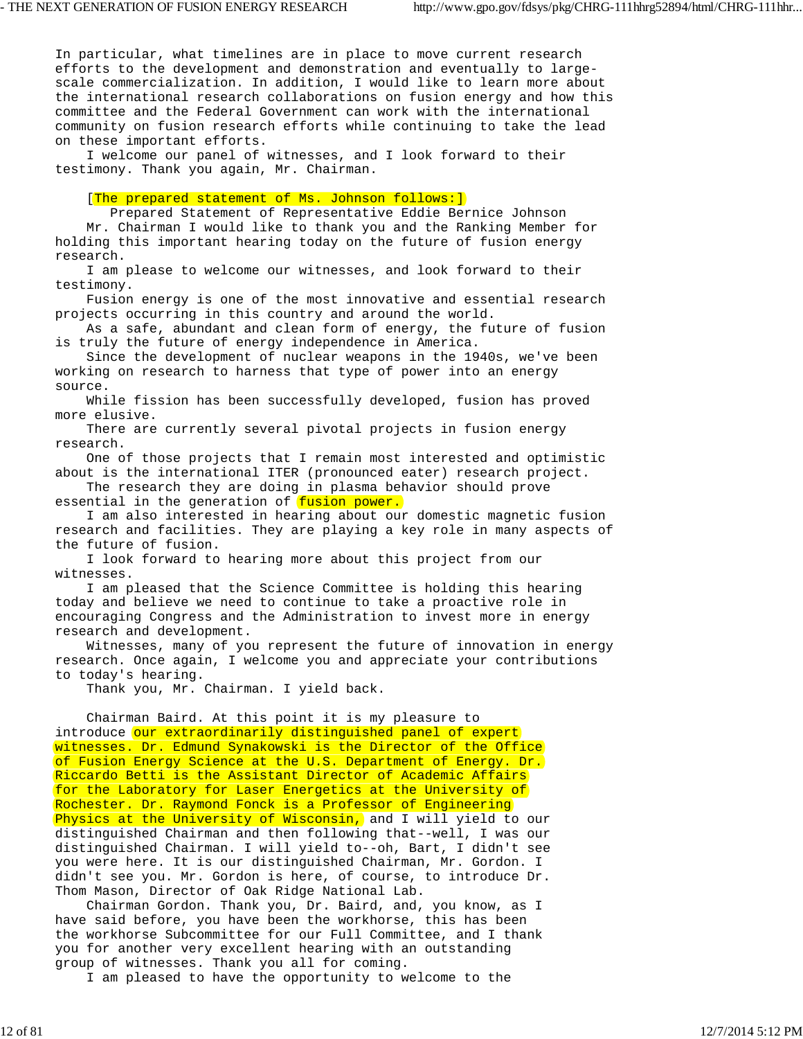In particular, what timelines are in place to move current research efforts to the development and demonstration and eventually to large-scale commercialization. In addition, I would like to learn more about the international research collaborations on fusion energy and how this committee and the Federal Government can work with the international community on fusion research efforts while continuing to take the lead on these important efforts.

I welcome our panel of witnesses, and I look forward to their testimony. Thank you again, Mr. Chairman.

[The prepared statement of Ms. Johnson follows:]

Prepared Statement of Representative Eddie Bernice Johnson

Mr. Chairman I would like to thank you and the Ranking Member for holding this important hearing today on the future of fusion energy research.

I am please to welcome our witnesses, and look forward to their testimony.

Fusion energy is one of the most innovative and essential research projects occurring in this country and around the world.

As a safe, abundant and clean form of energy, the future of fusion is truly the future of energy independence in America.

Since the development of nuclear weapons in the 1940s, we've been working on research to harness that type of power into an energy source.

While fission has been successfully developed, fusion has proved more elusive.

There are currently several pivotal projects in fusion energy research.

One of those projects that I remain most interested and optimistic about is the international ITER (pronounced eater) research project. The research they are doing in plasma behavior should prove essential in the generation of fusion power.

I am also interested in hearing about our domestic magnetic fusion research and facilities. They are playing a key role in many aspects of the future of fusion.

I look forward to hearing more about this project from our witnesses.

I am pleased that the Science Committee is holding this hearing today and believe we need to continue to take a proactive role in encouraging Congress and the Administration to invest more in energy research and development.

Witnesses, many of you represent the future of innovation in energy research. Once again, I welcome you and appreciate your contributions to today's hearing.

Thank you, Mr. Chairman. I yield back.

Chairman Baird. At this point it is my pleasure to introduce our extraordinarily distinguished panel of expert witnesses. Dr. Edmund Synakowski is the Director of the Office of Fusion Energy Science at the U.S. Department of Energy. Dr. Riccardo Betti is the Assistant Director of Academic Affairs for the Laboratory for Laser Energetics at the University of Rochester. Dr. Raymond Fonck is a Professor of Engineering Physics at the University of Wisconsin, and I will yield to our distinguished Chairman and then following that--well, I was our distinguished Chairman. I will yield to--oh, Bart, I didn't see you were here. It is our distinguished Chairman, Mr. Gordon. I didn't see you. Mr. Gordon is here, of course, to introduce Dr. Thom Mason, Director of Oak Ridge National Lab.

Chairman Gordon. Thank you, Dr. Baird, and, you know, as I have said before, you have been the workhorse, this has been the workhorse Subcommittee for our Full Committee, and I thank you for another very excellent hearing with an outstanding group of witnesses. Thank you all for coming.

I am pleased to have the opportunity to welcome to the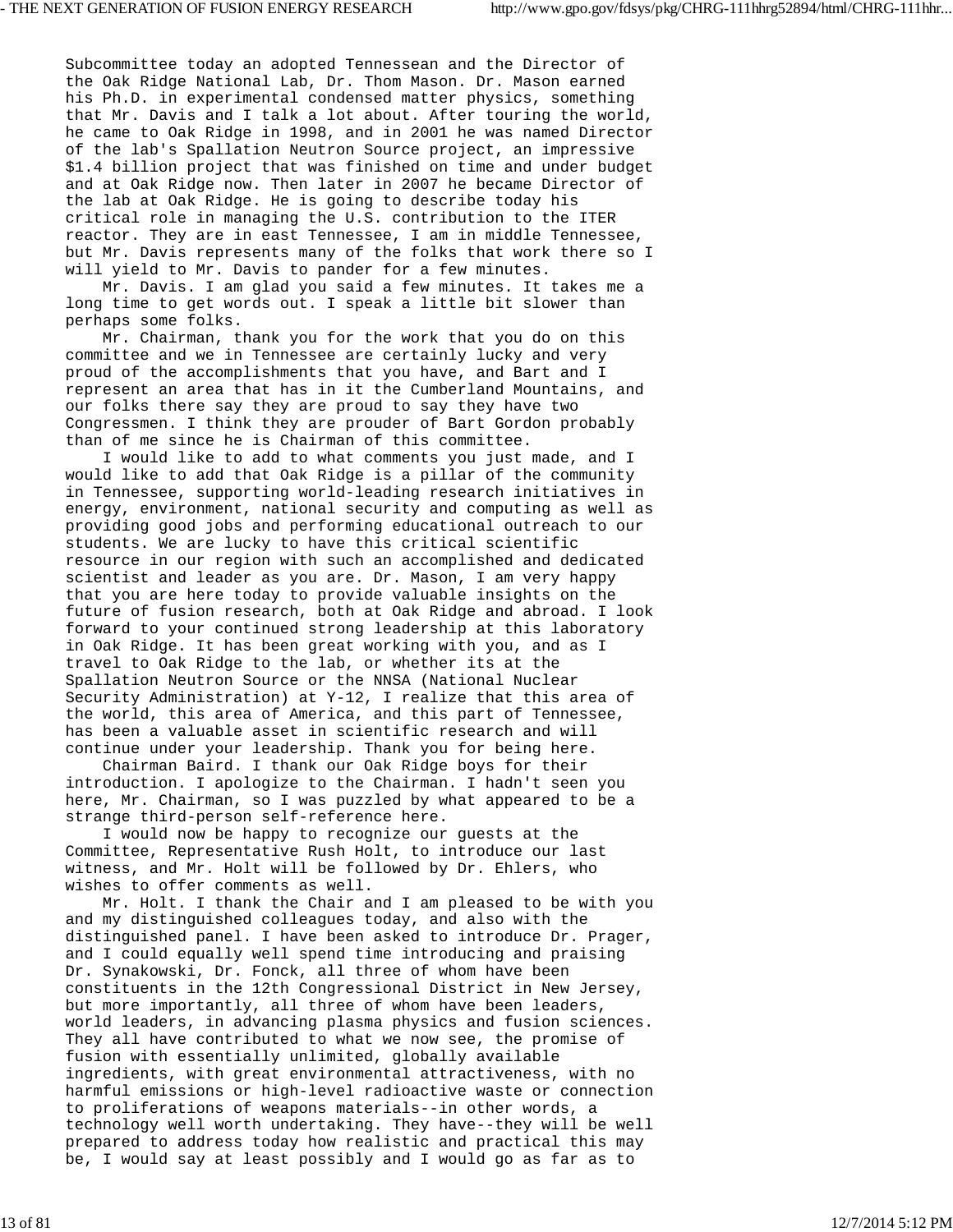Subcommittee today an adopted Tennessean and the Director of the Oak Ridge National Lab, Dr. Thom Mason. Dr. Mason earned his Ph.D. in experimental condensed matter physics, something that Mr. Davis and I talk a lot about. After touring the world, he came to Oak Ridge in 1998, and in 2001 he was named Director of the lab's Spallation Neutron Source project, an impressive $1.4 billion project that was finished on time and under budget and at Oak Ridge now. Then later in 2007 he became Director of the lab at Oak Ridge. He is going to describe today his critical role in managing the U.S. contribution to the ITER reactor. They are in east Tennessee, I am in middle Tennessee, but Mr. Davis represents many of the folks that work there so I will yield to Mr. Davis to pander for a few minutes.

Mr. Davis. I am glad you said a few minutes. It takes me a long time to get words out. I speak a little bit slower than perhaps some folks.

Mr. Chairman, thank you for the work that you do on this committee and we in Tennessee are certainly lucky and very proud of the accomplishments that you have, and Bart and I represent an area that has in it the Cumberland Mountains, and our folks there say they are proud to say they have two Congressmen. I think they are prouder of Bart Gordon probably than of me since he is Chairman of this committee.

I would like to add to what comments you just made, and I would like to add that Oak Ridge is a pillar of the community in Tennessee, supporting world-leading research initiatives in energy, environment, national security and computing as well as providing good jobs and performing educational outreach to our students. We are lucky to have this critical scientific resource in our region with such an accomplished and dedicated scientist and leader as you are. Dr. Mason, I am very happy that you are here today to provide valuable insights on the future of fusion research, both at Oak Ridge and abroad. I look forward to your continued strong leadership at this laboratory in Oak Ridge. It has been great working with you, and as I travel to Oak Ridge to the lab, or whether its at the Spallation Neutron Source or the NNSA (National Nuclear Security Administration) at Y-12, I realize that this area of the world, this area of America, and this part of Tennessee, has been a valuable asset in scientific research and will continue under your leadership. Thank you for being here.

Chairman Baird. I thank our Oak Ridge boys for their introduction. I apologize to the Chairman. I hadn't seen you here, Mr. Chairman, so I was puzzled by what appeared to be a strange third-person self-reference here.

I would now be happy to recognize our guests at the Committee, Representative Rush Holt, to introduce our last witness, and Mr. Holt will be followed by Dr. Ehlers, who wishes to offer comments as well.

Mr. Holt. I thank the Chair and I am pleased to be with you and my distinguished colleagues today, and also with the distinguished panel. I have been asked to introduce Dr. Prager, and I could equally well spend time introducing and praising Dr. Synakowski, Dr. Fonck, all three of whom have been constituents in the 12th Congressional District in New Jersey, but more importantly, all three of whom have been leaders, world leaders, in advancing plasma physics and fusion sciences. They all have contributed to what we now see, the promise of fusion with essentially unlimited, globally available ingredients, with great environmental attractiveness, with no harmful emissions or high-level radioactive waste or connection to proliferations of weapons materials--in other words, a technology well worth undertaking. They have--they will be well prepared to address today how realistic and practical this may be, I would say at least possibly and I would go as far as to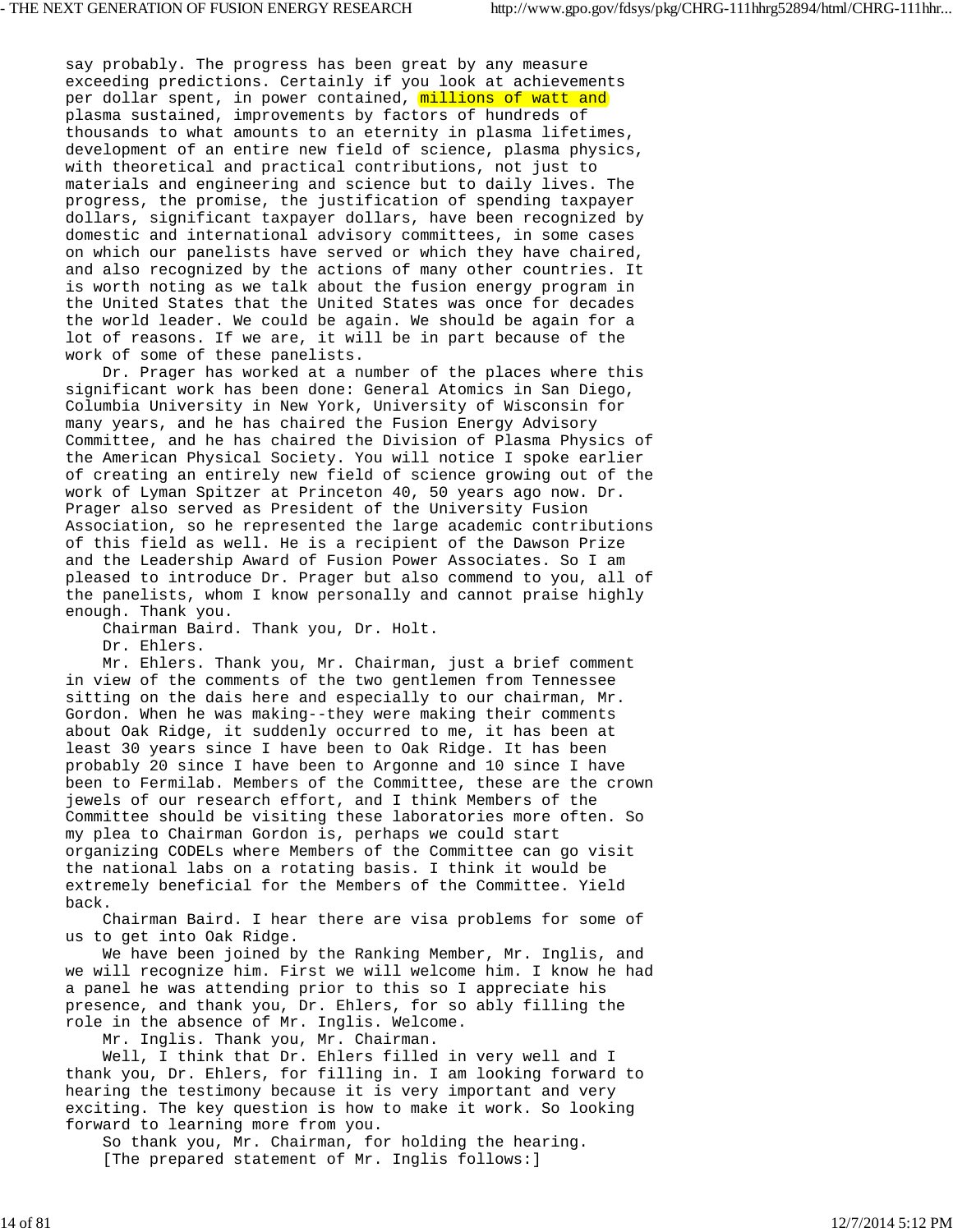say probably. The progress has been great by any measure exceeding predictions. Certainly if you look at achievements per dollar spent, in power contained, millions of watt and plasma sustained, improvements by factors of hundreds of thousands to what amounts to an eternity in plasma lifetimes, development of an entire new field of science, plasma physics, with theoretical and practical contributions, not just to materials and engineering and science but to daily lives. The progress, the promise, the justification of spending taxpayer dollars, significant taxpayer dollars, have been recognized by domestic and international advisory committees, in some cases on which our panelists have served or which they have chaired, and also recognized by the actions of many other countries. It is worth noting as we talk about the fusion energy program in the United States that the United States was once for decades the world leader. We could be again. We should be again for a lot of reasons. If we are, it will be in part because of the work of some of these panelists.

Dr. Prager has worked at a number of the places where this significant work has been done: General Atomics in San Diego, Columbia University in New York, University of Wisconsin for many years, and he has chaired the Fusion Energy Advisory Committee, and he has chaired the Division of Plasma Physics of the American Physical Society. You will notice I spoke earlier of creating an entirely new field of science growing out of the work of Lyman Spitzer at Princeton 40, 50 years ago now. Dr. Prager also served as President of the University Fusion Association, so he represented the large academic contributions of this field as well. He is a recipient of the Dawson Prize and the Leadership Award of Fusion Power Associates. So I am pleased to introduce Dr. Prager but also commend to you, all of the panelists, whom I know personally and cannot praise highly enough. Thank you.

Chairman Baird. Thank you, Dr. Holt.

Dr. Ehlers.

Mr. Ehlers. Thank you, Mr. Chairman, just a brief comment in view of the comments of the two gentlemen from Tennessee sitting on the dais here and especially to our chairman, Mr. Gordon. When he was making--they were making their comments about Oak Ridge, it suddenly occurred to me, it has been at least 30 years since I have been to Oak Ridge. It has been probably 20 since I have been to Argonne and 10 since I have been to Fermilab. Members of the Committee, these are the crown jewels of our research effort, and I think Members of the Committee should be visiting these laboratories more often. So my plea to Chairman Gordon is, perhaps we could start organizing CODELs where Members of the Committee can go visit the national labs on a rotating basis. I think it would be extremely beneficial for the Members of the Committee. Yield back.

Chairman Baird. I hear there are visa problems for some of us to get into Oak Ridge.

We have been joined by the Ranking Member, Mr. Inglis, and we will recognize him. First we will welcome him. I know he had a panel he was attending prior to this so I appreciate his presence, and thank you, Dr. Ehlers, for so ably filling the role in the absence of Mr. Inglis. Welcome.

Mr. Inglis. Thank you, Mr. Chairman.

Well, I think that Dr. Ehlers filled in very well and I thank you, Dr. Ehlers, for filling in. I am looking forward to hearing the testimony because it is very important and very exciting. The key question is how to make it work. So looking forward to learning more from you.

So thank you, Mr. Chairman, for holding the hearing.

[The prepared statement of Mr. Inglis follows:]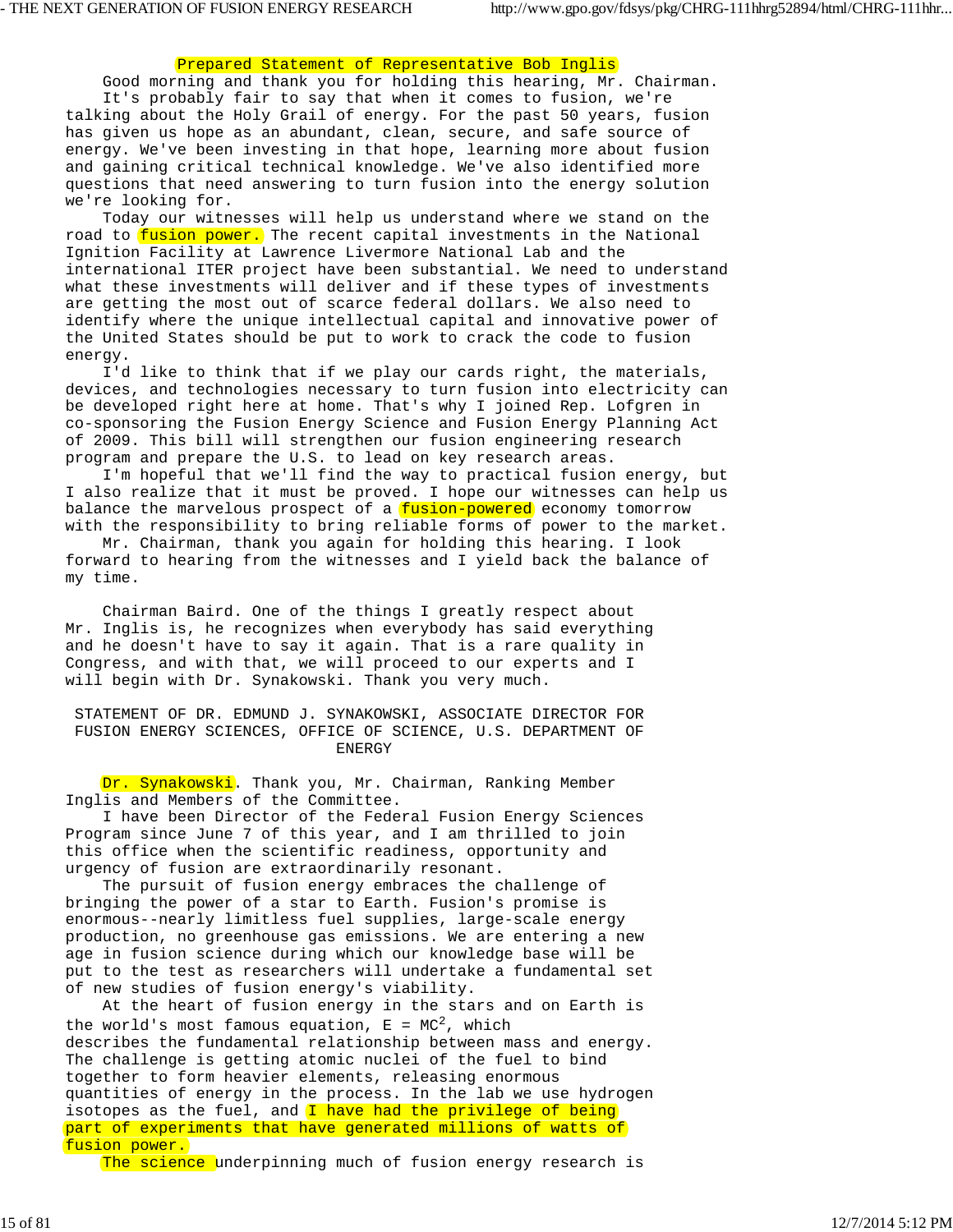## Prepared Statement of Representative Bob Inglis

Good morning and thank you for holding this hearing, Mr. Chairman.

It's probably fair to say that when it comes to fusion, we're talking about the Holy Grail of energy. For the past 50 years, fusion has given us hope as an abundant, clean, secure, and safe source of energy. We've been investing in that hope, learning more about fusion and gaining critical technical knowledge. We've also identified more questions that need answering to turn fusion into the energy solution we're looking for.

Today our witnesses will help us understand where we stand on the road to fusion power. The recent capital investments in the National Ignition Facility at Lawrence Livermore National Lab and the international ITER project have been substantial. We need to understand what these investments will deliver and if these types of investments are getting the most out of scarce federal dollars. We also need to identify where the unique intellectual capital and innovative power of the United States should be put to work to crack the code to fusion energy.

I'd like to think that if we play our cards right, the materials, devices, and technologies necessary to turn fusion into electricity can be developed right here at home. That's why I joined Rep. Lofgren in co-sponsoring the Fusion Energy Science and Fusion Energy Planning Act of 2009. This bill will strengthen our fusion engineering research program and prepare the U.S. to lead on key research areas.

I'm hopeful that we'll find the way to practical fusion energy, but I also realize that it must be proved. I hope our witnesses can help us balance the marvelous prospect of a fusion-powered economy tomorrow with the responsibility to bring reliable forms of power to the market.

Mr. Chairman, thank you again for holding this hearing. I look forward to hearing from the witnesses and I yield back the balance of my time.

Chairman Baird. One of the things I greatly respect about Mr. Inglis is, he recognizes when everybody has said everything and he doesn't have to say it again. That is a rare quality in Congress, and with that, we will proceed to our experts and I will begin with Dr. Synakowski. Thank you very much.

## STATEMENT OF DR. EDMUND J. SYNAKOWSKI, ASSOCIATE DIRECTOR FOR FUSION ENERGY SCIENCES, OFFICE OF SCIENCE, U.S. DEPARTMENT OF ENERGY

Dr. Synakowski. Thank you, Mr. Chairman, Ranking Member Inglis and Members of the Committee.

I have been Director of the Federal Fusion Energy Sciences Program since June 7 of this year, and I am thrilled to join this office when the scientific readiness, opportunity and urgency of fusion are extraordinarily resonant.

The pursuit of fusion energy embraces the challenge of bringing the power of a star to Earth. Fusion's promise is enormous--nearly limitless fuel supplies, large-scale energy production, no greenhouse gas emissions. We are entering a new age in fusion science during which our knowledge base will be put to the test as researchers will undertake a fundamental set of new studies of fusion energy's viability.

At the heart of fusion energy in the stars and on Earth is the world's most famous equation, $E = MC^2$, which describes the fundamental relationship between mass and energy. The challenge is getting atomic nuclei of the fuel to bind together to form heavier elements, releasing enormous quantities of energy in the process. In the lab we use hydrogen isotopes as the fuel, and I have had the privilege of being part of experiments that have generated millions of watts of fusion power.

The science underpinning much of fusion energy research is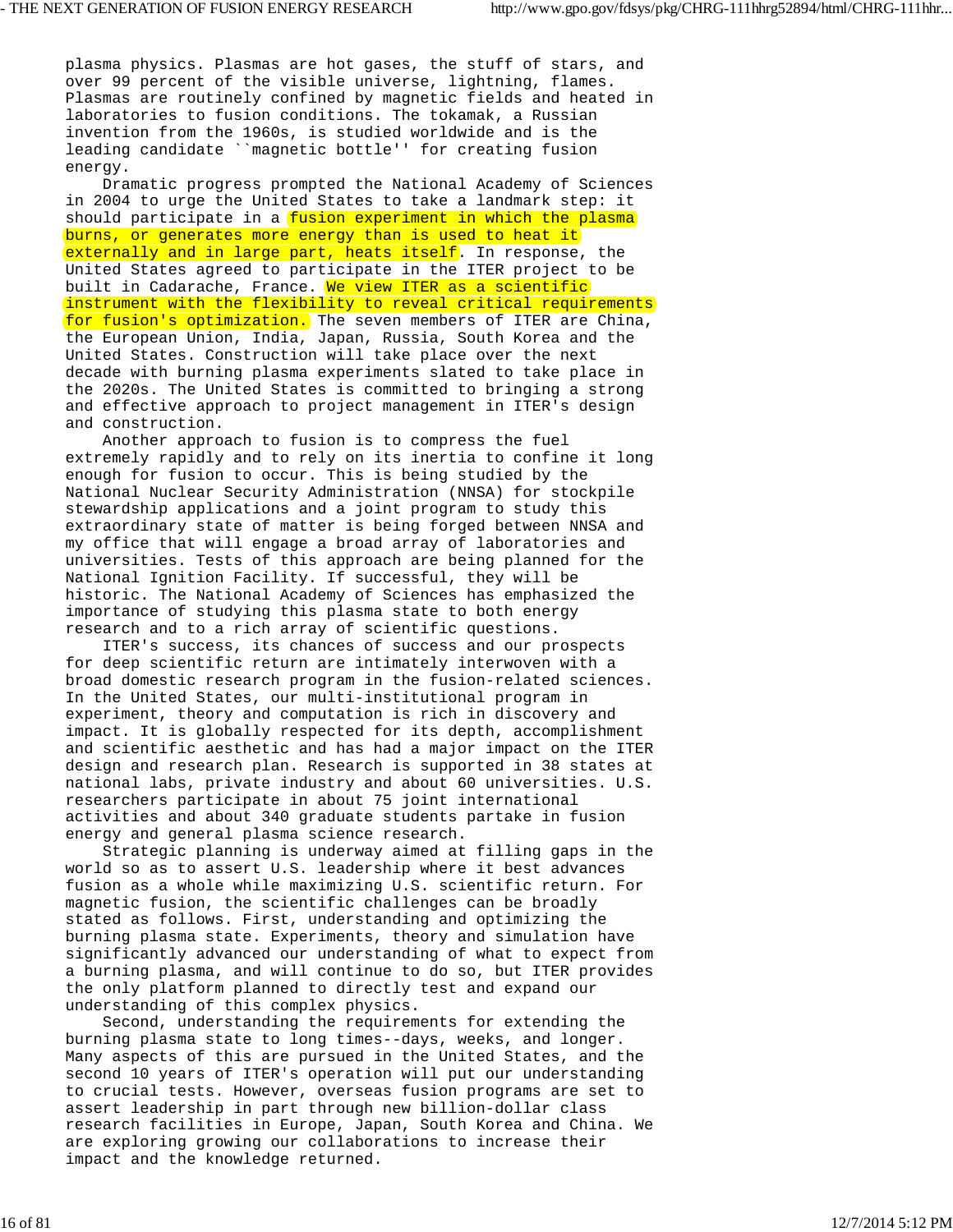plasma physics. Plasmas are hot gases, the stuff of stars, and over 99 percent of the visible universe, lightning, flames. Plasmas are routinely confined by magnetic fields and heated in laboratories to fusion conditions. The tokamak, a Russian invention from the 1960s, is studied worldwide and is the leading candidate ``magnetic bottle'' for creating fusion energy.

Dramatic progress prompted the National Academy of Sciences in 2004 to urge the United States to take a landmark step: it should participate in a fusion experiment in which the plasma burns, or generates more energy than is used to heat it externally and in large part, heats itself. In response, the United States agreed to participate in the ITER project to be built in Cadarache, France. We view ITER as a scientific instrument with the flexibility to reveal critical requirements for fusion's optimization. The seven members of ITER are China, the European Union, India, Japan, Russia, South Korea and the United States. Construction will take place over the next decade with burning plasma experiments slated to take place in the 2020s. The United States is committed to bringing a strong and effective approach to project management in ITER's design and construction.

Another approach to fusion is to compress the fuel extremely rapidly and to rely on its inertia to confine it long enough for fusion to occur. This is being studied by the National Nuclear Security Administration (NNSA) for stockpile stewardship applications and a joint program to study this extraordinary state of matter is being forged between NNSA and my office that will engage a broad array of laboratories and universities. Tests of this approach are being planned for the National Ignition Facility. If successful, they will be historic. The National Academy of Sciences has emphasized the importance of studying this plasma state to both energy research and to a rich array of scientific questions.

ITER's success, its chances of success and our prospects for deep scientific return are intimately interwoven with a broad domestic research program in the fusion-related sciences. In the United States, our multi-institutional program in experiment, theory and computation is rich in discovery and impact. It is globally respected for its depth, accomplishment and scientific aesthetic and has had a major impact on the ITER design and research plan. Research is supported in 38 states at national labs, private industry and about 60 universities. U.S. researchers participate in about 75 joint international activities and about 340 graduate students partake in fusion energy and general plasma science research.

Strategic planning is underway aimed at filling gaps in the world so as to assert U.S. leadership where it best advances fusion as a whole while maximizing U.S. scientific return. For magnetic fusion, the scientific challenges can be broadly stated as follows. First, understanding and optimizing the burning plasma state. Experiments, theory and simulation have significantly advanced our understanding of what to expect from a burning plasma, and will continue to do so, but ITER provides the only platform planned to directly test and expand our understanding of this complex physics.

Second, understanding the requirements for extending the burning plasma state to long times--days, weeks, and longer. Many aspects of this are pursued in the United States, and the second 10 years of ITER's operation will put our understanding to crucial tests. However, overseas fusion programs are set to assert leadership in part through new billion-dollar class research facilities in Europe, Japan, South Korea and China. We are exploring growing our collaborations to increase their impact and the knowledge returned.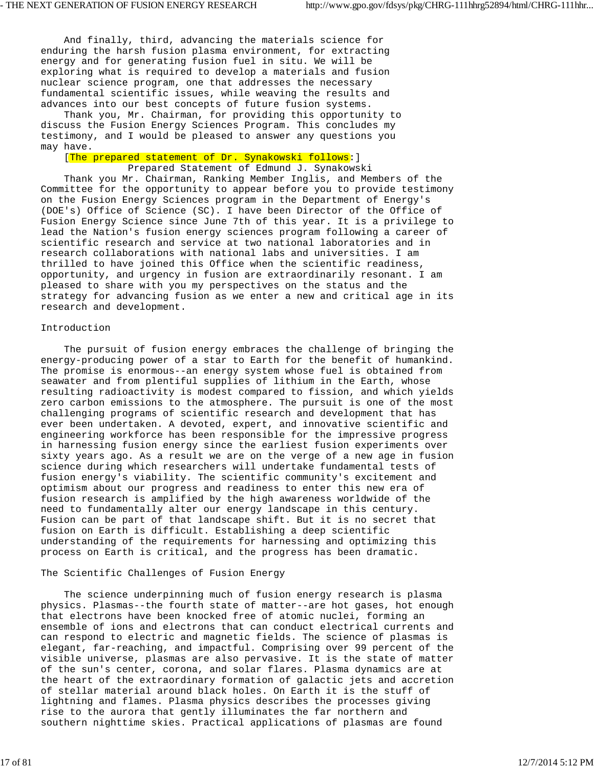And finally, third, advancing the materials science for enduring the harsh fusion plasma environment, for extracting energy and for generating fusion fuel in situ. We will be exploring what is required to develop a materials and fusion nuclear science program, one that addresses the necessary fundamental scientific issues, while weaving the results and advances into our best concepts of future fusion systems.

Thank you, Mr. Chairman, for providing this opportunity to discuss the Fusion Energy Sciences Program. This concludes my testimony, and I would be pleased to answer any questions you may have.

[The prepared statement of Dr. Synakowski follows:]

Prepared Statement of Edmund J. Synakowski

Thank you Mr. Chairman, Ranking Member Inglis, and Members of the Committee for the opportunity to appear before you to provide testimony on the Fusion Energy Sciences program in the Department of Energy's (DOE's) Office of Science (SC). I have been Director of the Office of Fusion Energy Science since June 7th of this year. It is a privilege to lead the Nation's fusion energy sciences program following a career of scientific research and service at two national laboratories and in research collaborations with national labs and universities. I am thrilled to have joined this Office when the scientific readiness, opportunity, and urgency in fusion are extraordinarily resonant. I am pleased to share with you my perspectives on the status and the strategy for advancing fusion as we enter a new and critical age in its research and development.

## Introduction

The pursuit of fusion energy embraces the challenge of bringing the energy-producing power of a star to Earth for the benefit of humankind. The promise is enormous--an energy system whose fuel is obtained from seawater and from plentiful supplies of lithium in the Earth, whose resulting radioactivity is modest compared to fission, and which yields zero carbon emissions to the atmosphere. The pursuit is one of the most challenging programs of scientific research and development that has ever been undertaken. A devoted, expert, and innovative scientific and engineering workforce has been responsible for the impressive progress in harnessing fusion energy since the earliest fusion experiments over sixty years ago. As a result we are on the verge of a new age in fusion science during which researchers will undertake fundamental tests of fusion energy's viability. The scientific community's excitement and optimism about our progress and readiness to enter this new era of fusion research is amplified by the high awareness worldwide of the need to fundamentally alter our energy landscape in this century. Fusion can be part of that landscape shift. But it is no secret that fusion on Earth is difficult. Establishing a deep scientific understanding of the requirements for harnessing and optimizing this process on Earth is critical, and the progress has been dramatic.

## The Scientific Challenges of Fusion Energy

The science underpinning much of fusion energy research is plasma physics. Plasmas--the fourth state of matter--are hot gases, hot enough that electrons have been knocked free of atomic nuclei, forming an ensemble of ions and electrons that can conduct electrical currents and can respond to electric and magnetic fields. The science of plasmas is elegant, far-reaching, and impactful. Comprising over 99 percent of the visible universe, plasmas are also pervasive. It is the state of matter of the sun's center, corona, and solar flares. Plasma dynamics are at the heart of the extraordinary formation of galactic jets and accretion of stellar material around black holes. On Earth it is the stuff of lightning and flames. Plasma physics describes the processes giving rise to the aurora that gently illuminates the far northern and southern nighttime skies. Practical applications of plasmas are found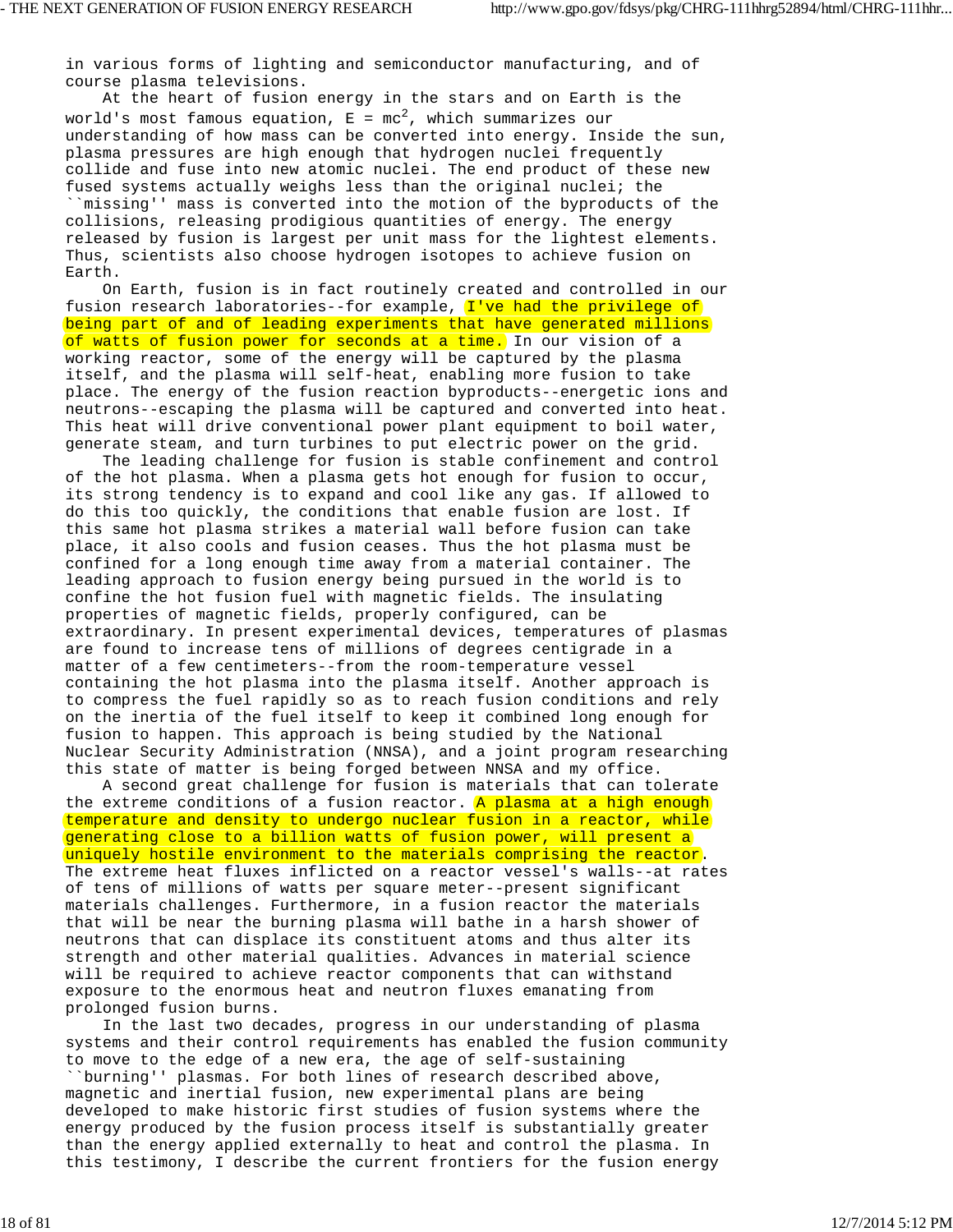in various forms of lighting and semiconductor manufacturing, and of course plasma televisions.

At the heart of fusion energy in the stars and on Earth is the world's most famous equation, $E = mc^2$, which summarizes our understanding of how mass can be converted into energy. Inside the sun, plasma pressures are high enough that hydrogen nuclei frequently collide and fuse into new atomic nuclei. The end product of these new fused systems actually weighs less than the original nuclei; the ``missing'' mass is converted into the motion of the byproducts of the collisions, releasing prodigious quantities of energy. The energy released by fusion is largest per unit mass for the lightest elements. Thus, scientists also choose hydrogen isotopes to achieve fusion on Earth.

On Earth, fusion is in fact routinely created and controlled in our fusion research laboratories--for example, I've had the privilege of being part of and of leading experiments that have generated millions of watts of fusion power for seconds at a time. In our vision of a working reactor, some of the energy will be captured by the plasma itself, and the plasma will self-heat, enabling more fusion to take place. The energy of the fusion reaction byproducts--energetic ions and neutrons--escaping the plasma will be captured and converted into heat. This heat will drive conventional power plant equipment to boil water, generate steam, and turn turbines to put electric power on the grid.

The leading challenge for fusion is stable confinement and control of the hot plasma. When a plasma gets hot enough for fusion to occur, its strong tendency is to expand and cool like any gas. If allowed to do this too quickly, the conditions that enable fusion are lost. If this same hot plasma strikes a material wall before fusion can take place, it also cools and fusion ceases. Thus the hot plasma must be confined for a long enough time away from a material container. The leading approach to fusion energy being pursued in the world is to confine the hot fusion fuel with magnetic fields. The insulating properties of magnetic fields, properly configured, can be extraordinary. In present experimental devices, temperatures of plasmas are found to increase tens of millions of degrees centigrade in a matter of a few centimeters--from the room-temperature vessel containing the hot plasma into the plasma itself. Another approach is to compress the fuel rapidly so as to reach fusion conditions and rely on the inertia of the fuel itself to keep it combined long enough for fusion to happen. This approach is being studied by the National Nuclear Security Administration (NNSA), and a joint program researching this state of matter is being forged between NNSA and my office.

A second great challenge for fusion is materials that can tolerate the extreme conditions of a fusion reactor. A plasma at a high enough temperature and density to undergo nuclear fusion in a reactor, while generating close to a billion watts of fusion power, will present a uniquely hostile environment to the materials comprising the reactor. The extreme heat fluxes inflicted on a reactor vessel's walls--at rates of tens of millions of watts per square meter--present significant materials challenges. Furthermore, in a fusion reactor the materials that will be near the burning plasma will bathe in a harsh shower of neutrons that can displace its constituent atoms and thus alter its strength and other material qualities. Advances in material science will be required to achieve reactor components that can withstand exposure to the enormous heat and neutron fluxes emanating from prolonged fusion burns.

In the last two decades, progress in our understanding of plasma systems and their control requirements has enabled the fusion community to move to the edge of a new era, the age of self-sustaining ``burning'' plasmas. For both lines of research described above, magnetic and inertial fusion, new experimental plans are being developed to make historic first studies of fusion systems where the energy produced by the fusion process itself is substantially greater than the energy applied externally to heat and control the plasma. In this testimony, I describe the current frontiers for the fusion energy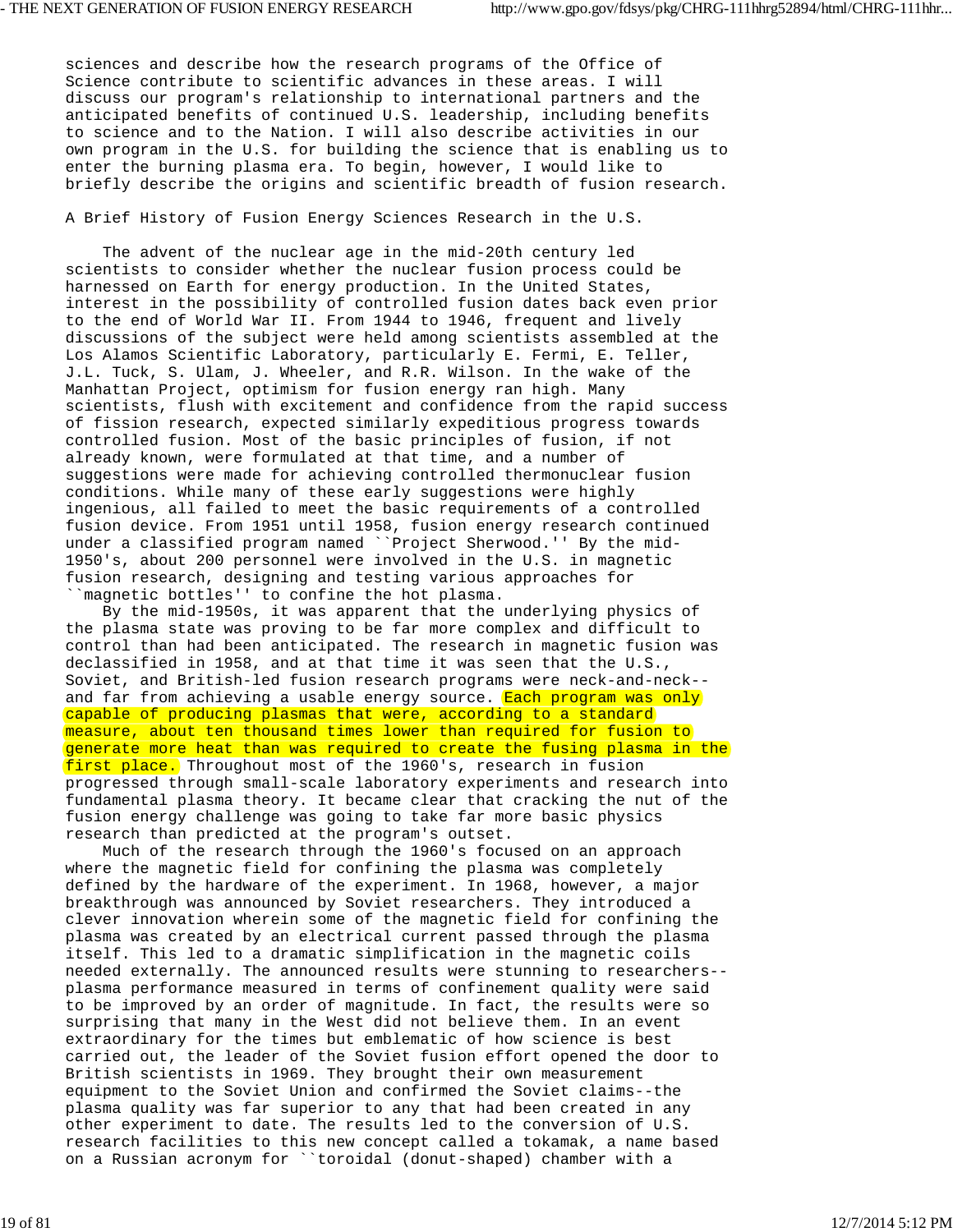sciences and describe how the research programs of the Office of Science contribute to scientific advances in these areas. I will discuss our program's relationship to international partners and the anticipated benefits of continued U.S. leadership, including benefits to science and to the Nation. I will also describe activities in our own program in the U.S. for building the science that is enabling us to enter the burning plasma era. To begin, however, I would like to briefly describe the origins and scientific breadth of fusion research.

## A Brief History of Fusion Energy Sciences Research in the U.S.

The advent of the nuclear age in the mid-20th century led scientists to consider whether the nuclear fusion process could be harnessed on Earth for energy production. In the United States, interest in the possibility of controlled fusion dates back even prior to the end of World War II. From 1944 to 1946, frequent and lively discussions of the subject were held among scientists assembled at the Los Alamos Scientific Laboratory, particularly E. Fermi, E. Teller, J.L. Tuck, S. Ulam, J. Wheeler, and R.R. Wilson. In the wake of the Manhattan Project, optimism for fusion energy ran high. Many scientists, flush with excitement and confidence from the rapid success of fission research, expected similarly expeditious progress towards controlled fusion. Most of the basic principles of fusion, if not already known, were formulated at that time, and a number of suggestions were made for achieving controlled thermonuclear fusion conditions. While many of these early suggestions were highly ingenious, all failed to meet the basic requirements of a controlled fusion device. From 1951 until 1958, fusion energy research continued under a classified program named ``Project Sherwood.'' By the mid-1950's, about 200 personnel were involved in the U.S. in magnetic fusion research, designing and testing various approaches for ``magnetic bottles'' to confine the hot plasma.

By the mid-1950s, it was apparent that the underlying physics of the plasma state was proving to be far more complex and difficult to control than had been anticipated. The research in magnetic fusion was declassified in 1958, and at that time it was seen that the U.S., Soviet, and British-led fusion research programs were neck-and-neck--and far from achieving a usable energy source. Each program was only capable of producing plasmas that were, according to a standard measure, about ten thousand times lower than required for fusion to generate more heat than was required to create the fusing plasma in the first place. Throughout most of the 1960's, research in fusion progressed through small-scale laboratory experiments and research into fundamental plasma theory. It became clear that cracking the nut of the fusion energy challenge was going to take far more basic physics research than predicted at the program's outset.

Much of the research through the 1960's focused on an approach where the magnetic field for confining the plasma was completely defined by the hardware of the experiment. In 1968, however, a major breakthrough was announced by Soviet researchers. They introduced a clever innovation wherein some of the magnetic field for confining the plasma was created by an electrical current passed through the plasma itself. This led to a dramatic simplification in the magnetic coils needed externally. The announced results were stunning to researchers--plasma performance measured in terms of confinement quality were said to be improved by an order of magnitude. In fact, the results were so surprising that many in the West did not believe them. In an event extraordinary for the times but emblematic of how science is best carried out, the leader of the Soviet fusion effort opened the door to British scientists in 1969. They brought their own measurement equipment to the Soviet Union and confirmed the Soviet claims--the plasma quality was far superior to any that had been created in any other experiment to date. The results led to the conversion of U.S. research facilities to this new concept called a tokamak, a name based on a Russian acronym for ``toroidal (donut-shaped) chamber with a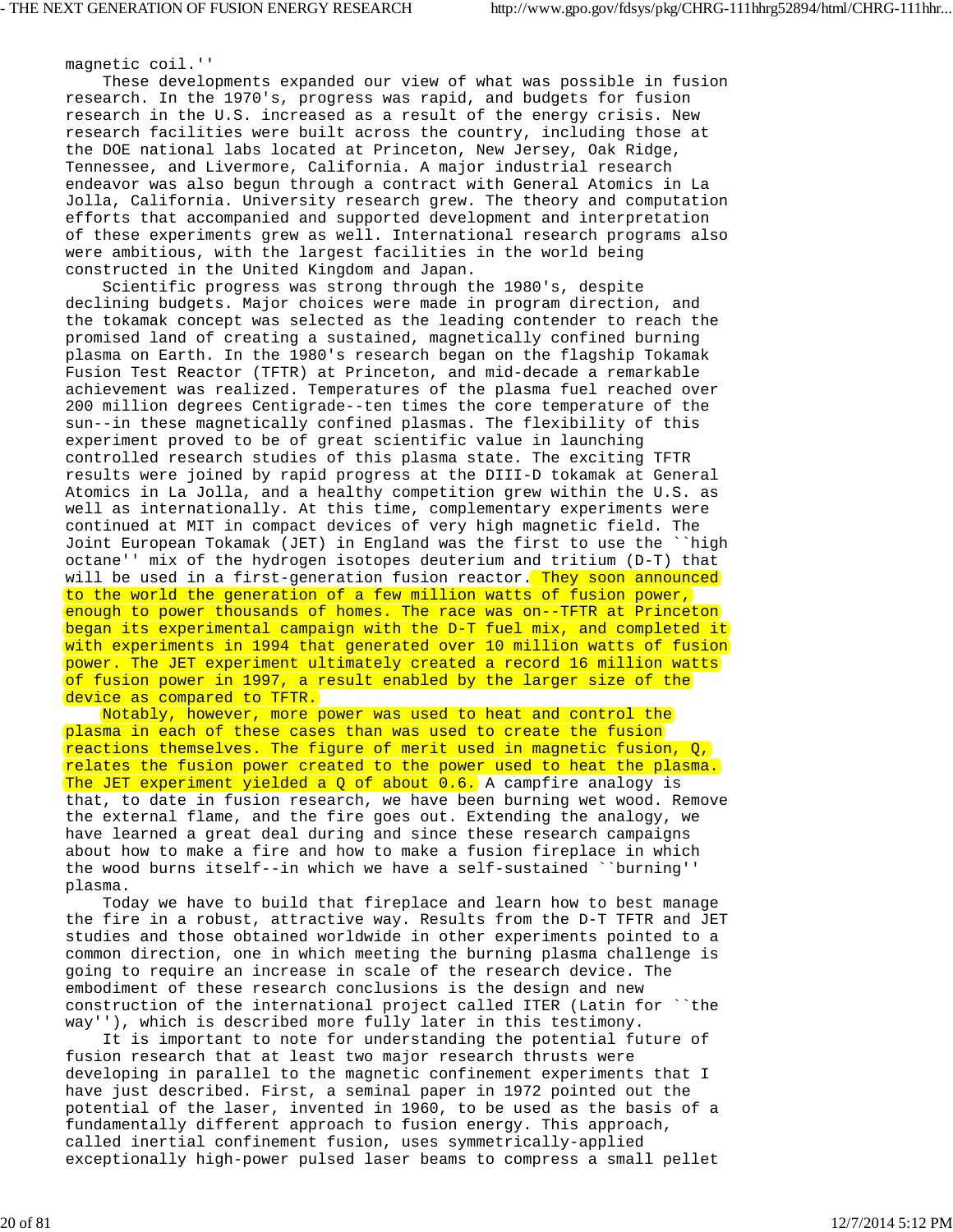magnetic coil.''

These developments expanded our view of what was possible in fusion research. In the 1970's, progress was rapid, and budgets for fusion research in the U.S. increased as a result of the energy crisis. New research facilities were built across the country, including those at the DOE national labs located at Princeton, New Jersey, Oak Ridge, Tennessee, and Livermore, California. A major industrial research endeavor was also begun through a contract with General Atomics in La Jolla, California. University research grew. The theory and computation efforts that accompanied and supported development and interpretation of these experiments grew as well. International research programs also were ambitious, with the largest facilities in the world being constructed in the United Kingdom and Japan.

Scientific progress was strong through the 1980's, despite declining budgets. Major choices were made in program direction, and the tokamak concept was selected as the leading contender to reach the promised land of creating a sustained, magnetically confined burning plasma on Earth. In the 1980's research began on the flagship Tokamak Fusion Test Reactor (TFTR) at Princeton, and mid-decade a remarkable achievement was realized. Temperatures of the plasma fuel reached over 200 million degrees Centigrade--ten times the core temperature of the sun--in these magnetically confined plasmas. The flexibility of this experiment proved to be of great scientific value in launching controlled research studies of this plasma state. The exciting TFTR results were joined by rapid progress at the DIII-D tokamak at General Atomics in La Jolla, and a healthy competition grew within the U.S. as well as internationally. At this time, complementary experiments were continued at MIT in compact devices of very high magnetic field. The Joint European Tokamak (JET) in England was the first to use the ``high octane'' mix of the hydrogen isotopes deuterium and tritium (D-T) that will be used in a first-generation fusion reactor. They soon announced to the world the generation of a few million watts of fusion power, enough to power thousands of homes. The race was on--TFTR at Princeton began its experimental campaign with the D-T fuel mix, and completed it with experiments in 1994 that generated over 10 million watts of fusion power. The JET experiment ultimately created a record 16 million watts of fusion power in 1997, a result enabled by the larger size of the device as compared to TFTR.

Notably, however, more power was used to heat and control the plasma in each of these cases than was used to create the fusion reactions themselves. The figure of merit used in magnetic fusion, Q, relates the fusion power created to the power used to heat the plasma. The JET experiment yielded a Q of about 0.6. A campfire analogy is that, to date in fusion research, we have been burning wet wood. Remove the external flame, and the fire goes out. Extending the analogy, we have learned a great deal during and since these research campaigns about how to make a fire and how to make a fusion fireplace in which the wood burns itself--in which we have a self-sustained ``burning'' plasma.

Today we have to build that fireplace and learn how to best manage the fire in a robust, attractive way. Results from the D-T TFTR and JET studies and those obtained worldwide in other experiments pointed to a common direction, one in which meeting the burning plasma challenge is going to require an increase in scale of the research device. The embodiment of these research conclusions is the design and new construction of the international project called ITER (Latin for ``the way''), which is described more fully later in this testimony.

It is important to note for understanding the potential future of fusion research that at least two major research thrusts were developing in parallel to the magnetic confinement experiments that I have just described. First, a seminal paper in 1972 pointed out the potential of the laser, invented in 1960, to be used as the basis of a fundamentally different approach to fusion energy. This approach, called inertial confinement fusion, uses symmetrically-applied exceptionally high-power pulsed laser beams to compress a small pellet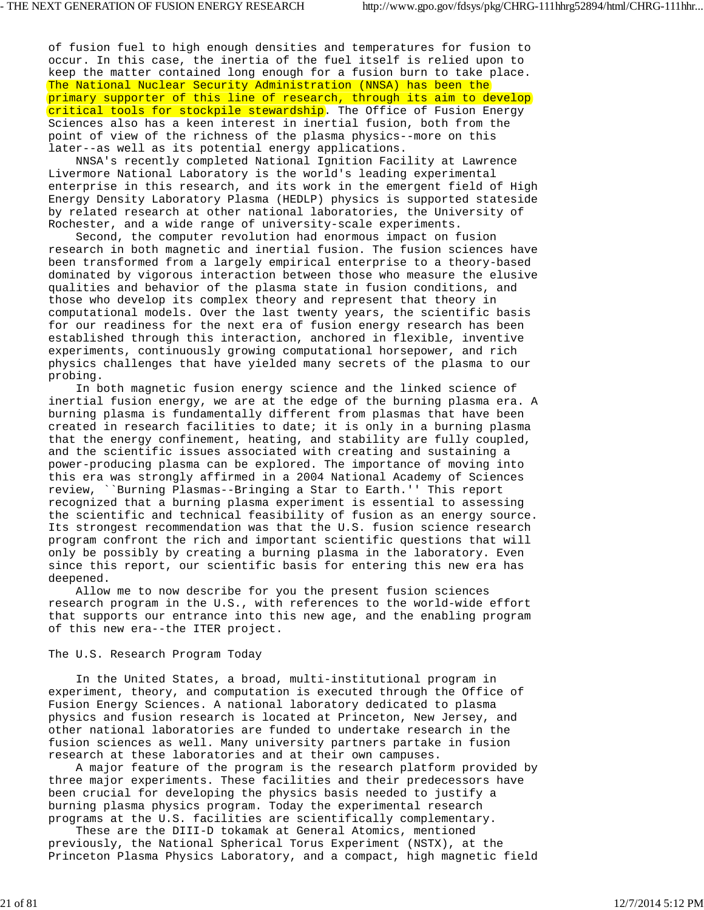of fusion fuel to high enough densities and temperatures for fusion to occur. In this case, the inertia of the fuel itself is relied upon to keep the matter contained long enough for a fusion burn to take place. The National Nuclear Security Administration (NNSA) has been the primary supporter of this line of research, through its aim to develop critical tools for stockpile stewardship. The Office of Fusion Energy Sciences also has a keen interest in inertial fusion, both from the point of view of the richness of the plasma physics--more on this later--as well as its potential energy applications.

NNSA's recently completed National Ignition Facility at Lawrence Livermore National Laboratory is the world's leading experimental enterprise in this research, and its work in the emergent field of High Energy Density Laboratory Plasma (HEDLP) physics is supported stateside by related research at other national laboratories, the University of Rochester, and a wide range of university-scale experiments.

Second, the computer revolution had enormous impact on fusion research in both magnetic and inertial fusion. The fusion sciences have been transformed from a largely empirical enterprise to a theory-based dominated by vigorous interaction between those who measure the elusive qualities and behavior of the plasma state in fusion conditions, and those who develop its complex theory and represent that theory in computational models. Over the last twenty years, the scientific basis for our readiness for the next era of fusion energy research has been established through this interaction, anchored in flexible, inventive experiments, continuously growing computational horsepower, and rich physics challenges that have yielded many secrets of the plasma to our probing.

In both magnetic fusion energy science and the linked science of inertial fusion energy, we are at the edge of the burning plasma era. A burning plasma is fundamentally different from plasmas that have been created in research facilities to date; it is only in a burning plasma that the energy confinement, heating, and stability are fully coupled, and the scientific issues associated with creating and sustaining a power-producing plasma can be explored. The importance of moving into this era was strongly affirmed in a 2004 National Academy of Sciences review, ``Burning Plasmas--Bringing a Star to Earth.'' This report recognized that a burning plasma experiment is essential to assessing the scientific and technical feasibility of fusion as an energy source. Its strongest recommendation was that the U.S. fusion science research program confront the rich and important scientific questions that will only be possibly by creating a burning plasma in the laboratory. Even since this report, our scientific basis for entering this new era has deepened.

Allow me to now describe for you the present fusion sciences research program in the U.S., with references to the world-wide effort that supports our entrance into this new age, and the enabling program of this new era--the ITER project.

## The U.S. Research Program Today

In the United States, a broad, multi-institutional program in experiment, theory, and computation is executed through the Office of Fusion Energy Sciences. A national laboratory dedicated to plasma physics and fusion research is located at Princeton, New Jersey, and other national laboratories are funded to undertake research in the fusion sciences as well. Many university partners partake in fusion research at these laboratories and at their own campuses.

A major feature of the program is the research platform provided by three major experiments. These facilities and their predecessors have been crucial for developing the physics basis needed to justify a burning plasma physics program. Today the experimental research programs at the U.S. facilities are scientifically complementary.

These are the DIII-D tokamak at General Atomics, mentioned previously, the National Spherical Torus Experiment (NSTX), at the Princeton Plasma Physics Laboratory, and a compact, high magnetic field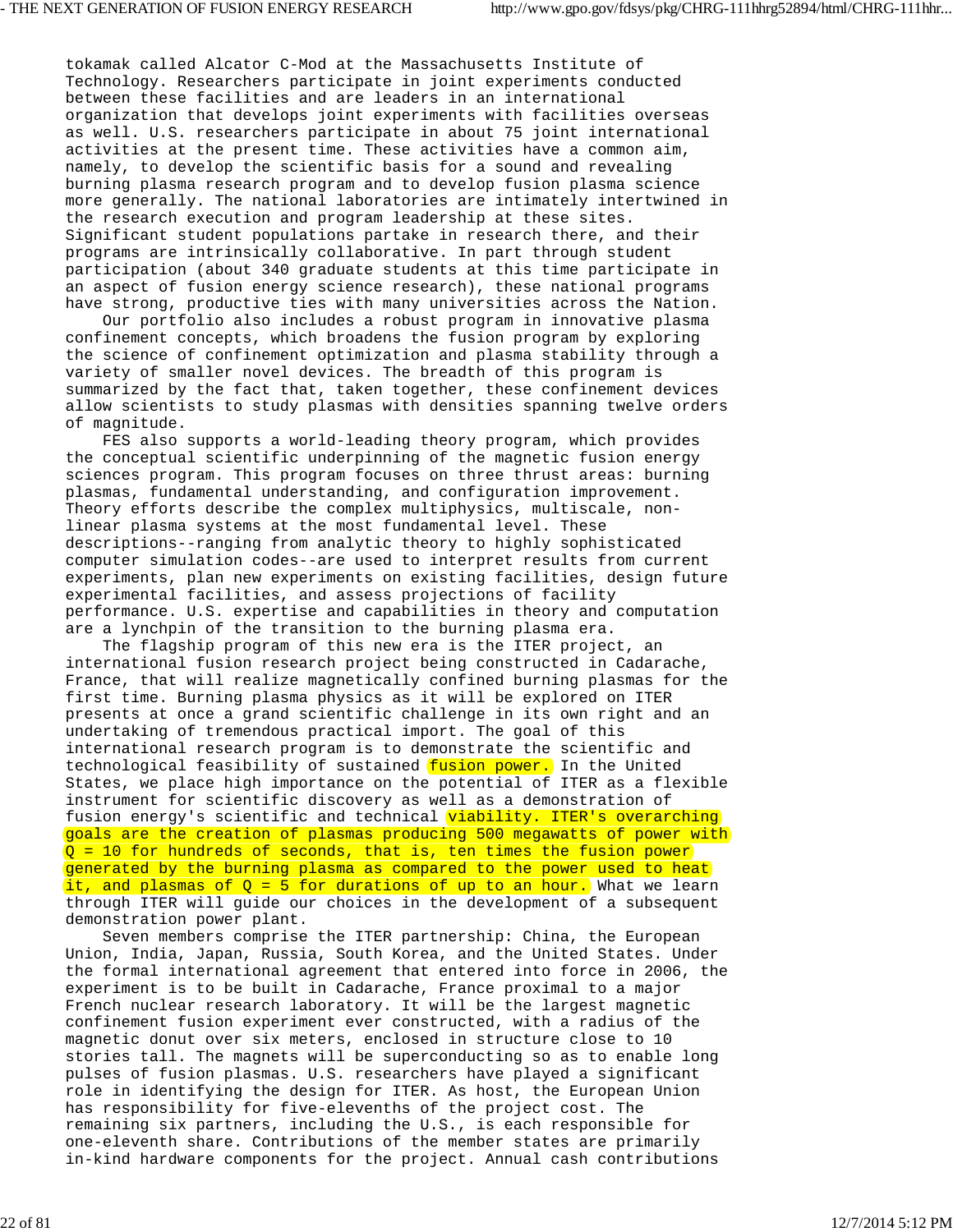tokamak called Alcator C-Mod at the Massachusetts Institute of Technology. Researchers participate in joint experiments conducted between these facilities and are leaders in an international organization that develops joint experiments with facilities overseas as well. U.S. researchers participate in about 75 joint international activities at the present time. These activities have a common aim, namely, to develop the scientific basis for a sound and revealing burning plasma research program and to develop fusion plasma science more generally. The national laboratories are intimately intertwined in the research execution and program leadership at these sites. Significant student populations partake in research there, and their programs are intrinsically collaborative. In part through student participation (about 340 graduate students at this time participate in an aspect of fusion energy science research), these national programs have strong, productive ties with many universities across the Nation.

Our portfolio also includes a robust program in innovative plasma confinement concepts, which broadens the fusion program by exploring the science of confinement optimization and plasma stability through a variety of smaller novel devices. The breadth of this program is summarized by the fact that, taken together, these confinement devices allow scientists to study plasmas with densities spanning twelve orders of magnitude.

FES also supports a world-leading theory program, which provides the conceptual scientific underpinning of the magnetic fusion energy sciences program. This program focuses on three thrust areas: burning plasmas, fundamental understanding, and configuration improvement. Theory efforts describe the complex multiphysics, multiscale, non-linear plasma systems at the most fundamental level. These descriptions--ranging from analytic theory to highly sophisticated computer simulation codes--are used to interpret results from current experiments, plan new experiments on existing facilities, design future experimental facilities, and assess projections of facility performance. U.S. expertise and capabilities in theory and computation are a lynchpin of the transition to the burning plasma era.

The flagship program of this new era is the ITER project, an international fusion research project being constructed in Cadarache, France, that will realize magnetically confined burning plasmas for the first time. Burning plasma physics as it will be explored on ITER presents at once a grand scientific challenge in its own right and an undertaking of tremendous practical import. The goal of this international research program is to demonstrate the scientific and technological feasibility of sustained fusion power. In the United States, we place high importance on the potential of ITER as a flexible instrument for scientific discovery as well as a demonstration of fusion energy's scientific and technical viability. ITER's overarching goals are the creation of plasmas producing 500 megawatts of power with Q = 10 for hundreds of seconds, that is, ten times the fusion power generated by the burning plasma as compared to the power used to heat it, and plasmas of Q = 5 for durations of up to an hour. What we learn through ITER will guide our choices in the development of a subsequent demonstration power plant.

Seven members comprise the ITER partnership: China, the European Union, India, Japan, Russia, South Korea, and the United States. Under the formal international agreement that entered into force in 2006, the experiment is to be built in Cadarache, France proximal to a major French nuclear research laboratory. It will be the largest magnetic confinement fusion experiment ever constructed, with a radius of the magnetic donut over six meters, enclosed in structure close to 10 stories tall. The magnets will be superconducting so as to enable long pulses of fusion plasmas. U.S. researchers have played a significant role in identifying the design for ITER. As host, the European Union has responsibility for five-elevenths of the project cost. The remaining six partners, including the U.S., is each responsible for one-eleventh share. Contributions of the member states are primarily in-kind hardware components for the project. Annual cash contributions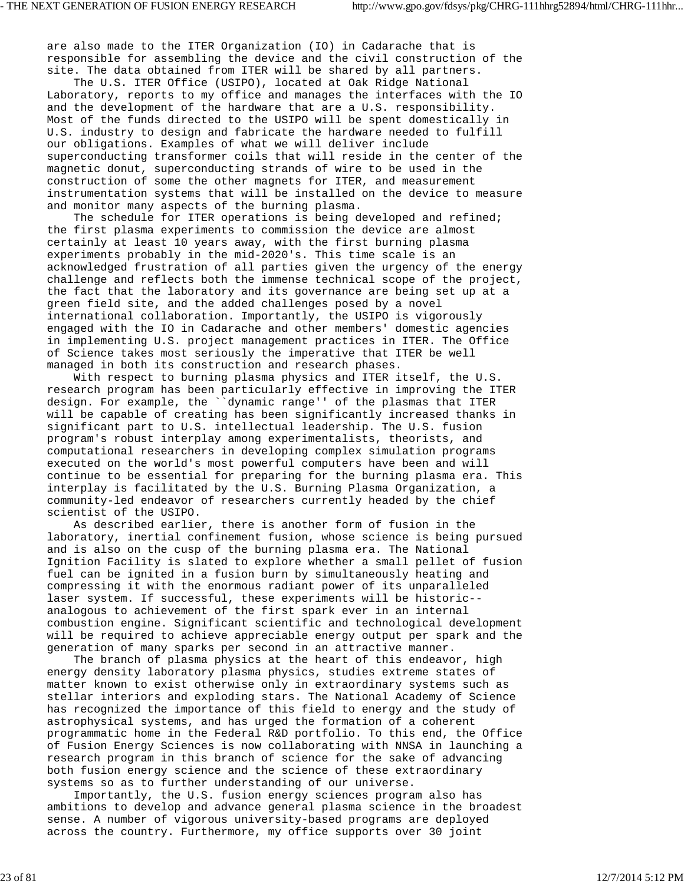are also made to the ITER Organization (IO) in Cadarache that is responsible for assembling the device and the civil construction of the site. The data obtained from ITER will be shared by all partners.

The U.S. ITER Office (USIPO), located at Oak Ridge National Laboratory, reports to my office and manages the interfaces with the IO and the development of the hardware that are a U.S. responsibility. Most of the funds directed to the USIPO will be spent domestically in U.S. industry to design and fabricate the hardware needed to fulfill our obligations. Examples of what we will deliver include superconducting transformer coils that will reside in the center of the magnetic donut, superconducting strands of wire to be used in the construction of some the other magnets for ITER, and measurement instrumentation systems that will be installed on the device to measure and monitor many aspects of the burning plasma.

The schedule for ITER operations is being developed and refined; the first plasma experiments to commission the device are almost certainly at least 10 years away, with the first burning plasma experiments probably in the mid-2020's. This time scale is an acknowledged frustration of all parties given the urgency of the energy challenge and reflects both the immense technical scope of the project, the fact that the laboratory and its governance are being set up at a green field site, and the added challenges posed by a novel international collaboration. Importantly, the USIPO is vigorously engaged with the IO in Cadarache and other members' domestic agencies in implementing U.S. project management practices in ITER. The Office of Science takes most seriously the imperative that ITER be well managed in both its construction and research phases.

With respect to burning plasma physics and ITER itself, the U.S. research program has been particularly effective in improving the ITER design. For example, the ``dynamic range'' of the plasmas that ITER will be capable of creating has been significantly increased thanks in significant part to U.S. intellectual leadership. The U.S. fusion program's robust interplay among experimentalists, theorists, and computational researchers in developing complex simulation programs executed on the world's most powerful computers have been and will continue to be essential for preparing for the burning plasma era. This interplay is facilitated by the U.S. Burning Plasma Organization, a community-led endeavor of researchers currently headed by the chief scientist of the USIPO.

As described earlier, there is another form of fusion in the laboratory, inertial confinement fusion, whose science is being pursued and is also on the cusp of the burning plasma era. The National Ignition Facility is slated to explore whether a small pellet of fusion fuel can be ignited in a fusion burn by simultaneously heating and compressing it with the enormous radiant power of its unparalleled laser system. If successful, these experiments will be historic--analogous to achievement of the first spark ever in an internal combustion engine. Significant scientific and technological development will be required to achieve appreciable energy output per spark and the generation of many sparks per second in an attractive manner.

The branch of plasma physics at the heart of this endeavor, high energy density laboratory plasma physics, studies extreme states of matter known to exist otherwise only in extraordinary systems such as stellar interiors and exploding stars. The National Academy of Science has recognized the importance of this field to energy and the study of astrophysical systems, and has urged the formation of a coherent programmatic home in the Federal R&D portfolio. To this end, the Office of Fusion Energy Sciences is now collaborating with NNSA in launching a research program in this branch of science for the sake of advancing both fusion energy science and the science of these extraordinary systems so as to further understanding of our universe.

Importantly, the U.S. fusion energy sciences program also has ambitions to develop and advance general plasma science in the broadest sense. A number of vigorous university-based programs are deployed across the country. Furthermore, my office supports over 30 joint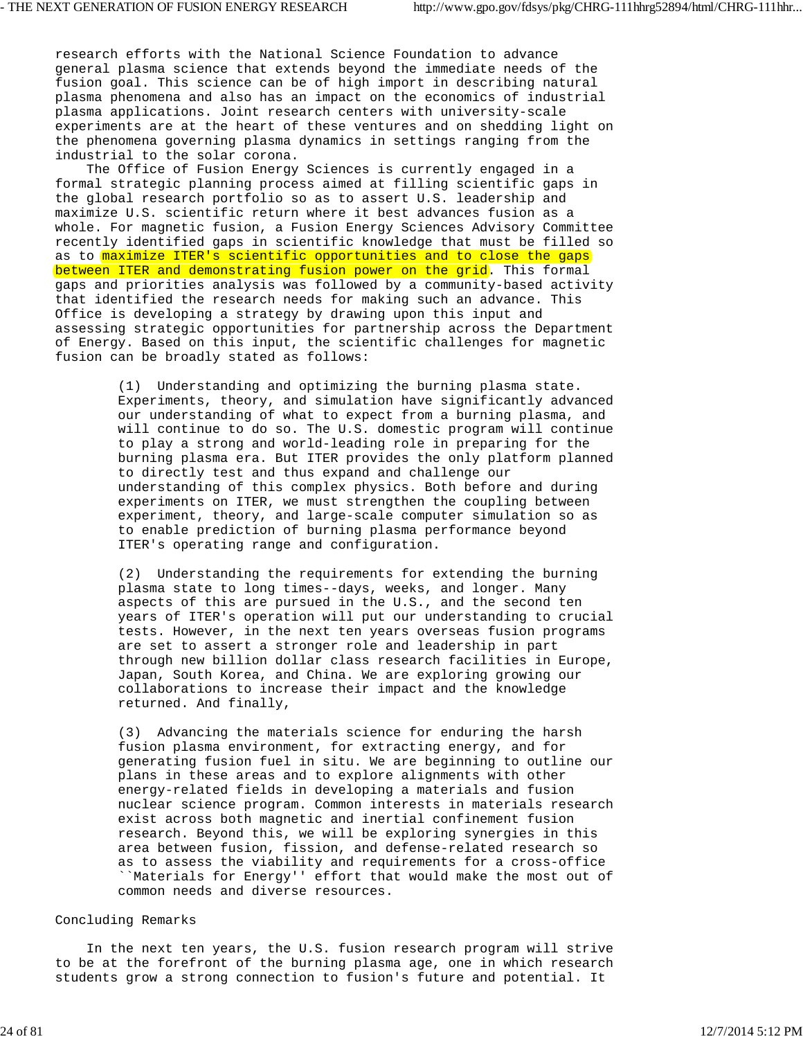research efforts with the National Science Foundation to advance general plasma science that extends beyond the immediate needs of the fusion goal. This science can be of high import in describing natural plasma phenomena and also has an impact on the economics of industrial plasma applications. Joint research centers with university-scale experiments are at the heart of these ventures and on shedding light on the phenomena governing plasma dynamics in settings ranging from the industrial to the solar corona.

The Office of Fusion Energy Sciences is currently engaged in a formal strategic planning process aimed at filling scientific gaps in the global research portfolio so as to assert U.S. leadership and maximize U.S. scientific return where it best advances fusion as a whole. For magnetic fusion, a Fusion Energy Sciences Advisory Committee recently identified gaps in scientific knowledge that must be filled so as to maximize ITER's scientific opportunities and to close the gaps between ITER and demonstrating fusion power on the grid. This formal gaps and priorities analysis was followed by a community-based activity that identified the research needs for making such an advance. This Office is developing a strategy by drawing upon this input and assessing strategic opportunities for partnership across the Department of Energy. Based on this input, the scientific challenges for magnetic fusion can be broadly stated as follows:

(1) Understanding and optimizing the burning plasma state. Experiments, theory, and simulation have significantly advanced our understanding of what to expect from a burning plasma, and will continue to do so. The U.S. domestic program will continue to play a strong and world-leading role in preparing for the burning plasma era. But ITER provides the only platform planned to directly test and thus expand and challenge our understanding of this complex physics. Both before and during experiments on ITER, we must strengthen the coupling between experiment, theory, and large-scale computer simulation so as to enable prediction of burning plasma performance beyond ITER's operating range and configuration.

(2) Understanding the requirements for extending the burning plasma state to long times--days, weeks, and longer. Many aspects of this are pursued in the U.S., and the second ten years of ITER's operation will put our understanding to crucial tests. However, in the next ten years overseas fusion programs are set to assert a stronger role and leadership in part through new billion dollar class research facilities in Europe, Japan, South Korea, and China. We are exploring growing our collaborations to increase their impact and the knowledge returned. And finally,

(3) Advancing the materials science for enduring the harsh fusion plasma environment, for extracting energy, and for generating fusion fuel in situ. We are beginning to outline our plans in these areas and to explore alignments with other energy-related fields in developing a materials and fusion nuclear science program. Common interests in materials research exist across both magnetic and inertial confinement fusion research. Beyond this, we will be exploring synergies in this area between fusion, fission, and defense-related research so as to assess the viability and requirements for a cross-office ``Materials for Energy'' effort that would make the most out of common needs and diverse resources.

Concluding Remarks

In the next ten years, the U.S. fusion research program will strive to be at the forefront of the burning plasma age, one in which research students grow a strong connection to fusion's future and potential. It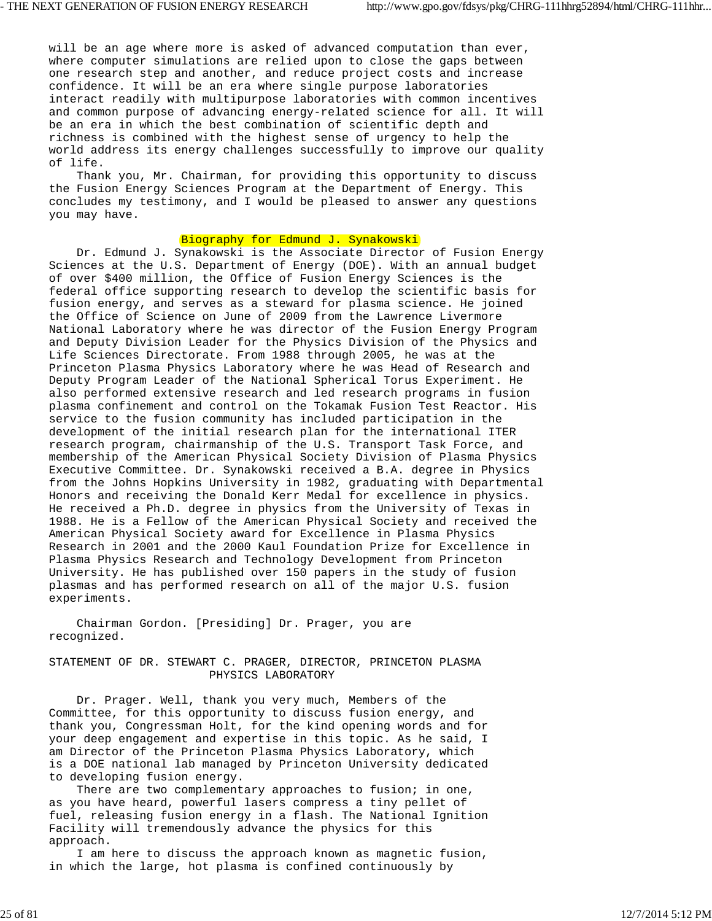will be an age where more is asked of advanced computation than ever, where computer simulations are relied upon to close the gaps between one research step and another, and reduce project costs and increase confidence. It will be an era where single purpose laboratories interact readily with multipurpose laboratories with common incentives and common purpose of advancing energy-related science for all. It will be an era in which the best combination of scientific depth and richness is combined with the highest sense of urgency to help the world address its energy challenges successfully to improve our quality of life.

Thank you, Mr. Chairman, for providing this opportunity to discuss the Fusion Energy Sciences Program at the Department of Energy. This concludes my testimony, and I would be pleased to answer any questions you may have.

## Biography for Edmund J. Synakowski

Dr. Edmund J. Synakowski is the Associate Director of Fusion Energy Sciences at the U.S. Department of Energy (DOE). With an annual budget of over $400 million, the Office of Fusion Energy Sciences is the federal office supporting research to develop the scientific basis for fusion energy, and serves as a steward for plasma science. He joined the Office of Science on June of 2009 from the Lawrence Livermore National Laboratory where he was director of the Fusion Energy Program and Deputy Division Leader for the Physics Division of the Physics and Life Sciences Directorate. From 1988 through 2005, he was at the Princeton Plasma Physics Laboratory where he was Head of Research and Deputy Program Leader of the National Spherical Torus Experiment. He also performed extensive research and led research programs in fusion plasma confinement and control on the Tokamak Fusion Test Reactor. His service to the fusion community has included participation in the development of the initial research plan for the international ITER research program, chairmanship of the U.S. Transport Task Force, and membership of the American Physical Society Division of Plasma Physics Executive Committee. Dr. Synakowski received a B.A. degree in Physics from the Johns Hopkins University in 1982, graduating with Departmental Honors and receiving the Donald Kerr Medal for excellence in physics. He received a Ph.D. degree in physics from the University of Texas in 1988. He is a Fellow of the American Physical Society and received the American Physical Society award for Excellence in Plasma Physics Research in 2001 and the 2000 Kaul Foundation Prize for Excellence in Plasma Physics Research and Technology Development from Princeton University. He has published over 150 papers in the study of fusion plasmas and has performed research on all of the major U.S. fusion experiments.

Chairman Gordon. [Presiding] Dr. Prager, you are recognized.

## STATEMENT OF DR. STEWART C. PRAGER, DIRECTOR, PRINCETON PLASMA PHYSICS LABORATORY

Dr. Prager. Well, thank you very much, Members of the Committee, for this opportunity to discuss fusion energy, and thank you, Congressman Holt, for the kind opening words and for your deep engagement and expertise in this topic. As he said, I am Director of the Princeton Plasma Physics Laboratory, which is a DOE national lab managed by Princeton University dedicated to developing fusion energy.

There are two complementary approaches to fusion; in one, as you have heard, powerful lasers compress a tiny pellet of fuel, releasing fusion energy in a flash. The National Ignition Facility will tremendously advance the physics for this approach.

I am here to discuss the approach known as magnetic fusion, in which the large, hot plasma is confined continuously by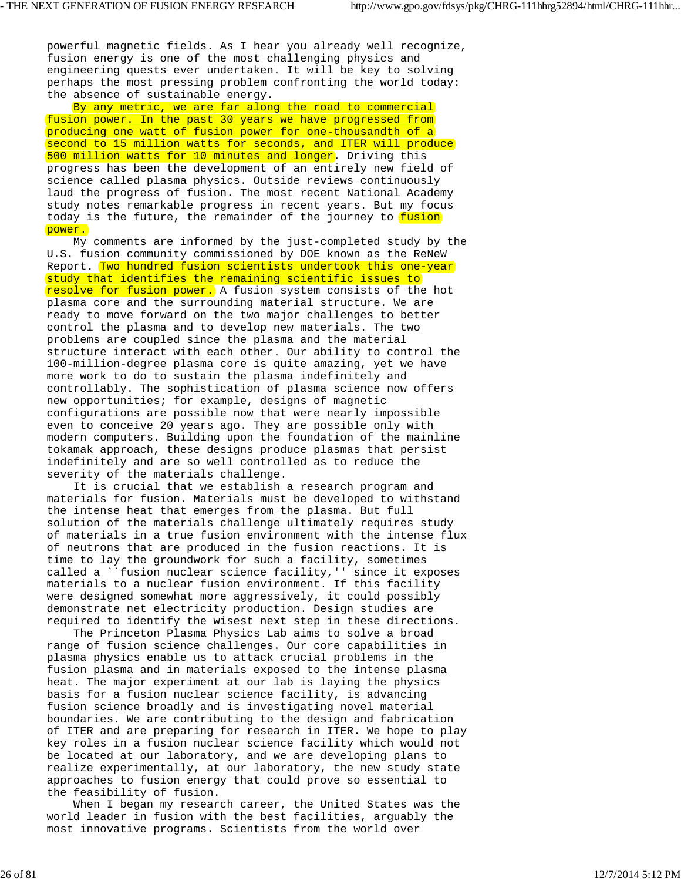powerful magnetic fields. As I hear you already well recognize, fusion energy is one of the most challenging physics and engineering quests ever undertaken. It will be key to solving perhaps the most pressing problem confronting the world today: the absence of sustainable energy.

By any metric, we are far along the road to commercial fusion power. In the past 30 years we have progressed from producing one watt of fusion power for one-thousandth of a second to 15 million watts for seconds, and ITER will produce 500 million watts for 10 minutes and longer. Driving this progress has been the development of an entirely new field of science called plasma physics. Outside reviews continuously laud the progress of fusion. The most recent National Academy study notes remarkable progress in recent years. But my focus today is the future, the remainder of the journey to fusion power.

My comments are informed by the just-completed study by the U.S. fusion community commissioned by DOE known as the ReNeW Report. Two hundred fusion scientists undertook this one-year study that identifies the remaining scientific issues to resolve for fusion power. A fusion system consists of the hot plasma core and the surrounding material structure. We are ready to move forward on the two major challenges to better control the plasma and to develop new materials. The two problems are coupled since the plasma and the material structure interact with each other. Our ability to control the 100-million-degree plasma core is quite amazing, yet we have more work to do to sustain the plasma indefinitely and controllably. The sophistication of plasma science now offers new opportunities; for example, designs of magnetic configurations are possible now that were nearly impossible even to conceive 20 years ago. They are possible only with modern computers. Building upon the foundation of the mainline tokamak approach, these designs produce plasmas that persist indefinitely and are so well controlled as to reduce the severity of the materials challenge.

It is crucial that we establish a research program and materials for fusion. Materials must be developed to withstand the intense heat that emerges from the plasma. But full solution of the materials challenge ultimately requires study of materials in a true fusion environment with the intense flux of neutrons that are produced in the fusion reactions. It is time to lay the groundwork for such a facility, sometimes called a ``fusion nuclear science facility,'' since it exposes materials to a nuclear fusion environment. If this facility were designed somewhat more aggressively, it could possibly demonstrate net electricity production. Design studies are required to identify the wisest next step in these directions.

The Princeton Plasma Physics Lab aims to solve a broad range of fusion science challenges. Our core capabilities in plasma physics enable us to attack crucial problems in the fusion plasma and in materials exposed to the intense plasma heat. The major experiment at our lab is laying the physics basis for a fusion nuclear science facility, is advancing fusion science broadly and is investigating novel material boundaries. We are contributing to the design and fabrication of ITER and are preparing for research in ITER. We hope to play key roles in a fusion nuclear science facility which would not be located at our laboratory, and we are developing plans to realize experimentally, at our laboratory, the new study state approaches to fusion energy that could prove so essential to the feasibility of fusion.

When I began my research career, the United States was the world leader in fusion with the best facilities, arguably the most innovative programs. Scientists from the world over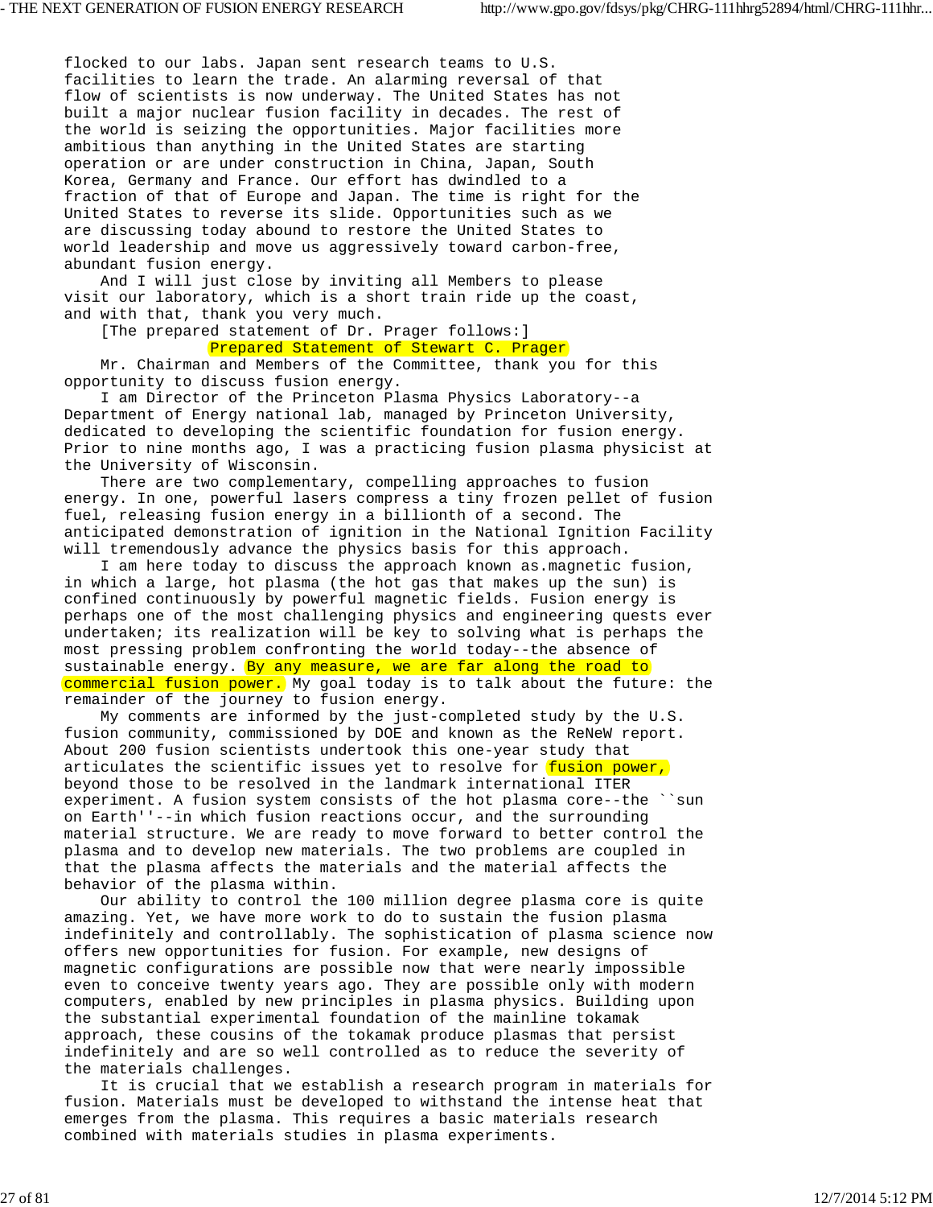flocked to our labs. Japan sent research teams to U.S. facilities to learn the trade. An alarming reversal of that flow of scientists is now underway. The United States has not built a major nuclear fusion facility in decades. The rest of the world is seizing the opportunities. Major facilities more ambitious than anything in the United States are starting operation or are under construction in China, Japan, South Korea, Germany and France. Our effort has dwindled to a fraction of that of Europe and Japan. The time is right for the United States to reverse its slide. Opportunities such as we are discussing today abound to restore the United States to world leadership and move us aggressively toward carbon-free, abundant fusion energy.

And I will just close by inviting all Members to please visit our laboratory, which is a short train ride up the coast, and with that, thank you very much.

[The prepared statement of Dr. Prager follows:]

## Prepared Statement of Stewart C. Prager

Mr. Chairman and Members of the Committee, thank you for this opportunity to discuss fusion energy.

I am Director of the Princeton Plasma Physics Laboratory--a Department of Energy national lab, managed by Princeton University, dedicated to developing the scientific foundation for fusion energy. Prior to nine months ago, I was a practicing fusion plasma physicist at the University of Wisconsin.

There are two complementary, compelling approaches to fusion energy. In one, powerful lasers compress a tiny frozen pellet of fusion fuel, releasing fusion energy in a billionth of a second. The anticipated demonstration of ignition in the National Ignition Facility will tremendously advance the physics basis for this approach.

I am here today to discuss the approach known as.magnetic fusion, in which a large, hot plasma (the hot gas that makes up the sun) is confined continuously by powerful magnetic fields. Fusion energy is perhaps one of the most challenging physics and engineering quests ever undertaken; its realization will be key to solving what is perhaps the most pressing problem confronting the world today--the absence of sustainable energy. By any measure, we are far along the road to commercial fusion power. My goal today is to talk about the future: the remainder of the journey to fusion energy.

My comments are informed by the just-completed study by the U.S. fusion community, commissioned by DOE and known as the ReNeW report. About 200 fusion scientists undertook this one-year study that articulates the scientific issues yet to resolve for fusion power, beyond those to be resolved in the landmark international ITER experiment. A fusion system consists of the hot plasma core--the ``sun on Earth''--in which fusion reactions occur, and the surrounding material structure. We are ready to move forward to better control the plasma and to develop new materials. The two problems are coupled in that the plasma affects the materials and the material affects the behavior of the plasma within.

Our ability to control the 100 million degree plasma core is quite amazing. Yet, we have more work to do to sustain the fusion plasma indefinitely and controllably. The sophistication of plasma science now offers new opportunities for fusion. For example, new designs of magnetic configurations are possible now that were nearly impossible even to conceive twenty years ago. They are possible only with modern computers, enabled by new principles in plasma physics. Building upon the substantial experimental foundation of the mainline tokamak approach, these cousins of the tokamak produce plasmas that persist indefinitely and are so well controlled as to reduce the severity of the materials challenges.

It is crucial that we establish a research program in materials for fusion. Materials must be developed to withstand the intense heat that emerges from the plasma. This requires a basic materials research combined with materials studies in plasma experiments.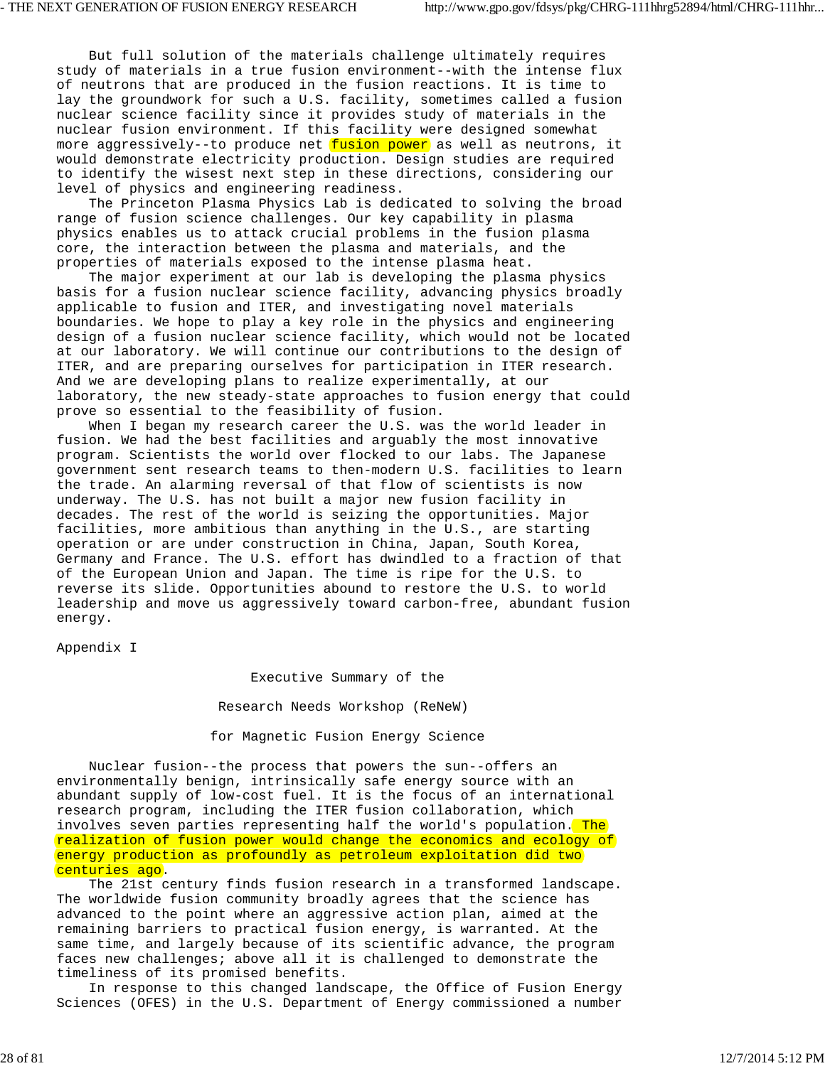But full solution of the materials challenge ultimately requires study of materials in a true fusion environment--with the intense flux of neutrons that are produced in the fusion reactions. It is time to lay the groundwork for such a U.S. facility, sometimes called a fusion nuclear science facility since it provides study of materials in the nuclear fusion environment. If this facility were designed somewhat more aggressively--to produce net fusion power as well as neutrons, it would demonstrate electricity production. Design studies are required to identify the wisest next step in these directions, considering our level of physics and engineering readiness.

The Princeton Plasma Physics Lab is dedicated to solving the broad range of fusion science challenges. Our key capability in plasma physics enables us to attack crucial problems in the fusion plasma core, the interaction between the plasma and materials, and the properties of materials exposed to the intense plasma heat.

The major experiment at our lab is developing the plasma physics basis for a fusion nuclear science facility, advancing physics broadly applicable to fusion and ITER, and investigating novel materials boundaries. We hope to play a key role in the physics and engineering design of a fusion nuclear science facility, which would not be located at our laboratory. We will continue our contributions to the design of ITER, and are preparing ourselves for participation in ITER research. And we are developing plans to realize experimentally, at our laboratory, the new steady-state approaches to fusion energy that could prove so essential to the feasibility of fusion.

When I began my research career the U.S. was the world leader in fusion. We had the best facilities and arguably the most innovative program. Scientists the world over flocked to our labs. The Japanese government sent research teams to then-modern U.S. facilities to learn the trade. An alarming reversal of that flow of scientists is now underway. The U.S. has not built a major new fusion facility in decades. The rest of the world is seizing the opportunities. Major facilities, more ambitious than anything in the U.S., are starting operation or are under construction in China, Japan, South Korea, Germany and France. The U.S. effort has dwindled to a fraction of that of the European Union and Japan. The time is ripe for the U.S. to reverse its slide. Opportunities abound to restore the U.S. to world leadership and move us aggressively toward carbon-free, abundant fusion energy.

Appendix I

## Executive Summary of the Research Needs Workshop (ReNeW) for Magnetic Fusion Energy Science

Nuclear fusion--the process that powers the sun--offers an environmentally benign, intrinsically safe energy source with an abundant supply of low-cost fuel. It is the focus of an international research program, including the ITER fusion collaboration, which involves seven parties representing half the world's population. The realization of fusion power would change the economics and ecology of energy production as profoundly as petroleum exploitation did two centuries ago.

The 21st century finds fusion research in a transformed landscape. The worldwide fusion community broadly agrees that the science has advanced to the point where an aggressive action plan, aimed at the remaining barriers to practical fusion energy, is warranted. At the same time, and largely because of its scientific advance, the program faces new challenges; above all it is challenged to demonstrate the timeliness of its promised benefits.

In response to this changed landscape, the Office of Fusion Energy Sciences (OFES) in the U.S. Department of Energy commissioned a number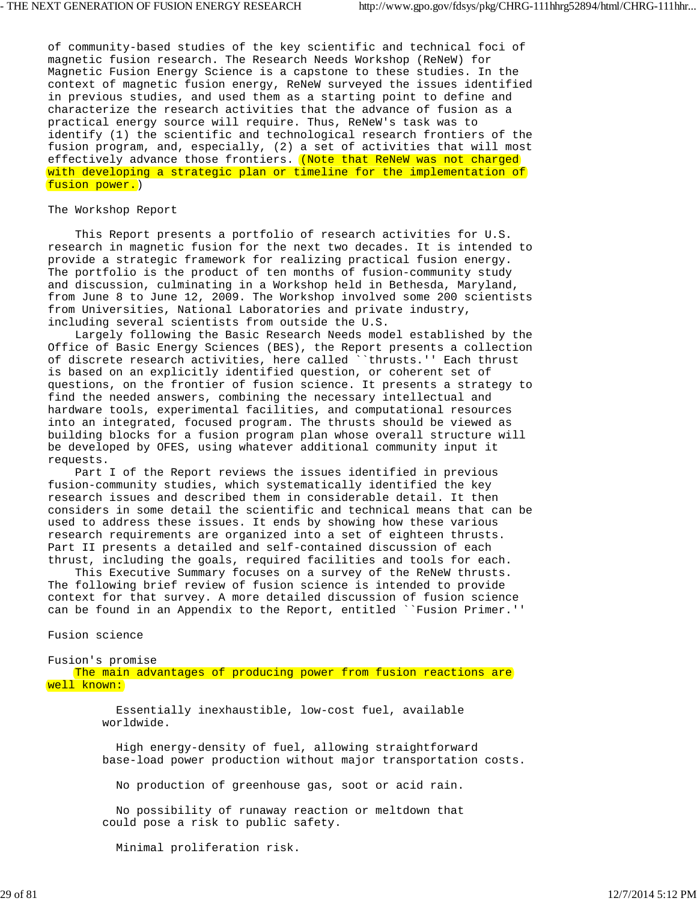of community-based studies of the key scientific and technical foci of magnetic fusion research. The Research Needs Workshop (ReNeW) for Magnetic Fusion Energy Science is a capstone to these studies. In the context of magnetic fusion energy, ReNeW surveyed the issues identified in previous studies, and used them as a starting point to define and characterize the research activities that the advance of fusion as a practical energy source will require. Thus, ReNeW's task was to identify (1) the scientific and technological research frontiers of the fusion program, and, especially, (2) a set of activities that will most effectively advance those frontiers. (Note that ReNeW was not charged with developing a strategic plan or timeline for the implementation of fusion power.)

## The Workshop Report

This Report presents a portfolio of research activities for U.S. research in magnetic fusion for the next two decades. It is intended to provide a strategic framework for realizing practical fusion energy. The portfolio is the product of ten months of fusion-community study and discussion, culminating in a Workshop held in Bethesda, Maryland, from June 8 to June 12, 2009. The Workshop involved some 200 scientists from Universities, National Laboratories and private industry, including several scientists from outside the U.S.

Largely following the Basic Research Needs model established by the Office of Basic Energy Sciences (BES), the Report presents a collection of discrete research activities, here called ``thrusts.'' Each thrust is based on an explicitly identified question, or coherent set of questions, on the frontier of fusion science. It presents a strategy to find the needed answers, combining the necessary intellectual and hardware tools, experimental facilities, and computational resources into an integrated, focused program. The thrusts should be viewed as building blocks for a fusion program plan whose overall structure will be developed by OFES, using whatever additional community input it requests.

Part I of the Report reviews the issues identified in previous fusion-community studies, which systematically identified the key research issues and described them in considerable detail. It then considers in some detail the scientific and technical means that can be used to address these issues. It ends by showing how these various research requirements are organized into a set of eighteen thrusts. Part II presents a detailed and self-contained discussion of each thrust, including the goals, required facilities and tools for each.

This Executive Summary focuses on a survey of the ReNeW thrusts. The following brief review of fusion science is intended to provide context for that survey. A more detailed discussion of fusion science can be found in an Appendix to the Report, entitled ``Fusion Primer.''

## Fusion science

### Fusion's promise

The main advantages of producing power from fusion reactions are well known:

- Essentially inexhaustible, low-cost fuel, available worldwide.
- High energy-density of fuel, allowing straightforward base-load power production without major transportation costs.
- No production of greenhouse gas, soot or acid rain.
- No possibility of runaway reaction or meltdown that could pose a risk to public safety.
- Minimal proliferation risk.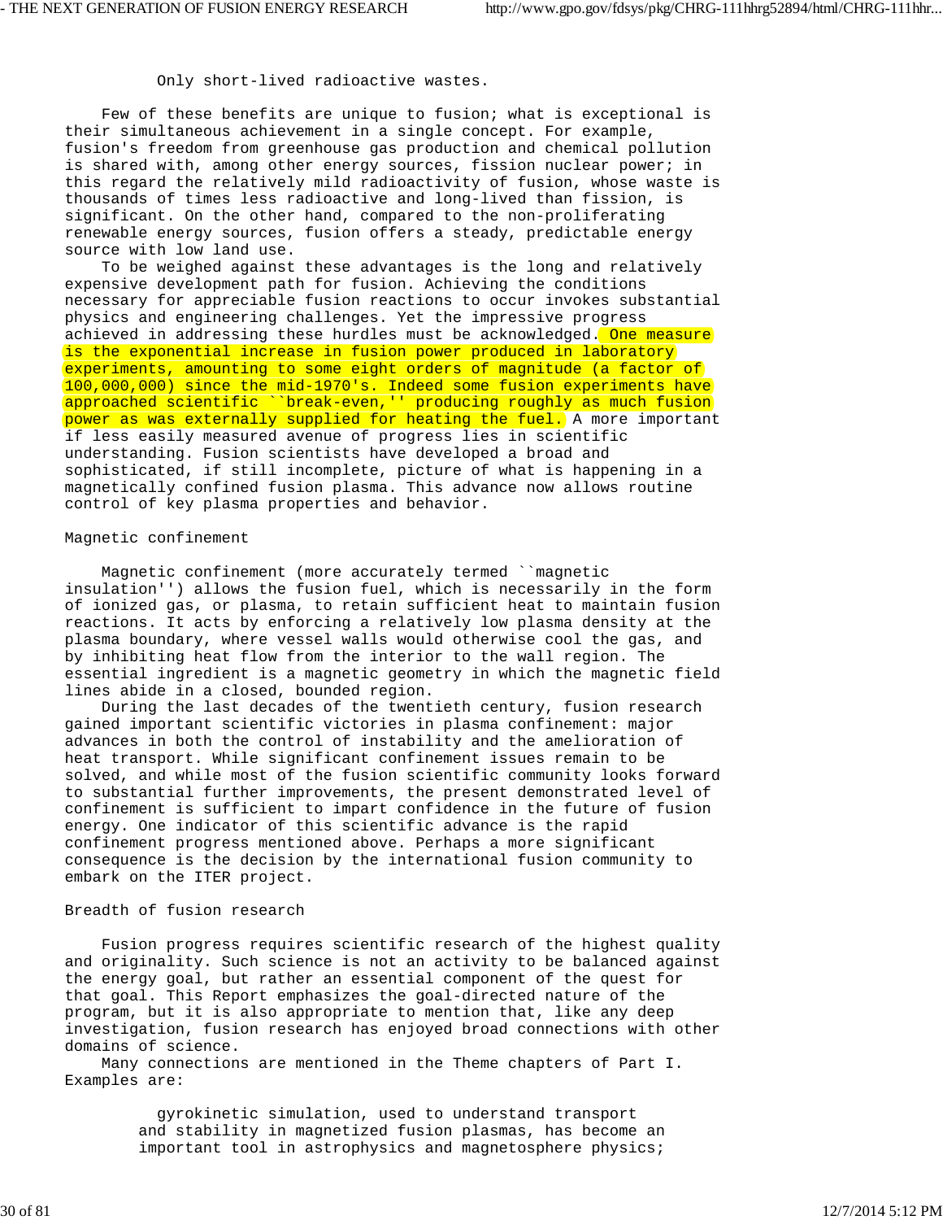Only short-lived radioactive wastes.

Few of these benefits are unique to fusion; what is exceptional is their simultaneous achievement in a single concept. For example, fusion's freedom from greenhouse gas production and chemical pollution is shared with, among other energy sources, fission nuclear power; in this regard the relatively mild radioactivity of fusion, whose waste is thousands of times less radioactive and long-lived than fission, is significant. On the other hand, compared to the non-proliferating renewable energy sources, fusion offers a steady, predictable energy source with low land use.

To be weighed against these advantages is the long and relatively expensive development path for fusion. Achieving the conditions necessary for appreciable fusion reactions to occur invokes substantial physics and engineering challenges. Yet the impressive progress achieved in addressing these hurdles must be acknowledged. One measure is the exponential increase in fusion power produced in laboratory experiments, amounting to some eight orders of magnitude (a factor of 100,000,000) since the mid-1970's. Indeed some fusion experiments have approached scientific ``break-even,'' producing roughly as much fusion power as was externally supplied for heating the fuel. A more important if less easily measured avenue of progress lies in scientific understanding. Fusion scientists have developed a broad and sophisticated, if still incomplete, picture of what is happening in a magnetically confined fusion plasma. This advance now allows routine control of key plasma properties and behavior.

## Magnetic confinement

Magnetic confinement (more accurately termed ``magnetic insulation'') allows the fusion fuel, which is necessarily in the form of ionized gas, or plasma, to retain sufficient heat to maintain fusion reactions. It acts by enforcing a relatively low plasma density at the plasma boundary, where vessel walls would otherwise cool the gas, and by inhibiting heat flow from the interior to the wall region. The essential ingredient is a magnetic geometry in which the magnetic field lines abide in a closed, bounded region.

During the last decades of the twentieth century, fusion research gained important scientific victories in plasma confinement: major advances in both the control of instability and the amelioration of heat transport. While significant confinement issues remain to be solved, and while most of the fusion scientific community looks forward to substantial further improvements, the present demonstrated level of confinement is sufficient to impart confidence in the future of fusion energy. One indicator of this scientific advance is the rapid confinement progress mentioned above. Perhaps a more significant consequence is the decision by the international fusion community to embark on the ITER project.

## Breadth of fusion research

Fusion progress requires scientific research of the highest quality and originality. Such science is not an activity to be balanced against the energy goal, but rather an essential component of the quest for that goal. This Report emphasizes the goal-directed nature of the program, but it is also appropriate to mention that, like any deep investigation, fusion research has enjoyed broad connections with other domains of science.

Many connections are mentioned in the Theme chapters of Part I. Examples are:

- gyrokinetic simulation, used to understand transport and stability in magnetized fusion plasmas, has become an important tool in astrophysics and magnetosphere physics;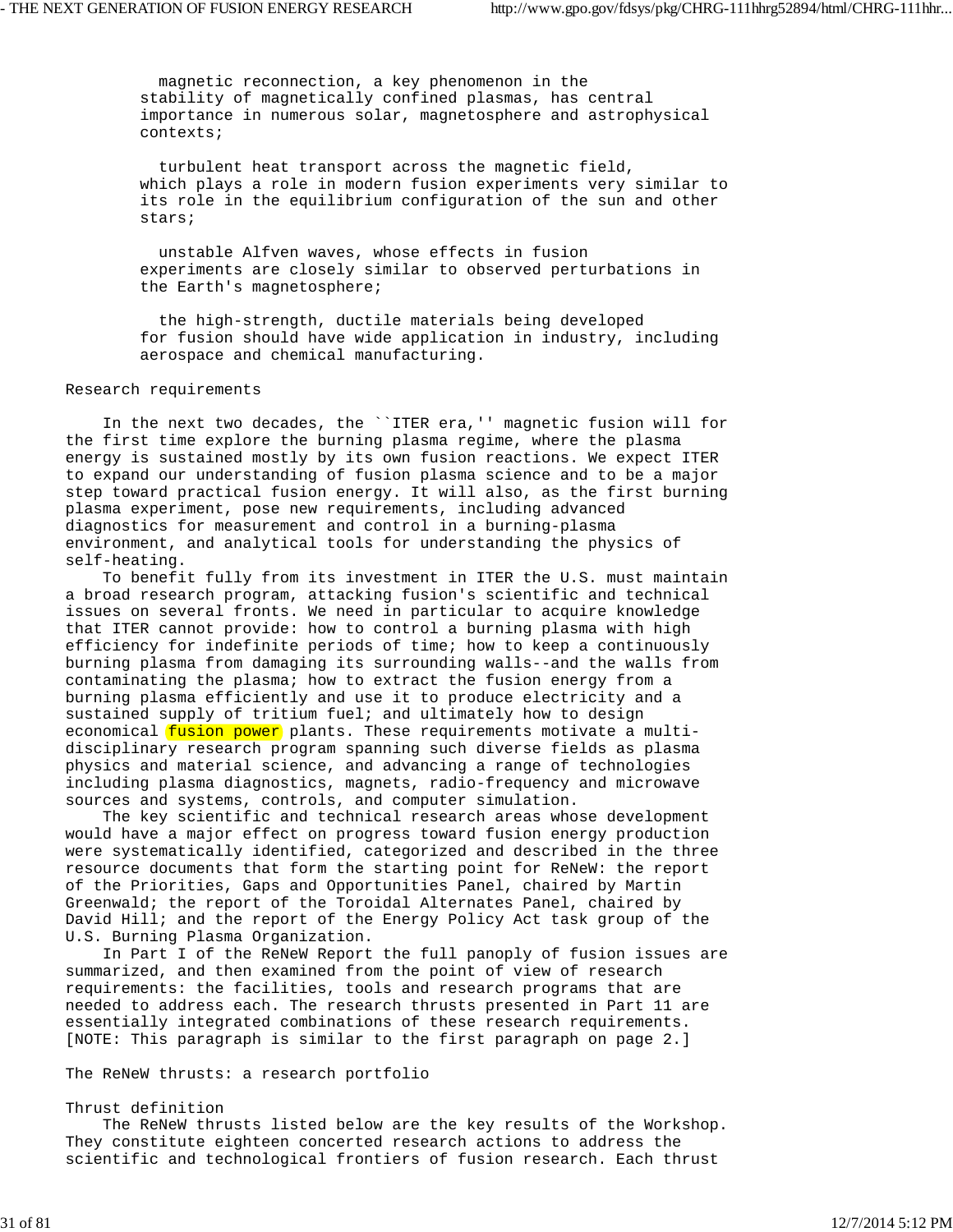magnetic reconnection, a key phenomenon in the stability of magnetically confined plasmas, has central importance in numerous solar, magnetosphere and astrophysical contexts;

turbulent heat transport across the magnetic field, which plays a role in modern fusion experiments very similar to its role in the equilibrium configuration of the sun and other stars;

unstable Alfven waves, whose effects in fusion experiments are closely similar to observed perturbations in the Earth's magnetosphere;

the high-strength, ductile materials being developed for fusion should have wide application in industry, including aerospace and chemical manufacturing.

## Research requirements

In the next two decades, the ``ITER era,'' magnetic fusion will for the first time explore the burning plasma regime, where the plasma energy is sustained mostly by its own fusion reactions. We expect ITER to expand our understanding of fusion plasma science and to be a major step toward practical fusion energy. It will also, as the first burning plasma experiment, pose new requirements, including advanced diagnostics for measurement and control in a burning-plasma environment, and analytical tools for understanding the physics of self-heating.

To benefit fully from its investment in ITER the U.S. must maintain a broad research program, attacking fusion's scientific and technical issues on several fronts. We need in particular to acquire knowledge that ITER cannot provide: how to control a burning plasma with high efficiency for indefinite periods of time; how to keep a continuously burning plasma from damaging its surrounding walls--and the walls from contaminating the plasma; how to extract the fusion energy from a burning plasma efficiently and use it to produce electricity and a sustained supply of tritium fuel; and ultimately how to design economical fusion power plants. These requirements motivate a multi-disciplinary research program spanning such diverse fields as plasma physics and material science, and advancing a range of technologies including plasma diagnostics, magnets, radio-frequency and microwave sources and systems, controls, and computer simulation.

The key scientific and technical research areas whose development would have a major effect on progress toward fusion energy production were systematically identified, categorized and described in the three resource documents that form the starting point for ReNeW: the report of the Priorities, Gaps and Opportunities Panel, chaired by Martin Greenwald; the report of the Toroidal Alternates Panel, chaired by David Hill; and the report of the Energy Policy Act task group of the U.S. Burning Plasma Organization.

In Part I of the ReNeW Report the full panoply of fusion issues are summarized, and then examined from the point of view of research requirements: the facilities, tools and research programs that are needed to address each. The research thrusts presented in Part 11 are essentially integrated combinations of these research requirements. [NOTE: This paragraph is similar to the first paragraph on page 2.]

## The ReNeW thrusts: a research portfolio

### Thrust definition

The ReNeW thrusts listed below are the key results of the Workshop. They constitute eighteen concerted research actions to address the scientific and technological frontiers of fusion research. Each thrust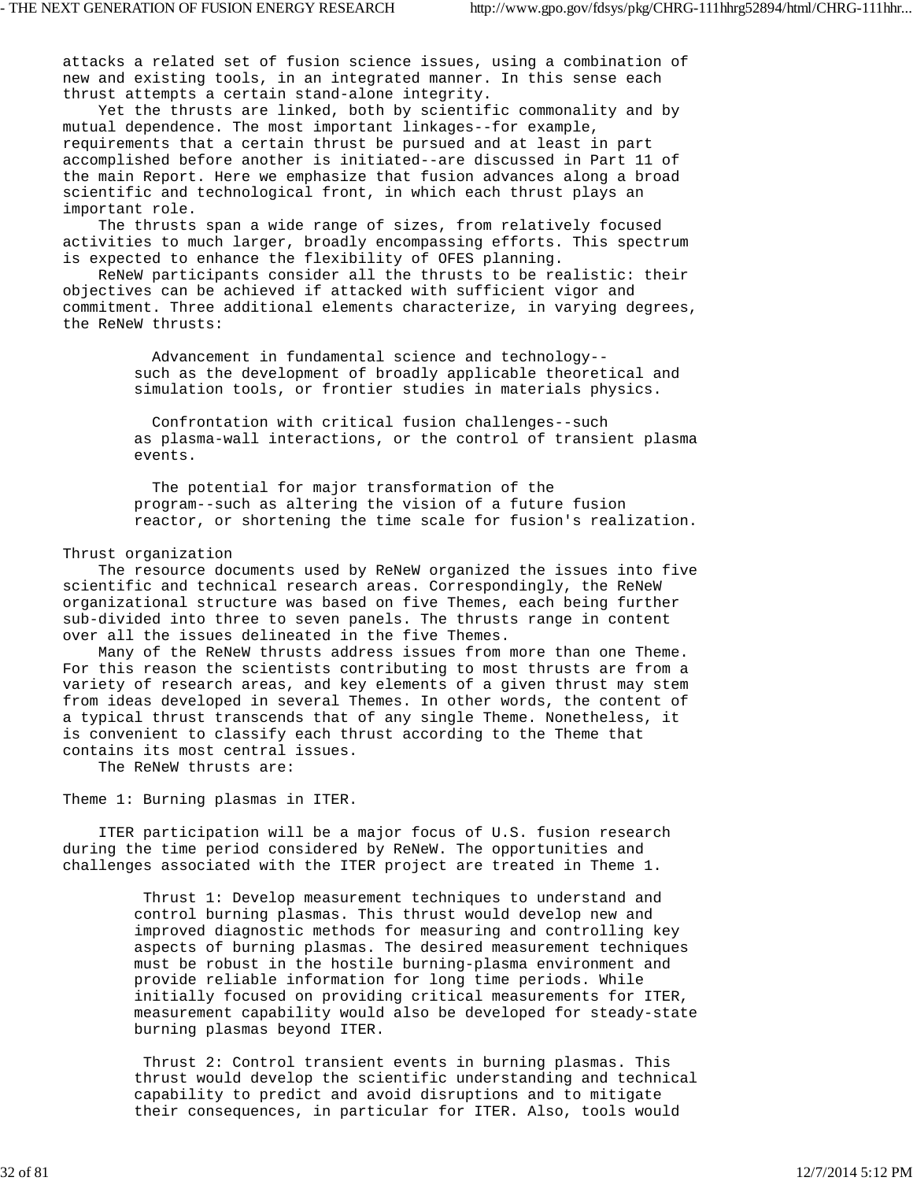attacks a related set of fusion science issues, using a combination of new and existing tools, in an integrated manner. In this sense each thrust attempts a certain stand-alone integrity.

Yet the thrusts are linked, both by scientific commonality and by mutual dependence. The most important linkages--for example, requirements that a certain thrust be pursued and at least in part accomplished before another is initiated--are discussed in Part 11 of the main Report. Here we emphasize that fusion advances along a broad scientific and technological front, in which each thrust plays an important role.

The thrusts span a wide range of sizes, from relatively focused activities to much larger, broadly encompassing efforts. This spectrum is expected to enhance the flexibility of OFES planning.

ReNeW participants consider all the thrusts to be realistic: their objectives can be achieved if attacked with sufficient vigor and commitment. Three additional elements characterize, in varying degrees, the ReNeW thrusts:

- Advancement in fundamental science and technology--such as the development of broadly applicable theoretical and simulation tools, or frontier studies in materials physics.
- Confrontation with critical fusion challenges--such as plasma-wall interactions, or the control of transient plasma events.
- The potential for major transformation of the program--such as altering the vision of a future fusion reactor, or shortening the time scale for fusion's realization.

Thrust organization

The resource documents used by ReNeW organized the issues into five scientific and technical research areas. Correspondingly, the ReNeW organizational structure was based on five Themes, each being further sub-divided into three to seven panels. The thrusts range in content over all the issues delineated in the five Themes.

Many of the ReNeW thrusts address issues from more than one Theme. For this reason the scientists contributing to most thrusts are from a variety of research areas, and key elements of a given thrust may stem from ideas developed in several Themes. In other words, the content of a typical thrust transcends that of any single Theme. Nonetheless, it is convenient to classify each thrust according to the Theme that contains its most central issues.

The ReNeW thrusts are:

Theme 1: Burning plasmas in ITER.

ITER participation will be a major focus of U.S. fusion research during the time period considered by ReNeW. The opportunities and challenges associated with the ITER project are treated in Theme 1.

Thrust 1: Develop measurement techniques to understand and control burning plasmas. This thrust would develop new and improved diagnostic methods for measuring and controlling key aspects of burning plasmas. The desired measurement techniques must be robust in the hostile burning-plasma environment and provide reliable information for long time periods. While initially focused on providing critical measurements for ITER, measurement capability would also be developed for steady-state burning plasmas beyond ITER.

Thrust 2: Control transient events in burning plasmas. This thrust would develop the scientific understanding and technical capability to predict and avoid disruptions and to mitigate their consequences, in particular for ITER. Also, tools would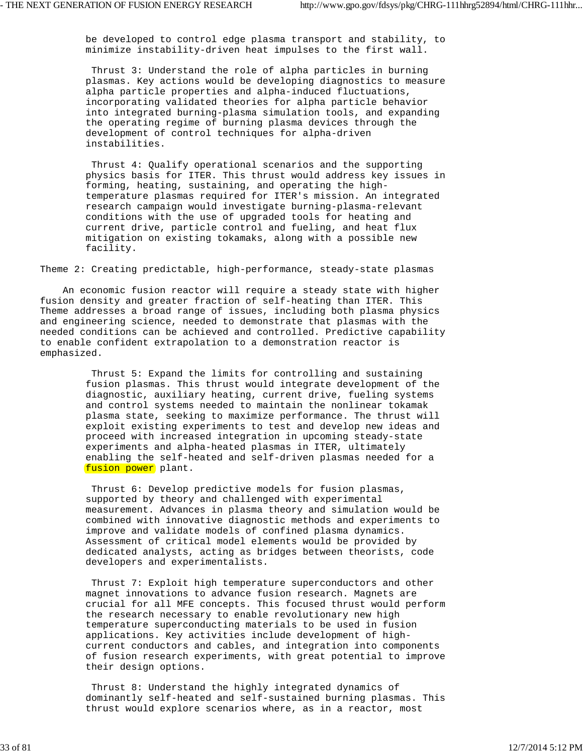be developed to control edge plasma transport and stability, to minimize instability-driven heat impulses to the first wall.

Thrust 3: Understand the role of alpha particles in burning plasmas. Key actions would be developing diagnostics to measure alpha particle properties and alpha-induced fluctuations, incorporating validated theories for alpha particle behavior into integrated burning-plasma simulation tools, and expanding the operating regime of burning plasma devices through the development of control techniques for alpha-driven instabilities.

Thrust 4: Qualify operational scenarios and the supporting physics basis for ITER. This thrust would address key issues in forming, heating, sustaining, and operating the high-temperature plasmas required for ITER's mission. An integrated research campaign would investigate burning-plasma-relevant conditions with the use of upgraded tools for heating and current drive, particle control and fueling, and heat flux mitigation on existing tokamaks, along with a possible new facility.

Theme 2: Creating predictable, high-performance, steady-state plasmas

An economic fusion reactor will require a steady state with higher fusion density and greater fraction of self-heating than ITER. This Theme addresses a broad range of issues, including both plasma physics and engineering science, needed to demonstrate that plasmas with the needed conditions can be achieved and controlled. Predictive capability to enable confident extrapolation to a demonstration reactor is emphasized.

Thrust 5: Expand the limits for controlling and sustaining fusion plasmas. This thrust would integrate development of the diagnostic, auxiliary heating, current drive, fueling systems and control systems needed to maintain the nonlinear tokamak plasma state, seeking to maximize performance. The thrust will exploit existing experiments to test and develop new ideas and proceed with increased integration in upcoming steady-state experiments and alpha-heated plasmas in ITER, ultimately enabling the self-heated and self-driven plasmas needed for a fusion power plant.

Thrust 6: Develop predictive models for fusion plasmas, supported by theory and challenged with experimental measurement. Advances in plasma theory and simulation would be combined with innovative diagnostic methods and experiments to improve and validate models of confined plasma dynamics. Assessment of critical model elements would be provided by dedicated analysts, acting as bridges between theorists, code developers and experimentalists.

Thrust 7: Exploit high temperature superconductors and other magnet innovations to advance fusion research. Magnets are crucial for all MFE concepts. This focused thrust would perform the research necessary to enable revolutionary new high temperature superconducting materials to be used in fusion applications. Key activities include development of high-current conductors and cables, and integration into components of fusion research experiments, with great potential to improve their design options.

Thrust 8: Understand the highly integrated dynamics of dominantly self-heated and self-sustained burning plasmas. This thrust would explore scenarios where, as in a reactor, most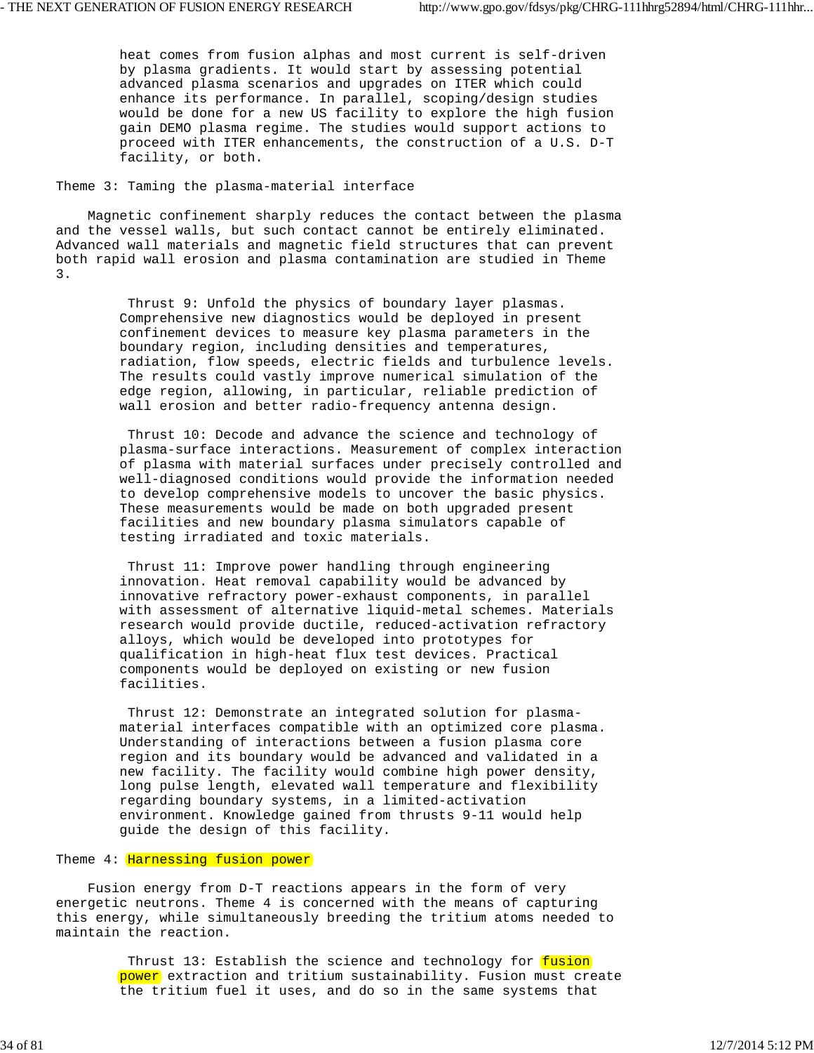heat comes from fusion alphas and most current is self-driven by plasma gradients. It would start by assessing potential advanced plasma scenarios and upgrades on ITER which could enhance its performance. In parallel, scoping/design studies would be done for a new US facility to explore the high fusion gain DEMO plasma regime. The studies would support actions to proceed with ITER enhancements, the construction of a U.S. D-T facility, or both.

## Theme 3: Taming the plasma-material interface

Magnetic confinement sharply reduces the contact between the plasma and the vessel walls, but such contact cannot be entirely eliminated. Advanced wall materials and magnetic field structures that can prevent both rapid wall erosion and plasma contamination are studied in Theme 3.

Thrust 9: Unfold the physics of boundary layer plasmas. Comprehensive new diagnostics would be deployed in present confinement devices to measure key plasma parameters in the boundary region, including densities and temperatures, radiation, flow speeds, electric fields and turbulence levels. The results could vastly improve numerical simulation of the edge region, allowing, in particular, reliable prediction of wall erosion and better radio-frequency antenna design.

Thrust 10: Decode and advance the science and technology of plasma-surface interactions. Measurement of complex interaction of plasma with material surfaces under precisely controlled and well-diagnosed conditions would provide the information needed to develop comprehensive models to uncover the basic physics. These measurements would be made on both upgraded present facilities and new boundary plasma simulators capable of testing irradiated and toxic materials.

Thrust 11: Improve power handling through engineering innovation. Heat removal capability would be advanced by innovative refractory power-exhaust components, in parallel with assessment of alternative liquid-metal schemes. Materials research would provide ductile, reduced-activation refractory alloys, which would be developed into prototypes for qualification in high-heat flux test devices. Practical components would be deployed on existing or new fusion facilities.

Thrust 12: Demonstrate an integrated solution for plasma-material interfaces compatible with an optimized core plasma. Understanding of interactions between a fusion plasma core region and its boundary would be advanced and validated in a new facility. The facility would combine high power density, long pulse length, elevated wall temperature and flexibility regarding boundary systems, in a limited-activation environment. Knowledge gained from thrusts 9-11 would help guide the design of this facility.

## Theme 4: Harnessing fusion power

Fusion energy from D-T reactions appears in the form of very energetic neutrons. Theme 4 is concerned with the means of capturing this energy, while simultaneously breeding the tritium atoms needed to maintain the reaction.

Thrust 13: Establish the science and technology for fusion power extraction and tritium sustainability. Fusion must create the tritium fuel it uses, and do so in the same systems that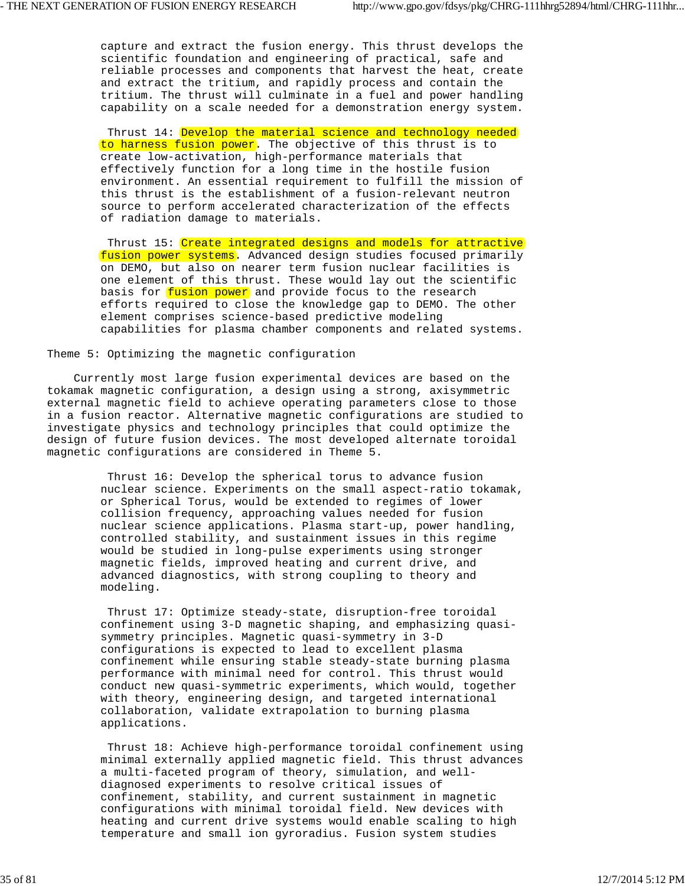capture and extract the fusion energy. This thrust develops the scientific foundation and engineering of practical, safe and reliable processes and components that harvest the heat, create and extract the tritium, and rapidly process and contain the tritium. The thrust will culminate in a fuel and power handling capability on a scale needed for a demonstration energy system.

Thrust 14: Develop the material science and technology needed to harness fusion power. The objective of this thrust is to create low-activation, high-performance materials that effectively function for a long time in the hostile fusion environment. An essential requirement to fulfill the mission of this thrust is the establishment of a fusion-relevant neutron source to perform accelerated characterization of the effects of radiation damage to materials.

Thrust 15: Create integrated designs and models for attractive fusion power systems. Advanced design studies focused primarily on DEMO, but also on nearer term fusion nuclear facilities is one element of this thrust. These would lay out the scientific basis for fusion power and provide focus to the research efforts required to close the knowledge gap to DEMO. The other element comprises science-based predictive modeling capabilities for plasma chamber components and related systems.

Theme 5: Optimizing the magnetic configuration

Currently most large fusion experimental devices are based on the tokamak magnetic configuration, a design using a strong, axisymmetric external magnetic field to achieve operating parameters close to those in a fusion reactor. Alternative magnetic configurations are studied to investigate physics and technology principles that could optimize the design of future fusion devices. The most developed alternate toroidal magnetic configurations are considered in Theme 5.

Thrust 16: Develop the spherical torus to advance fusion nuclear science. Experiments on the small aspect-ratio tokamak, or Spherical Torus, would be extended to regimes of lower collision frequency, approaching values needed for fusion nuclear science applications. Plasma start-up, power handling, controlled stability, and sustainment issues in this regime would be studied in long-pulse experiments using stronger magnetic fields, improved heating and current drive, and advanced diagnostics, with strong coupling to theory and modeling.

Thrust 17: Optimize steady-state, disruption-free toroidal confinement using 3-D magnetic shaping, and emphasizing quasi-symmetry principles. Magnetic quasi-symmetry in 3-D configurations is expected to lead to excellent plasma confinement while ensuring stable steady-state burning plasma performance with minimal need for control. This thrust would conduct new quasi-symmetric experiments, which would, together with theory, engineering design, and targeted international collaboration, validate extrapolation to burning plasma applications.

Thrust 18: Achieve high-performance toroidal confinement using minimal externally applied magnetic field. This thrust advances a multi-faceted program of theory, simulation, and well-diagnosed experiments to resolve critical issues of confinement, stability, and current sustainment in magnetic configurations with minimal toroidal field. New devices with heating and current drive systems would enable scaling to high temperature and small ion gyroradius. Fusion system studies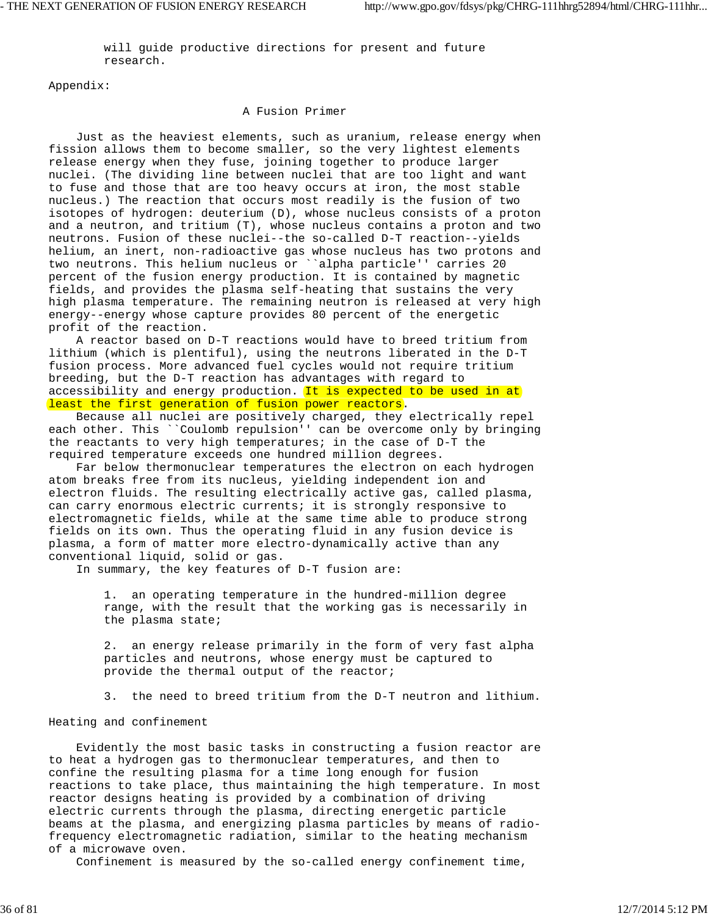will guide productive directions for present and future research.

Appendix:

## A Fusion Primer

Just as the heaviest elements, such as uranium, release energy when fission allows them to become smaller, so the very lightest elements release energy when they fuse, joining together to produce larger nuclei. (The dividing line between nuclei that are too light and want to fuse and those that are too heavy occurs at iron, the most stable nucleus.) The reaction that occurs most readily is the fusion of two isotopes of hydrogen: deuterium (D), whose nucleus consists of a proton and a neutron, and tritium (T), whose nucleus contains a proton and two neutrons. Fusion of these nuclei--the so-called D-T reaction--yields helium, an inert, non-radioactive gas whose nucleus has two protons and two neutrons. This helium nucleus or ``alpha particle'' carries 20 percent of the fusion energy production. It is contained by magnetic fields, and provides the plasma self-heating that sustains the very high plasma temperature. The remaining neutron is released at very high energy--energy whose capture provides 80 percent of the energetic profit of the reaction.

A reactor based on D-T reactions would have to breed tritium from lithium (which is plentiful), using the neutrons liberated in the D-T fusion process. More advanced fuel cycles would not require tritium breeding, but the D-T reaction has advantages with regard to accessibility and energy production. It is expected to be used in at least the first generation of fusion power reactors.

Because all nuclei are positively charged, they electrically repel each other. This ``Coulomb repulsion'' can be overcome only by bringing the reactants to very high temperatures; in the case of D-T the required temperature exceeds one hundred million degrees.

Far below thermonuclear temperatures the electron on each hydrogen atom breaks free from its nucleus, yielding independent ion and electron fluids. The resulting electrically active gas, called plasma, can carry enormous electric currents; it is strongly responsive to electromagnetic fields, while at the same time able to produce strong fields on its own. Thus the operating fluid in any fusion device is plasma, a form of matter more electro-dynamically active than any conventional liquid, solid or gas.

In summary, the key features of D-T fusion are:

1. an operating temperature in the hundred-million degree range, with the result that the working gas is necessarily in the plasma state;

2. an energy release primarily in the form of very fast alpha particles and neutrons, whose energy must be captured to provide the thermal output of the reactor;

3. the need to breed tritium from the D-T neutron and lithium.

### Heating and confinement

Evidently the most basic tasks in constructing a fusion reactor are to heat a hydrogen gas to thermonuclear temperatures, and then to confine the resulting plasma for a time long enough for fusion reactions to take place, thus maintaining the high temperature. In most reactor designs heating is provided by a combination of driving electric currents through the plasma, directing energetic particle beams at the plasma, and energizing plasma particles by means of radio-frequency electromagnetic radiation, similar to the heating mechanism of a microwave oven.

Confinement is measured by the so-called energy confinement time,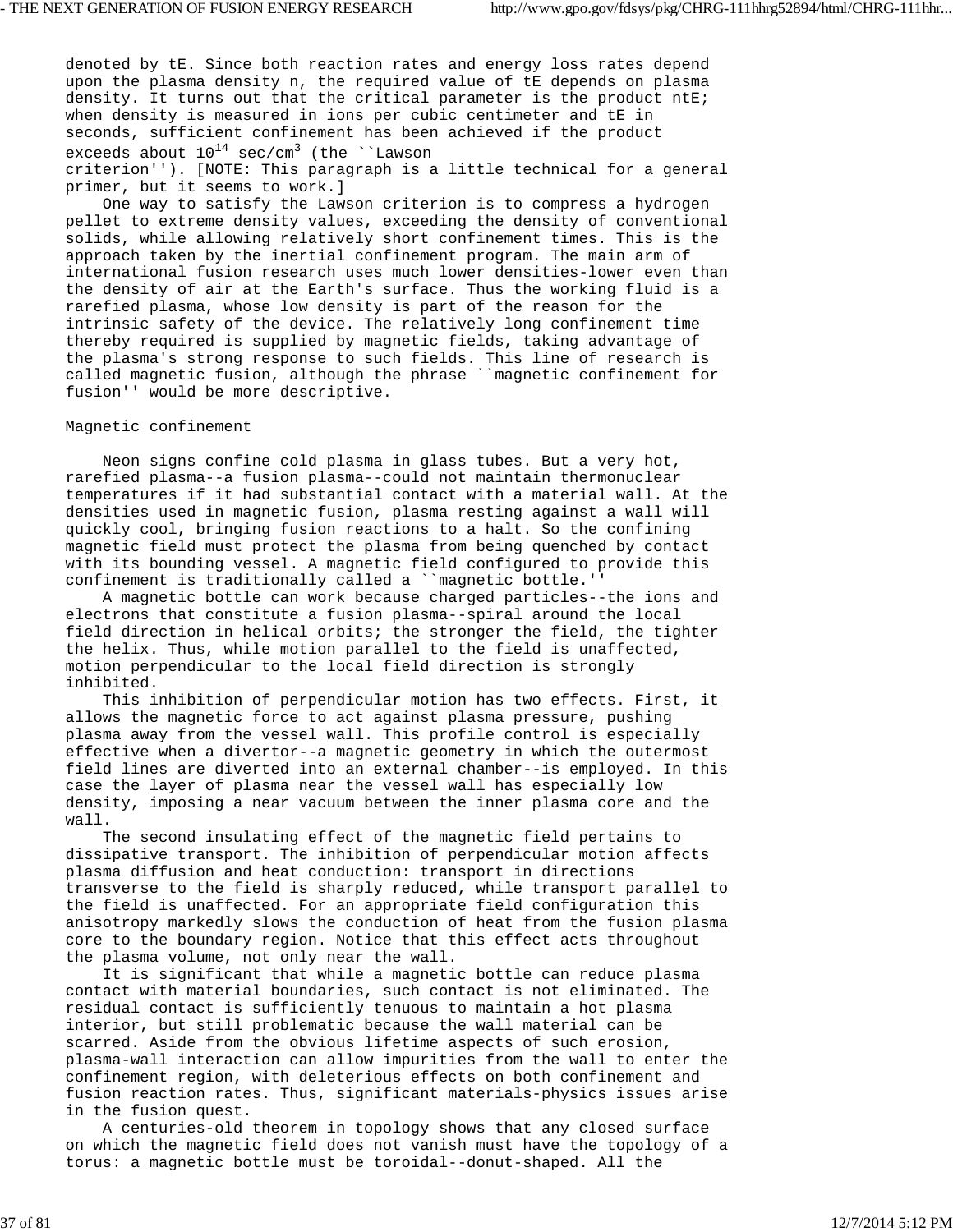denoted by tE. Since both reaction rates and energy loss rates depend upon the plasma density n, the required value of tE depends on plasma density. It turns out that the critical parameter is the product ntE; when density is measured in ions per cubic centimeter and tE in seconds, sufficient confinement has been achieved if the product exceeds about $10^{14}$ sec/cm$^3$ (the ``Lawson criterion''). [NOTE: This paragraph is a little technical for a general primer, but it seems to work.]

One way to satisfy the Lawson criterion is to compress a hydrogen pellet to extreme density values, exceeding the density of conventional solids, while allowing relatively short confinement times. This is the approach taken by the inertial confinement program. The main arm of international fusion research uses much lower densities-lower even than the density of air at the Earth's surface. Thus the working fluid is a rarefied plasma, whose low density is part of the reason for the intrinsic safety of the device. The relatively long confinement time thereby required is supplied by magnetic fields, taking advantage of the plasma's strong response to such fields. This line of research is called magnetic fusion, although the phrase ``magnetic confinement for fusion'' would be more descriptive.

## Magnetic confinement

Neon signs confine cold plasma in glass tubes. But a very hot, rarefied plasma--a fusion plasma--could not maintain thermonuclear temperatures if it had substantial contact with a material wall. At the densities used in magnetic fusion, plasma resting against a wall will quickly cool, bringing fusion reactions to a halt. So the confining magnetic field must protect the plasma from being quenched by contact with its bounding vessel. A magnetic field configured to provide this confinement is traditionally called a ``magnetic bottle.''

A magnetic bottle can work because charged particles--the ions and electrons that constitute a fusion plasma--spiral around the local field direction in helical orbits; the stronger the field, the tighter the helix. Thus, while motion parallel to the field is unaffected, motion perpendicular to the local field direction is strongly inhibited.

This inhibition of perpendicular motion has two effects. First, it allows the magnetic force to act against plasma pressure, pushing plasma away from the vessel wall. This profile control is especially effective when a divertor--a magnetic geometry in which the outermost field lines are diverted into an external chamber--is employed. In this case the layer of plasma near the vessel wall has especially low density, imposing a near vacuum between the inner plasma core and the wall.

The second insulating effect of the magnetic field pertains to dissipative transport. The inhibition of perpendicular motion affects plasma diffusion and heat conduction: transport in directions transverse to the field is sharply reduced, while transport parallel to the field is unaffected. For an appropriate field configuration this anisotropy markedly slows the conduction of heat from the fusion plasma core to the boundary region. Notice that this effect acts throughout the plasma volume, not only near the wall.

It is significant that while a magnetic bottle can reduce plasma contact with material boundaries, such contact is not eliminated. The residual contact is sufficiently tenuous to maintain a hot plasma interior, but still problematic because the wall material can be scarred. Aside from the obvious lifetime aspects of such erosion, plasma-wall interaction can allow impurities from the wall to enter the confinement region, with deleterious effects on both confinement and fusion reaction rates. Thus, significant materials-physics issues arise in the fusion quest.

A centuries-old theorem in topology shows that any closed surface on which the magnetic field does not vanish must have the topology of a torus: a magnetic bottle must be toroidal--donut-shaped. All the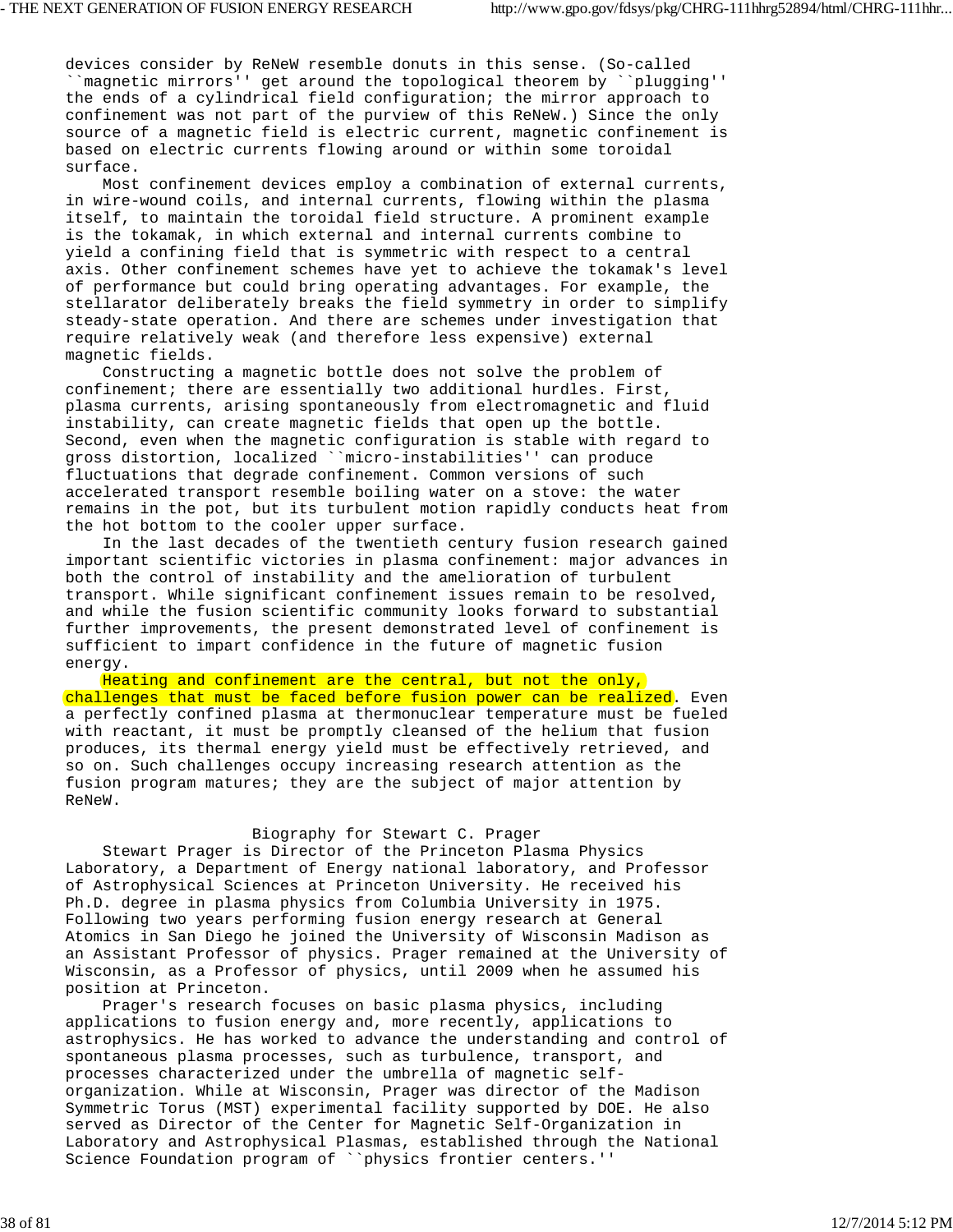devices consider by ReNeW resemble donuts in this sense. (So-called ``magnetic mirrors'' get around the topological theorem by ``plugging'' the ends of a cylindrical field configuration; the mirror approach to confinement was not part of the purview of this ReNeW.) Since the only source of a magnetic field is electric current, magnetic confinement is based on electric currents flowing around or within some toroidal surface.

Most confinement devices employ a combination of external currents, in wire-wound coils, and internal currents, flowing within the plasma itself, to maintain the toroidal field structure. A prominent example is the tokamak, in which external and internal currents combine to yield a confining field that is symmetric with respect to a central axis. Other confinement schemes have yet to achieve the tokamak's level of performance but could bring operating advantages. For example, the stellarator deliberately breaks the field symmetry in order to simplify steady-state operation. And there are schemes under investigation that require relatively weak (and therefore less expensive) external magnetic fields.

Constructing a magnetic bottle does not solve the problem of confinement; there are essentially two additional hurdles. First, plasma currents, arising spontaneously from electromagnetic and fluid instability, can create magnetic fields that open up the bottle. Second, even when the magnetic configuration is stable with regard to gross distortion, localized ``micro-instabilities'' can produce fluctuations that degrade confinement. Common versions of such accelerated transport resemble boiling water on a stove: the water remains in the pot, but its turbulent motion rapidly conducts heat from the hot bottom to the cooler upper surface.

In the last decades of the twentieth century fusion research gained important scientific victories in plasma confinement: major advances in both the control of instability and the amelioration of turbulent transport. While significant confinement issues remain to be resolved, and while the fusion scientific community looks forward to substantial further improvements, the present demonstrated level of confinement is sufficient to impart confidence in the future of magnetic fusion energy.

Heating and confinement are the central, but not the only, challenges that must be faced before fusion power can be realized. Even a perfectly confined plasma at thermonuclear temperature must be fueled with reactant, it must be promptly cleansed of the helium that fusion produces, its thermal energy yield must be effectively retrieved, and so on. Such challenges occupy increasing research attention as the fusion program matures; they are the subject of major attention by ReNeW.

## Biography for Stewart C. Prager

Stewart Prager is Director of the Princeton Plasma Physics Laboratory, a Department of Energy national laboratory, and Professor of Astrophysical Sciences at Princeton University. He received his Ph.D. degree in plasma physics from Columbia University in 1975. Following two years performing fusion energy research at General Atomics in San Diego he joined the University of Wisconsin Madison as an Assistant Professor of physics. Prager remained at the University of Wisconsin, as a Professor of physics, until 2009 when he assumed his position at Princeton.

Prager's research focuses on basic plasma physics, including applications to fusion energy and, more recently, applications to astrophysics. He has worked to advance the understanding and control of spontaneous plasma processes, such as turbulence, transport, and processes characterized under the umbrella of magnetic self-organization. While at Wisconsin, Prager was director of the Madison Symmetric Torus (MST) experimental facility supported by DOE. He also served as Director of the Center for Magnetic Self-Organization in Laboratory and Astrophysical Plasmas, established through the National Science Foundation program of ``physics frontier centers.''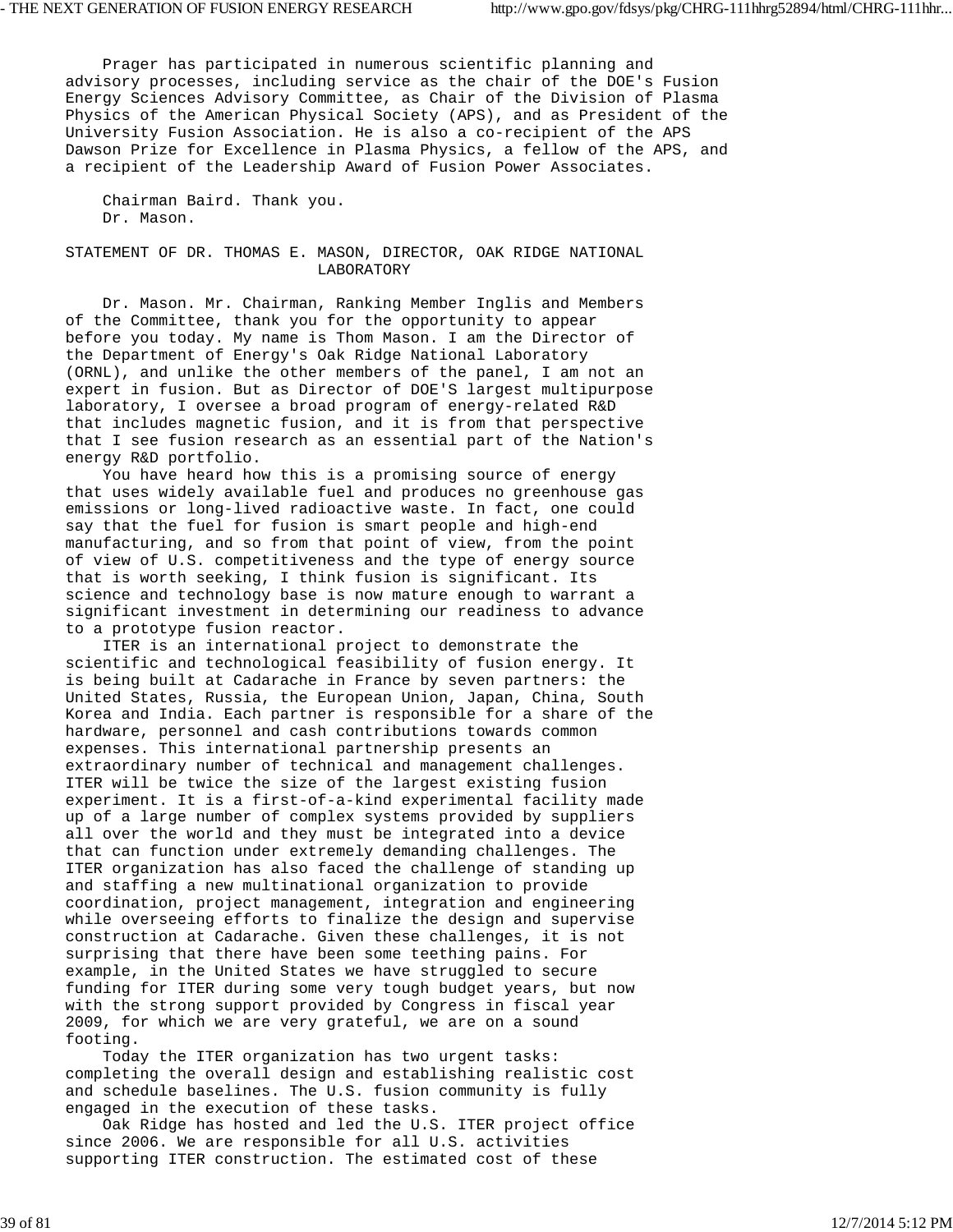Prager has participated in numerous scientific planning and advisory processes, including service as the chair of the DOE's Fusion Energy Sciences Advisory Committee, as Chair of the Division of Plasma Physics of the American Physical Society (APS), and as President of the University Fusion Association. He is also a co-recipient of the APS Dawson Prize for Excellence in Plasma Physics, a fellow of the APS, and a recipient of the Leadership Award of Fusion Power Associates.

Chairman Baird. Thank you.

Dr. Mason.

## STATEMENT OF DR. THOMAS E. MASON, DIRECTOR, OAK RIDGE NATIONAL LABORATORY

Dr. Mason. Mr. Chairman, Ranking Member Inglis and Members of the Committee, thank you for the opportunity to appear before you today. My name is Thom Mason. I am the Director of the Department of Energy's Oak Ridge National Laboratory (ORNL), and unlike the other members of the panel, I am not an expert in fusion. But as Director of DOE'S largest multipurpose laboratory, I oversee a broad program of energy-related R&D that includes magnetic fusion, and it is from that perspective that I see fusion research as an essential part of the Nation's energy R&D portfolio.

You have heard how this is a promising source of energy that uses widely available fuel and produces no greenhouse gas emissions or long-lived radioactive waste. In fact, one could say that the fuel for fusion is smart people and high-end manufacturing, and so from that point of view, from the point of view of U.S. competitiveness and the type of energy source that is worth seeking, I think fusion is significant. Its science and technology base is now mature enough to warrant a significant investment in determining our readiness to advance to a prototype fusion reactor.

ITER is an international project to demonstrate the scientific and technological feasibility of fusion energy. It is being built at Cadarache in France by seven partners: the United States, Russia, the European Union, Japan, China, South Korea and India. Each partner is responsible for a share of the hardware, personnel and cash contributions towards common expenses. This international partnership presents an extraordinary number of technical and management challenges. ITER will be twice the size of the largest existing fusion experiment. It is a first-of-a-kind experimental facility made up of a large number of complex systems provided by suppliers all over the world and they must be integrated into a device that can function under extremely demanding challenges. The ITER organization has also faced the challenge of standing up and staffing a new multinational organization to provide coordination, project management, integration and engineering while overseeing efforts to finalize the design and supervise construction at Cadarache. Given these challenges, it is not surprising that there have been some teething pains. For example, in the United States we have struggled to secure funding for ITER during some very tough budget years, but now with the strong support provided by Congress in fiscal year 2009, for which we are very grateful, we are on a sound footing.

Today the ITER organization has two urgent tasks: completing the overall design and establishing realistic cost and schedule baselines. The U.S. fusion community is fully engaged in the execution of these tasks.

Oak Ridge has hosted and led the U.S. ITER project office since 2006. We are responsible for all U.S. activities supporting ITER construction. The estimated cost of these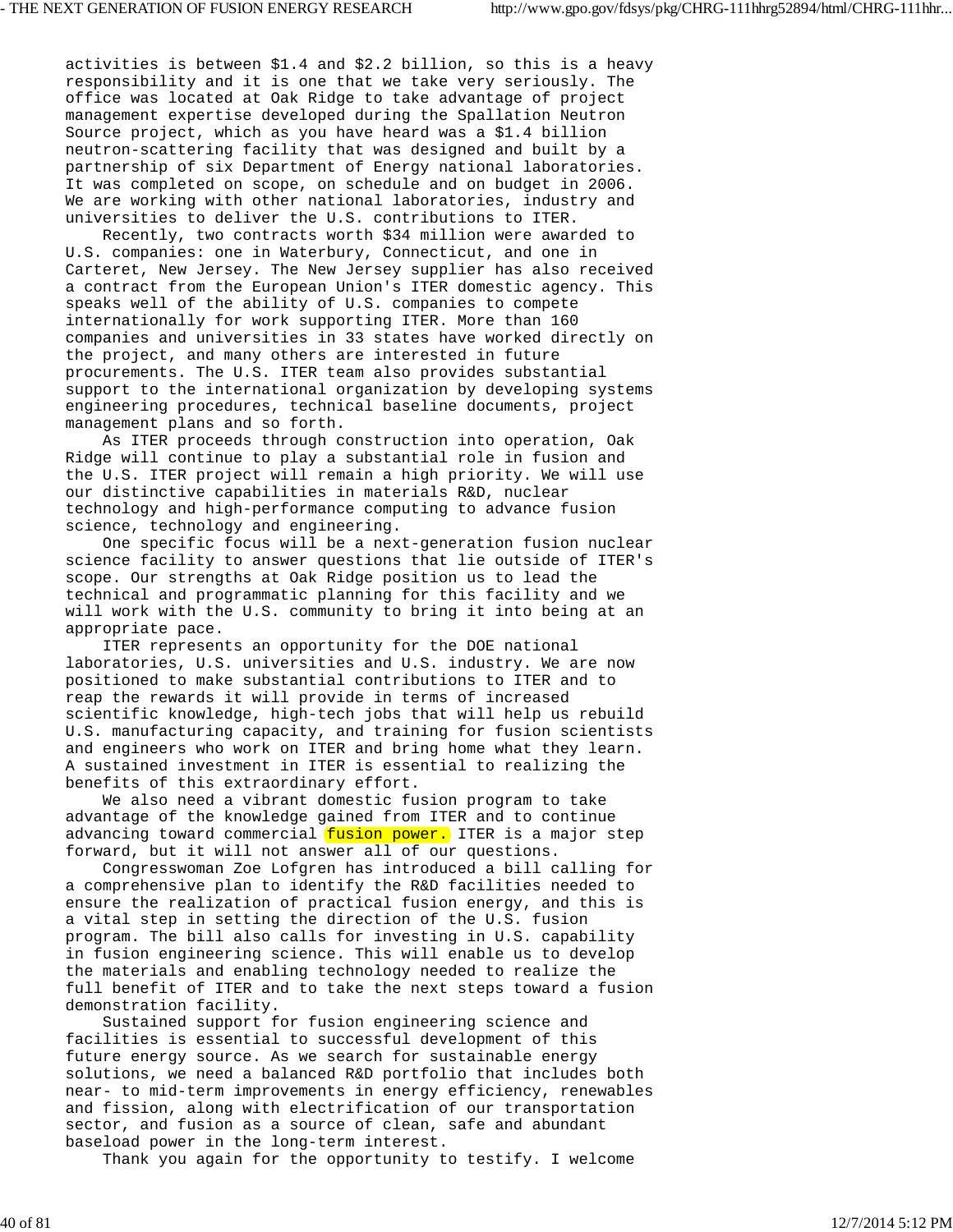activities is between $1.4 and $2.2 billion, so this is a heavy responsibility and it is one that we take very seriously. The office was located at Oak Ridge to take advantage of project management expertise developed during the Spallation Neutron Source project, which as you have heard was a $1.4 billion neutron-scattering facility that was designed and built by a partnership of six Department of Energy national laboratories. It was completed on scope, on schedule and on budget in 2006. We are working with other national laboratories, industry and universities to deliver the U.S. contributions to ITER.

Recently, two contracts worth $34 million were awarded to U.S. companies: one in Waterbury, Connecticut, and one in Carteret, New Jersey. The New Jersey supplier has also received a contract from the European Union's ITER domestic agency. This speaks well of the ability of U.S. companies to compete internationally for work supporting ITER. More than 160 companies and universities in 33 states have worked directly on the project, and many others are interested in future procurements. The U.S. ITER team also provides substantial support to the international organization by developing systems engineering procedures, technical baseline documents, project management plans and so forth.

As ITER proceeds through construction into operation, Oak Ridge will continue to play a substantial role in fusion and the U.S. ITER project will remain a high priority. We will use our distinctive capabilities in materials R&D, nuclear technology and high-performance computing to advance fusion science, technology and engineering.

One specific focus will be a next-generation fusion nuclear science facility to answer questions that lie outside of ITER's scope. Our strengths at Oak Ridge position us to lead the technical and programmatic planning for this facility and we will work with the U.S. community to bring it into being at an appropriate pace.

ITER represents an opportunity for the DOE national laboratories, U.S. universities and U.S. industry. We are now positioned to make substantial contributions to ITER and to reap the rewards it will provide in terms of increased scientific knowledge, high-tech jobs that will help us rebuild U.S. manufacturing capacity, and training for fusion scientists and engineers who work on ITER and bring home what they learn. A sustained investment in ITER is essential to realizing the benefits of this extraordinary effort.

We also need a vibrant domestic fusion program to take advantage of the knowledge gained from ITER and to continue advancing toward commercial fusion power. ITER is a major step forward, but it will not answer all of our questions.

Congresswoman Zoe Lofgren has introduced a bill calling for a comprehensive plan to identify the R&D facilities needed to ensure the realization of practical fusion energy, and this is a vital step in setting the direction of the U.S. fusion program. The bill also calls for investing in U.S. capability in fusion engineering science. This will enable us to develop the materials and enabling technology needed to realize the full benefit of ITER and to take the next steps toward a fusion demonstration facility.

Sustained support for fusion engineering science and facilities is essential to successful development of this future energy source. As we search for sustainable energy solutions, we need a balanced R&D portfolio that includes both near- to mid-term improvements in energy efficiency, renewables and fission, along with electrification of our transportation sector, and fusion as a source of clean, safe and abundant baseload power in the long-term interest.

Thank you again for the opportunity to testify. I welcome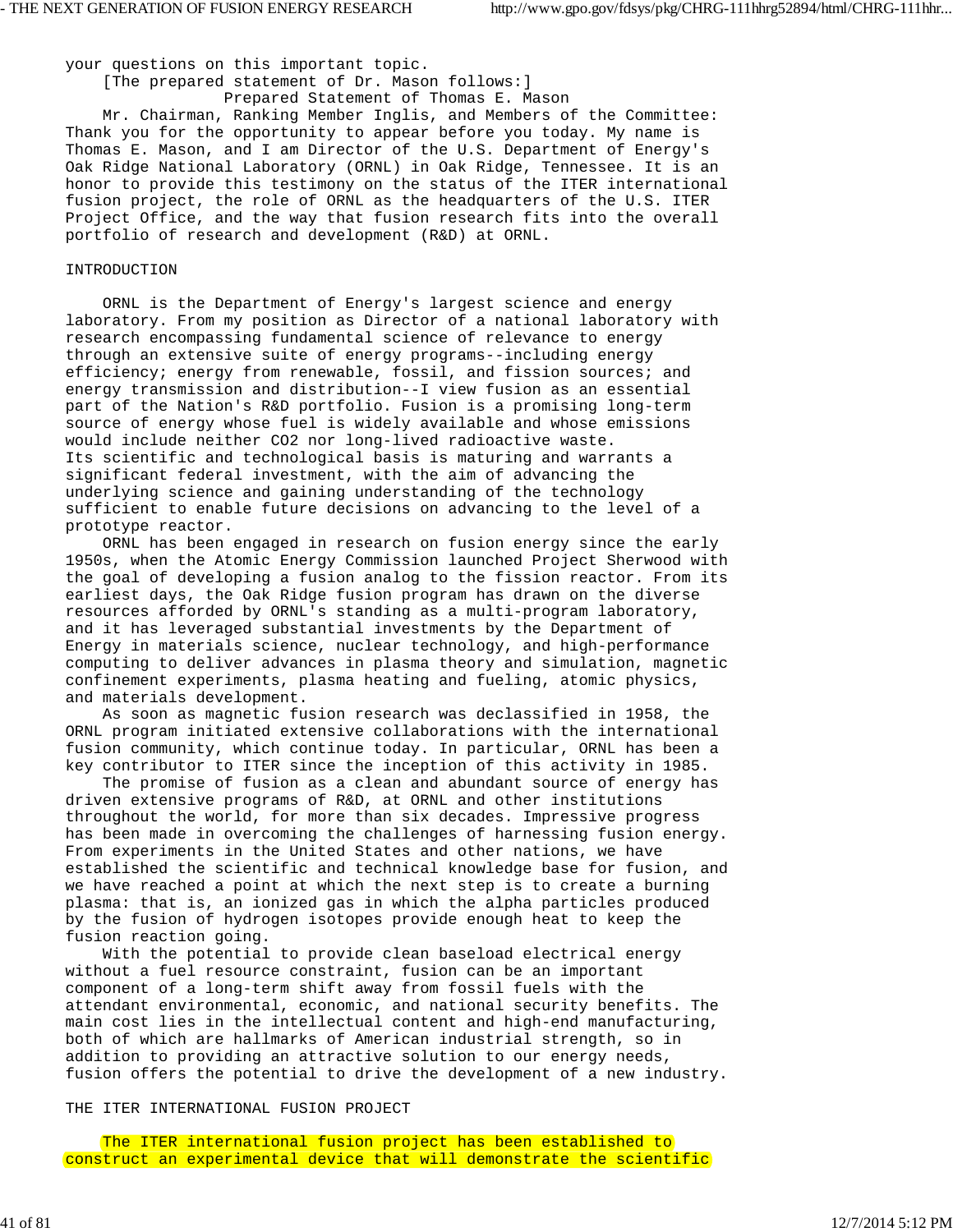your questions on this important topic.

[The prepared statement of Dr. Mason follows:]

Prepared Statement of Thomas E. Mason

Mr. Chairman, Ranking Member Inglis, and Members of the Committee: Thank you for the opportunity to appear before you today. My name is Thomas E. Mason, and I am Director of the U.S. Department of Energy's Oak Ridge National Laboratory (ORNL) in Oak Ridge, Tennessee. It is an honor to provide this testimony on the status of the ITER international fusion project, the role of ORNL as the headquarters of the U.S. ITER Project Office, and the way that fusion research fits into the overall portfolio of research and development (R&D) at ORNL.

## INTRODUCTION

ORNL is the Department of Energy's largest science and energy laboratory. From my position as Director of a national laboratory with research encompassing fundamental science of relevance to energy through an extensive suite of energy programs--including energy efficiency; energy from renewable, fossil, and fission sources; and energy transmission and distribution--I view fusion as an essential part of the Nation's R&D portfolio. Fusion is a promising long-term source of energy whose fuel is widely available and whose emissions would include neither $CO_2$ nor long-lived radioactive waste. Its scientific and technological basis is maturing and warrants a significant federal investment, with the aim of advancing the underlying science and gaining understanding of the technology sufficient to enable future decisions on advancing to the level of a prototype reactor.

ORNL has been engaged in research on fusion energy since the early 1950s, when the Atomic Energy Commission launched Project Sherwood with the goal of developing a fusion analog to the fission reactor. From its earliest days, the Oak Ridge fusion program has drawn on the diverse resources afforded by ORNL's standing as a multi-program laboratory, and it has leveraged substantial investments by the Department of Energy in materials science, nuclear technology, and high-performance computing to deliver advances in plasma theory and simulation, magnetic confinement experiments, plasma heating and fueling, atomic physics, and materials development.

As soon as magnetic fusion research was declassified in 1958, the ORNL program initiated extensive collaborations with the international fusion community, which continue today. In particular, ORNL has been a key contributor to ITER since the inception of this activity in 1985.

The promise of fusion as a clean and abundant source of energy has driven extensive programs of R&D, at ORNL and other institutions throughout the world, for more than six decades. Impressive progress has been made in overcoming the challenges of harnessing fusion energy. From experiments in the United States and other nations, we have established the scientific and technical knowledge base for fusion, and we have reached a point at which the next step is to create a burning plasma: that is, an ionized gas in which the alpha particles produced by the fusion of hydrogen isotopes provide enough heat to keep the fusion reaction going.

With the potential to provide clean baseload electrical energy without a fuel resource constraint, fusion can be an important component of a long-term shift away from fossil fuels with the attendant environmental, economic, and national security benefits. The main cost lies in the intellectual content and high-end manufacturing, both of which are hallmarks of American industrial strength, so in addition to providing an attractive solution to our energy needs, fusion offers the potential to drive the development of a new industry.

## THE ITER INTERNATIONAL FUSION PROJECT

The ITER international fusion project has been established to construct an experimental device that will demonstrate the scientific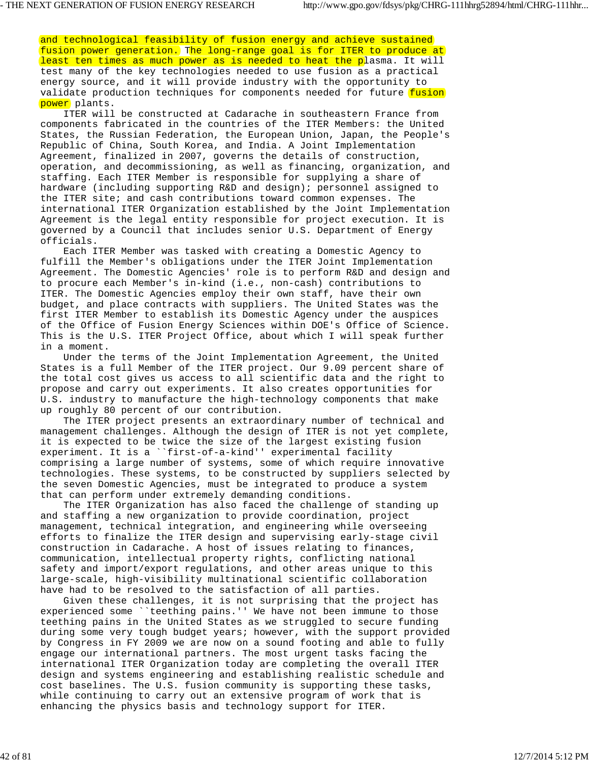and technological feasibility of fusion energy and achieve sustained fusion power generation. The long-range goal is for ITER to produce at least ten times as much power as is needed to heat the plasma. It will test many of the key technologies needed to use fusion as a practical energy source, and it will provide industry with the opportunity to validate production techniques for components needed for future fusion power plants.

ITER will be constructed at Cadarache in southeastern France from components fabricated in the countries of the ITER Members: the United States, the Russian Federation, the European Union, Japan, the People's Republic of China, South Korea, and India. A Joint Implementation Agreement, finalized in 2007, governs the details of construction, operation, and decommissioning, as well as financing, organization, and staffing. Each ITER Member is responsible for supplying a share of hardware (including supporting R&D and design); personnel assigned to the ITER site; and cash contributions toward common expenses. The international ITER Organization established by the Joint Implementation Agreement is the legal entity responsible for project execution. It is governed by a Council that includes senior U.S. Department of Energy officials.

Each ITER Member was tasked with creating a Domestic Agency to fulfill the Member's obligations under the ITER Joint Implementation Agreement. The Domestic Agencies' role is to perform R&D and design and to procure each Member's in-kind (i.e., non-cash) contributions to ITER. The Domestic Agencies employ their own staff, have their own budget, and place contracts with suppliers. The United States was the first ITER Member to establish its Domestic Agency under the auspices of the Office of Fusion Energy Sciences within DOE's Office of Science. This is the U.S. ITER Project Office, about which I will speak further in a moment.

Under the terms of the Joint Implementation Agreement, the United States is a full Member of the ITER project. Our 9.09 percent share of the total cost gives us access to all scientific data and the right to propose and carry out experiments. It also creates opportunities for U.S. industry to manufacture the high-technology components that make up roughly 80 percent of our contribution.

The ITER project presents an extraordinary number of technical and management challenges. Although the design of ITER is not yet complete, it is expected to be twice the size of the largest existing fusion experiment. It is a ``first-of-a-kind'' experimental facility comprising a large number of systems, some of which require innovative technologies. These systems, to be constructed by suppliers selected by the seven Domestic Agencies, must be integrated to produce a system that can perform under extremely demanding conditions.

The ITER Organization has also faced the challenge of standing up and staffing a new organization to provide coordination, project management, technical integration, and engineering while overseeing efforts to finalize the ITER design and supervising early-stage civil construction in Cadarache. A host of issues relating to finances, communication, intellectual property rights, conflicting national safety and import/export regulations, and other areas unique to this large-scale, high-visibility multinational scientific collaboration have had to be resolved to the satisfaction of all parties.

Given these challenges, it is not surprising that the project has experienced some ``teething pains.'' We have not been immune to those teething pains in the United States as we struggled to secure funding during some very tough budget years; however, with the support provided by Congress in FY 2009 we are now on a sound footing and able to fully engage our international partners. The most urgent tasks facing the international ITER Organization today are completing the overall ITER design and systems engineering and establishing realistic schedule and cost baselines. The U.S. fusion community is supporting these tasks, while continuing to carry out an extensive program of work that is enhancing the physics basis and technology support for ITER.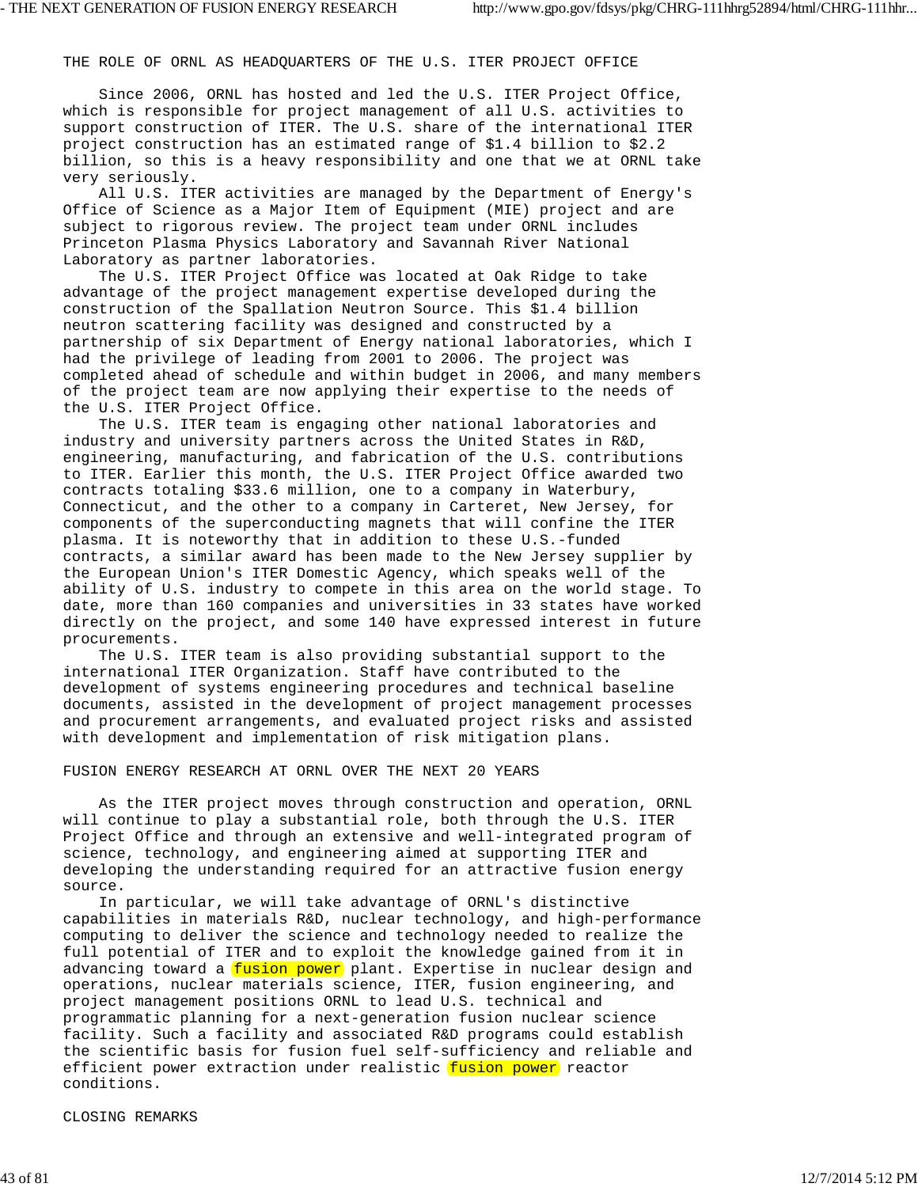## THE ROLE OF ORNL AS HEADQUARTERS OF THE U.S. ITER PROJECT OFFICE

Since 2006, ORNL has hosted and led the U.S. ITER Project Office, which is responsible for project management of all U.S. activities to support construction of ITER. The U.S. share of the international ITER project construction has an estimated range of $1.4 billion to $2.2 billion, so this is a heavy responsibility and one that we at ORNL take very seriously.

All U.S. ITER activities are managed by the Department of Energy's Office of Science as a Major Item of Equipment (MIE) project and are subject to rigorous review. The project team under ORNL includes Princeton Plasma Physics Laboratory and Savannah River National Laboratory as partner laboratories.

The U.S. ITER Project Office was located at Oak Ridge to take advantage of the project management expertise developed during the construction of the Spallation Neutron Source. This $1.4 billion neutron scattering facility was designed and constructed by a partnership of six Department of Energy national laboratories, which I had the privilege of leading from 2001 to 2006. The project was completed ahead of schedule and within budget in 2006, and many members of the project team are now applying their expertise to the needs of the U.S. ITER Project Office.

The U.S. ITER team is engaging other national laboratories and industry and university partners across the United States in R&D, engineering, manufacturing, and fabrication of the U.S. contributions to ITER. Earlier this month, the U.S. ITER Project Office awarded two contracts totaling $33.6 million, one to a company in Waterbury, Connecticut, and the other to a company in Carteret, New Jersey, for components of the superconducting magnets that will confine the ITER plasma. It is noteworthy that in addition to these U.S.-funded contracts, a similar award has been made to the New Jersey supplier by the European Union's ITER Domestic Agency, which speaks well of the ability of U.S. industry to compete in this area on the world stage. To date, more than 160 companies and universities in 33 states have worked directly on the project, and some 140 have expressed interest in future procurements.

The U.S. ITER team is also providing substantial support to the international ITER Organization. Staff have contributed to the development of systems engineering procedures and technical baseline documents, assisted in the development of project management processes and procurement arrangements, and evaluated project risks and assisted with development and implementation of risk mitigation plans.

## FUSION ENERGY RESEARCH AT ORNL OVER THE NEXT 20 YEARS

As the ITER project moves through construction and operation, ORNL will continue to play a substantial role, both through the U.S. ITER Project Office and through an extensive and well-integrated program of science, technology, and engineering aimed at supporting ITER and developing the understanding required for an attractive fusion energy source.

In particular, we will take advantage of ORNL's distinctive capabilities in materials R&D, nuclear technology, and high-performance computing to deliver the science and technology needed to realize the full potential of ITER and to exploit the knowledge gained from it in advancing toward a fusion power plant. Expertise in nuclear design and operations, nuclear materials science, ITER, fusion engineering, and project management positions ORNL to lead U.S. technical and programmatic planning for a next-generation fusion nuclear science facility. Such a facility and associated R&D programs could establish the scientific basis for fusion fuel self-sufficiency and reliable and efficient power extraction under realistic fusion power reactor conditions.

## CLOSING REMARKS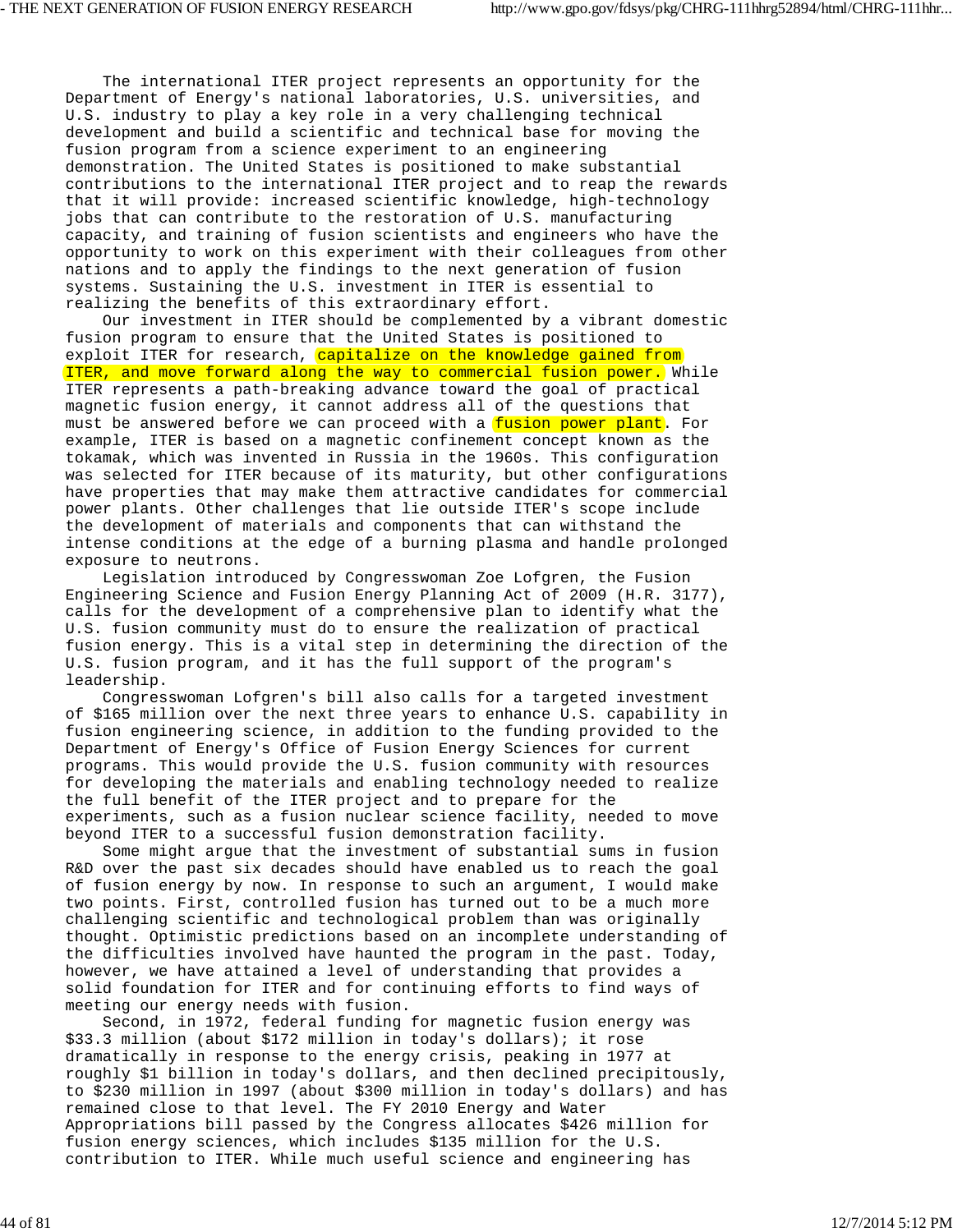The international ITER project represents an opportunity for the Department of Energy's national laboratories, U.S. universities, and U.S. industry to play a key role in a very challenging technical development and build a scientific and technical base for moving the fusion program from a science experiment to an engineering demonstration. The United States is positioned to make substantial contributions to the international ITER project and to reap the rewards that it will provide: increased scientific knowledge, high-technology jobs that can contribute to the restoration of U.S. manufacturing capacity, and training of fusion scientists and engineers who have the opportunity to work on this experiment with their colleagues from other nations and to apply the findings to the next generation of fusion systems. Sustaining the U.S. investment in ITER is essential to realizing the benefits of this extraordinary effort.

Our investment in ITER should be complemented by a vibrant domestic fusion program to ensure that the United States is positioned to exploit ITER for research, capitalize on the knowledge gained from ITER, and move forward along the way to commercial fusion power. While ITER represents a path-breaking advance toward the goal of practical magnetic fusion energy, it cannot address all of the questions that must be answered before we can proceed with a fusion power plant. For example, ITER is based on a magnetic confinement concept known as the tokamak, which was invented in Russia in the 1960s. This configuration was selected for ITER because of its maturity, but other configurations have properties that may make them attractive candidates for commercial power plants. Other challenges that lie outside ITER's scope include the development of materials and components that can withstand the intense conditions at the edge of a burning plasma and handle prolonged exposure to neutrons.

Legislation introduced by Congresswoman Zoe Lofgren, the Fusion Engineering Science and Fusion Energy Planning Act of 2009 (H.R. 3177), calls for the development of a comprehensive plan to identify what the U.S. fusion community must do to ensure the realization of practical fusion energy. This is a vital step in determining the direction of the U.S. fusion program, and it has the full support of the program's leadership.

Congresswoman Lofgren's bill also calls for a targeted investment of $165 million over the next three years to enhance U.S. capability in fusion engineering science, in addition to the funding provided to the Department of Energy's Office of Fusion Energy Sciences for current programs. This would provide the U.S. fusion community with resources for developing the materials and enabling technology needed to realize the full benefit of the ITER project and to prepare for the experiments, such as a fusion nuclear science facility, needed to move beyond ITER to a successful fusion demonstration facility.

Some might argue that the investment of substantial sums in fusion R&D over the past six decades should have enabled us to reach the goal of fusion energy by now. In response to such an argument, I would make two points. First, controlled fusion has turned out to be a much more challenging scientific and technological problem than was originally thought. Optimistic predictions based on an incomplete understanding of the difficulties involved have haunted the program in the past. Today, however, we have attained a level of understanding that provides a solid foundation for ITER and for continuing efforts to find ways of meeting our energy needs with fusion.

Second, in 1972, federal funding for magnetic fusion energy was $33.3 million (about $172 million in today's dollars); it rose dramatically in response to the energy crisis, peaking in 1977 at roughly $1 billion in today's dollars, and then declined precipitously, to $230 million in 1997 (about $300 million in today's dollars) and has remained close to that level. The FY 2010 Energy and Water Appropriations bill passed by the Congress allocates $426 million for fusion energy sciences, which includes $135 million for the U.S. contribution to ITER. While much useful science and engineering has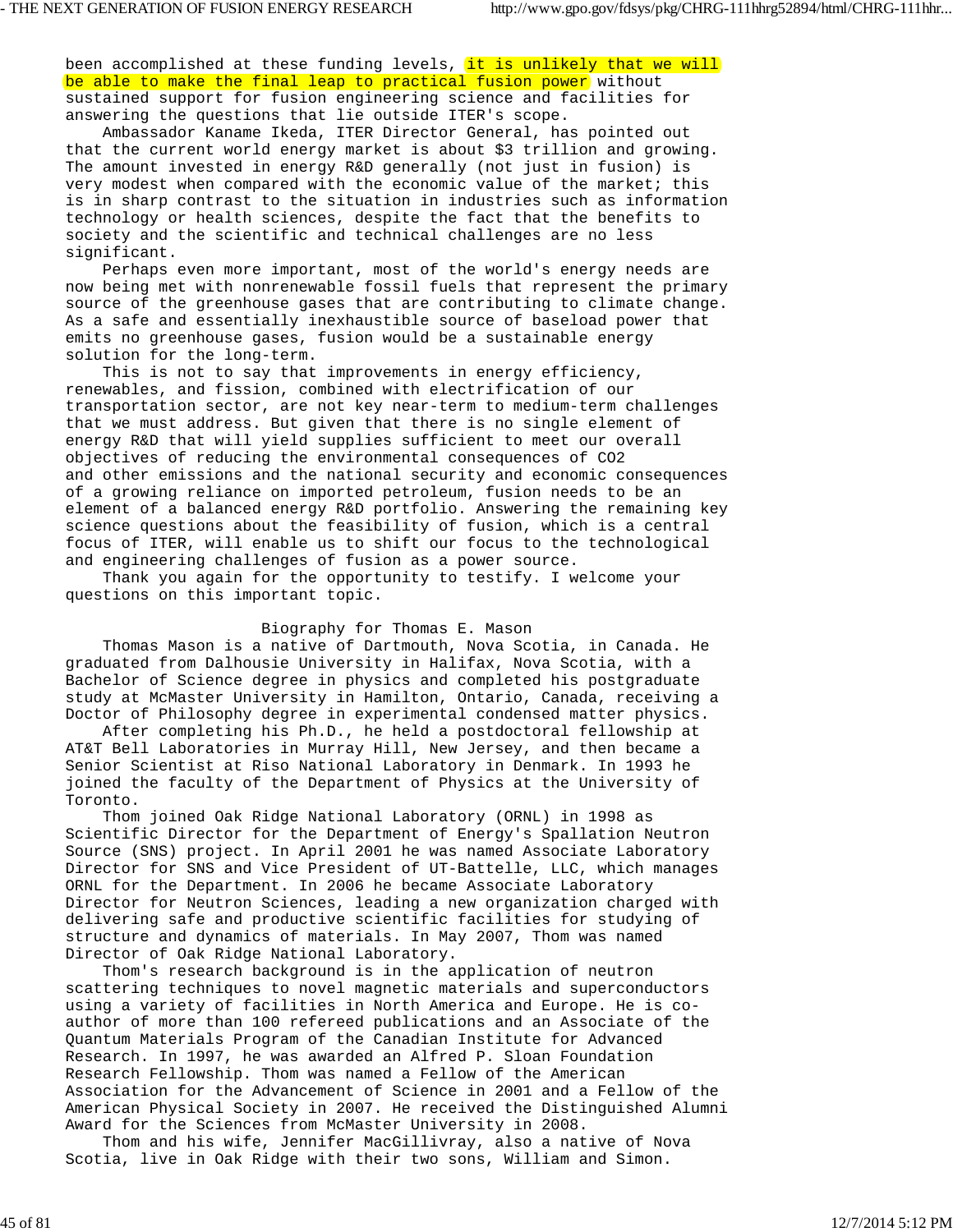been accomplished at these funding levels, it is unlikely that we will be able to make the final leap to practical fusion power without sustained support for fusion engineering science and facilities for answering the questions that lie outside ITER's scope.

Ambassador Kaname Ikeda, ITER Director General, has pointed out that the current world energy market is about $3 trillion and growing. The amount invested in energy R&D generally (not just in fusion) is very modest when compared with the economic value of the market; this is in sharp contrast to the situation in industries such as information technology or health sciences, despite the fact that the benefits to society and the scientific and technical challenges are no less significant.

Perhaps even more important, most of the world's energy needs are now being met with nonrenewable fossil fuels that represent the primary source of the greenhouse gases that are contributing to climate change. As a safe and essentially inexhaustible source of baseload power that emits no greenhouse gases, fusion would be a sustainable energy solution for the long-term.

This is not to say that improvements in energy efficiency, renewables, and fission, combined with electrification of our transportation sector, are not key near-term to medium-term challenges that we must address. But given that there is no single element of energy R&D that will yield supplies sufficient to meet our overall objectives of reducing the environmental consequences of $CO_2$ and other emissions and the national security and economic consequences of a growing reliance on imported petroleum, fusion needs to be an element of a balanced energy R&D portfolio. Answering the remaining key science questions about the feasibility of fusion, which is a central focus of ITER, will enable us to shift our focus to the technological and engineering challenges of fusion as a power source.

Thank you again for the opportunity to testify. I welcome your questions on this important topic.

## Biography for Thomas E. Mason

Thomas Mason is a native of Dartmouth, Nova Scotia, in Canada. He graduated from Dalhousie University in Halifax, Nova Scotia, with a Bachelor of Science degree in physics and completed his postgraduate study at McMaster University in Hamilton, Ontario, Canada, receiving a Doctor of Philosophy degree in experimental condensed matter physics.

After completing his Ph.D., he held a postdoctoral fellowship at AT&T Bell Laboratories in Murray Hill, New Jersey, and then became a Senior Scientist at Riso National Laboratory in Denmark. In 1993 he joined the faculty of the Department of Physics at the University of Toronto.

Thom joined Oak Ridge National Laboratory (ORNL) in 1998 as Scientific Director for the Department of Energy's Spallation Neutron Source (SNS) project. In April 2001 he was named Associate Laboratory Director for SNS and Vice President of UT-Battelle, LLC, which manages ORNL for the Department. In 2006 he became Associate Laboratory Director for Neutron Sciences, leading a new organization charged with delivering safe and productive scientific facilities for studying of structure and dynamics of materials. In May 2007, Thom was named Director of Oak Ridge National Laboratory.

Thom's research background is in the application of neutron scattering techniques to novel magnetic materials and superconductors using a variety of facilities in North America and Europe. He is co-author of more than 100 refereed publications and an Associate of the Quantum Materials Program of the Canadian Institute for Advanced Research. In 1997, he was awarded an Alfred P. Sloan Foundation Research Fellowship. Thom was named a Fellow of the American Association for the Advancement of Science in 2001 and a Fellow of the American Physical Society in 2007. He received the Distinguished Alumni Award for the Sciences from McMaster University in 2008.

Thom and his wife, Jennifer MacGillivray, also a native of Nova Scotia, live in Oak Ridge with their two sons, William and Simon.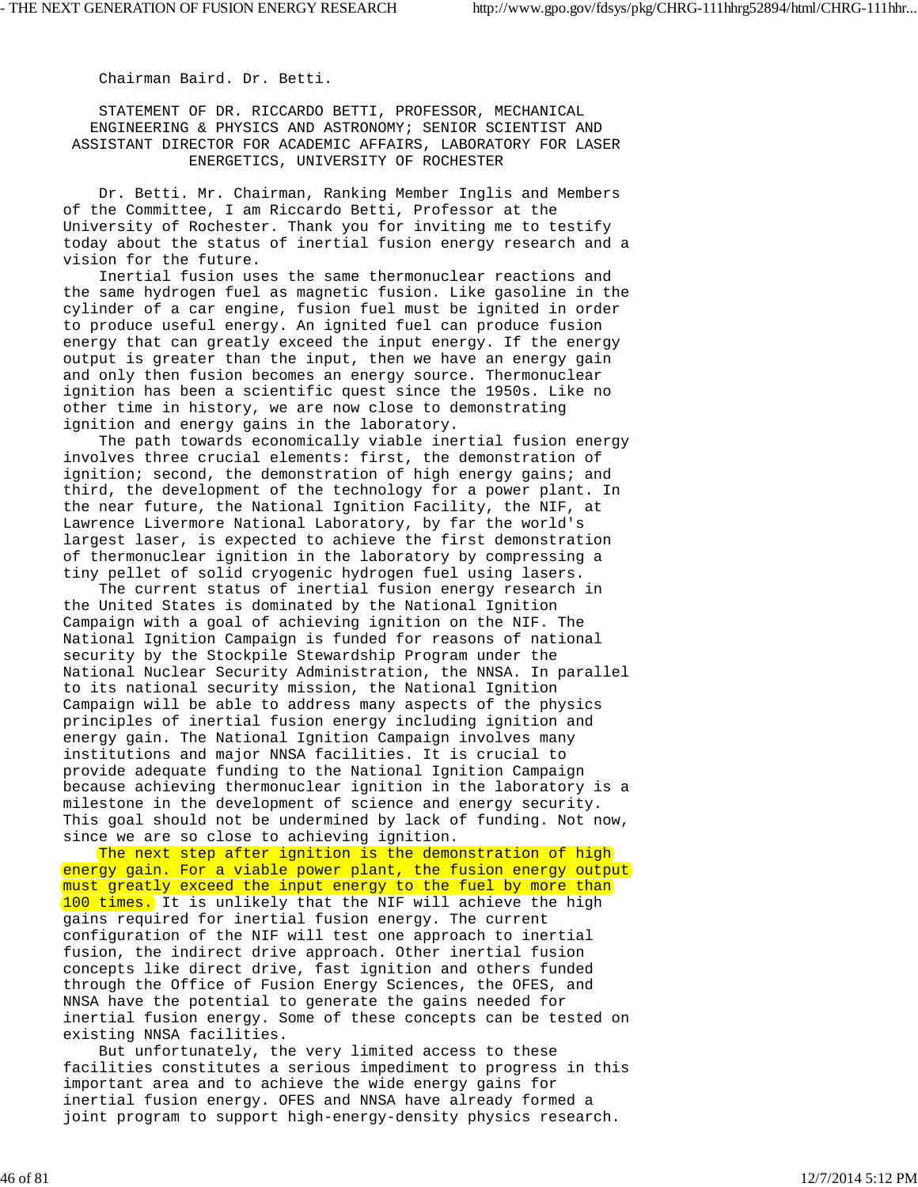Chairman Baird. Dr. Betti.

STATEMENT OF DR. RICCARDO BETTI, PROFESSOR, MECHANICAL ENGINEERING & PHYSICS AND ASTRONOMY; SENIOR SCIENTIST AND ASSISTANT DIRECTOR FOR ACADEMIC AFFAIRS, LABORATORY FOR LASER ENERGETICS, UNIVERSITY OF ROCHESTER

Dr. Betti. Mr. Chairman, Ranking Member Inglis and Members of the Committee, I am Riccardo Betti, Professor at the University of Rochester. Thank you for inviting me to testify today about the status of inertial fusion energy research and a vision for the future.

Inertial fusion uses the same thermonuclear reactions and the same hydrogen fuel as magnetic fusion. Like gasoline in the cylinder of a car engine, fusion fuel must be ignited in order to produce useful energy. An ignited fuel can produce fusion energy that can greatly exceed the input energy. If the energy output is greater than the input, then we have an energy gain and only then fusion becomes an energy source. Thermonuclear ignition has been a scientific quest since the 1950s. Like no other time in history, we are now close to demonstrating ignition and energy gains in the laboratory.

The path towards economically viable inertial fusion energy involves three crucial elements: first, the demonstration of ignition; second, the demonstration of high energy gains; and third, the development of the technology for a power plant. In the near future, the National Ignition Facility, the NIF, at Lawrence Livermore National Laboratory, by far the world's largest laser, is expected to achieve the first demonstration of thermonuclear ignition in the laboratory by compressing a tiny pellet of solid cryogenic hydrogen fuel using lasers.

The current status of inertial fusion energy research in the United States is dominated by the National Ignition Campaign with a goal of achieving ignition on the NIF. The National Ignition Campaign is funded for reasons of national security by the Stockpile Stewardship Program under the National Nuclear Security Administration, the NNSA. In parallel to its national security mission, the National Ignition Campaign will be able to address many aspects of the physics principles of inertial fusion energy including ignition and energy gain. The National Ignition Campaign involves many institutions and major NNSA facilities. It is crucial to provide adequate funding to the National Ignition Campaign because achieving thermonuclear ignition in the laboratory is a milestone in the development of science and energy security. This goal should not be undermined by lack of funding. Not now, since we are so close to achieving ignition.

The next step after ignition is the demonstration of high energy gain. For a viable power plant, the fusion energy output must greatly exceed the input energy to the fuel by more than 100 times. It is unlikely that the NIF will achieve the high gains required for inertial fusion energy. The current configuration of the NIF will test one approach to inertial fusion, the indirect drive approach. Other inertial fusion concepts like direct drive, fast ignition and others funded through the Office of Fusion Energy Sciences, the OFES, and NNSA have the potential to generate the gains needed for inertial fusion energy. Some of these concepts can be tested on existing NNSA facilities.

But unfortunately, the very limited access to these facilities constitutes a serious impediment to progress in this important area and to achieve the wide energy gains for inertial fusion energy. OFES and NNSA have already formed a joint program to support high-energy-density physics research.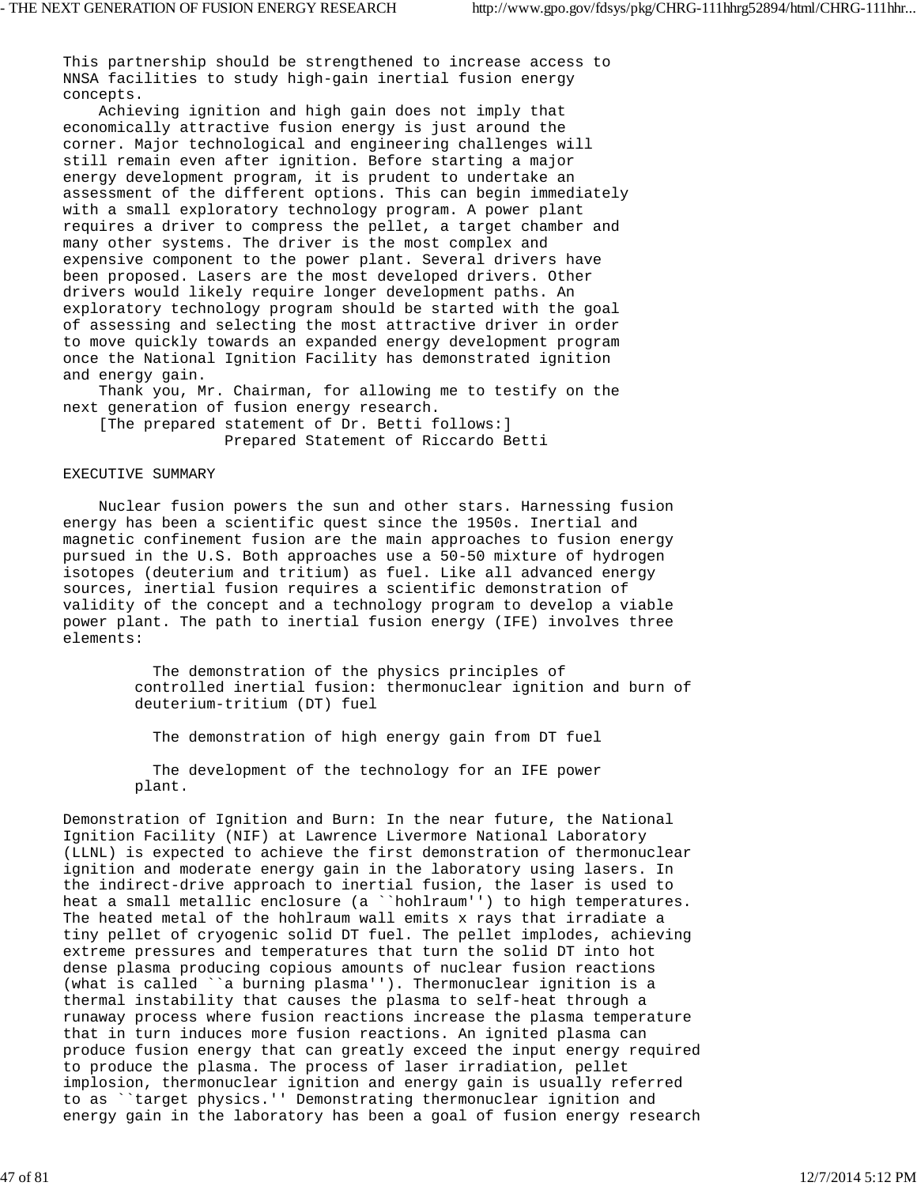This partnership should be strengthened to increase access to NNSA facilities to study high-gain inertial fusion energy concepts.

Achieving ignition and high gain does not imply that economically attractive fusion energy is just around the corner. Major technological and engineering challenges will still remain even after ignition. Before starting a major energy development program, it is prudent to undertake an assessment of the different options. This can begin immediately with a small exploratory technology program. A power plant requires a driver to compress the pellet, a target chamber and many other systems. The driver is the most complex and expensive component to the power plant. Several drivers have been proposed. Lasers are the most developed drivers. Other drivers would likely require longer development paths. An exploratory technology program should be started with the goal of assessing and selecting the most attractive driver in order to move quickly towards an expanded energy development program once the National Ignition Facility has demonstrated ignition and energy gain.

Thank you, Mr. Chairman, for allowing me to testify on the next generation of fusion energy research.

[The prepared statement of Dr. Betti follows:]

Prepared Statement of Riccardo Betti

EXECUTIVE SUMMARY

Nuclear fusion powers the sun and other stars. Harnessing fusion energy has been a scientific quest since the 1950s. Inertial and magnetic confinement fusion are the main approaches to fusion energy pursued in the U.S. Both approaches use a 50-50 mixture of hydrogen isotopes (deuterium and tritium) as fuel. Like all advanced energy sources, inertial fusion requires a scientific demonstration of validity of the concept and a technology program to develop a viable power plant. The path to inertial fusion energy (IFE) involves three elements:

- The demonstration of the physics principles of controlled inertial fusion: thermonuclear ignition and burn of deuterium-tritium (DT) fuel
- The demonstration of high energy gain from DT fuel
- The development of the technology for an IFE power plant.

Demonstration of Ignition and Burn: In the near future, the National Ignition Facility (NIF) at Lawrence Livermore National Laboratory (LLNL) is expected to achieve the first demonstration of thermonuclear ignition and moderate energy gain in the laboratory using lasers. In the indirect-drive approach to inertial fusion, the laser is used to heat a small metallic enclosure (a ``hohlraum'') to high temperatures. The heated metal of the hohlraum wall emits x rays that irradiate a tiny pellet of cryogenic solid DT fuel. The pellet implodes, achieving extreme pressures and temperatures that turn the solid DT into hot dense plasma producing copious amounts of nuclear fusion reactions (what is called ``a burning plasma''). Thermonuclear ignition is a thermal instability that causes the plasma to self-heat through a runaway process where fusion reactions increase the plasma temperature that in turn induces more fusion reactions. An ignited plasma can produce fusion energy that can greatly exceed the input energy required to produce the plasma. The process of laser irradiation, pellet implosion, thermonuclear ignition and energy gain is usually referred to as ``target physics.'' Demonstrating thermonuclear ignition and energy gain in the laboratory has been a goal of fusion energy research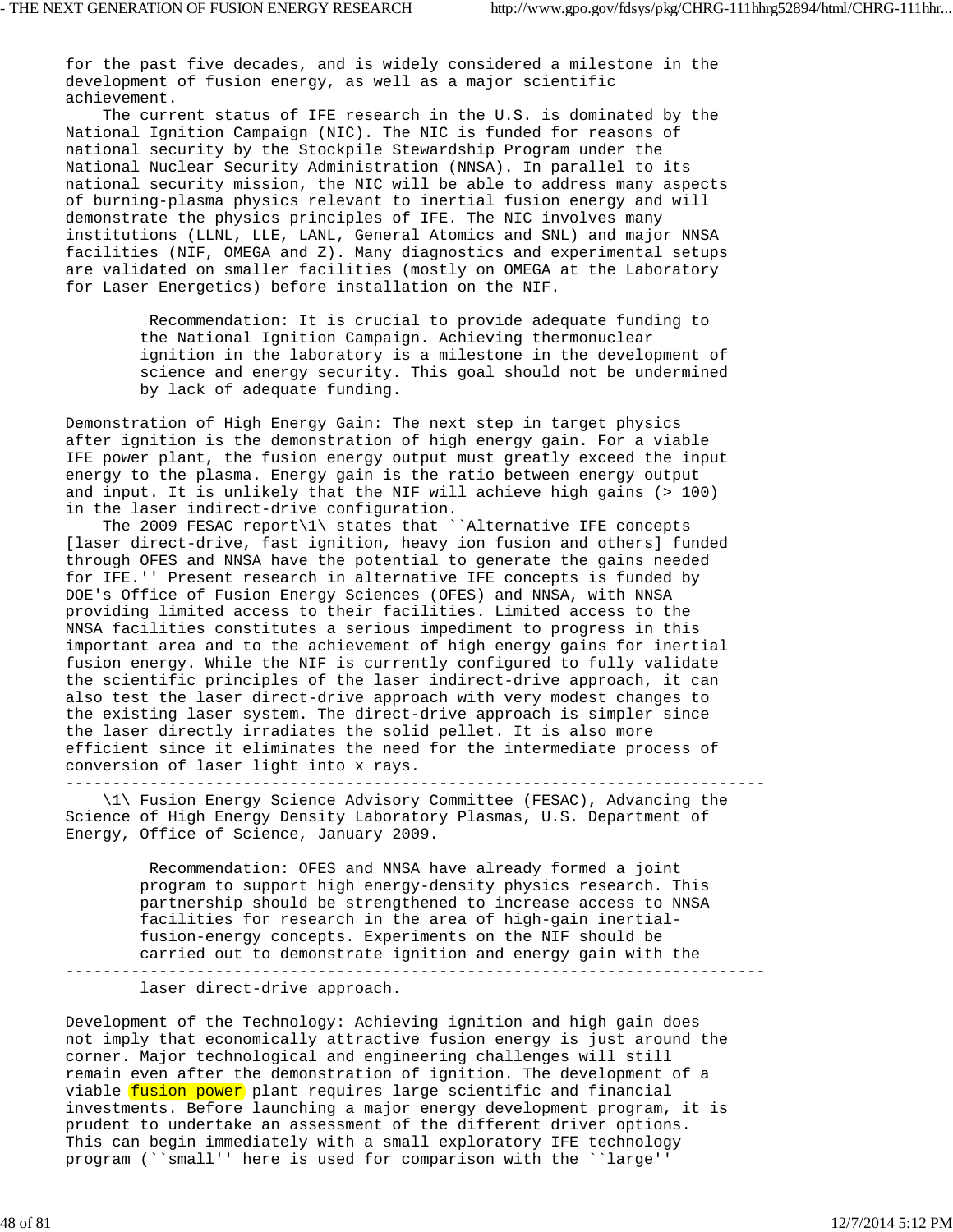for the past five decades, and is widely considered a milestone in the development of fusion energy, as well as a major scientific achievement.

The current status of IFE research in the U.S. is dominated by the National Ignition Campaign (NIC). The NIC is funded for reasons of national security by the Stockpile Stewardship Program under the National Nuclear Security Administration (NNSA). In parallel to its national security mission, the NIC will be able to address many aspects of burning-plasma physics relevant to inertial fusion energy and will demonstrate the physics principles of IFE. The NIC involves many institutions (LLNL, LLE, LANL, General Atomics and SNL) and major NNSA facilities (NIF, OMEGA and Z). Many diagnostics and experimental setups are validated on smaller facilities (mostly on OMEGA at the Laboratory for Laser Energetics) before installation on the NIF.

> Recommendation: It is crucial to provide adequate funding to the National Ignition Campaign. Achieving thermonuclear ignition in the laboratory is a milestone in the development of science and energy security. This goal should not be undermined by lack of adequate funding.

Demonstration of High Energy Gain: The next step in target physics after ignition is the demonstration of high energy gain. For a viable IFE power plant, the fusion energy output must greatly exceed the input energy to the plasma. Energy gain is the ratio between energy output and input. It is unlikely that the NIF will achieve high gains (> 100) in the laser indirect-drive configuration.

The 2009 FESAC report[1] states that ``Alternative IFE concepts [laser direct-drive, fast ignition, heavy ion fusion and others] funded through OFES and NNSA have the potential to generate the gains needed for IFE.'' Present research in alternative IFE concepts is funded by DOE's Office of Fusion Energy Sciences (OFES) and NNSA, with NNSA providing limited access to their facilities. Limited access to the NNSA facilities constitutes a serious impediment to progress in this important area and to the achievement of high energy gains for inertial fusion energy. While the NIF is currently configured to fully validate the scientific principles of the laser indirect-drive approach, it can also test the laser direct-drive approach with very modest changes to the existing laser system. The direct-drive approach is simpler since the laser directly irradiates the solid pellet. It is also more efficient since it eliminates the need for the intermediate process of conversion of laser light into x rays.

---

[1] Fusion Energy Science Advisory Committee (FESAC), Advancing the Science of High Energy Density Laboratory Plasmas, U.S. Department of Energy, Office of Science, January 2009.

> Recommendation: OFES and NNSA have already formed a joint program to support high energy-density physics research. This partnership should be strengthened to increase access to NNSA facilities for research in the area of high-gain inertial-fusion-energy concepts. Experiments on the NIF should be carried out to demonstrate ignition and energy gain with the laser direct-drive approach.

Development of the Technology: Achieving ignition and high gain does not imply that economically attractive fusion energy is just around the corner. Major technological and engineering challenges will still remain even after the demonstration of ignition. The development of a viable fusion power plant requires large scientific and financial investments. Before launching a major energy development program, it is prudent to undertake an assessment of the different driver options. This can begin immediately with a small exploratory IFE technology program (``small'' here is used for comparison with the ``large''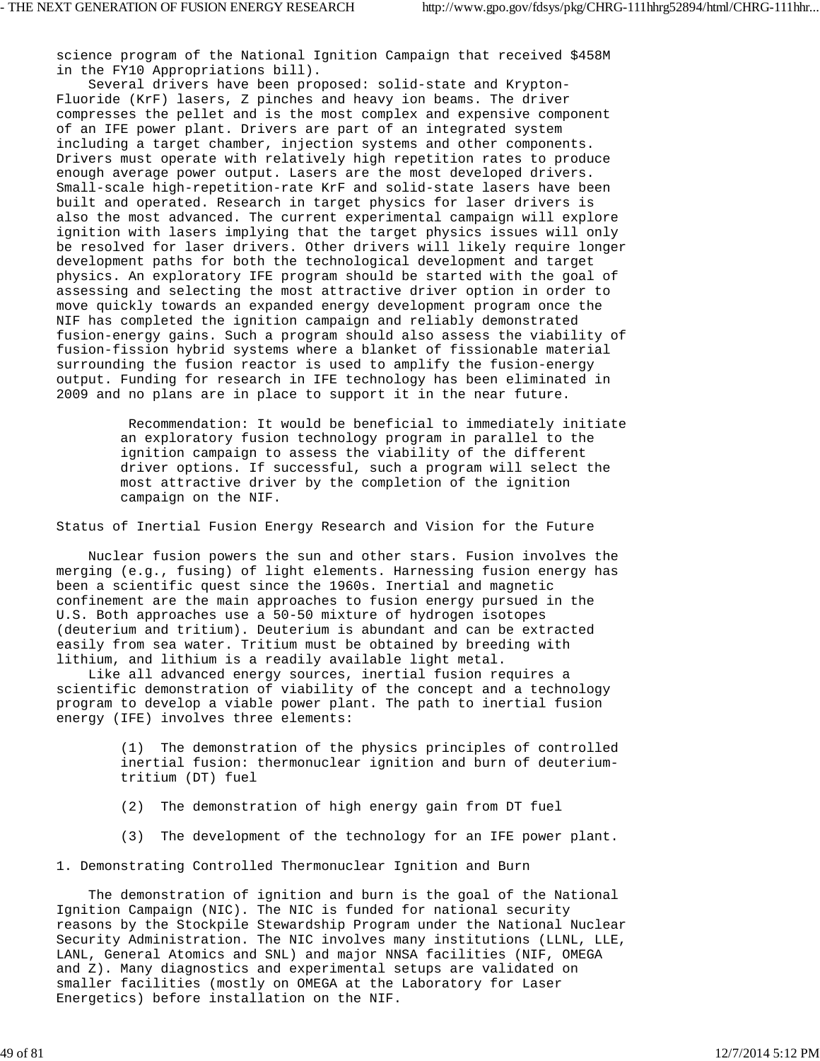science program of the National Ignition Campaign that received $458M in the FY10 Appropriations bill).

Several drivers have been proposed: solid-state and Krypton-Fluoride (KrF) lasers, Z pinches and heavy ion beams. The driver compresses the pellet and is the most complex and expensive component of an IFE power plant. Drivers are part of an integrated system including a target chamber, injection systems and other components. Drivers must operate with relatively high repetition rates to produce enough average power output. Lasers are the most developed drivers. Small-scale high-repetition-rate KrF and solid-state lasers have been built and operated. Research in target physics for laser drivers is also the most advanced. The current experimental campaign will explore ignition with lasers implying that the target physics issues will only be resolved for laser drivers. Other drivers will likely require longer development paths for both the technological development and target physics. An exploratory IFE program should be started with the goal of assessing and selecting the most attractive driver option in order to move quickly towards an expanded energy development program once the NIF has completed the ignition campaign and reliably demonstrated fusion-energy gains. Such a program should also assess the viability of fusion-fission hybrid systems where a blanket of fissionable material surrounding the fusion reactor is used to amplify the fusion-energy output. Funding for research in IFE technology has been eliminated in 2009 and no plans are in place to support it in the near future.

> Recommendation: It would be beneficial to immediately initiate an exploratory fusion technology program in parallel to the ignition campaign to assess the viability of the different driver options. If successful, such a program will select the most attractive driver by the completion of the ignition campaign on the NIF.

## Status of Inertial Fusion Energy Research and Vision for the Future

Nuclear fusion powers the sun and other stars. Fusion involves the merging (e.g., fusing) of light elements. Harnessing fusion energy has been a scientific quest since the 1960s. Inertial and magnetic confinement are the main approaches to fusion energy pursued in the U.S. Both approaches use a 50-50 mixture of hydrogen isotopes (deuterium and tritium). Deuterium is abundant and can be extracted easily from sea water. Tritium must be obtained by breeding with lithium, and lithium is a readily available light metal.

Like all advanced energy sources, inertial fusion requires a scientific demonstration of viability of the concept and a technology program to develop a viable power plant. The path to inertial fusion energy (IFE) involves three elements:

(1) The demonstration of the physics principles of controlled inertial fusion: thermonuclear ignition and burn of deuterium-tritium (DT) fuel

(2) The demonstration of high energy gain from DT fuel

(3) The development of the technology for an IFE power plant.

### 1. Demonstrating Controlled Thermonuclear Ignition and Burn

The demonstration of ignition and burn is the goal of the National Ignition Campaign (NIC). The NIC is funded for national security reasons by the Stockpile Stewardship Program under the National Nuclear Security Administration. The NIC involves many institutions (LLNL, LLE, LANL, General Atomics and SNL) and major NNSA facilities (NIF, OMEGA and Z). Many diagnostics and experimental setups are validated on smaller facilities (mostly on OMEGA at the Laboratory for Laser Energetics) before installation on the NIF.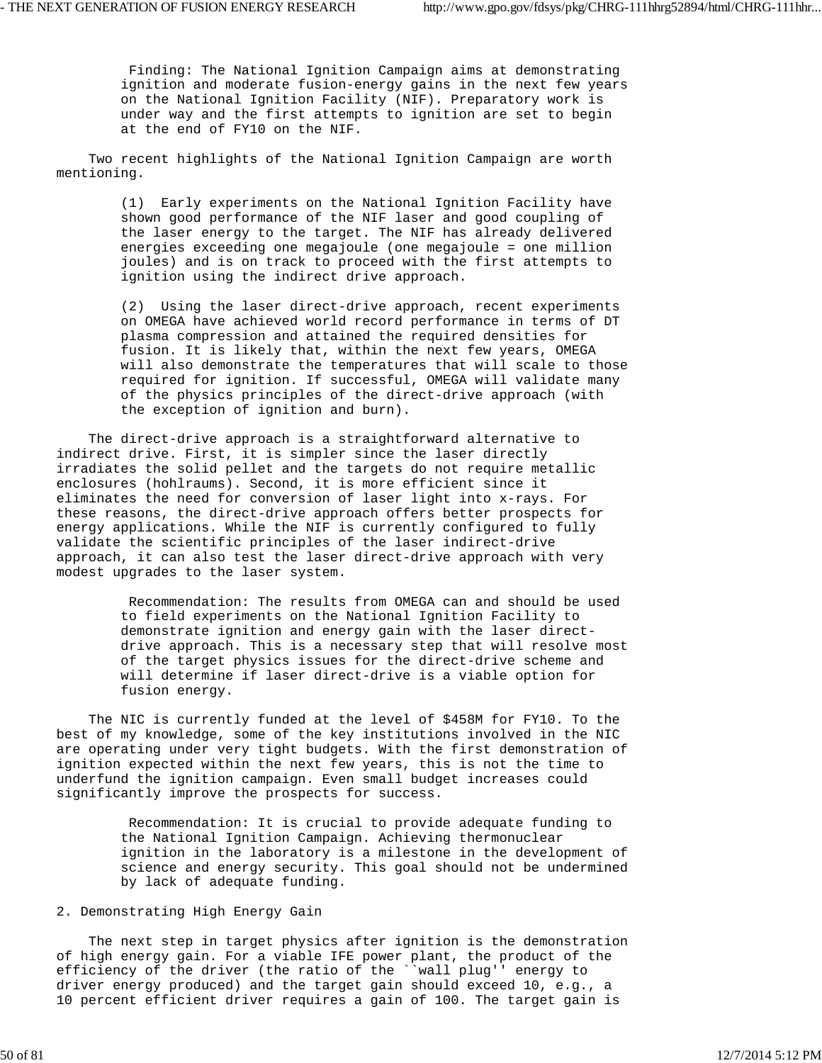Finding: The National Ignition Campaign aims at demonstrating ignition and moderate fusion-energy gains in the next few years on the National Ignition Facility (NIF). Preparatory work is under way and the first attempts to ignition are set to begin at the end of FY10 on the NIF.

Two recent highlights of the National Ignition Campaign are worth mentioning.

(1) Early experiments on the National Ignition Facility have shown good performance of the NIF laser and good coupling of the laser energy to the target. The NIF has already delivered energies exceeding one megajoule (one megajoule = one million joules) and is on track to proceed with the first attempts to ignition using the indirect drive approach.

(2) Using the laser direct-drive approach, recent experiments on OMEGA have achieved world record performance in terms of DT plasma compression and attained the required densities for fusion. It is likely that, within the next few years, OMEGA will also demonstrate the temperatures that will scale to those required for ignition. If successful, OMEGA will validate many of the physics principles of the direct-drive approach (with the exception of ignition and burn).

The direct-drive approach is a straightforward alternative to indirect drive. First, it is simpler since the laser directly irradiates the solid pellet and the targets do not require metallic enclosures (hohlraums). Second, it is more efficient since it eliminates the need for conversion of laser light into x-rays. For these reasons, the direct-drive approach offers better prospects for energy applications. While the NIF is currently configured to fully validate the scientific principles of the laser indirect-drive approach, it can also test the laser direct-drive approach with very modest upgrades to the laser system.

Recommendation: The results from OMEGA can and should be used to field experiments on the National Ignition Facility to demonstrate ignition and energy gain with the laser direct-drive approach. This is a necessary step that will resolve most of the target physics issues for the direct-drive scheme and will determine if laser direct-drive is a viable option for fusion energy.

The NIC is currently funded at the level of $458M for FY10. To the best of my knowledge, some of the key institutions involved in the NIC are operating under very tight budgets. With the first demonstration of ignition expected within the next few years, this is not the time to underfund the ignition campaign. Even small budget increases could significantly improve the prospects for success.

Recommendation: It is crucial to provide adequate funding to the National Ignition Campaign. Achieving thermonuclear ignition in the laboratory is a milestone in the development of science and energy security. This goal should not be undermined by lack of adequate funding.

## 2. Demonstrating High Energy Gain

The next step in target physics after ignition is the demonstration of high energy gain. For a viable IFE power plant, the product of the efficiency of the driver (the ratio of the ``wall plug'' energy to driver energy produced) and the target gain should exceed 10, e.g., a 10 percent efficient driver requires a gain of 100. The target gain is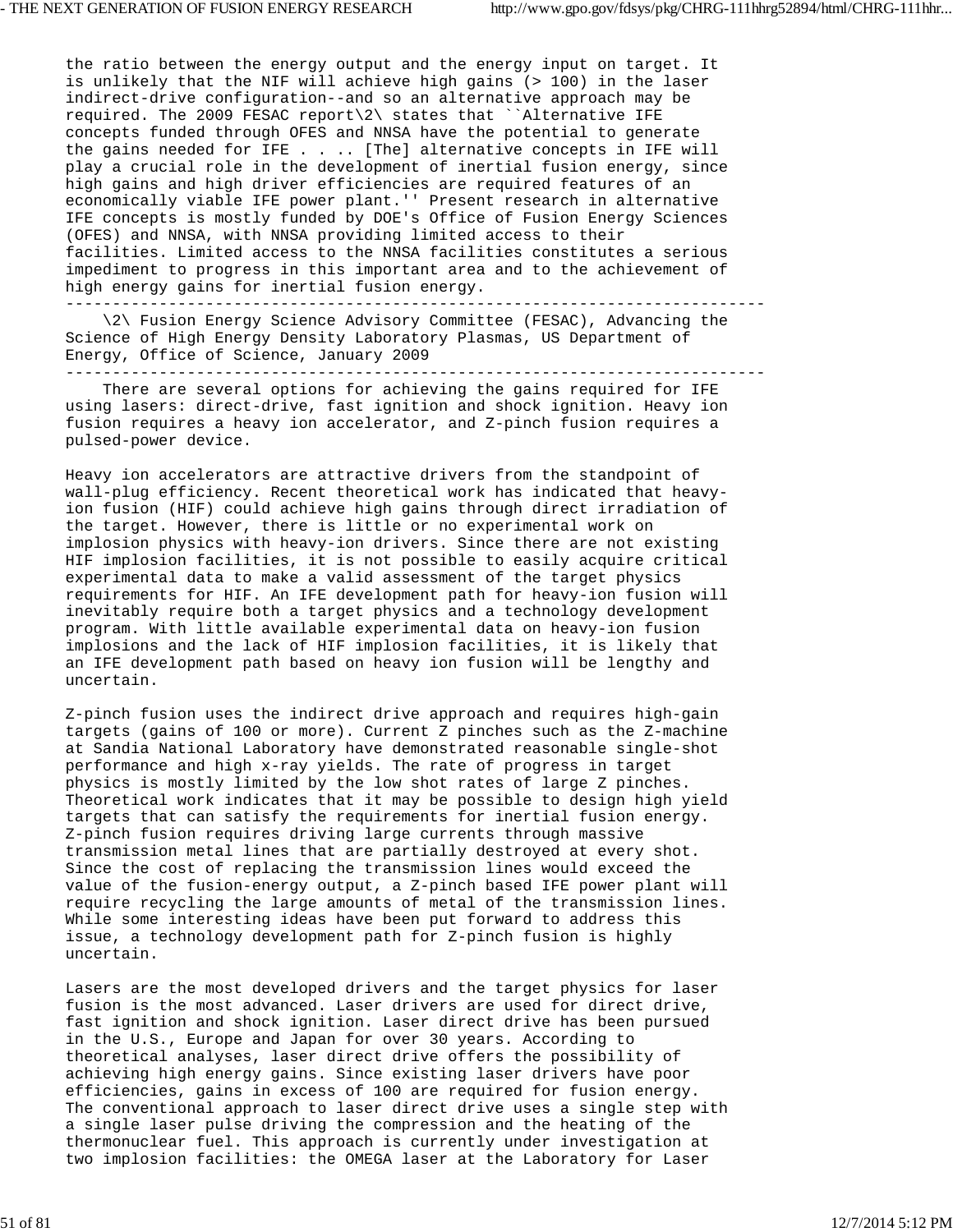the ratio between the energy output and the energy input on target. It is unlikely that the NIF will achieve high gains (> 100) in the laser indirect-drive configuration--and so an alternative approach may be required. The 2009 FESAC report\2\ states that ``Alternative IFE concepts funded through OFES and NNSA have the potential to generate the gains needed for IFE . . .. [The] alternative concepts in IFE will play a crucial role in the development of inertial fusion energy, since high gains and high driver efficiencies are required features of an economically viable IFE power plant.'' Present research in alternative IFE concepts is mostly funded by DOE's Office of Fusion Energy Sciences (OFES) and NNSA, with NNSA providing limited access to their facilities. Limited access to the NNSA facilities constitutes a serious impediment to progress in this important area and to the achievement of high energy gains for inertial fusion energy.

---

\2\ Fusion Energy Science Advisory Committee (FESAC), Advancing the Science of High Energy Density Laboratory Plasmas, US Department of Energy, Office of Science, January 2009

---

There are several options for achieving the gains required for IFE using lasers: direct-drive, fast ignition and shock ignition. Heavy ion fusion requires a heavy ion accelerator, and Z-pinch fusion requires a pulsed-power device.

Heavy ion accelerators are attractive drivers from the standpoint of wall-plug efficiency. Recent theoretical work has indicated that heavy-ion fusion (HIF) could achieve high gains through direct irradiation of the target. However, there is little or no experimental work on implosion physics with heavy-ion drivers. Since there are not existing HIF implosion facilities, it is not possible to easily acquire critical experimental data to make a valid assessment of the target physics requirements for HIF. An IFE development path for heavy-ion fusion will inevitably require both a target physics and a technology development program. With little available experimental data on heavy-ion fusion implosions and the lack of HIF implosion facilities, it is likely that an IFE development path based on heavy ion fusion will be lengthy and uncertain.

Z-pinch fusion uses the indirect drive approach and requires high-gain targets (gains of 100 or more). Current Z pinches such as the Z-machine at Sandia National Laboratory have demonstrated reasonable single-shot performance and high x-ray yields. The rate of progress in target physics is mostly limited by the low shot rates of large Z pinches. Theoretical work indicates that it may be possible to design high yield targets that can satisfy the requirements for inertial fusion energy. Z-pinch fusion requires driving large currents through massive transmission metal lines that are partially destroyed at every shot. Since the cost of replacing the transmission lines would exceed the value of the fusion-energy output, a Z-pinch based IFE power plant will require recycling the large amounts of metal of the transmission lines. While some interesting ideas have been put forward to address this issue, a technology development path for Z-pinch fusion is highly uncertain.

Lasers are the most developed drivers and the target physics for laser fusion is the most advanced. Laser drivers are used for direct drive, fast ignition and shock ignition. Laser direct drive has been pursued in the U.S., Europe and Japan for over 30 years. According to theoretical analyses, laser direct drive offers the possibility of achieving high energy gains. Since existing laser drivers have poor efficiencies, gains in excess of 100 are required for fusion energy. The conventional approach to laser direct drive uses a single step with a single laser pulse driving the compression and the heating of the thermonuclear fuel. This approach is currently under investigation at two implosion facilities: the OMEGA laser at the Laboratory for Laser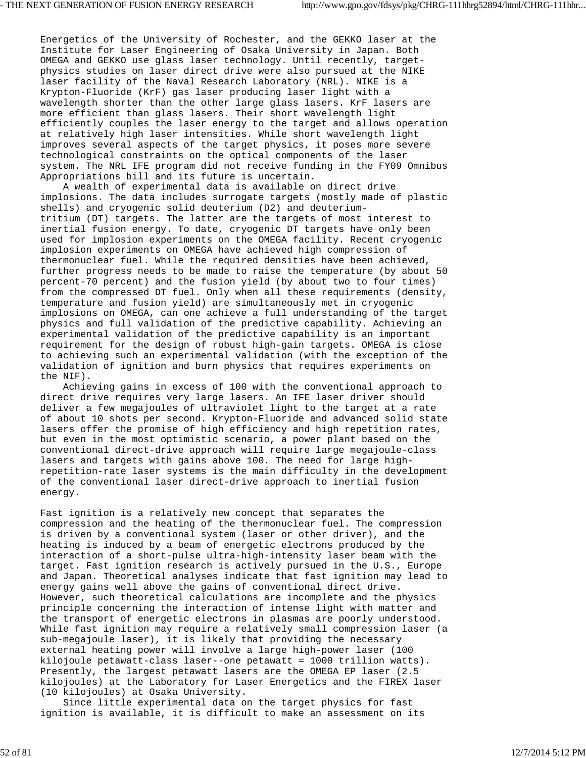Energetics of the University of Rochester, and the GEKKO laser at the Institute for Laser Engineering of Osaka University in Japan. Both OMEGA and GEKKO use glass laser technology. Until recently, target-physics studies on laser direct drive were also pursued at the NIKE laser facility of the Naval Research Laboratory (NRL). NIKE is a Krypton-Fluoride (KrF) gas laser producing laser light with a wavelength shorter than the other large glass lasers. KrF lasers are more efficient than glass lasers. Their short wavelength light efficiently couples the laser energy to the target and allows operation at relatively high laser intensities. While short wavelength light improves several aspects of the target physics, it poses more severe technological constraints on the optical components of the laser system. The NRL IFE program did not receive funding in the FY09 Omnibus Appropriations bill and its future is uncertain.

A wealth of experimental data is available on direct drive implosions. The data includes surrogate targets (mostly made of plastic shells) and cryogenic solid deuterium ($D_2$) and deuterium-tritium (DT) targets. The latter are the targets of most interest to inertial fusion energy. To date, cryogenic DT targets have only been used for implosion experiments on the OMEGA facility. Recent cryogenic implosion experiments on OMEGA have achieved high compression of thermonuclear fuel. While the required densities have been achieved, further progress needs to be made to raise the temperature (by about 50 percent-70 percent) and the fusion yield (by about two to four times) from the compressed DT fuel. Only when all these requirements (density, temperature and fusion yield) are simultaneously met in cryogenic implosions on OMEGA, can one achieve a full understanding of the target physics and full validation of the predictive capability. Achieving an experimental validation of the predictive capability is an important requirement for the design of robust high-gain targets. OMEGA is close to achieving such an experimental validation (with the exception of the validation of ignition and burn physics that requires experiments on the NIF).

Achieving gains in excess of 100 with the conventional approach to direct drive requires very large lasers. An IFE laser driver should deliver a few megajoules of ultraviolet light to the target at a rate of about 10 shots per second. Krypton-Fluoride and advanced solid state lasers offer the promise of high efficiency and high repetition rates, but even in the most optimistic scenario, a power plant based on the conventional direct-drive approach will require large megajoule-class lasers and targets with gains above 100. The need for large high-repetition-rate laser systems is the main difficulty in the development of the conventional laser direct-drive approach to inertial fusion energy.

Fast ignition is a relatively new concept that separates the compression and the heating of the thermonuclear fuel. The compression is driven by a conventional system (laser or other driver), and the heating is induced by a beam of energetic electrons produced by the interaction of a short-pulse ultra-high-intensity laser beam with the target. Fast ignition research is actively pursued in the U.S., Europe and Japan. Theoretical analyses indicate that fast ignition may lead to energy gains well above the gains of conventional direct drive. However, such theoretical calculations are incomplete and the physics principle concerning the interaction of intense light with matter and the transport of energetic electrons in plasmas are poorly understood. While fast ignition may require a relatively small compression laser (a sub-megajoule laser), it is likely that providing the necessary external heating power will involve a large high-power laser (100 kilojoule petawatt-class laser--one petawatt = 1000 trillion watts). Presently, the largest petawatt lasers are the OMEGA EP laser (2.5 kilojoules) at the Laboratory for Laser Energetics and the FIREX laser (10 kilojoules) at Osaka University.

Since little experimental data on the target physics for fast ignition is available, it is difficult to make an assessment on its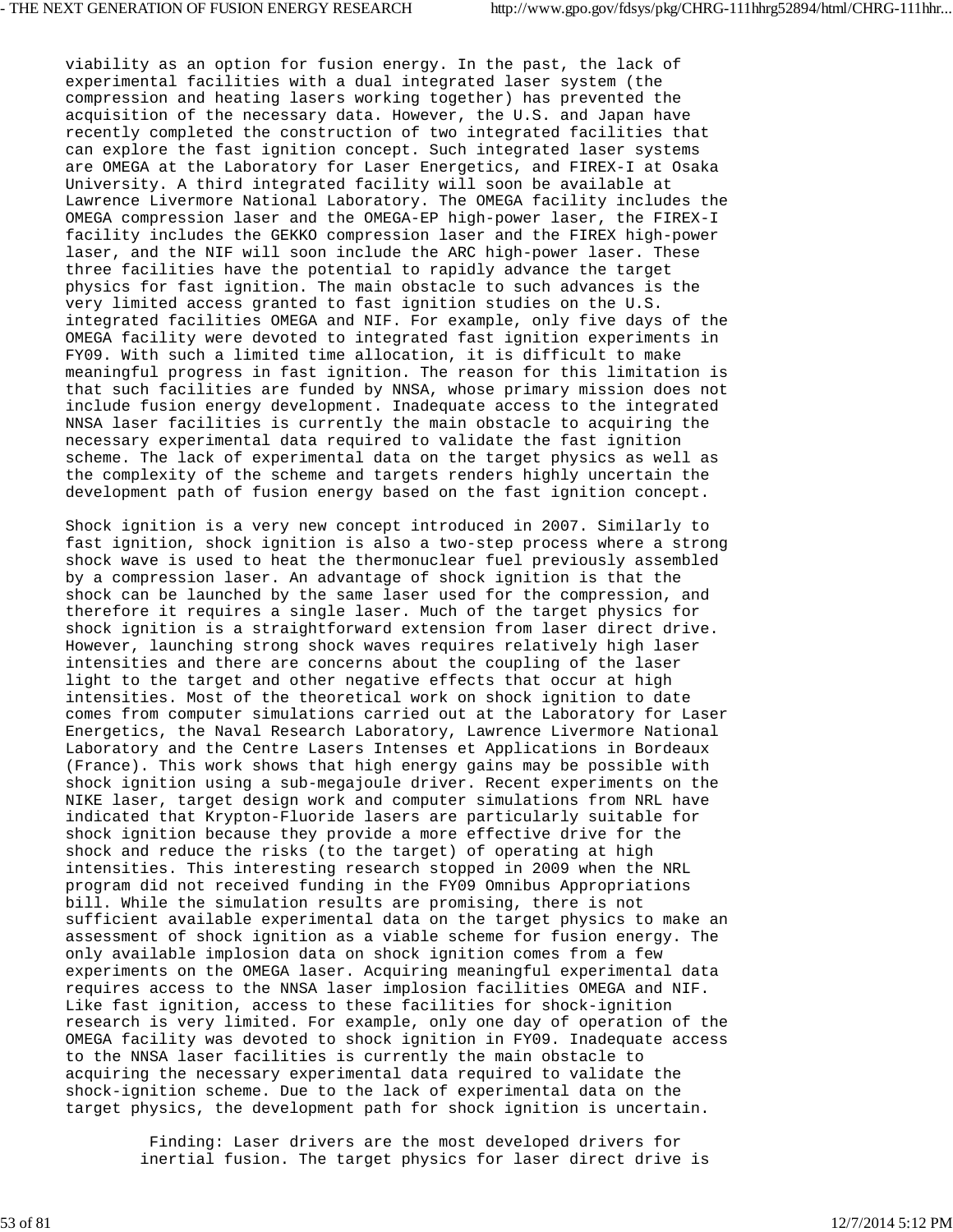viability as an option for fusion energy. In the past, the lack of experimental facilities with a dual integrated laser system (the compression and heating lasers working together) has prevented the acquisition of the necessary data. However, the U.S. and Japan have recently completed the construction of two integrated facilities that can explore the fast ignition concept. Such integrated laser systems are OMEGA at the Laboratory for Laser Energetics, and FIREX-I at Osaka University. A third integrated facility will soon be available at Lawrence Livermore National Laboratory. The OMEGA facility includes the OMEGA compression laser and the OMEGA-EP high-power laser, the FIREX-I facility includes the GEKKO compression laser and the FIREX high-power laser, and the NIF will soon include the ARC high-power laser. These three facilities have the potential to rapidly advance the target physics for fast ignition. The main obstacle to such advances is the very limited access granted to fast ignition studies on the U.S. integrated facilities OMEGA and NIF. For example, only five days of the OMEGA facility were devoted to integrated fast ignition experiments in FY09. With such a limited time allocation, it is difficult to make meaningful progress in fast ignition. The reason for this limitation is that such facilities are funded by NNSA, whose primary mission does not include fusion energy development. Inadequate access to the integrated NNSA laser facilities is currently the main obstacle to acquiring the necessary experimental data required to validate the fast ignition scheme. The lack of experimental data on the target physics as well as the complexity of the scheme and targets renders highly uncertain the development path of fusion energy based on the fast ignition concept.

Shock ignition is a very new concept introduced in 2007. Similarly to fast ignition, shock ignition is also a two-step process where a strong shock wave is used to heat the thermonuclear fuel previously assembled by a compression laser. An advantage of shock ignition is that the shock can be launched by the same laser used for the compression, and therefore it requires a single laser. Much of the target physics for shock ignition is a straightforward extension from laser direct drive. However, launching strong shock waves requires relatively high laser intensities and there are concerns about the coupling of the laser light to the target and other negative effects that occur at high intensities. Most of the theoretical work on shock ignition to date comes from computer simulations carried out at the Laboratory for Laser Energetics, the Naval Research Laboratory, Lawrence Livermore National Laboratory and the Centre Lasers Intenses et Applications in Bordeaux (France). This work shows that high energy gains may be possible with shock ignition using a sub-megajoule driver. Recent experiments on the NIKE laser, target design work and computer simulations from NRL have indicated that Krypton-Fluoride lasers are particularly suitable for shock ignition because they provide a more effective drive for the shock and reduce the risks (to the target) of operating at high intensities. This interesting research stopped in 2009 when the NRL program did not received funding in the FY09 Omnibus Appropriations bill. While the simulation results are promising, there is not sufficient available experimental data on the target physics to make an assessment of shock ignition as a viable scheme for fusion energy. The only available implosion data on shock ignition comes from a few experiments on the OMEGA laser. Acquiring meaningful experimental data requires access to the NNSA laser implosion facilities OMEGA and NIF. Like fast ignition, access to these facilities for shock-ignition research is very limited. For example, only one day of operation of the OMEGA facility was devoted to shock ignition in FY09. Inadequate access to the NNSA laser facilities is currently the main obstacle to acquiring the necessary experimental data required to validate the shock-ignition scheme. Due to the lack of experimental data on the target physics, the development path for shock ignition is uncertain.

Finding: Laser drivers are the most developed drivers for inertial fusion. The target physics for laser direct drive is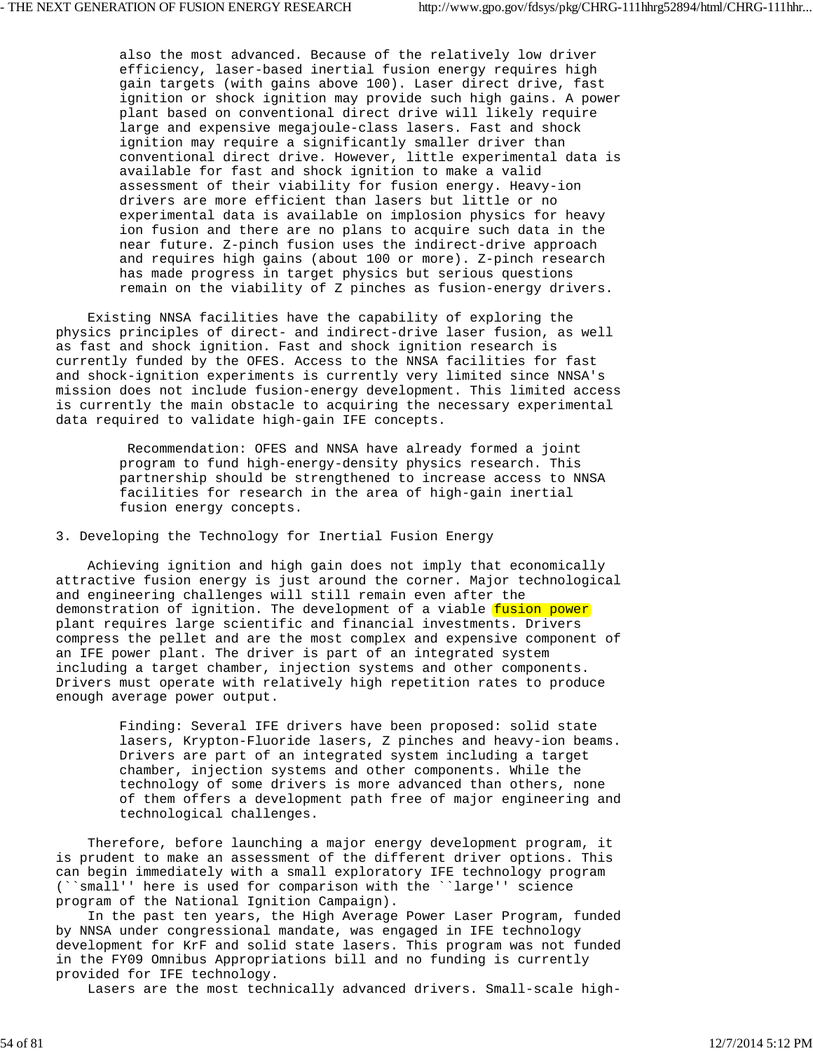also the most advanced. Because of the relatively low driver efficiency, laser-based inertial fusion energy requires high gain targets (with gains above 100). Laser direct drive, fast ignition or shock ignition may provide such high gains. A power plant based on conventional direct drive will likely require large and expensive megajoule-class lasers. Fast and shock ignition may require a significantly smaller driver than conventional direct drive. However, little experimental data is available for fast and shock ignition to make a valid assessment of their viability for fusion energy. Heavy-ion drivers are more efficient than lasers but little or no experimental data is available on implosion physics for heavy ion fusion and there are no plans to acquire such data in the near future. Z-pinch fusion uses the indirect-drive approach and requires high gains (about 100 or more). Z-pinch research has made progress in target physics but serious questions remain on the viability of Z pinches as fusion-energy drivers.

Existing NNSA facilities have the capability of exploring the physics principles of direct- and indirect-drive laser fusion, as well as fast and shock ignition. Fast and shock ignition research is currently funded by the OFES. Access to the NNSA facilities for fast and shock-ignition experiments is currently very limited since NNSA's mission does not include fusion-energy development. This limited access is currently the main obstacle to acquiring the necessary experimental data required to validate high-gain IFE concepts.

> Recommendation: OFES and NNSA have already formed a joint program to fund high-energy-density physics research. This partnership should be strengthened to increase access to NNSA facilities for research in the area of high-gain inertial fusion energy concepts.

3. Developing the Technology for Inertial Fusion Energy

Achieving ignition and high gain does not imply that economically attractive fusion energy is just around the corner. Major technological and engineering challenges will still remain even after the demonstration of ignition. The development of a viable fusion power plant requires large scientific and financial investments. Drivers compress the pellet and are the most complex and expensive component of an IFE power plant. The driver is part of an integrated system including a target chamber, injection systems and other components. Drivers must operate with relatively high repetition rates to produce enough average power output.

> Finding: Several IFE drivers have been proposed: solid state lasers, Krypton-Fluoride lasers, Z pinches and heavy-ion beams. Drivers are part of an integrated system including a target chamber, injection systems and other components. While the technology of some drivers is more advanced than others, none of them offers a development path free of major engineering and technological challenges.

Therefore, before launching a major energy development program, it is prudent to make an assessment of the different driver options. This can begin immediately with a small exploratory IFE technology program (``small'' here is used for comparison with the ``large'' science program of the National Ignition Campaign).

In the past ten years, the High Average Power Laser Program, funded by NNSA under congressional mandate, was engaged in IFE technology development for KrF and solid state lasers. This program was not funded in the FY09 Omnibus Appropriations bill and no funding is currently provided for IFE technology.

Lasers are the most technically advanced drivers. Small-scale high-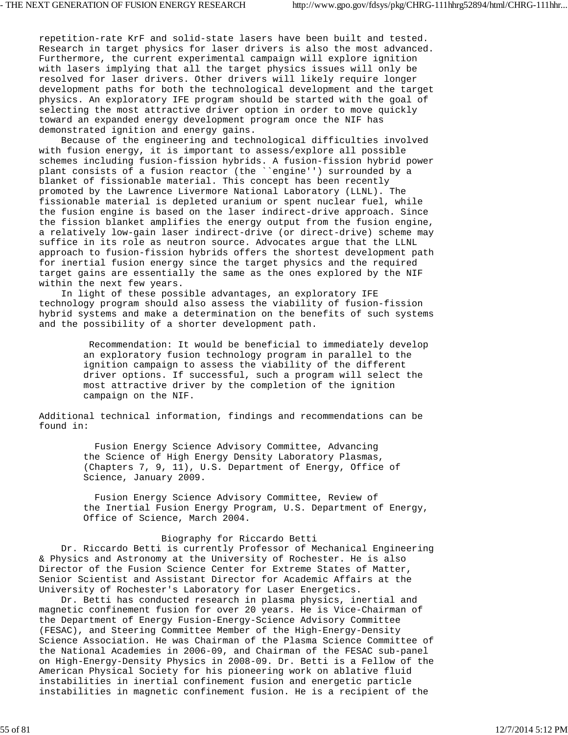repetition-rate KrF and solid-state lasers have been built and tested. Research in target physics for laser drivers is also the most advanced. Furthermore, the current experimental campaign will explore ignition with lasers implying that all the target physics issues will only be resolved for laser drivers. Other drivers will likely require longer development paths for both the technological development and the target physics. An exploratory IFE program should be started with the goal of selecting the most attractive driver option in order to move quickly toward an expanded energy development program once the NIF has demonstrated ignition and energy gains.

Because of the engineering and technological difficulties involved with fusion energy, it is important to assess/explore all possible schemes including fusion-fission hybrids. A fusion-fission hybrid power plant consists of a fusion reactor (the ``engine'') surrounded by a blanket of fissionable material. This concept has been recently promoted by the Lawrence Livermore National Laboratory (LLNL). The fissionable material is depleted uranium or spent nuclear fuel, while the fusion engine is based on the laser indirect-drive approach. Since the fission blanket amplifies the energy output from the fusion engine, a relatively low-gain laser indirect-drive (or direct-drive) scheme may suffice in its role as neutron source. Advocates argue that the LLNL approach to fusion-fission hybrids offers the shortest development path for inertial fusion energy since the target physics and the required target gains are essentially the same as the ones explored by the NIF within the next few years.

In light of these possible advantages, an exploratory IFE technology program should also assess the viability of fusion-fission hybrid systems and make a determination on the benefits of such systems and the possibility of a shorter development path.

> Recommendation: It would be beneficial to immediately develop an exploratory fusion technology program in parallel to the ignition campaign to assess the viability of the different driver options. If successful, such a program will select the most attractive driver by the completion of the ignition campaign on the NIF.

Additional technical information, findings and recommendations can be found in:

> Fusion Energy Science Advisory Committee, Advancing the Science of High Energy Density Laboratory Plasmas, (Chapters 7, 9, 11), U.S. Department of Energy, Office of Science, January 2009.
>
> Fusion Energy Science Advisory Committee, Review of the Inertial Fusion Energy Program, U.S. Department of Energy, Office of Science, March 2004.

## Biography for Riccardo Betti

Dr. Riccardo Betti is currently Professor of Mechanical Engineering & Physics and Astronomy at the University of Rochester. He is also Director of the Fusion Science Center for Extreme States of Matter, Senior Scientist and Assistant Director for Academic Affairs at the University of Rochester's Laboratory for Laser Energetics.

Dr. Betti has conducted research in plasma physics, inertial and magnetic confinement fusion for over 20 years. He is Vice-Chairman of the Department of Energy Fusion-Energy-Science Advisory Committee (FESAC), and Steering Committee Member of the High-Energy-Density Science Association. He was Chairman of the Plasma Science Committee of the National Academies in 2006-09, and Chairman of the FESAC sub-panel on High-Energy-Density Physics in 2008-09. Dr. Betti is a Fellow of the American Physical Society for his pioneering work on ablative fluid instabilities in inertial confinement fusion and energetic particle instabilities in magnetic confinement fusion. He is a recipient of the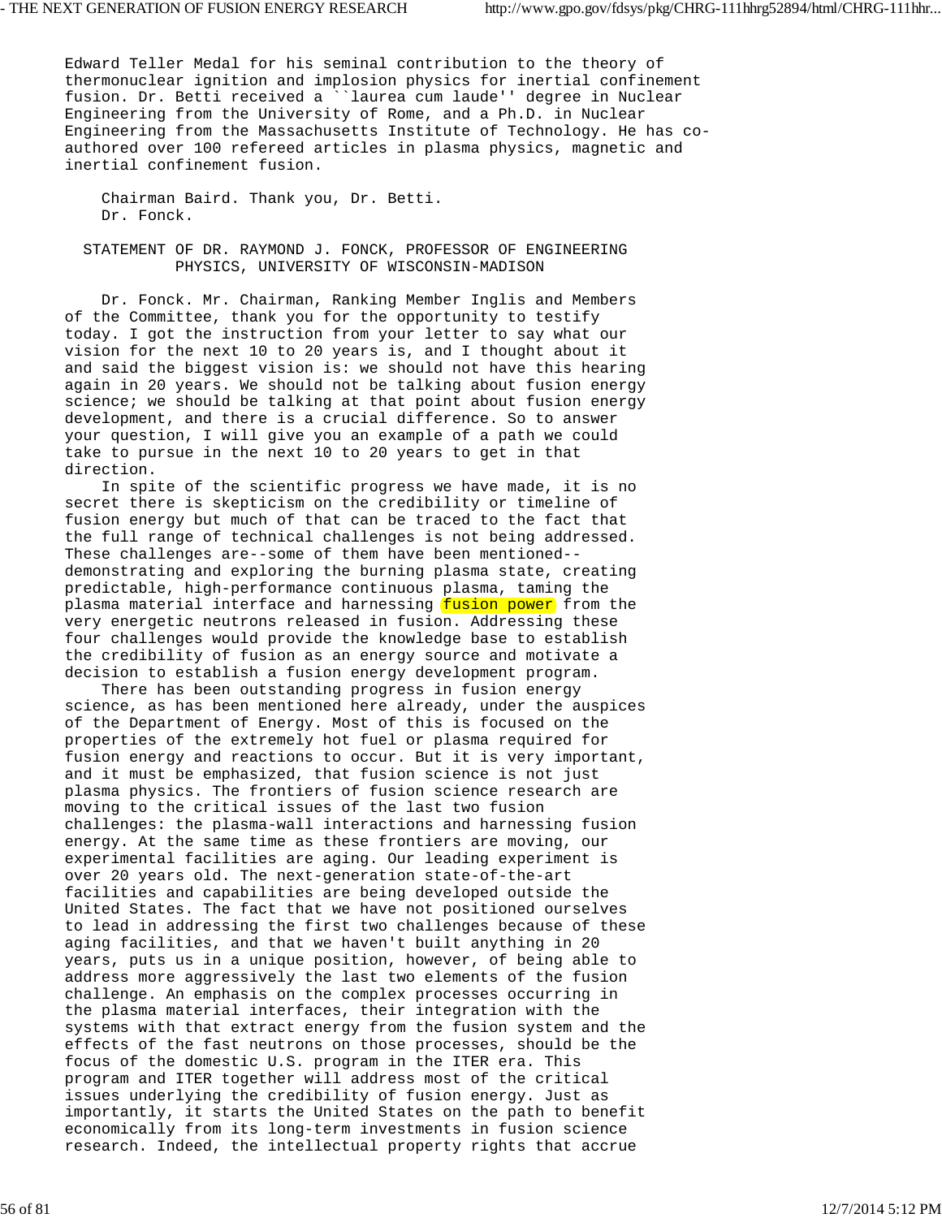Edward Teller Medal for his seminal contribution to the theory of thermonuclear ignition and implosion physics for inertial confinement fusion. Dr. Betti received a ``laurea cum laude'' degree in Nuclear Engineering from the University of Rome, and a Ph.D. in Nuclear Engineering from the Massachusetts Institute of Technology. He has co-authored over 100 refereed articles in plasma physics, magnetic and inertial confinement fusion.

Chairman Baird. Thank you, Dr. Betti.
Dr. Fonck.

## STATEMENT OF DR. RAYMOND J. FONCK, PROFESSOR OF ENGINEERING PHYSICS, UNIVERSITY OF WISCONSIN-MADISON

Dr. Fonck. Mr. Chairman, Ranking Member Inglis and Members of the Committee, thank you for the opportunity to testify today. I got the instruction from your letter to say what our vision for the next 10 to 20 years is, and I thought about it and said the biggest vision is: we should not have this hearing again in 20 years. We should not be talking about fusion energy science; we should be talking at that point about fusion energy development, and there is a crucial difference. So to answer your question, I will give you an example of a path we could take to pursue in the next 10 to 20 years to get in that direction.

In spite of the scientific progress we have made, it is no secret there is skepticism on the credibility or timeline of fusion energy but much of that can be traced to the fact that the full range of technical challenges is not being addressed. These challenges are--some of them have been mentioned--demonstrating and exploring the burning plasma state, creating predictable, high-performance continuous plasma, taming the plasma material interface and harnessing fusion power from the very energetic neutrons released in fusion. Addressing these four challenges would provide the knowledge base to establish the credibility of fusion as an energy source and motivate a decision to establish a fusion energy development program.

There has been outstanding progress in fusion energy science, as has been mentioned here already, under the auspices of the Department of Energy. Most of this is focused on the properties of the extremely hot fuel or plasma required for fusion energy and reactions to occur. But it is very important, and it must be emphasized, that fusion science is not just plasma physics. The frontiers of fusion science research are moving to the critical issues of the last two fusion challenges: the plasma-wall interactions and harnessing fusion energy. At the same time as these frontiers are moving, our experimental facilities are aging. Our leading experiment is over 20 years old. The next-generation state-of-the-art facilities and capabilities are being developed outside the United States. The fact that we have not positioned ourselves to lead in addressing the first two challenges because of these aging facilities, and that we haven't built anything in 20 years, puts us in a unique position, however, of being able to address more aggressively the last two elements of the fusion challenge. An emphasis on the complex processes occurring in the plasma material interfaces, their integration with the systems with that extract energy from the fusion system and the effects of the fast neutrons on those processes, should be the focus of the domestic U.S. program in the ITER era. This program and ITER together will address most of the critical issues underlying the credibility of fusion energy. Just as importantly, it starts the United States on the path to benefit economically from its long-term investments in fusion science research. Indeed, the intellectual property rights that accrue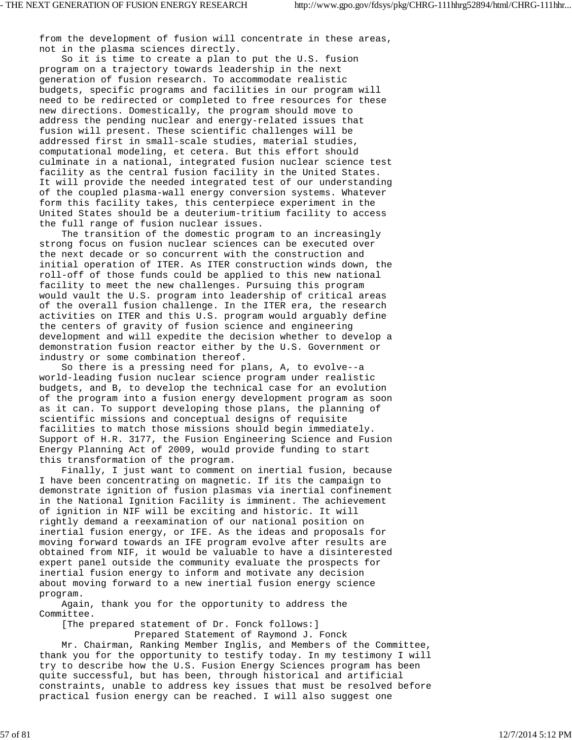from the development of fusion will concentrate in these areas, not in the plasma sciences directly.

So it is time to create a plan to put the U.S. fusion program on a trajectory towards leadership in the next generation of fusion research. To accommodate realistic budgets, specific programs and facilities in our program will need to be redirected or completed to free resources for these new directions. Domestically, the program should move to address the pending nuclear and energy-related issues that fusion will present. These scientific challenges will be addressed first in small-scale studies, material studies, computational modeling, et cetera. But this effort should culminate in a national, integrated fusion nuclear science test facility as the central fusion facility in the United States. It will provide the needed integrated test of our understanding of the coupled plasma-wall energy conversion systems. Whatever form this facility takes, this centerpiece experiment in the United States should be a deuterium-tritium facility to access the full range of fusion nuclear issues.

The transition of the domestic program to an increasingly strong focus on fusion nuclear sciences can be executed over the next decade or so concurrent with the construction and initial operation of ITER. As ITER construction winds down, the roll-off of those funds could be applied to this new national facility to meet the new challenges. Pursuing this program would vault the U.S. program into leadership of critical areas of the overall fusion challenge. In the ITER era, the research activities on ITER and this U.S. program would arguably define the centers of gravity of fusion science and engineering development and will expedite the decision whether to develop a demonstration fusion reactor either by the U.S. Government or industry or some combination thereof.

So there is a pressing need for plans, A, to evolve--a world-leading fusion nuclear science program under realistic budgets, and B, to develop the technical case for an evolution of the program into a fusion energy development program as soon as it can. To support developing those plans, the planning of scientific missions and conceptual designs of requisite facilities to match those missions should begin immediately. Support of H.R. 3177, the Fusion Engineering Science and Fusion Energy Planning Act of 2009, would provide funding to start this transformation of the program.

Finally, I just want to comment on inertial fusion, because I have been concentrating on magnetic. If its the campaign to demonstrate ignition of fusion plasmas via inertial confinement in the National Ignition Facility is imminent. The achievement of ignition in NIF will be exciting and historic. It will rightly demand a reexamination of our national position on inertial fusion energy, or IFE. As the ideas and proposals for moving forward towards an IFE program evolve after results are obtained from NIF, it would be valuable to have a disinterested expert panel outside the community evaluate the prospects for inertial fusion energy to inform and motivate any decision about moving forward to a new inertial fusion energy science program.

Again, thank you for the opportunity to address the Committee.

[The prepared statement of Dr. Fonck follows:]

Prepared Statement of Raymond J. Fonck

Mr. Chairman, Ranking Member Inglis, and Members of the Committee, thank you for the opportunity to testify today. In my testimony I will try to describe how the U.S. Fusion Energy Sciences program has been quite successful, but has been, through historical and artificial constraints, unable to address key issues that must be resolved before practical fusion energy can be reached. I will also suggest one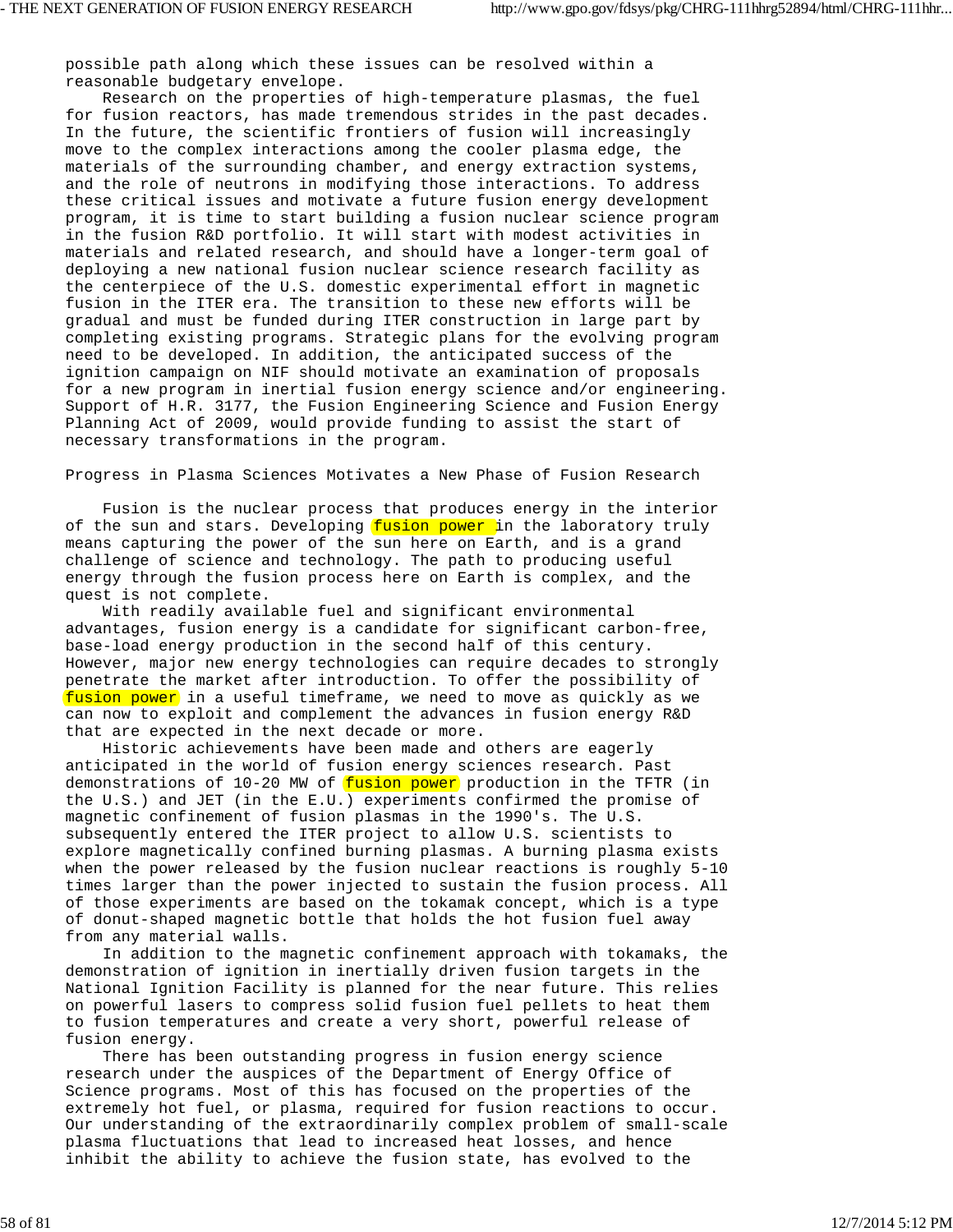possible path along which these issues can be resolved within a reasonable budgetary envelope.

Research on the properties of high-temperature plasmas, the fuel for fusion reactors, has made tremendous strides in the past decades. In the future, the scientific frontiers of fusion will increasingly move to the complex interactions among the cooler plasma edge, the materials of the surrounding chamber, and energy extraction systems, and the role of neutrons in modifying those interactions. To address these critical issues and motivate a future fusion energy development program, it is time to start building a fusion nuclear science program in the fusion R&D portfolio. It will start with modest activities in materials and related research, and should have a longer-term goal of deploying a new national fusion nuclear science research facility as the centerpiece of the U.S. domestic experimental effort in magnetic fusion in the ITER era. The transition to these new efforts will be gradual and must be funded during ITER construction in large part by completing existing programs. Strategic plans for the evolving program need to be developed. In addition, the anticipated success of the ignition campaign on NIF should motivate an examination of proposals for a new program in inertial fusion energy science and/or engineering. Support of H.R. 3177, the Fusion Engineering Science and Fusion Energy Planning Act of 2009, would provide funding to assist the start of necessary transformations in the program.

## Progress in Plasma Sciences Motivates a New Phase of Fusion Research

Fusion is the nuclear process that produces energy in the interior of the sun and stars. Developing fusion power in the laboratory truly means capturing the power of the sun here on Earth, and is a grand challenge of science and technology. The path to producing useful energy through the fusion process here on Earth is complex, and the quest is not complete.

With readily available fuel and significant environmental advantages, fusion energy is a candidate for significant carbon-free, base-load energy production in the second half of this century. However, major new energy technologies can require decades to strongly penetrate the market after introduction. To offer the possibility of fusion power in a useful timeframe, we need to move as quickly as we can now to exploit and complement the advances in fusion energy R&D that are expected in the next decade or more.

Historic achievements have been made and others are eagerly anticipated in the world of fusion energy sciences research. Past demonstrations of 10-20 MW of fusion power production in the TFTR (in the U.S.) and JET (in the E.U.) experiments confirmed the promise of magnetic confinement of fusion plasmas in the 1990's. The U.S. subsequently entered the ITER project to allow U.S. scientists to explore magnetically confined burning plasmas. A burning plasma exists when the power released by the fusion nuclear reactions is roughly 5-10 times larger than the power injected to sustain the fusion process. All of those experiments are based on the tokamak concept, which is a type of donut-shaped magnetic bottle that holds the hot fusion fuel away from any material walls.

In addition to the magnetic confinement approach with tokamaks, the demonstration of ignition in inertially driven fusion targets in the National Ignition Facility is planned for the near future. This relies on powerful lasers to compress solid fusion fuel pellets to heat them to fusion temperatures and create a very short, powerful release of fusion energy.

There has been outstanding progress in fusion energy science research under the auspices of the Department of Energy Office of Science programs. Most of this has focused on the properties of the extremely hot fuel, or plasma, required for fusion reactions to occur. Our understanding of the extraordinarily complex problem of small-scale plasma fluctuations that lead to increased heat losses, and hence inhibit the ability to achieve the fusion state, has evolved to the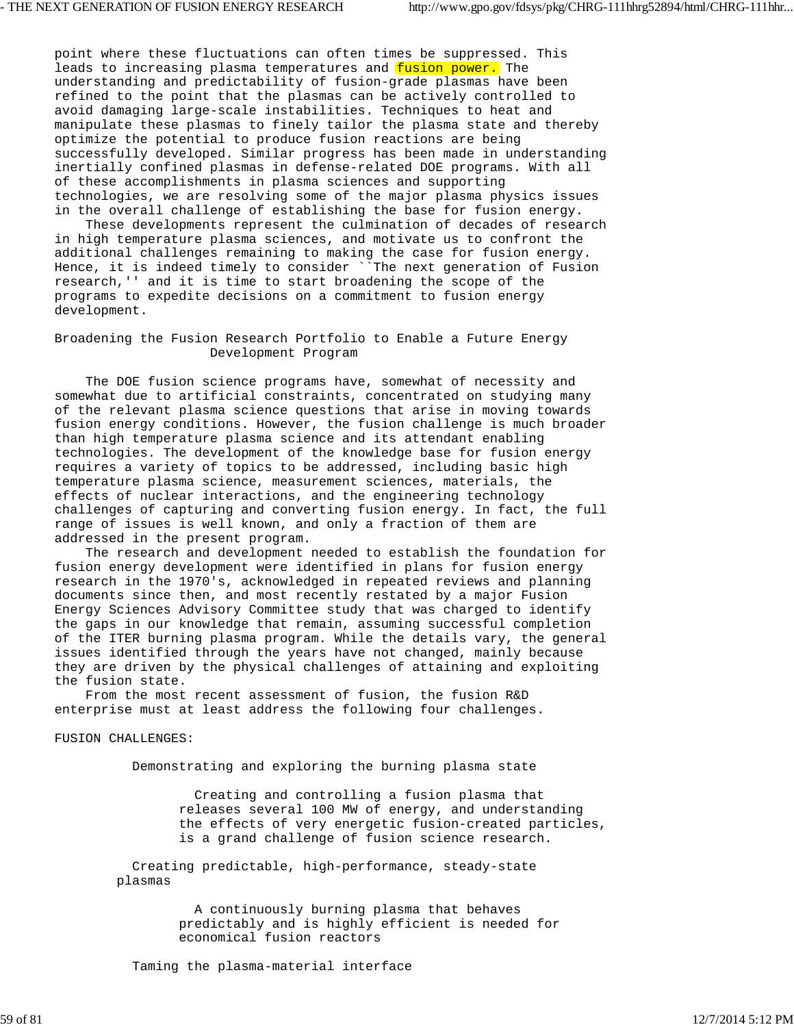point where these fluctuations can often times be suppressed. This leads to increasing plasma temperatures and fusion power. The understanding and predictability of fusion-grade plasmas have been refined to the point that the plasmas can be actively controlled to avoid damaging large-scale instabilities. Techniques to heat and manipulate these plasmas to finely tailor the plasma state and thereby optimize the potential to produce fusion reactions are being successfully developed. Similar progress has been made in understanding inertially confined plasmas in defense-related DOE programs. With all of these accomplishments in plasma sciences and supporting technologies, we are resolving some of the major plasma physics issues in the overall challenge of establishing the base for fusion energy.

These developments represent the culmination of decades of research in high temperature plasma sciences, and motivate us to confront the additional challenges remaining to making the case for fusion energy. Hence, it is indeed timely to consider ``The next generation of Fusion research,'' and it is time to start broadening the scope of the programs to expedite decisions on a commitment to fusion energy development.

## Broadening the Fusion Research Portfolio to Enable a Future Energy Development Program

The DOE fusion science programs have, somewhat of necessity and somewhat due to artificial constraints, concentrated on studying many of the relevant plasma science questions that arise in moving towards fusion energy conditions. However, the fusion challenge is much broader than high temperature plasma science and its attendant enabling technologies. The development of the knowledge base for fusion energy requires a variety of topics to be addressed, including basic high temperature plasma science, measurement sciences, materials, the effects of nuclear interactions, and the engineering technology challenges of capturing and converting fusion energy. In fact, the full range of issues is well known, and only a fraction of them are addressed in the present program.

The research and development needed to establish the foundation for fusion energy development were identified in plans for fusion energy research in the 1970's, acknowledged in repeated reviews and planning documents since then, and most recently restated by a major Fusion Energy Sciences Advisory Committee study that was charged to identify the gaps in our knowledge that remain, assuming successful completion of the ITER burning plasma program. While the details vary, the general issues identified through the years have not changed, mainly because they are driven by the physical challenges of attaining and exploiting the fusion state.

From the most recent assessment of fusion, the fusion R&D enterprise must at least address the following four challenges.

FUSION CHALLENGES:

Demonstrating and exploring the burning plasma state

Creating and controlling a fusion plasma that releases several 100 MW of energy, and understanding the effects of very energetic fusion-created particles, is a grand challenge of fusion science research.

Creating predictable, high-performance, steady-state plasmas

A continuously burning plasma that behaves predictably and is highly efficient is needed for economical fusion reactors

Taming the plasma-material interface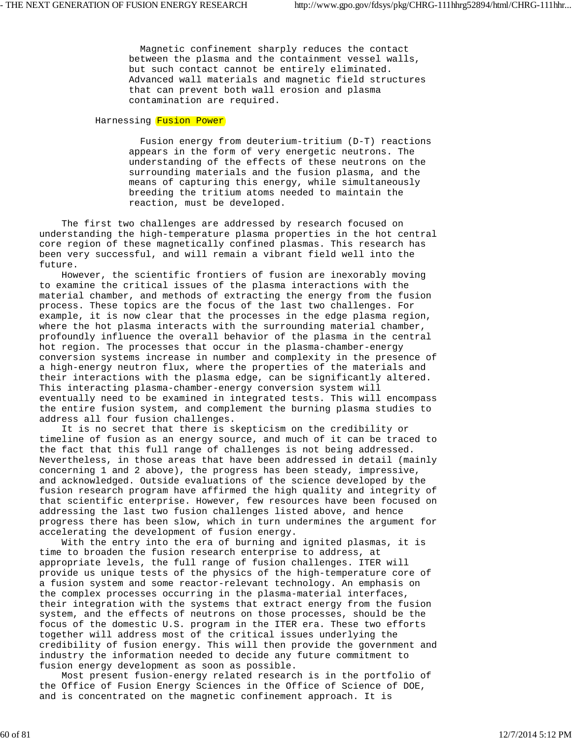Magnetic confinement sharply reduces the contact between the plasma and the containment vessel walls, but such contact cannot be entirely eliminated. Advanced wall materials and magnetic field structures that can prevent both wall erosion and plasma contamination are required.

Harnessing Fusion Power

Fusion energy from deuterium-tritium (D-T) reactions appears in the form of very energetic neutrons. The understanding of the effects of these neutrons on the surrounding materials and the fusion plasma, and the means of capturing this energy, while simultaneously breeding the tritium atoms needed to maintain the reaction, must be developed.

The first two challenges are addressed by research focused on understanding the high-temperature plasma properties in the hot central core region of these magnetically confined plasmas. This research has been very successful, and will remain a vibrant field well into the future.

However, the scientific frontiers of fusion are inexorably moving to examine the critical issues of the plasma interactions with the material chamber, and methods of extracting the energy from the fusion process. These topics are the focus of the last two challenges. For example, it is now clear that the processes in the edge plasma region, where the hot plasma interacts with the surrounding material chamber, profoundly influence the overall behavior of the plasma in the central hot region. The processes that occur in the plasma-chamber-energy conversion systems increase in number and complexity in the presence of a high-energy neutron flux, where the properties of the materials and their interactions with the plasma edge, can be significantly altered. This interacting plasma-chamber-energy conversion system will eventually need to be examined in integrated tests. This will encompass the entire fusion system, and complement the burning plasma studies to address all four fusion challenges.

It is no secret that there is skepticism on the credibility or timeline of fusion as an energy source, and much of it can be traced to the fact that this full range of challenges is not being addressed. Nevertheless, in those areas that have been addressed in detail (mainly concerning 1 and 2 above), the progress has been steady, impressive, and acknowledged. Outside evaluations of the science developed by the fusion research program have affirmed the high quality and integrity of that scientific enterprise. However, few resources have been focused on addressing the last two fusion challenges listed above, and hence progress there has been slow, which in turn undermines the argument for accelerating the development of fusion energy.

With the entry into the era of burning and ignited plasmas, it is time to broaden the fusion research enterprise to address, at appropriate levels, the full range of fusion challenges. ITER will provide us unique tests of the physics of the high-temperature core of a fusion system and some reactor-relevant technology. An emphasis on the complex processes occurring in the plasma-material interfaces, their integration with the systems that extract energy from the fusion system, and the effects of neutrons on those processes, should be the focus of the domestic U.S. program in the ITER era. These two efforts together will address most of the critical issues underlying the credibility of fusion energy. This will then provide the government and industry the information needed to decide any future commitment to fusion energy development as soon as possible.

Most present fusion-energy related research is in the portfolio of the Office of Fusion Energy Sciences in the Office of Science of DOE, and is concentrated on the magnetic confinement approach. It is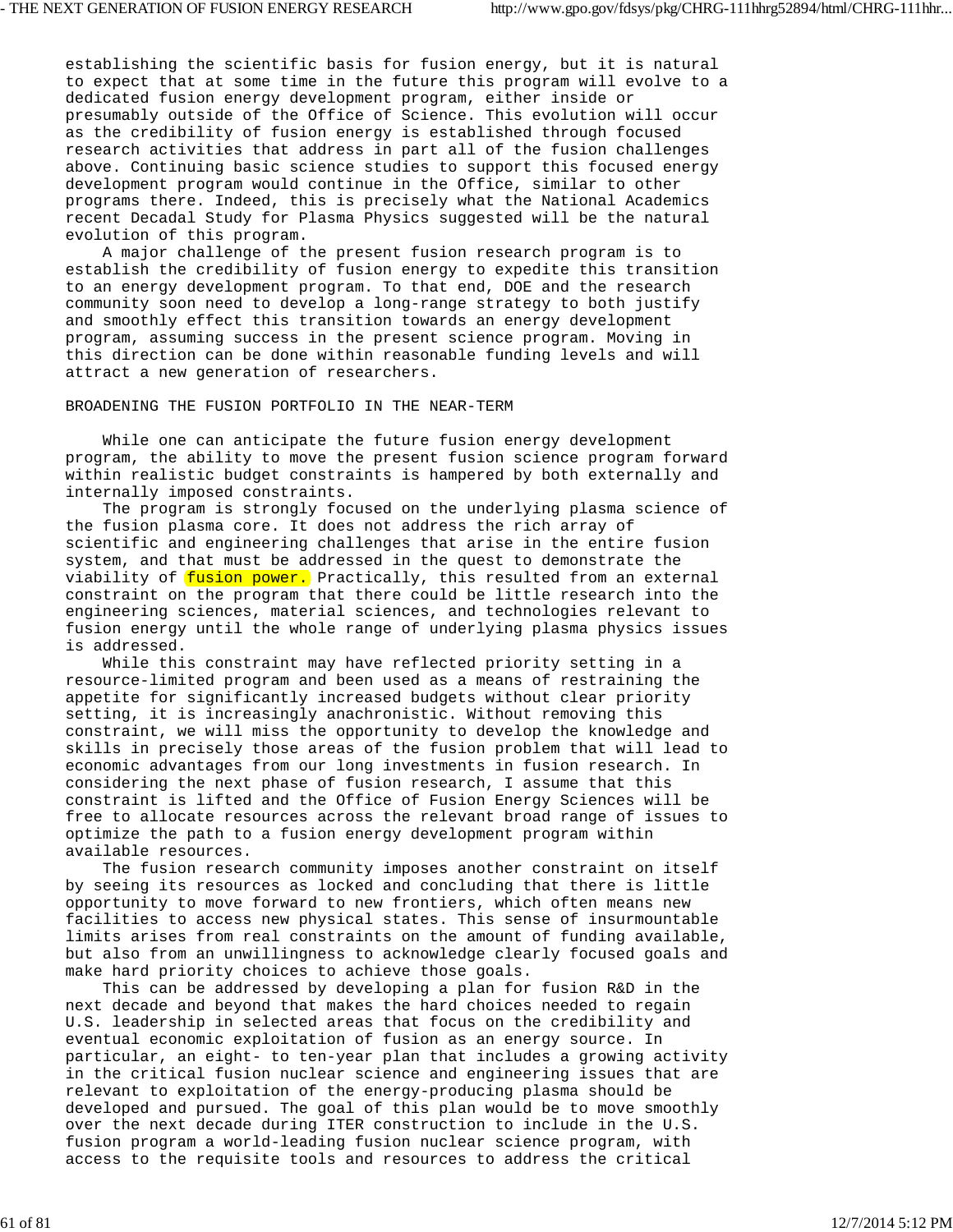establishing the scientific basis for fusion energy, but it is natural to expect that at some time in the future this program will evolve to a dedicated fusion energy development program, either inside or presumably outside of the Office of Science. This evolution will occur as the credibility of fusion energy is established through focused research activities that address in part all of the fusion challenges above. Continuing basic science studies to support this focused energy development program would continue in the Office, similar to other programs there. Indeed, this is precisely what the National Academics recent Decadal Study for Plasma Physics suggested will be the natural evolution of this program.

A major challenge of the present fusion research program is to establish the credibility of fusion energy to expedite this transition to an energy development program. To that end, DOE and the research community soon need to develop a long-range strategy to both justify and smoothly effect this transition towards an energy development program, assuming success in the present science program. Moving in this direction can be done within reasonable funding levels and will attract a new generation of researchers.

BROADENING THE FUSION PORTFOLIO IN THE NEAR-TERM

While one can anticipate the future fusion energy development program, the ability to move the present fusion science program forward within realistic budget constraints is hampered by both externally and internally imposed constraints.

The program is strongly focused on the underlying plasma science of the fusion plasma core. It does not address the rich array of scientific and engineering challenges that arise in the entire fusion system, and that must be addressed in the quest to demonstrate the viability of fusion power. Practically, this resulted from an external constraint on the program that there could be little research into the engineering sciences, material sciences, and technologies relevant to fusion energy until the whole range of underlying plasma physics issues is addressed.

While this constraint may have reflected priority setting in a resource-limited program and been used as a means of restraining the appetite for significantly increased budgets without clear priority setting, it is increasingly anachronistic. Without removing this constraint, we will miss the opportunity to develop the knowledge and skills in precisely those areas of the fusion problem that will lead to economic advantages from our long investments in fusion research. In considering the next phase of fusion research, I assume that this constraint is lifted and the Office of Fusion Energy Sciences will be free to allocate resources across the relevant broad range of issues to optimize the path to a fusion energy development program within available resources.

The fusion research community imposes another constraint on itself by seeing its resources as locked and concluding that there is little opportunity to move forward to new frontiers, which often means new facilities to access new physical states. This sense of insurmountable limits arises from real constraints on the amount of funding available, but also from an unwillingness to acknowledge clearly focused goals and make hard priority choices to achieve those goals.

This can be addressed by developing a plan for fusion R&D in the next decade and beyond that makes the hard choices needed to regain U.S. leadership in selected areas that focus on the credibility and eventual economic exploitation of fusion as an energy source. In particular, an eight- to ten-year plan that includes a growing activity in the critical fusion nuclear science and engineering issues that are relevant to exploitation of the energy-producing plasma should be developed and pursued. The goal of this plan would be to move smoothly over the next decade during ITER construction to include in the U.S. fusion program a world-leading fusion nuclear science program, with access to the requisite tools and resources to address the critical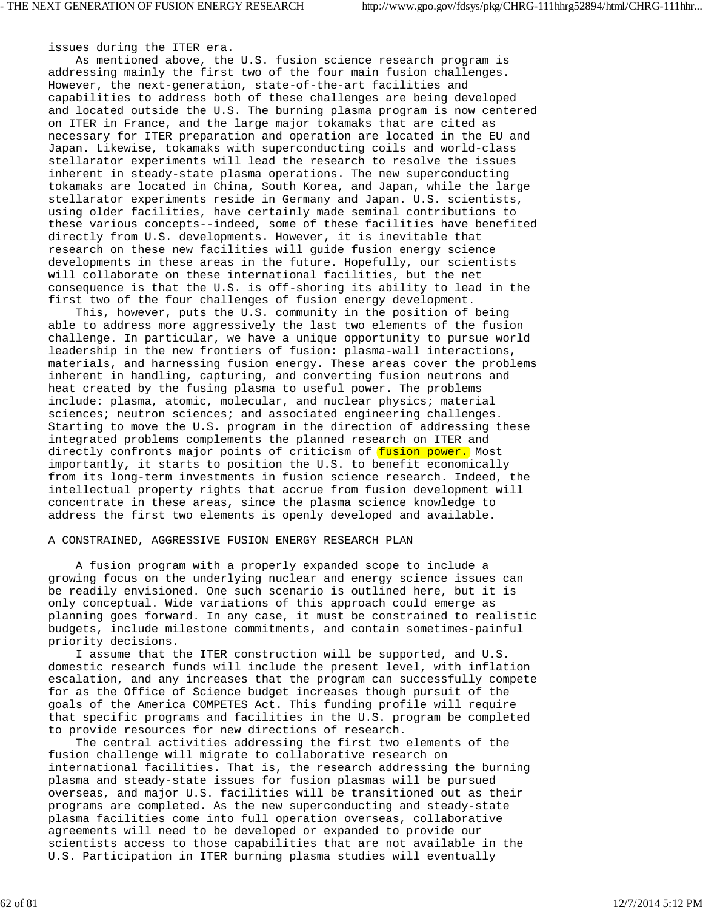issues during the ITER era.

As mentioned above, the U.S. fusion science research program is addressing mainly the first two of the four main fusion challenges. However, the next-generation, state-of-the-art facilities and capabilities to address both of these challenges are being developed and located outside the U.S. The burning plasma program is now centered on ITER in France, and the large major tokamaks that are cited as necessary for ITER preparation and operation are located in the EU and Japan. Likewise, tokamaks with superconducting coils and world-class stellarator experiments will lead the research to resolve the issues inherent in steady-state plasma operations. The new superconducting tokamaks are located in China, South Korea, and Japan, while the large stellarator experiments reside in Germany and Japan. U.S. scientists, using older facilities, have certainly made seminal contributions to these various concepts--indeed, some of these facilities have benefited directly from U.S. developments. However, it is inevitable that research on these new facilities will guide fusion energy science developments in these areas in the future. Hopefully, our scientists will collaborate on these international facilities, but the net consequence is that the U.S. is off-shoring its ability to lead in the first two of the four challenges of fusion energy development.

This, however, puts the U.S. community in the position of being able to address more aggressively the last two elements of the fusion challenge. In particular, we have a unique opportunity to pursue world leadership in the new frontiers of fusion: plasma-wall interactions, materials, and harnessing fusion energy. These areas cover the problems inherent in handling, capturing, and converting fusion neutrons and heat created by the fusing plasma to useful power. The problems include: plasma, atomic, molecular, and nuclear physics; material sciences; neutron sciences; and associated engineering challenges. Starting to move the U.S. program in the direction of addressing these integrated problems complements the planned research on ITER and directly confronts major points of criticism of fusion power. Most importantly, it starts to position the U.S. to benefit economically from its long-term investments in fusion science research. Indeed, the intellectual property rights that accrue from fusion development will concentrate in these areas, since the plasma science knowledge to address the first two elements is openly developed and available.

A CONSTRAINED, AGGRESSIVE FUSION ENERGY RESEARCH PLAN

A fusion program with a properly expanded scope to include a growing focus on the underlying nuclear and energy science issues can be readily envisioned. One such scenario is outlined here, but it is only conceptual. Wide variations of this approach could emerge as planning goes forward. In any case, it must be constrained to realistic budgets, include milestone commitments, and contain sometimes-painful priority decisions.

I assume that the ITER construction will be supported, and U.S. domestic research funds will include the present level, with inflation escalation, and any increases that the program can successfully compete for as the Office of Science budget increases though pursuit of the goals of the America COMPETES Act. This funding profile will require that specific programs and facilities in the U.S. program be completed to provide resources for new directions of research.

The central activities addressing the first two elements of the fusion challenge will migrate to collaborative research on international facilities. That is, the research addressing the burning plasma and steady-state issues for fusion plasmas will be pursued overseas, and major U.S. facilities will be transitioned out as their programs are completed. As the new superconducting and steady-state plasma facilities come into full operation overseas, collaborative agreements will need to be developed or expanded to provide our scientists access to those capabilities that are not available in the U.S. Participation in ITER burning plasma studies will eventually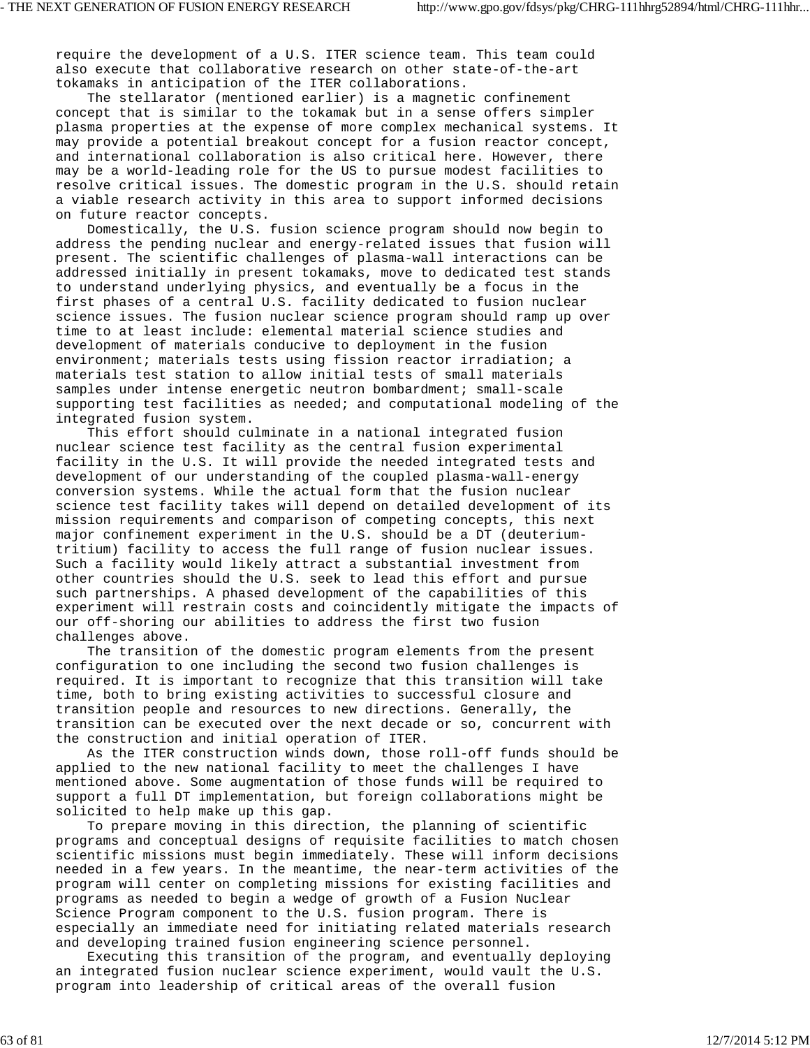require the development of a U.S. ITER science team. This team could also execute that collaborative research on other state-of-the-art tokamaks in anticipation of the ITER collaborations.

The stellarator (mentioned earlier) is a magnetic confinement concept that is similar to the tokamak but in a sense offers simpler plasma properties at the expense of more complex mechanical systems. It may provide a potential breakout concept for a fusion reactor concept, and international collaboration is also critical here. However, there may be a world-leading role for the US to pursue modest facilities to resolve critical issues. The domestic program in the U.S. should retain a viable research activity in this area to support informed decisions on future reactor concepts.

Domestically, the U.S. fusion science program should now begin to address the pending nuclear and energy-related issues that fusion will present. The scientific challenges of plasma-wall interactions can be addressed initially in present tokamaks, move to dedicated test stands to understand underlying physics, and eventually be a focus in the first phases of a central U.S. facility dedicated to fusion nuclear science issues. The fusion nuclear science program should ramp up over time to at least include: elemental material science studies and development of materials conducive to deployment in the fusion environment; materials tests using fission reactor irradiation; a materials test station to allow initial tests of small materials samples under intense energetic neutron bombardment; small-scale supporting test facilities as needed; and computational modeling of the integrated fusion system.

This effort should culminate in a national integrated fusion nuclear science test facility as the central fusion experimental facility in the U.S. It will provide the needed integrated tests and development of our understanding of the coupled plasma-wall-energy conversion systems. While the actual form that the fusion nuclear science test facility takes will depend on detailed development of its mission requirements and comparison of competing concepts, this next major confinement experiment in the U.S. should be a DT (deuterium-tritium) facility to access the full range of fusion nuclear issues. Such a facility would likely attract a substantial investment from other countries should the U.S. seek to lead this effort and pursue such partnerships. A phased development of the capabilities of this experiment will restrain costs and coincidently mitigate the impacts of our off-shoring our abilities to address the first two fusion challenges above.

The transition of the domestic program elements from the present configuration to one including the second two fusion challenges is required. It is important to recognize that this transition will take time, both to bring existing activities to successful closure and transition people and resources to new directions. Generally, the transition can be executed over the next decade or so, concurrent with the construction and initial operation of ITER.

As the ITER construction winds down, those roll-off funds should be applied to the new national facility to meet the challenges I have mentioned above. Some augmentation of those funds will be required to support a full DT implementation, but foreign collaborations might be solicited to help make up this gap.

To prepare moving in this direction, the planning of scientific programs and conceptual designs of requisite facilities to match chosen scientific missions must begin immediately. These will inform decisions needed in a few years. In the meantime, the near-term activities of the program will center on completing missions for existing facilities and programs as needed to begin a wedge of growth of a Fusion Nuclear Science Program component to the U.S. fusion program. There is especially an immediate need for initiating related materials research and developing trained fusion engineering science personnel.

Executing this transition of the program, and eventually deploying an integrated fusion nuclear science experiment, would vault the U.S. program into leadership of critical areas of the overall fusion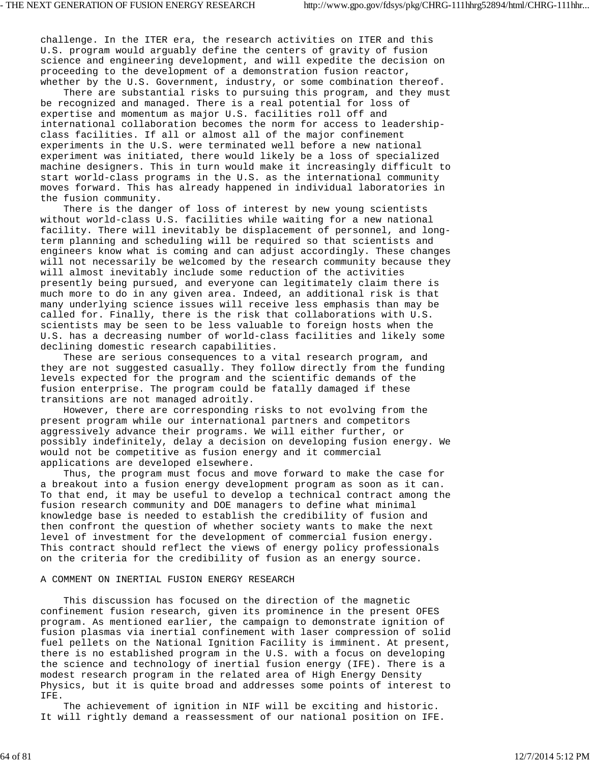challenge. In the ITER era, the research activities on ITER and this U.S. program would arguably define the centers of gravity of fusion science and engineering development, and will expedite the decision on proceeding to the development of a demonstration fusion reactor, whether by the U.S. Government, industry, or some combination thereof.

There are substantial risks to pursuing this program, and they must be recognized and managed. There is a real potential for loss of expertise and momentum as major U.S. facilities roll off and international collaboration becomes the norm for access to leadership-class facilities. If all or almost all of the major confinement experiments in the U.S. were terminated well before a new national experiment was initiated, there would likely be a loss of specialized machine designers. This in turn would make it increasingly difficult to start world-class programs in the U.S. as the international community moves forward. This has already happened in individual laboratories in the fusion community.

There is the danger of loss of interest by new young scientists without world-class U.S. facilities while waiting for a new national facility. There will inevitably be displacement of personnel, and long-term planning and scheduling will be required so that scientists and engineers know what is coming and can adjust accordingly. These changes will not necessarily be welcomed by the research community because they will almost inevitably include some reduction of the activities presently being pursued, and everyone can legitimately claim there is much more to do in any given area. Indeed, an additional risk is that many underlying science issues will receive less emphasis than may be called for. Finally, there is the risk that collaborations with U.S. scientists may be seen to be less valuable to foreign hosts when the U.S. has a decreasing number of world-class facilities and likely some declining domestic research capabilities.

These are serious consequences to a vital research program, and they are not suggested casually. They follow directly from the funding levels expected for the program and the scientific demands of the fusion enterprise. The program could be fatally damaged if these transitions are not managed adroitly.

However, there are corresponding risks to not evolving from the present program while our international partners and competitors aggressively advance their programs. We will either further, or possibly indefinitely, delay a decision on developing fusion energy. We would not be competitive as fusion energy and it commercial applications are developed elsewhere.

Thus, the program must focus and move forward to make the case for a breakout into a fusion energy development program as soon as it can. To that end, it may be useful to develop a technical contract among the fusion research community and DOE managers to define what minimal knowledge base is needed to establish the credibility of fusion and then confront the question of whether society wants to make the next level of investment for the development of commercial fusion energy. This contract should reflect the views of energy policy professionals on the criteria for the credibility of fusion as an energy source.

A COMMENT ON INERTIAL FUSION ENERGY RESEARCH

This discussion has focused on the direction of the magnetic confinement fusion research, given its prominence in the present OFES program. As mentioned earlier, the campaign to demonstrate ignition of fusion plasmas via inertial confinement with laser compression of solid fuel pellets on the National Ignition Facility is imminent. At present, there is no established program in the U.S. with a focus on developing the science and technology of inertial fusion energy (IFE). There is a modest research program in the related area of High Energy Density Physics, but it is quite broad and addresses some points of interest to IFE.

The achievement of ignition in NIF will be exciting and historic. It will rightly demand a reassessment of our national position on IFE.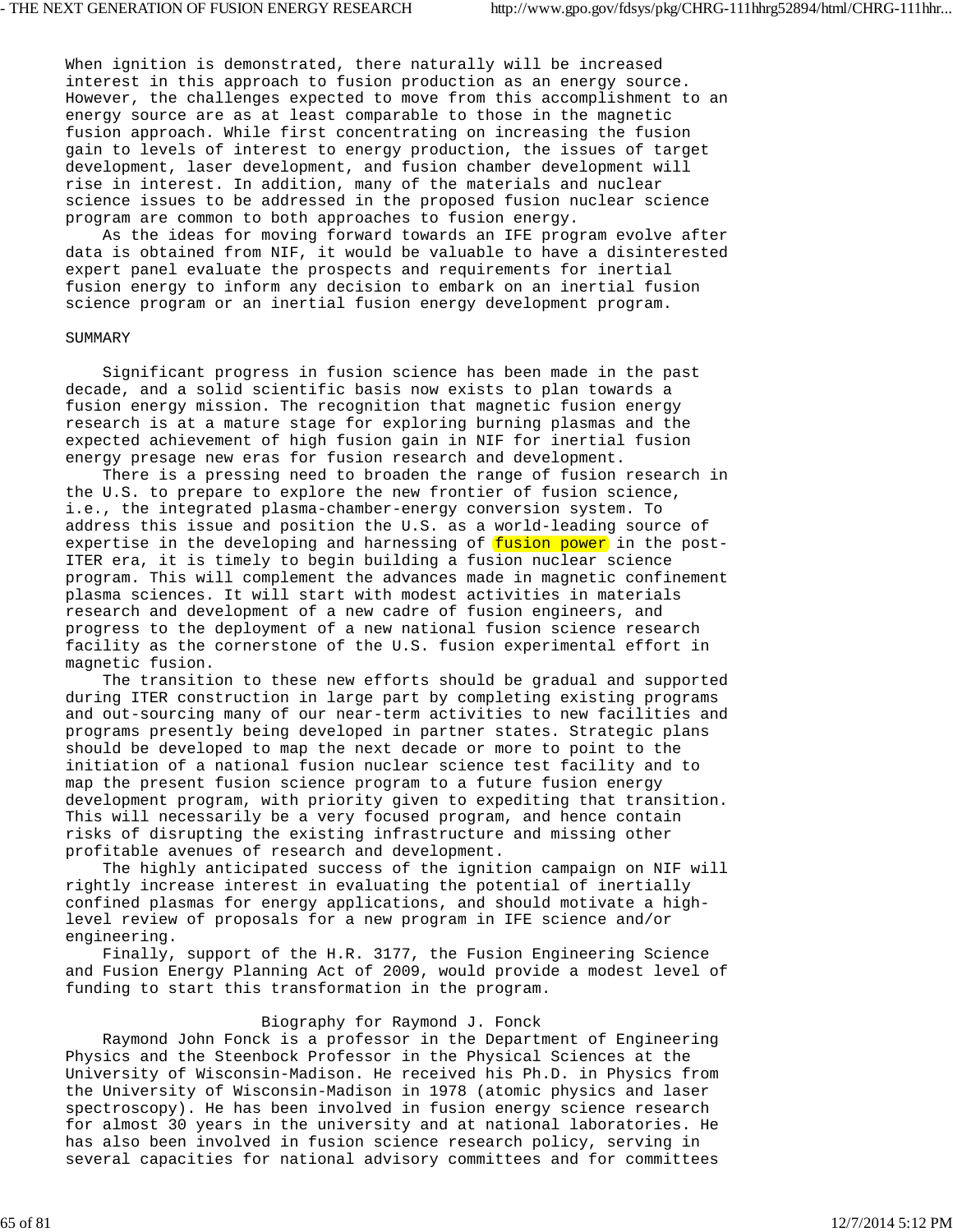When ignition is demonstrated, there naturally will be increased interest in this approach to fusion production as an energy source. However, the challenges expected to move from this accomplishment to an energy source are as at least comparable to those in the magnetic fusion approach. While first concentrating on increasing the fusion gain to levels of interest to energy production, the issues of target development, laser development, and fusion chamber development will rise in interest. In addition, many of the materials and nuclear science issues to be addressed in the proposed fusion nuclear science program are common to both approaches to fusion energy.

As the ideas for moving forward towards an IFE program evolve after data is obtained from NIF, it would be valuable to have a disinterested expert panel evaluate the prospects and requirements for inertial fusion energy to inform any decision to embark on an inertial fusion science program or an inertial fusion energy development program.

## SUMMARY

Significant progress in fusion science has been made in the past decade, and a solid scientific basis now exists to plan towards a fusion energy mission. The recognition that magnetic fusion energy research is at a mature stage for exploring burning plasmas and the expected achievement of high fusion gain in NIF for inertial fusion energy presage new eras for fusion research and development.

There is a pressing need to broaden the range of fusion research in the U.S. to prepare to explore the new frontier of fusion science, i.e., the integrated plasma-chamber-energy conversion system. To address this issue and position the U.S. as a world-leading source of expertise in the developing and harnessing of fusion power in the post-ITER era, it is timely to begin building a fusion nuclear science program. This will complement the advances made in magnetic confinement plasma sciences. It will start with modest activities in materials research and development of a new cadre of fusion engineers, and progress to the deployment of a new national fusion science research facility as the cornerstone of the U.S. fusion experimental effort in magnetic fusion.

The transition to these new efforts should be gradual and supported during ITER construction in large part by completing existing programs and out-sourcing many of our near-term activities to new facilities and programs presently being developed in partner states. Strategic plans should be developed to map the next decade or more to point to the initiation of a national fusion nuclear science test facility and to map the present fusion science program to a future fusion energy development program, with priority given to expediting that transition. This will necessarily be a very focused program, and hence contain risks of disrupting the existing infrastructure and missing other profitable avenues of research and development.

The highly anticipated success of the ignition campaign on NIF will rightly increase interest in evaluating the potential of inertially confined plasmas for energy applications, and should motivate a high-level review of proposals for a new program in IFE science and/or engineering.

Finally, support of the H.R. 3177, the Fusion Engineering Science and Fusion Energy Planning Act of 2009, would provide a modest level of funding to start this transformation in the program.

### Biography for Raymond J. Fonck

Raymond John Fonck is a professor in the Department of Engineering Physics and the Steenbock Professor in the Physical Sciences at the University of Wisconsin-Madison. He received his Ph.D. in Physics from the University of Wisconsin-Madison in 1978 (atomic physics and laser spectroscopy). He has been involved in fusion energy science research for almost 30 years in the university and at national laboratories. He has also been involved in fusion science research policy, serving in several capacities for national advisory committees and for committees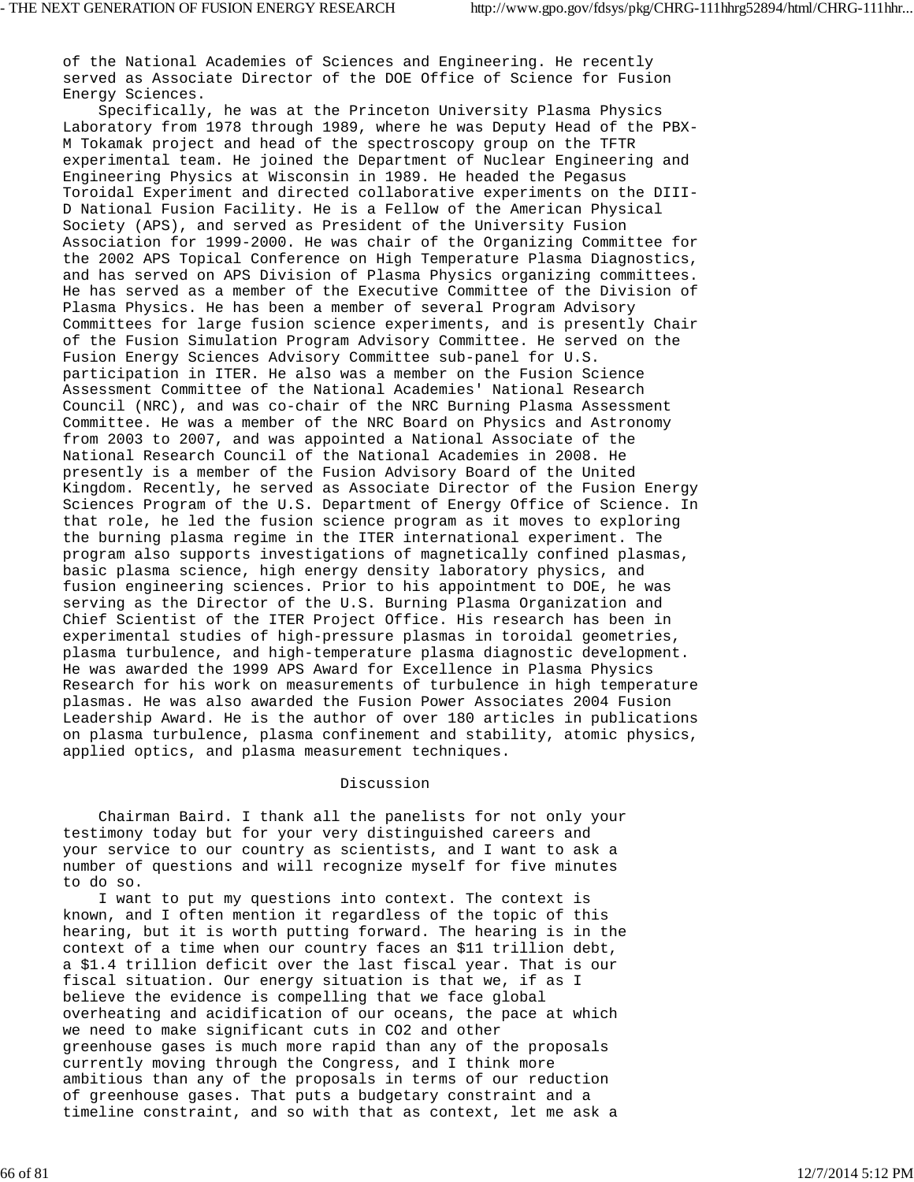of the National Academies of Sciences and Engineering. He recently served as Associate Director of the DOE Office of Science for Fusion Energy Sciences.

Specifically, he was at the Princeton University Plasma Physics Laboratory from 1978 through 1989, where he was Deputy Head of the PBX-M Tokamak project and head of the spectroscopy group on the TFTR experimental team. He joined the Department of Nuclear Engineering and Engineering Physics at Wisconsin in 1989. He headed the Pegasus Toroidal Experiment and directed collaborative experiments on the DIII-D National Fusion Facility. He is a Fellow of the American Physical Society (APS), and served as President of the University Fusion Association for 1999-2000. He was chair of the Organizing Committee for the 2002 APS Topical Conference on High Temperature Plasma Diagnostics, and has served on APS Division of Plasma Physics organizing committees. He has served as a member of the Executive Committee of the Division of Plasma Physics. He has been a member of several Program Advisory Committees for large fusion science experiments, and is presently Chair of the Fusion Simulation Program Advisory Committee. He served on the Fusion Energy Sciences Advisory Committee sub-panel for U.S. participation in ITER. He also was a member on the Fusion Science Assessment Committee of the National Academies' National Research Council (NRC), and was co-chair of the NRC Burning Plasma Assessment Committee. He was a member of the NRC Board on Physics and Astronomy from 2003 to 2007, and was appointed a National Associate of the National Research Council of the National Academies in 2008. He presently is a member of the Fusion Advisory Board of the United Kingdom. Recently, he served as Associate Director of the Fusion Energy Sciences Program of the U.S. Department of Energy Office of Science. In that role, he led the fusion science program as it moves to exploring the burning plasma regime in the ITER international experiment. The program also supports investigations of magnetically confined plasmas, basic plasma science, high energy density laboratory physics, and fusion engineering sciences. Prior to his appointment to DOE, he was serving as the Director of the U.S. Burning Plasma Organization and Chief Scientist of the ITER Project Office. His research has been in experimental studies of high-pressure plasmas in toroidal geometries, plasma turbulence, and high-temperature plasma diagnostic development. He was awarded the 1999 APS Award for Excellence in Plasma Physics Research for his work on measurements of turbulence in high temperature plasmas. He was also awarded the Fusion Power Associates 2004 Fusion Leadership Award. He is the author of over 180 articles in publications on plasma turbulence, plasma confinement and stability, atomic physics, applied optics, and plasma measurement techniques.

## Discussion

Chairman Baird. I thank all the panelists for not only your testimony today but for your very distinguished careers and your service to our country as scientists, and I want to ask a number of questions and will recognize myself for five minutes to do so.

I want to put my questions into context. The context is known, and I often mention it regardless of the topic of this hearing, but it is worth putting forward. The hearing is in the context of a time when our country faces an $11 trillion debt, a $1.4 trillion deficit over the last fiscal year. That is our fiscal situation. Our energy situation is that we, if as I believe the evidence is compelling that we face global overheating and acidification of our oceans, the pace at which we need to make significant cuts in $CO_2$ and other greenhouse gases is much more rapid than any of the proposals currently moving through the Congress, and I think more ambitious than any of the proposals in terms of our reduction of greenhouse gases. That puts a budgetary constraint and a timeline constraint, and so with that as context, let me ask a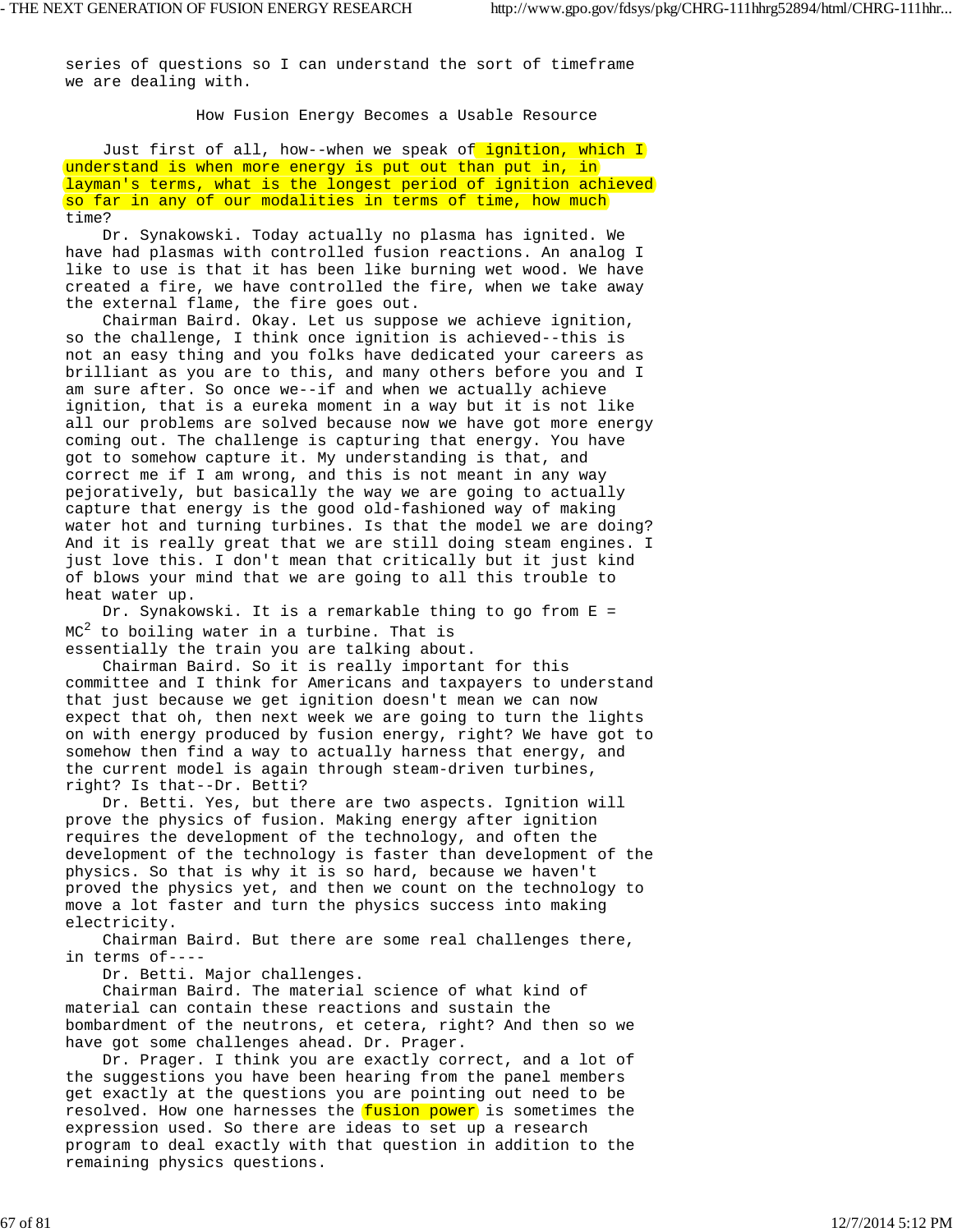series of questions so I can understand the sort of timeframe we are dealing with.

## How Fusion Energy Becomes a Usable Resource

Just first of all, how--when we speak of ignition, which I understand is when more energy is put out than put in, in layman's terms, what is the longest period of ignition achieved so far in any of our modalities in terms of time, how much time?

Dr. Synakowski. Today actually no plasma has ignited. We have had plasmas with controlled fusion reactions. An analog I like to use is that it has been like burning wet wood. We have created a fire, we have controlled the fire, when we take away the external flame, the fire goes out.

Chairman Baird. Okay. Let us suppose we achieve ignition, so the challenge, I think once ignition is achieved--this is not an easy thing and you folks have dedicated your careers as brilliant as you are to this, and many others before you and I am sure after. So once we--if and when we actually achieve ignition, that is a eureka moment in a way but it is not like all our problems are solved because now we have got more energy coming out. The challenge is capturing that energy. You have got to somehow capture it. My understanding is that, and correct me if I am wrong, and this is not meant in any way pejoratively, but basically the way we are going to actually capture that energy is the good old-fashioned way of making water hot and turning turbines. Is that the model we are doing? And it is really great that we are still doing steam engines. I just love this. I don't mean that critically but it just kind of blows your mind that we are going to all this trouble to heat water up.

Dr. Synakowski. It is a remarkable thing to go from $E = MC^2$ to boiling water in a turbine. That is essentially the train you are talking about.

Chairman Baird. So it is really important for this committee and I think for Americans and taxpayers to understand that just because we get ignition doesn't mean we can now expect that oh, then next week we are going to turn the lights on with energy produced by fusion energy, right? We have got to somehow then find a way to actually harness that energy, and the current model is again through steam-driven turbines, right? Is that--Dr. Betti?

Dr. Betti. Yes, but there are two aspects. Ignition will prove the physics of fusion. Making energy after ignition requires the development of the technology, and often the development of the technology is faster than development of the physics. So that is why it is so hard, because we haven't proved the physics yet, and then we count on the technology to move a lot faster and turn the physics success into making electricity.

Chairman Baird. But there are some real challenges there, in terms of----

Dr. Betti. Major challenges.

Chairman Baird. The material science of what kind of material can contain these reactions and sustain the bombardment of the neutrons, et cetera, right? And then so we have got some challenges ahead. Dr. Prager.

Dr. Prager. I think you are exactly correct, and a lot of the suggestions you have been hearing from the panel members get exactly at the questions you are pointing out need to be resolved. How one harnesses the fusion power is sometimes the expression used. So there are ideas to set up a research program to deal exactly with that question in addition to the remaining physics questions.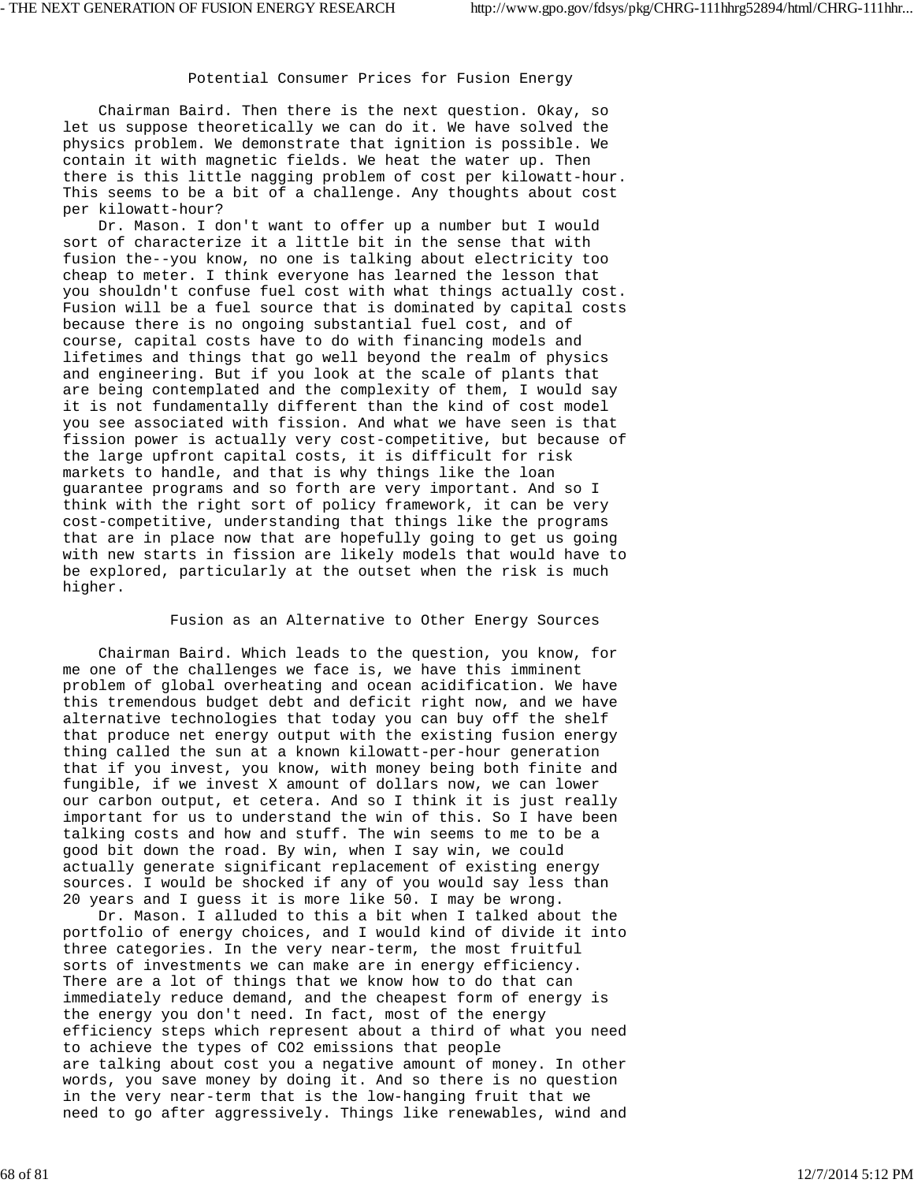## Potential Consumer Prices for Fusion Energy

Chairman Baird. Then there is the next question. Okay, so let us suppose theoretically we can do it. We have solved the physics problem. We demonstrate that ignition is possible. We contain it with magnetic fields. We heat the water up. Then there is this little nagging problem of cost per kilowatt-hour. This seems to be a bit of a challenge. Any thoughts about cost per kilowatt-hour?

Dr. Mason. I don't want to offer up a number but I would sort of characterize it a little bit in the sense that with fusion the--you know, no one is talking about electricity too cheap to meter. I think everyone has learned the lesson that you shouldn't confuse fuel cost with what things actually cost. Fusion will be a fuel source that is dominated by capital costs because there is no ongoing substantial fuel cost, and of course, capital costs have to do with financing models and lifetimes and things that go well beyond the realm of physics and engineering. But if you look at the scale of plants that are being contemplated and the complexity of them, I would say it is not fundamentally different than the kind of cost model you see associated with fission. And what we have seen is that fission power is actually very cost-competitive, but because of the large upfront capital costs, it is difficult for risk markets to handle, and that is why things like the loan guarantee programs and so forth are very important. And so I think with the right sort of policy framework, it can be very cost-competitive, understanding that things like the programs that are in place now that are hopefully going to get us going with new starts in fission are likely models that would have to be explored, particularly at the outset when the risk is much higher.

## Fusion as an Alternative to Other Energy Sources

Chairman Baird. Which leads to the question, you know, for me one of the challenges we face is, we have this imminent problem of global overheating and ocean acidification. We have this tremendous budget debt and deficit right now, and we have alternative technologies that today you can buy off the shelf that produce net energy output with the existing fusion energy thing called the sun at a known kilowatt-per-hour generation that if you invest, you know, with money being both finite and fungible, if we invest X amount of dollars now, we can lower our carbon output, et cetera. And so I think it is just really important for us to understand the win of this. So I have been talking costs and how and stuff. The win seems to me to be a good bit down the road. By win, when I say win, we could actually generate significant replacement of existing energy sources. I would be shocked if any of you would say less than 20 years and I guess it is more like 50. I may be wrong.

Dr. Mason. I alluded to this a bit when I talked about the portfolio of energy choices, and I would kind of divide it into three categories. In the very near-term, the most fruitful sorts of investments we can make are in energy efficiency. There are a lot of things that we know how to do that can immediately reduce demand, and the cheapest form of energy is the energy you don't need. In fact, most of the energy efficiency steps which represent about a third of what you need to achieve the types of $CO_2$ emissions that people are talking about cost you a negative amount of money. In other words, you save money by doing it. And so there is no question in the very near-term that is the low-hanging fruit that we need to go after aggressively. Things like renewables, wind and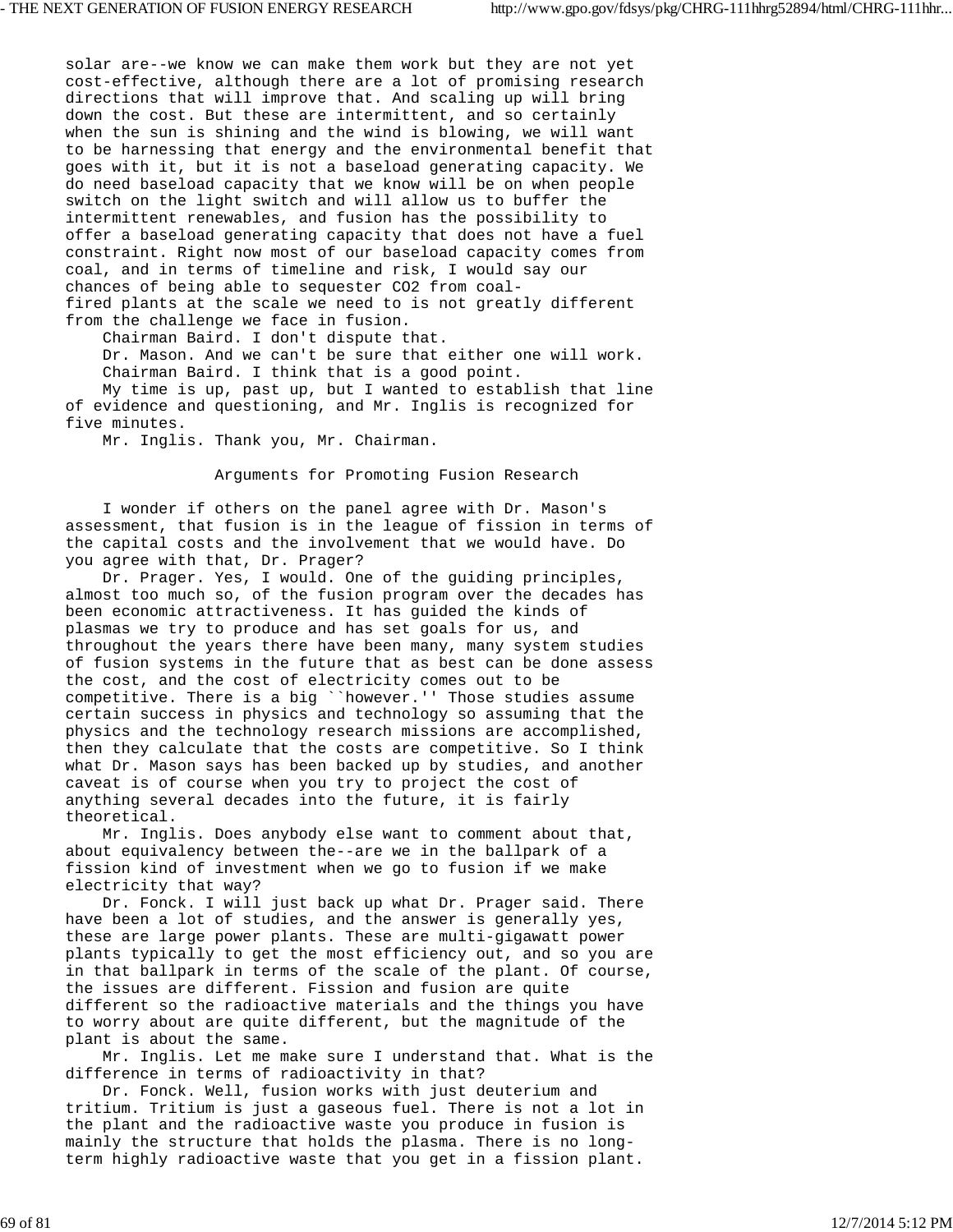solar are--we know we can make them work but they are not yet cost-effective, although there are a lot of promising research directions that will improve that. And scaling up will bring down the cost. But these are intermittent, and so certainly when the sun is shining and the wind is blowing, we will want to be harnessing that energy and the environmental benefit that goes with it, but it is not a baseload generating capacity. We do need baseload capacity that we know will be on when people switch on the light switch and will allow us to buffer the intermittent renewables, and fusion has the possibility to offer a baseload generating capacity that does not have a fuel constraint. Right now most of our baseload capacity comes from coal, and in terms of timeline and risk, I would say our chances of being able to sequester $CO_2$ from coal-fired plants at the scale we need to is not greatly different from the challenge we face in fusion.

Chairman Baird. I don't dispute that.

Dr. Mason. And we can't be sure that either one will work.

Chairman Baird. I think that is a good point.

My time is up, past up, but I wanted to establish that line of evidence and questioning, and Mr. Inglis is recognized for five minutes.

Mr. Inglis. Thank you, Mr. Chairman.

## Arguments for Promoting Fusion Research

I wonder if others on the panel agree with Dr. Mason's assessment, that fusion is in the league of fission in terms of the capital costs and the involvement that we would have. Do you agree with that, Dr. Prager?

Dr. Prager. Yes, I would. One of the guiding principles, almost too much so, of the fusion program over the decades has been economic attractiveness. It has guided the kinds of plasmas we try to produce and has set goals for us, and throughout the years there have been many, many system studies of fusion systems in the future that as best can be done assess the cost, and the cost of electricity comes out to be competitive. There is a big ``however.'' Those studies assume certain success in physics and technology so assuming that the physics and the technology research missions are accomplished, then they calculate that the costs are competitive. So I think what Dr. Mason says has been backed up by studies, and another caveat is of course when you try to project the cost of anything several decades into the future, it is fairly theoretical.

Mr. Inglis. Does anybody else want to comment about that, about equivalency between the--are we in the ballpark of a fission kind of investment when we go to fusion if we make electricity that way?

Dr. Fonck. I will just back up what Dr. Prager said. There have been a lot of studies, and the answer is generally yes, these are large power plants. These are multi-gigawatt power plants typically to get the most efficiency out, and so you are in that ballpark in terms of the scale of the plant. Of course, the issues are different. Fission and fusion are quite different so the radioactive materials and the things you have to worry about are quite different, but the magnitude of the plant is about the same.

Mr. Inglis. Let me make sure I understand that. What is the difference in terms of radioactivity in that?

Dr. Fonck. Well, fusion works with just deuterium and tritium. Tritium is just a gaseous fuel. There is not a lot in the plant and the radioactive waste you produce in fusion is mainly the structure that holds the plasma. There is no long-term highly radioactive waste that you get in a fission plant.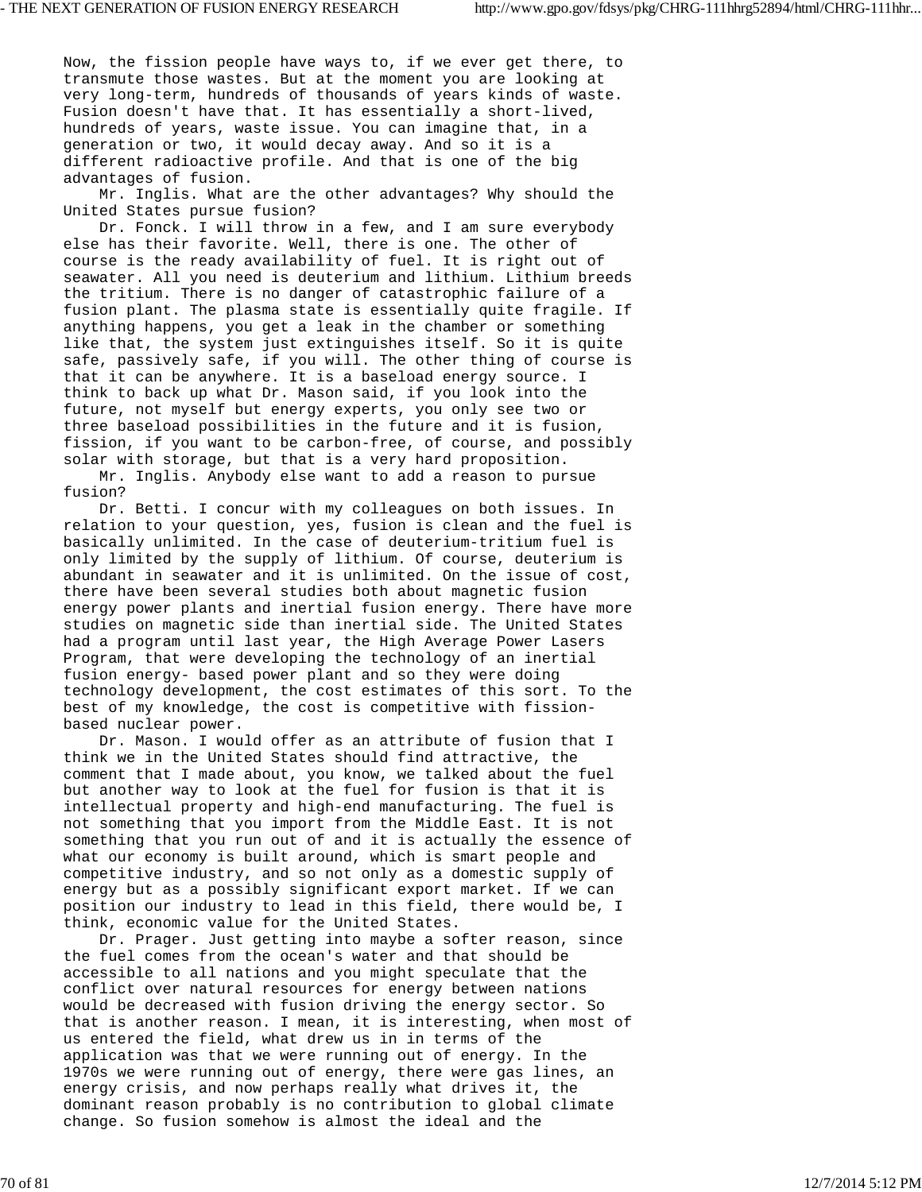Now, the fission people have ways to, if we ever get there, to transmute those wastes. But at the moment you are looking at very long-term, hundreds of thousands of years kinds of waste. Fusion doesn't have that. It has essentially a short-lived, hundreds of years, waste issue. You can imagine that, in a generation or two, it would decay away. And so it is a different radioactive profile. And that is one of the big advantages of fusion.

Mr. Inglis. What are the other advantages? Why should the United States pursue fusion?

Dr. Fonck. I will throw in a few, and I am sure everybody else has their favorite. Well, there is one. The other of course is the ready availability of fuel. It is right out of seawater. All you need is deuterium and lithium. Lithium breeds the tritium. There is no danger of catastrophic failure of a fusion plant. The plasma state is essentially quite fragile. If anything happens, you get a leak in the chamber or something like that, the system just extinguishes itself. So it is quite safe, passively safe, if you will. The other thing of course is that it can be anywhere. It is a baseload energy source. I think to back up what Dr. Mason said, if you look into the future, not myself but energy experts, you only see two or three baseload possibilities in the future and it is fusion, fission, if you want to be carbon-free, of course, and possibly solar with storage, but that is a very hard proposition.

Mr. Inglis. Anybody else want to add a reason to pursue fusion?

Dr. Betti. I concur with my colleagues on both issues. In relation to your question, yes, fusion is clean and the fuel is basically unlimited. In the case of deuterium-tritium fuel is only limited by the supply of lithium. Of course, deuterium is abundant in seawater and it is unlimited. On the issue of cost, there have been several studies both about magnetic fusion energy power plants and inertial fusion energy. There have more studies on magnetic side than inertial side. The United States had a program until last year, the High Average Power Lasers Program, that were developing the technology of an inertial fusion energy- based power plant and so they were doing technology development, the cost estimates of this sort. To the best of my knowledge, the cost is competitive with fission-based nuclear power.

Dr. Mason. I would offer as an attribute of fusion that I think we in the United States should find attractive, the comment that I made about, you know, we talked about the fuel but another way to look at the fuel for fusion is that it is intellectual property and high-end manufacturing. The fuel is not something that you import from the Middle East. It is not something that you run out of and it is actually the essence of what our economy is built around, which is smart people and competitive industry, and so not only as a domestic supply of energy but as a possibly significant export market. If we can position our industry to lead in this field, there would be, I think, economic value for the United States.

Dr. Prager. Just getting into maybe a softer reason, since the fuel comes from the ocean's water and that should be accessible to all nations and you might speculate that the conflict over natural resources for energy between nations would be decreased with fusion driving the energy sector. So that is another reason. I mean, it is interesting, when most of us entered the field, what drew us in in terms of the application was that we were running out of energy. In the 1970s we were running out of energy, there were gas lines, an energy crisis, and now perhaps really what drives it, the dominant reason probably is no contribution to global climate change. So fusion somehow is almost the ideal and the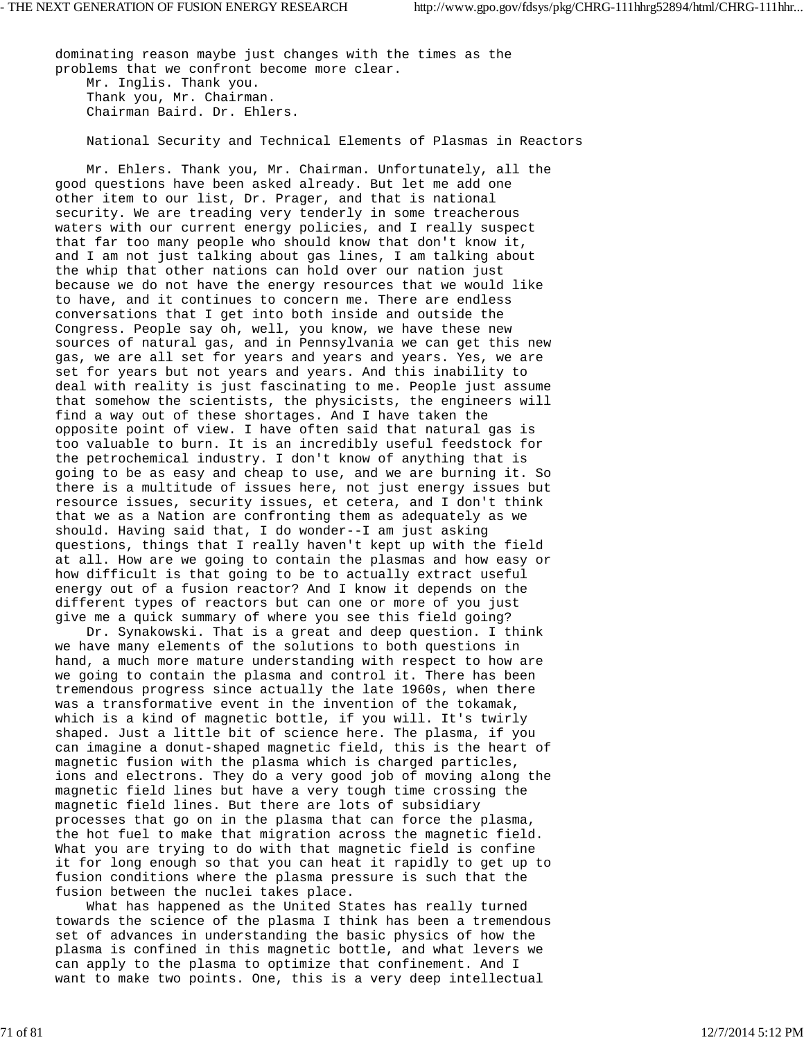dominating reason maybe just changes with the times as the problems that we confront become more clear.

Mr. Inglis. Thank you.

Thank you, Mr. Chairman.

Chairman Baird. Dr. Ehlers.

## National Security and Technical Elements of Plasmas in Reactors

Mr. Ehlers. Thank you, Mr. Chairman. Unfortunately, all the good questions have been asked already. But let me add one other item to our list, Dr. Prager, and that is national security. We are treading very tenderly in some treacherous waters with our current energy policies, and I really suspect that far too many people who should know that don't know it, and I am not just talking about gas lines, I am talking about the whip that other nations can hold over our nation just because we do not have the energy resources that we would like to have, and it continues to concern me. There are endless conversations that I get into both inside and outside the Congress. People say oh, well, you know, we have these new sources of natural gas, and in Pennsylvania we can get this new gas, we are all set for years and years and years. Yes, we are set for years but not years and years. And this inability to deal with reality is just fascinating to me. People just assume that somehow the scientists, the physicists, the engineers will find a way out of these shortages. And I have taken the opposite point of view. I have often said that natural gas is too valuable to burn. It is an incredibly useful feedstock for the petrochemical industry. I don't know of anything that is going to be as easy and cheap to use, and we are burning it. So there is a multitude of issues here, not just energy issues but resource issues, security issues, et cetera, and I don't think that we as a Nation are confronting them as adequately as we should. Having said that, I do wonder--I am just asking questions, things that I really haven't kept up with the field at all. How are we going to contain the plasmas and how easy or how difficult is that going to be to actually extract useful energy out of a fusion reactor? And I know it depends on the different types of reactors but can one or more of you just give me a quick summary of where you see this field going?

Dr. Synakowski. That is a great and deep question. I think we have many elements of the solutions to both questions in hand, a much more mature understanding with respect to how are we going to contain the plasma and control it. There has been tremendous progress since actually the late 1960s, when there was a transformative event in the invention of the tokamak, which is a kind of magnetic bottle, if you will. It's twirly shaped. Just a little bit of science here. The plasma, if you can imagine a donut-shaped magnetic field, this is the heart of magnetic fusion with the plasma which is charged particles, ions and electrons. They do a very good job of moving along the magnetic field lines but have a very tough time crossing the magnetic field lines. But there are lots of subsidiary processes that go on in the plasma that can force the plasma, the hot fuel to make that migration across the magnetic field. What you are trying to do with that magnetic field is confine it for long enough so that you can heat it rapidly to get up to fusion conditions where the plasma pressure is such that the fusion between the nuclei takes place.

What has happened as the United States has really turned towards the science of the plasma I think has been a tremendous set of advances in understanding the basic physics of how the plasma is confined in this magnetic bottle, and what levers we can apply to the plasma to optimize that confinement. And I want to make two points. One, this is a very deep intellectual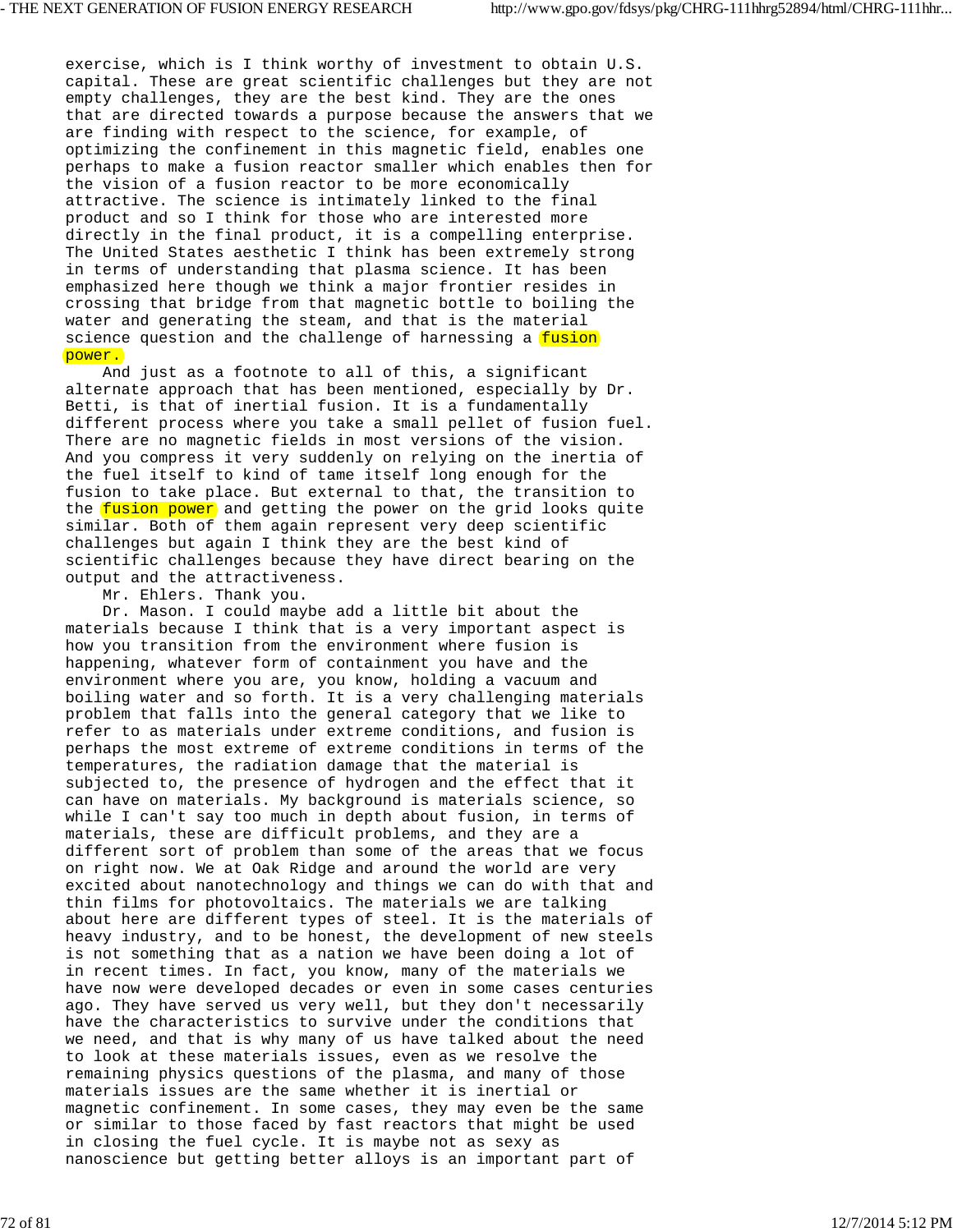exercise, which is I think worthy of investment to obtain U.S. capital. These are great scientific challenges but they are not empty challenges, they are the best kind. They are the ones that are directed towards a purpose because the answers that we are finding with respect to the science, for example, of optimizing the confinement in this magnetic field, enables one perhaps to make a fusion reactor smaller which enables then for the vision of a fusion reactor to be more economically attractive. The science is intimately linked to the final product and so I think for those who are interested more directly in the final product, it is a compelling enterprise. The United States aesthetic I think has been extremely strong in terms of understanding that plasma science. It has been emphasized here though we think a major frontier resides in crossing that bridge from that magnetic bottle to boiling the water and generating the steam, and that is the material science question and the challenge of harnessing a fusion power.

And just as a footnote to all of this, a significant alternate approach that has been mentioned, especially by Dr. Betti, is that of inertial fusion. It is a fundamentally different process where you take a small pellet of fusion fuel. There are no magnetic fields in most versions of the vision. And you compress it very suddenly on relying on the inertia of the fuel itself to kind of tame itself long enough for the fusion to take place. But external to that, the transition to the fusion power and getting the power on the grid looks quite similar. Both of them again represent very deep scientific challenges but again I think they are the best kind of scientific challenges because they have direct bearing on the output and the attractiveness.

Mr. Ehlers. Thank you.

Dr. Mason. I could maybe add a little bit about the materials because I think that is a very important aspect is how you transition from the environment where fusion is happening, whatever form of containment you have and the environment where you are, you know, holding a vacuum and boiling water and so forth. It is a very challenging materials problem that falls into the general category that we like to refer to as materials under extreme conditions, and fusion is perhaps the most extreme of extreme conditions in terms of the temperatures, the radiation damage that the material is subjected to, the presence of hydrogen and the effect that it can have on materials. My background is materials science, so while I can't say too much in depth about fusion, in terms of materials, these are difficult problems, and they are a different sort of problem than some of the areas that we focus on right now. We at Oak Ridge and around the world are very excited about nanotechnology and things we can do with that and thin films for photovoltaics. The materials we are talking about here are different types of steel. It is the materials of heavy industry, and to be honest, the development of new steels is not something that as a nation we have been doing a lot of in recent times. In fact, you know, many of the materials we have now were developed decades or even in some cases centuries ago. They have served us very well, but they don't necessarily have the characteristics to survive under the conditions that we need, and that is why many of us have talked about the need to look at these materials issues, even as we resolve the remaining physics questions of the plasma, and many of those materials issues are the same whether it is inertial or magnetic confinement. In some cases, they may even be the same or similar to those faced by fast reactors that might be used in closing the fuel cycle. It is maybe not as sexy as nanoscience but getting better alloys is an important part of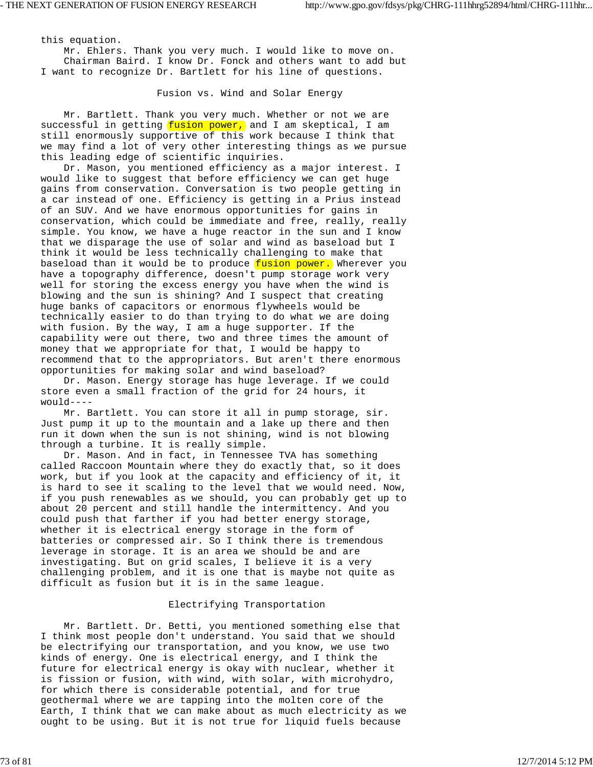this equation.

Mr. Ehlers. Thank you very much. I would like to move on.

Chairman Baird. I know Dr. Fonck and others want to add but I want to recognize Dr. Bartlett for his line of questions.

## Fusion vs. Wind and Solar Energy

Mr. Bartlett. Thank you very much. Whether or not we are successful in getting fusion power, and I am skeptical, I am still enormously supportive of this work because I think that we may find a lot of very other interesting things as we pursue this leading edge of scientific inquiries.

Dr. Mason, you mentioned efficiency as a major interest. I would like to suggest that before efficiency we can get huge gains from conservation. Conversation is two people getting in a car instead of one. Efficiency is getting in a Prius instead of an SUV. And we have enormous opportunities for gains in conservation, which could be immediate and free, really, really simple. You know, we have a huge reactor in the sun and I know that we disparage the use of solar and wind as baseload but I think it would be less technically challenging to make that baseload than it would be to produce fusion power. Wherever you have a topography difference, doesn't pump storage work very well for storing the excess energy you have when the wind is blowing and the sun is shining? And I suspect that creating huge banks of capacitors or enormous flywheels would be technically easier to do than trying to do what we are doing with fusion. By the way, I am a huge supporter. If the capability were out there, two and three times the amount of money that we appropriate for that, I would be happy to recommend that to the appropriators. But aren't there enormous opportunities for making solar and wind baseload?

Dr. Mason. Energy storage has huge leverage. If we could store even a small fraction of the grid for 24 hours, it would----

Mr. Bartlett. You can store it all in pump storage, sir. Just pump it up to the mountain and a lake up there and then run it down when the sun is not shining, wind is not blowing through a turbine. It is really simple.

Dr. Mason. And in fact, in Tennessee TVA has something called Raccoon Mountain where they do exactly that, so it does work, but if you look at the capacity and efficiency of it, it is hard to see it scaling to the level that we would need. Now, if you push renewables as we should, you can probably get up to about 20 percent and still handle the intermittency. And you could push that farther if you had better energy storage, whether it is electrical energy storage in the form of batteries or compressed air. So I think there is tremendous leverage in storage. It is an area we should be and are investigating. But on grid scales, I believe it is a very challenging problem, and it is one that is maybe not quite as difficult as fusion but it is in the same league.

## Electrifying Transportation

Mr. Bartlett. Dr. Betti, you mentioned something else that I think most people don't understand. You said that we should be electrifying our transportation, and you know, we use two kinds of energy. One is electrical energy, and I think the future for electrical energy is okay with nuclear, whether it is fission or fusion, with wind, with solar, with microhydro, for which there is considerable potential, and for true geothermal where we are tapping into the molten core of the Earth, I think that we can make about as much electricity as we ought to be using. But it is not true for liquid fuels because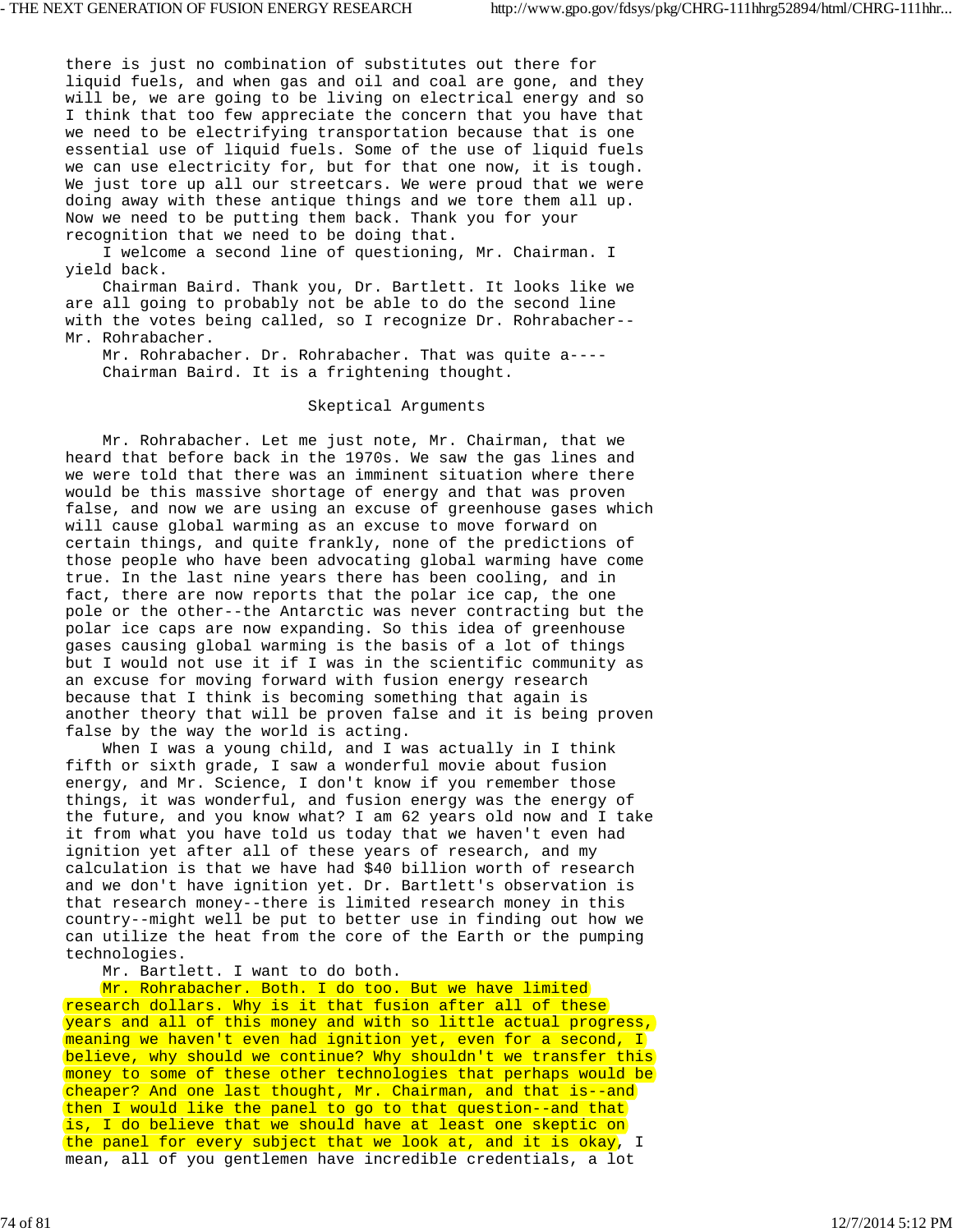there is just no combination of substitutes out there for liquid fuels, and when gas and oil and coal are gone, and they will be, we are going to be living on electrical energy and so I think that too few appreciate the concern that you have that we need to be electrifying transportation because that is one essential use of liquid fuels. Some of the use of liquid fuels we can use electricity for, but for that one now, it is tough. We just tore up all our streetcars. We were proud that we were doing away with these antique things and we tore them all up. Now we need to be putting them back. Thank you for your recognition that we need to be doing that.

I welcome a second line of questioning, Mr. Chairman. I yield back.

Chairman Baird. Thank you, Dr. Bartlett. It looks like we are all going to probably not be able to do the second line with the votes being called, so I recognize Dr. Rohrabacher--Mr. Rohrabacher.

Mr. Rohrabacher. Dr. Rohrabacher. That was quite a----

Chairman Baird. It is a frightening thought.

## Skeptical Arguments

Mr. Rohrabacher. Let me just note, Mr. Chairman, that we heard that before back in the 1970s. We saw the gas lines and we were told that there was an imminent situation where there would be this massive shortage of energy and that was proven false, and now we are using an excuse of greenhouse gases which will cause global warming as an excuse to move forward on certain things, and quite frankly, none of the predictions of those people who have been advocating global warming have come true. In the last nine years there has been cooling, and in fact, there are now reports that the polar ice cap, the one pole or the other--the Antarctic was never contracting but the polar ice caps are now expanding. So this idea of greenhouse gases causing global warming is the basis of a lot of things but I would not use it if I was in the scientific community as an excuse for moving forward with fusion energy research because that I think is becoming something that again is another theory that will be proven false and it is being proven false by the way the world is acting.

When I was a young child, and I was actually in I think fifth or sixth grade, I saw a wonderful movie about fusion energy, and Mr. Science, I don't know if you remember those things, it was wonderful, and fusion energy was the energy of the future, and you know what? I am 62 years old now and I take it from what you have told us today that we haven't even had ignition yet after all of these years of research, and my calculation is that we have had $40 billion worth of research and we don't have ignition yet. Dr. Bartlett's observation is that research money--there is limited research money in this country--might well be put to better use in finding out how we can utilize the heat from the core of the Earth or the pumping technologies.

Mr. Bartlett. I want to do both.

Mr. Rohrabacher. Both. I do too. But we have limited research dollars. Why is it that fusion after all of these years and all of this money and with so little actual progress, meaning we haven't even had ignition yet, even for a second, I believe, why should we continue? Why shouldn't we transfer this money to some of these other technologies that perhaps would be cheaper? And one last thought, Mr. Chairman, and that is--and then I would like the panel to go to that question--and that is, I do believe that we should have at least one skeptic on the panel for every subject that we look at, and it is okay, I mean, all of you gentlemen have incredible credentials, a lot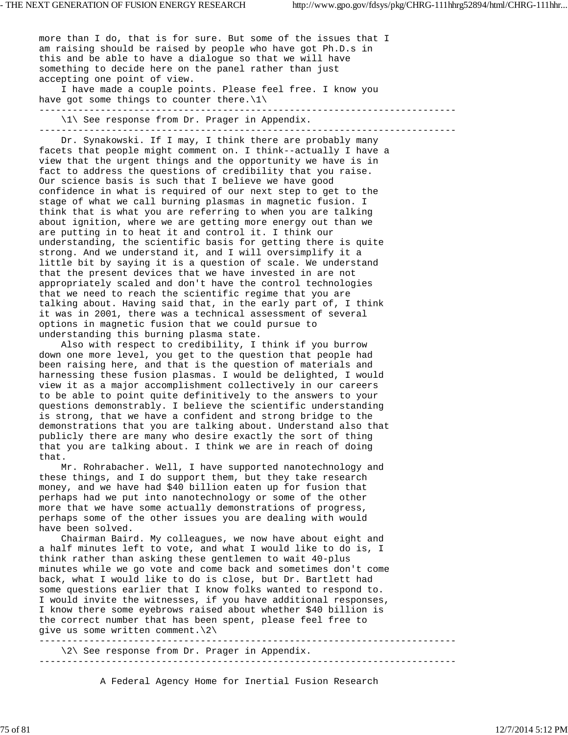more than I do, that is for sure. But some of the issues that I am raising should be raised by people who have got Ph.D.s in this and be able to have a dialogue so that we will have something to decide here on the panel rather than just accepting one point of view.

I have made a couple points. Please feel free. I know you have got some things to counter there.[1]

---

[1] See response from Dr. Prager in Appendix.

---

Dr. Synakowski. If I may, I think there are probably many facets that people might comment on. I think--actually I have a view that the urgent things and the opportunity we have is in fact to address the questions of credibility that you raise. Our science basis is such that I believe we have good confidence in what is required of our next step to get to the stage of what we call burning plasmas in magnetic fusion. I think that is what you are referring to when you are talking about ignition, where we are getting more energy out than we are putting in to heat it and control it. I think our understanding, the scientific basis for getting there is quite strong. And we understand it, and I will oversimplify it a little bit by saying it is a question of scale. We understand that the present devices that we have invested in are not appropriately scaled and don't have the control technologies that we need to reach the scientific regime that you are talking about. Having said that, in the early part of, I think it was in 2001, there was a technical assessment of several options in magnetic fusion that we could pursue to understanding this burning plasma state.

Also with respect to credibility, I think if you burrow down one more level, you get to the question that people had been raising here, and that is the question of materials and harnessing these fusion plasmas. I would be delighted, I would view it as a major accomplishment collectively in our careers to be able to point quite definitively to the answers to your questions demonstrably. I believe the scientific understanding is strong, that we have a confident and strong bridge to the demonstrations that you are talking about. Understand also that publicly there are many who desire exactly the sort of thing that you are talking about. I think we are in reach of doing that.

Mr. Rohrabacher. Well, I have supported nanotechnology and these things, and I do support them, but they take research money, and we have had $40 billion eaten up for fusion that perhaps had we put into nanotechnology or some of the other more that we have some actually demonstrations of progress, perhaps some of the other issues you are dealing with would have been solved.

Chairman Baird. My colleagues, we now have about eight and a half minutes left to vote, and what I would like to do is, I think rather than asking these gentlemen to wait 40-plus minutes while we go vote and come back and sometimes don't come back, what I would like to do is close, but Dr. Bartlett had some questions earlier that I know folks wanted to respond to. I would invite the witnesses, if you have additional responses, I know there some eyebrows raised about whether $40 billion is the correct number that has been spent, please feel free to give us some written comment.[2]

---

[2] See response from Dr. Prager in Appendix.

---

## A Federal Agency Home for Inertial Fusion Research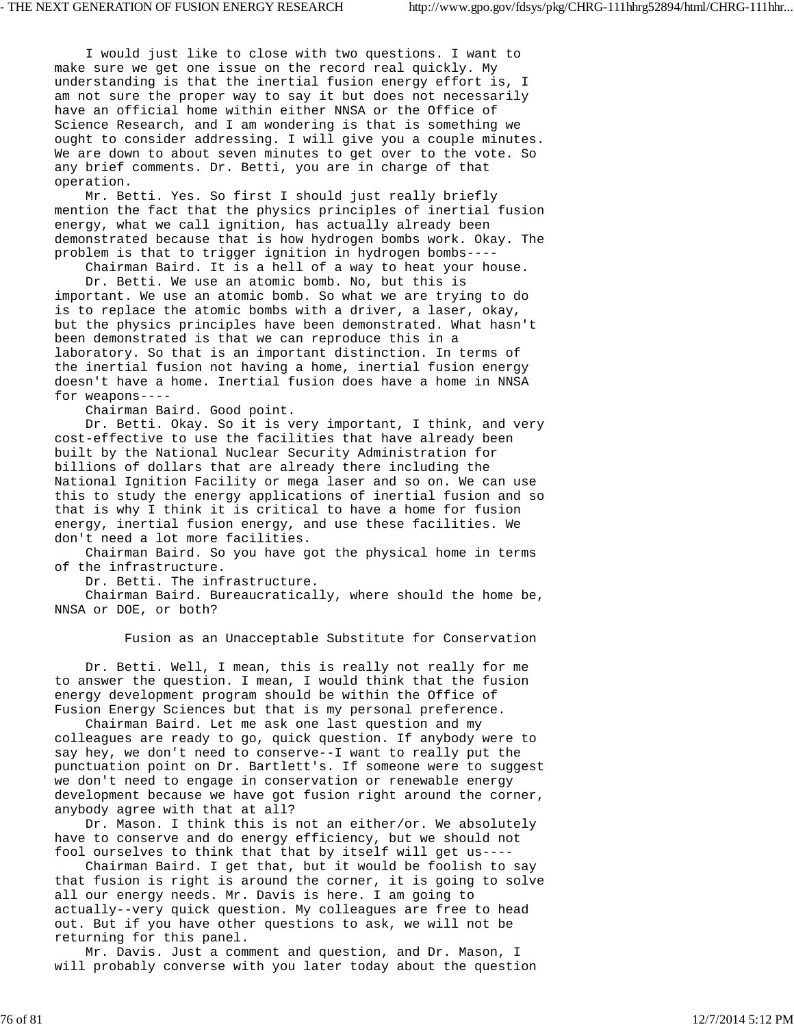I would just like to close with two questions. I want to make sure we get one issue on the record real quickly. My understanding is that the inertial fusion energy effort is, I am not sure the proper way to say it but does not necessarily have an official home within either NNSA or the Office of Science Research, and I am wondering is that is something we ought to consider addressing. I will give you a couple minutes. We are down to about seven minutes to get over to the vote. So any brief comments. Dr. Betti, you are in charge of that operation.

Mr. Betti. Yes. So first I should just really briefly mention the fact that the physics principles of inertial fusion energy, what we call ignition, has actually already been demonstrated because that is how hydrogen bombs work. Okay. The problem is that to trigger ignition in hydrogen bombs----

Chairman Baird. It is a hell of a way to heat your house.

Dr. Betti. We use an atomic bomb. No, but this is important. We use an atomic bomb. So what we are trying to do is to replace the atomic bombs with a driver, a laser, okay, but the physics principles have been demonstrated. What hasn't been demonstrated is that we can reproduce this in a laboratory. So that is an important distinction. In terms of the inertial fusion not having a home, inertial fusion energy doesn't have a home. Inertial fusion does have a home in NNSA for weapons----

Chairman Baird. Good point.

Dr. Betti. Okay. So it is very important, I think, and very cost-effective to use the facilities that have already been built by the National Nuclear Security Administration for billions of dollars that are already there including the National Ignition Facility or mega laser and so on. We can use this to study the energy applications of inertial fusion and so that is why I think it is critical to have a home for fusion energy, inertial fusion energy, and use these facilities. We don't need a lot more facilities.

Chairman Baird. So you have got the physical home in terms of the infrastructure.

Dr. Betti. The infrastructure.

Chairman Baird. Bureaucratically, where should the home be, NNSA or DOE, or both?

## Fusion as an Unacceptable Substitute for Conservation

Dr. Betti. Well, I mean, this is really not really for me to answer the question. I mean, I would think that the fusion energy development program should be within the Office of Fusion Energy Sciences but that is my personal preference.

Chairman Baird. Let me ask one last question and my colleagues are ready to go, quick question. If anybody were to say hey, we don't need to conserve--I want to really put the punctuation point on Dr. Bartlett's. If someone were to suggest we don't need to engage in conservation or renewable energy development because we have got fusion right around the corner, anybody agree with that at all?

Dr. Mason. I think this is not an either/or. We absolutely have to conserve and do energy efficiency, but we should not fool ourselves to think that that by itself will get us----

Chairman Baird. I get that, but it would be foolish to say that fusion is right is around the corner, it is going to solve all our energy needs. Mr. Davis is here. I am going to actually--very quick question. My colleagues are free to head out. But if you have other questions to ask, we will not be returning for this panel.

Mr. Davis. Just a comment and question, and Dr. Mason, I will probably converse with you later today about the question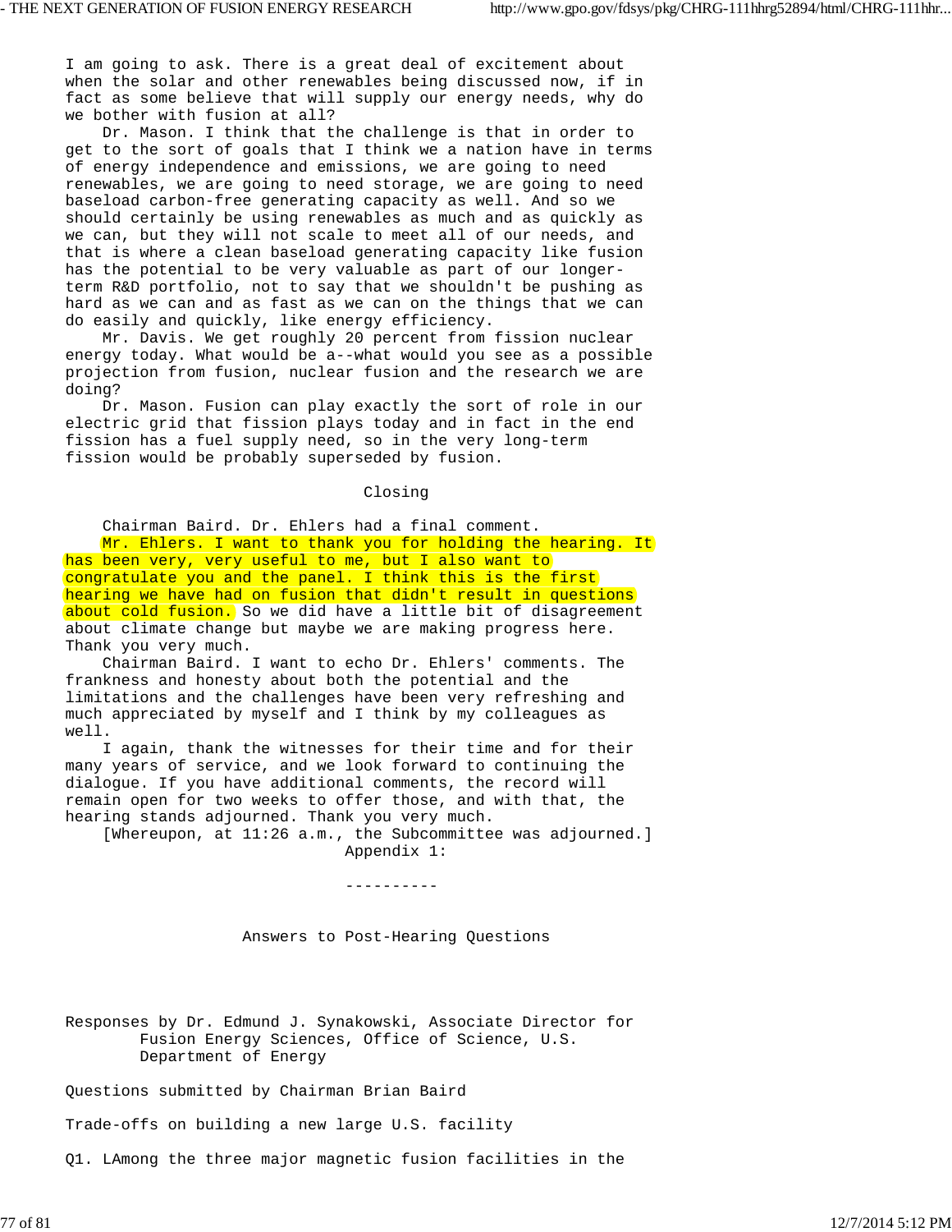I am going to ask. There is a great deal of excitement about when the solar and other renewables being discussed now, if in fact as some believe that will supply our energy needs, why do we bother with fusion at all?

Dr. Mason. I think that the challenge is that in order to get to the sort of goals that I think we a nation have in terms of energy independence and emissions, we are going to need renewables, we are going to need storage, we are going to need baseload carbon-free generating capacity as well. And so we should certainly be using renewables as much and as quickly as we can, but they will not scale to meet all of our needs, and that is where a clean baseload generating capacity like fusion has the potential to be very valuable as part of our longer-term R&D portfolio, not to say that we shouldn't be pushing as hard as we can and as fast as we can on the things that we can do easily and quickly, like energy efficiency.

Mr. Davis. We get roughly 20 percent from fission nuclear energy today. What would be a--what would you see as a possible projection from fusion, nuclear fusion and the research we are doing?

Dr. Mason. Fusion can play exactly the sort of role in our electric grid that fission plays today and in fact in the end fission has a fuel supply need, so in the very long-term fission would be probably superseded by fusion.

## Closing

Chairman Baird. Dr. Ehlers had a final comment.

Mr. Ehlers. I want to thank you for holding the hearing. It has been very, very useful to me, but I also want to congratulate you and the panel. I think this is the first hearing we have had on fusion that didn't result in questions about cold fusion. So we did have a little bit of disagreement about climate change but maybe we are making progress here. Thank you very much.

Chairman Baird. I want to echo Dr. Ehlers' comments. The frankness and honesty about both the potential and the limitations and the challenges have been very refreshing and much appreciated by myself and I think by my colleagues as well.

I again, thank the witnesses for their time and for their many years of service, and we look forward to continuing the dialogue. If you have additional comments, the record will remain open for two weeks to offer those, and with that, the hearing stands adjourned. Thank you very much.

[Whereupon, at 11:26 a.m., the Subcommittee was adjourned.]

Appendix 1:

----------

## Answers to Post-Hearing Questions

Responses by Dr. Edmund J. Synakowski, Associate Director for Fusion Energy Sciences, Office of Science, U.S. Department of Energy

Questions submitted by Chairman Brian Baird

Trade-offs on building a new large U.S. facility

Q1. LAmong the three major magnetic fusion facilities in the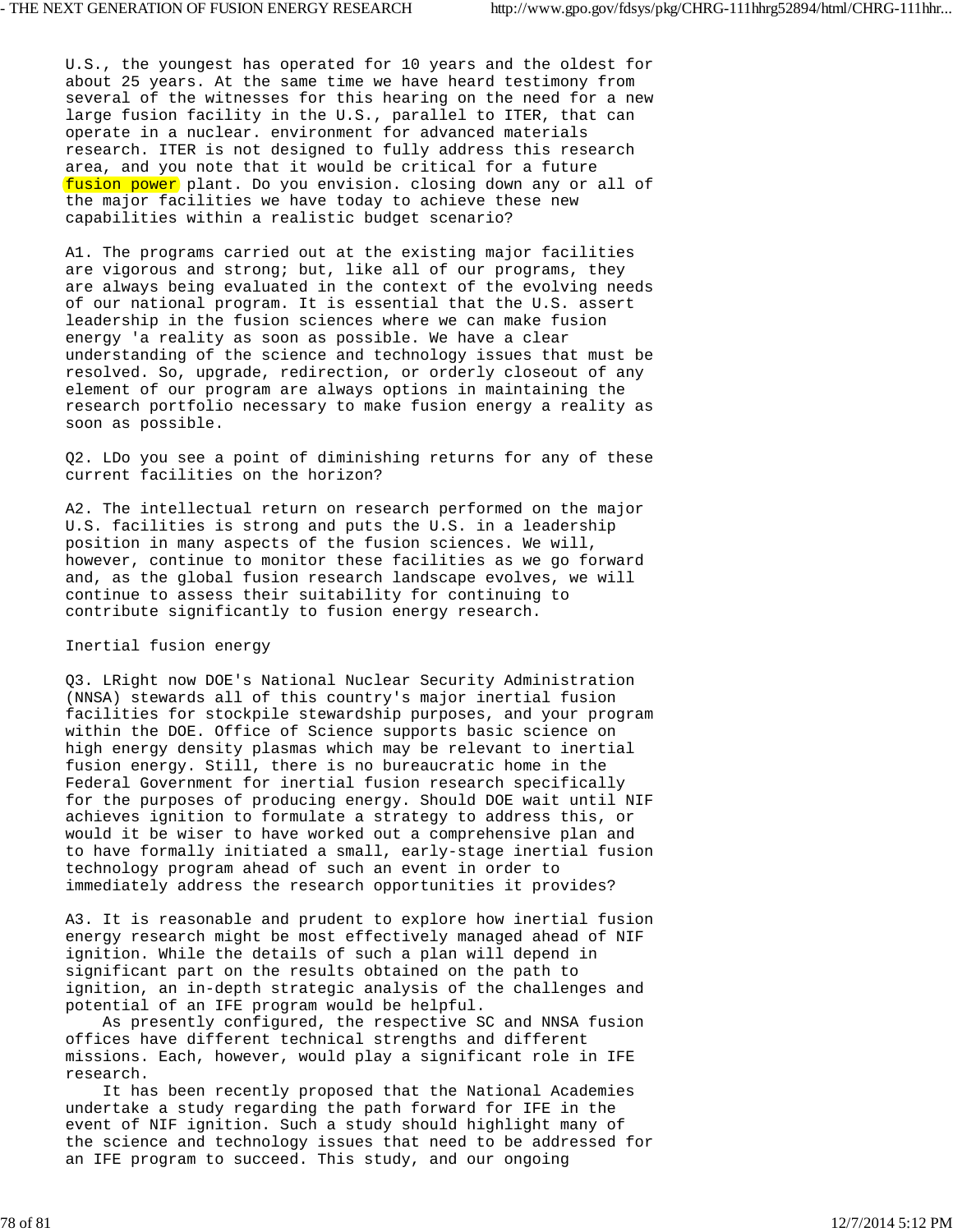U.S., the youngest has operated for 10 years and the oldest for about 25 years. At the same time we have heard testimony from several of the witnesses for this hearing on the need for a new large fusion facility in the U.S., parallel to ITER, that can operate in a nuclear. environment for advanced materials research. ITER is not designed to fully address this research area, and you note that it would be critical for a future fusion power plant. Do you envision. closing down any or all of the major facilities we have today to achieve these new capabilities within a realistic budget scenario?

A1. The programs carried out at the existing major facilities are vigorous and strong; but, like all of our programs, they are always being evaluated in the context of the evolving needs of our national program. It is essential that the U.S. assert leadership in the fusion sciences where we can make fusion energy 'a reality as soon as possible. We have a clear understanding of the science and technology issues that must be resolved. So, upgrade, redirection, or orderly closeout of any element of our program are always options in maintaining the research portfolio necessary to make fusion energy a reality as soon as possible.

Q2. LDo you see a point of diminishing returns for any of these current facilities on the horizon?

A2. The intellectual return on research performed on the major U.S. facilities is strong and puts the U.S. in a leadership position in many aspects of the fusion sciences. We will, however, continue to monitor these facilities as we go forward and, as the global fusion research landscape evolves, we will continue to assess their suitability for continuing to contribute significantly to fusion energy research.

Inertial fusion energy

Q3. LRight now DOE's National Nuclear Security Administration (NNSA) stewards all of this country's major inertial fusion facilities for stockpile stewardship purposes, and your program within the DOE. Office of Science supports basic science on high energy density plasmas which may be relevant to inertial fusion energy. Still, there is no bureaucratic home in the Federal Government for inertial fusion research specifically for the purposes of producing energy. Should DOE wait until NIF achieves ignition to formulate a strategy to address this, or would it be wiser to have worked out a comprehensive plan and to have formally initiated a small, early-stage inertial fusion technology program ahead of such an event in order to immediately address the research opportunities it provides?

A3. It is reasonable and prudent to explore how inertial fusion energy research might be most effectively managed ahead of NIF ignition. While the details of such a plan will depend in significant part on the results obtained on the path to ignition, an in-depth strategic analysis of the challenges and potential of an IFE program would be helpful.

As presently configured, the respective SC and NNSA fusion offices have different technical strengths and different missions. Each, however, would play a significant role in IFE research.

It has been recently proposed that the National Academies undertake a study regarding the path forward for IFE in the event of NIF ignition. Such a study should highlight many of the science and technology issues that need to be addressed for an IFE program to succeed. This study, and our ongoing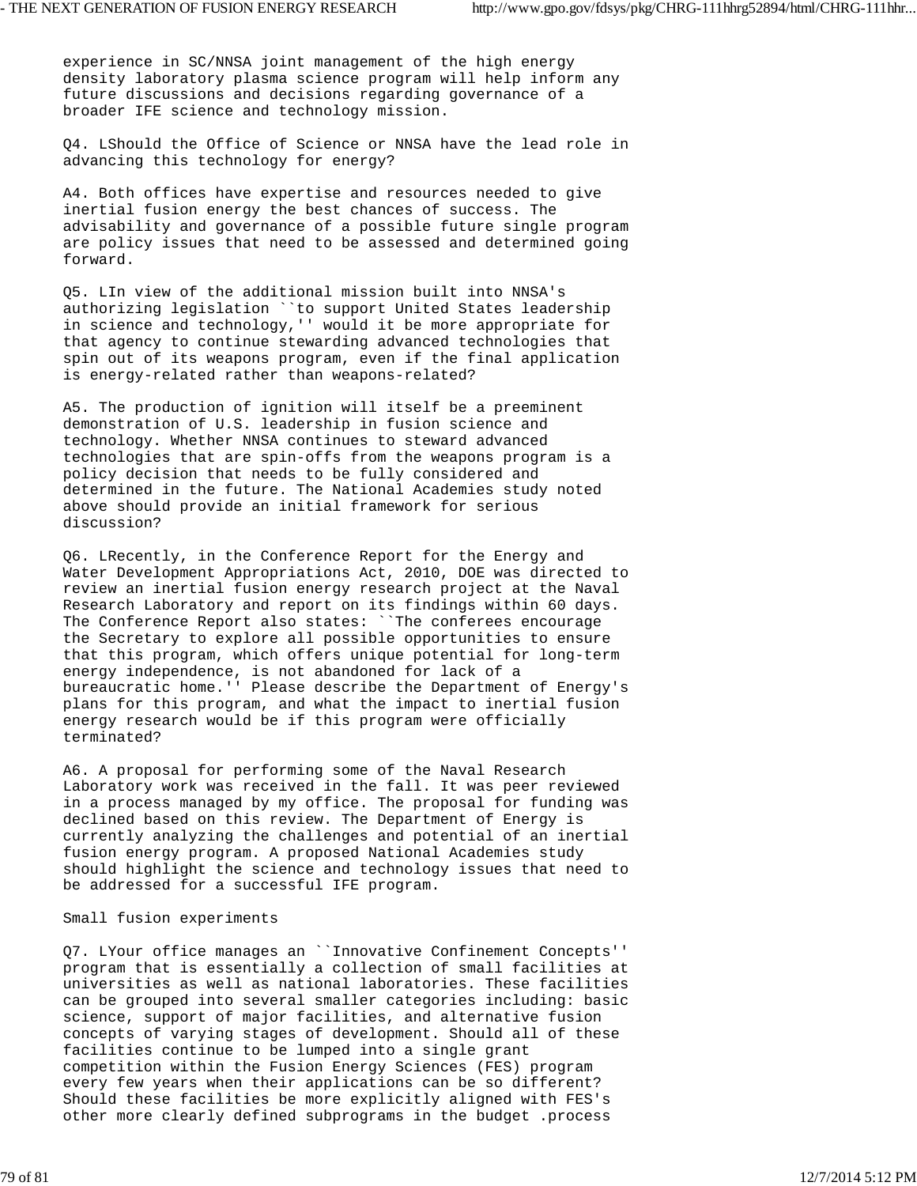experience in SC/NNSA joint management of the high energy density laboratory plasma science program will help inform any future discussions and decisions regarding governance of a broader IFE science and technology mission.

Q4. LShould the Office of Science or NNSA have the lead role in advancing this technology for energy?

A4. Both offices have expertise and resources needed to give inertial fusion energy the best chances of success. The advisability and governance of a possible future single program are policy issues that need to be assessed and determined going forward.

Q5. LIn view of the additional mission built into NNSA's authorizing legislation ``to support United States leadership in science and technology,'' would it be more appropriate for that agency to continue stewarding advanced technologies that spin out of its weapons program, even if the final application is energy-related rather than weapons-related?

A5. The production of ignition will itself be a preeminent demonstration of U.S. leadership in fusion science and technology. Whether NNSA continues to steward advanced technologies that are spin-offs from the weapons program is a policy decision that needs to be fully considered and determined in the future. The National Academies study noted above should provide an initial framework for serious discussion?

Q6. LRecently, in the Conference Report for the Energy and Water Development Appropriations Act, 2010, DOE was directed to review an inertial fusion energy research project at the Naval Research Laboratory and report on its findings within 60 days. The Conference Report also states: ``The conferees encourage the Secretary to explore all possible opportunities to ensure that this program, which offers unique potential for long-term energy independence, is not abandoned for lack of a bureaucratic home.'' Please describe the Department of Energy's plans for this program, and what the impact to inertial fusion energy research would be if this program were officially terminated?

A6. A proposal for performing some of the Naval Research Laboratory work was received in the fall. It was peer reviewed in a process managed by my office. The proposal for funding was declined based on this review. The Department of Energy is currently analyzing the challenges and potential of an inertial fusion energy program. A proposed National Academies study should highlight the science and technology issues that need to be addressed for a successful IFE program.

Small fusion experiments

Q7. LYour office manages an ``Innovative Confinement Concepts'' program that is essentially a collection of small facilities at universities as well as national laboratories. These facilities can be grouped into several smaller categories including: basic science, support of major facilities, and alternative fusion concepts of varying stages of development. Should all of these facilities continue to be lumped into a single grant competition within the Fusion Energy Sciences (FES) program every few years when their applications can be so different? Should these facilities be more explicitly aligned with FES's other more clearly defined subprograms in the budget .process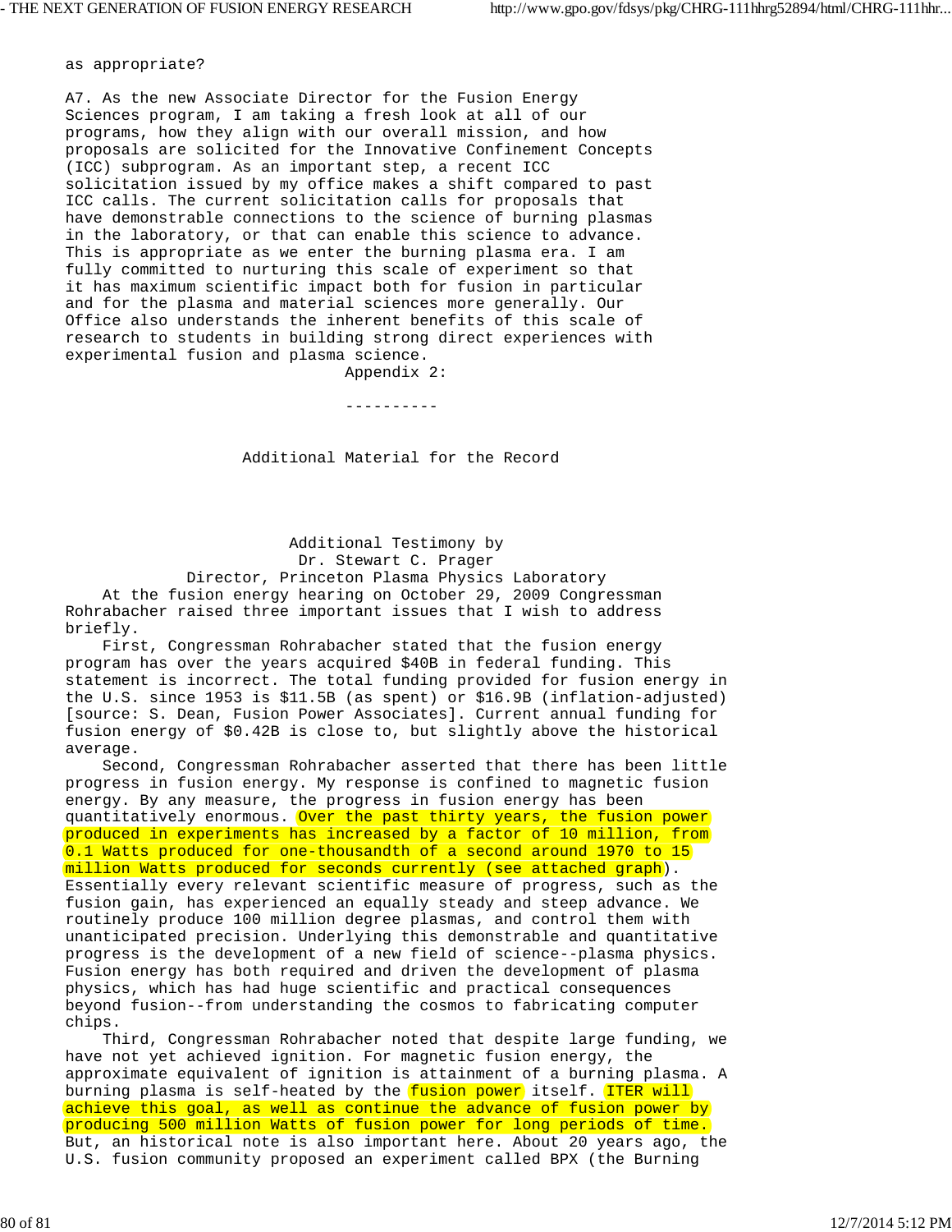as appropriate?

A7. As the new Associate Director for the Fusion Energy Sciences program, I am taking a fresh look at all of our programs, how they align with our overall mission, and how proposals are solicited for the Innovative Confinement Concepts (ICC) subprogram. As an important step, a recent ICC solicitation issued by my office makes a shift compared to past ICC calls. The current solicitation calls for proposals that have demonstrable connections to the science of burning plasmas in the laboratory, or that can enable this science to advance. This is appropriate as we enter the burning plasma era. I am fully committed to nurturing this scale of experiment so that it has maximum scientific impact both for fusion in particular and for the plasma and material sciences more generally. Our Office also understands the inherent benefits of this scale of research to students in building strong direct experiences with experimental fusion and plasma science.

Appendix 2:

----------

## Additional Material for the Record

### Additional Testimony by Dr. Stewart C. Prager Director, Princeton Plasma Physics Laboratory

At the fusion energy hearing on October 29, 2009 Congressman Rohrabacher raised three important issues that I wish to address briefly.

First, Congressman Rohrabacher stated that the fusion energy program has over the years acquired $40B in federal funding. This statement is incorrect. The total funding provided for fusion energy in the U.S. since 1953 is $11.5B (as spent) or $16.9B (inflation-adjusted) [source: S. Dean, Fusion Power Associates]. Current annual funding for fusion energy of $0.42B is close to, but slightly above the historical average.

Second, Congressman Rohrabacher asserted that there has been little progress in fusion energy. My response is confined to magnetic fusion energy. By any measure, the progress in fusion energy has been quantitatively enormous. Over the past thirty years, the fusion power produced in experiments has increased by a factor of 10 million, from 0.1 Watts produced for one-thousandth of a second around 1970 to 15 million Watts produced for seconds currently (see attached graph). Essentially every relevant scientific measure of progress, such as the fusion gain, has experienced an equally steady and steep advance. We routinely produce 100 million degree plasmas, and control them with unanticipated precision. Underlying this demonstrable and quantitative progress is the development of a new field of science--plasma physics. Fusion energy has both required and driven the development of plasma physics, which has had huge scientific and practical consequences beyond fusion--from understanding the cosmos to fabricating computer chips.

Third, Congressman Rohrabacher noted that despite large funding, we have not yet achieved ignition. For magnetic fusion energy, the approximate equivalent of ignition is attainment of a burning plasma. A burning plasma is self-heated by the fusion power itself. ITER will achieve this goal, as well as continue the advance of fusion power by producing 500 million Watts of fusion power for long periods of time. But, an historical note is also important here. About 20 years ago, the U.S. fusion community proposed an experiment called BPX (the Burning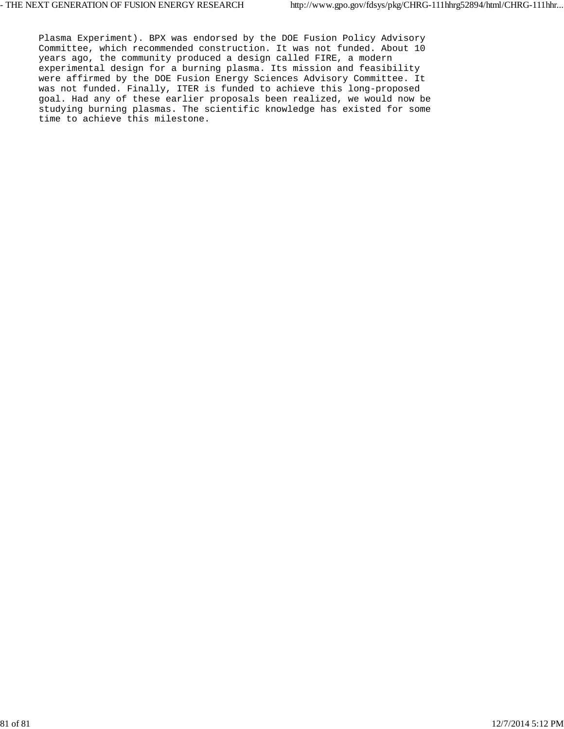Plasma Experiment). BPX was endorsed by the DOE Fusion Policy Advisory Committee, which recommended construction. It was not funded. About 10 years ago, the community produced a design called FIRE, a modern experimental design for a burning plasma. Its mission and feasibility were affirmed by the DOE Fusion Energy Sciences Advisory Committee. It was not funded. Finally, ITER is funded to achieve this long-proposed goal. Had any of these earlier proposals been realized, we would now be studying burning plasmas. The scientific knowledge has existed for some time to achieve this milestone.